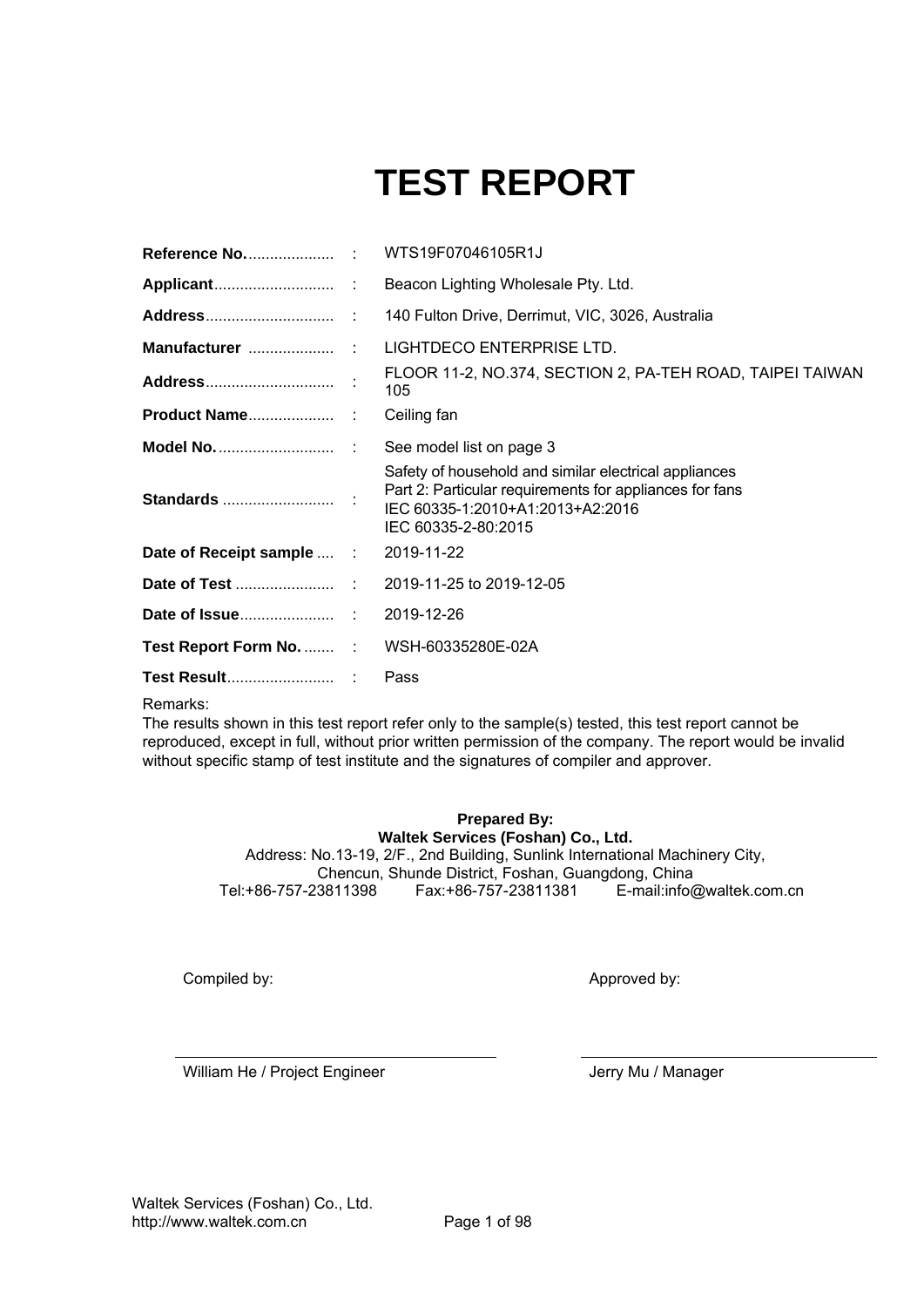# TEST REPORT

| | | |
|---|---|---|
| **Reference No.**.................... | : | WTS19F07046105R1J |
| **Applicant**............................ | : | Beacon Lighting Wholesale Pty. Ltd. |
| **Address**.............................. | : | 140 Fulton Drive, Derrimut, VIC, 3026, Australia |
| **Manufacturer** .................... | : | LIGHTDECO ENTERPRISE LTD. |
| **Address**.............................. | : | FLOOR 11-2, NO.374, SECTION 2, PA-TEH ROAD, TAIPEI TAIWAN 105 |
| **Product Name**.................... | : | Ceiling fan |
| **Model No.**........................... | : | See model list on page 3 |
| **Standards** .......................... | : | Safety of household and similar electrical appliances<br>Part 2: Particular requirements for appliances for fans<br>IEC 60335-1:2010+A1:2013+A2:2016<br>IEC 60335-2-80:2015 |
| **Date of Receipt sample** .... | : | 2019-11-22 |
| **Date of Test** ....................... | : | 2019-11-25 to 2019-12-05 |
| **Date of Issue**...................... | : | 2019-12-26 |
| **Test Report Form No.** ....... | : | WSH-60335280E-02A |
| **Test Result**......................... | : | Pass |

Remarks:
The results shown in this test report refer only to the sample(s) tested, this test report cannot be reproduced, except in full, without prior written permission of the company. The report would be invalid without specific stamp of test institute and the signatures of compiler and approver.

**Prepared By:**
**Waltek Services (Foshan) Co., Ltd.**
Address: No.13-19, 2/F., 2nd Building, Sunlink International Machinery City, Chencun, Shunde District, Foshan, Guangdong, China
Tel:+86-757-23811398 Fax:+86-757-23811381 E-mail:info@waltek.com.cn

Compiled by: Approved by:

William He / Project Engineer Jerry Mu / Manager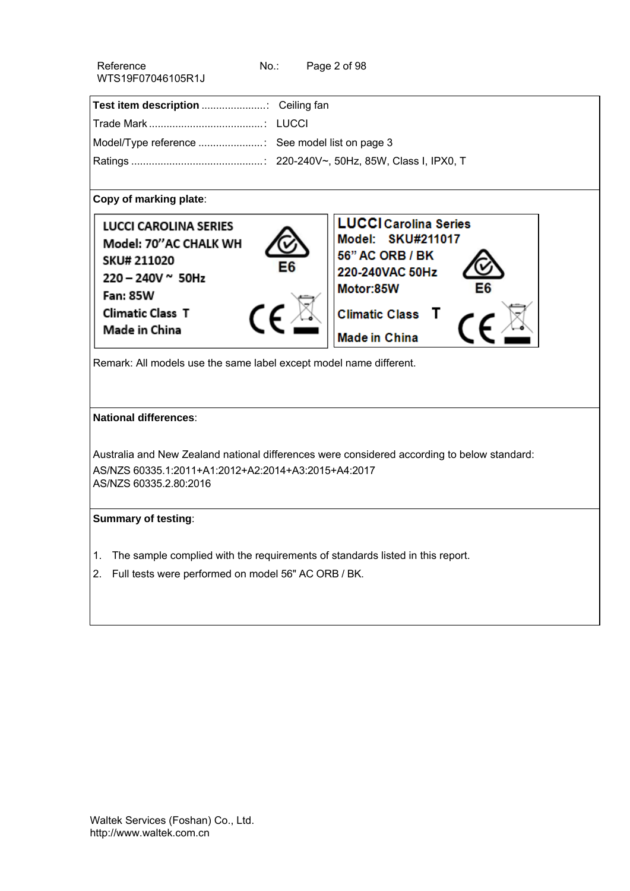Reference No.: WTS19F07046105R1J

**Test item description** ......................: Ceiling fan

Trade Mark .......................................: LUCCI

Model/Type reference ......................: See model list on page 3

Ratings .............................................: 220-240V~, 50Hz, 85W, Class I, IPX0, T

**Copy of marking plate**:

| Label 1 | Label 2 |
|---|---|
| LUCCI CAROLINA SERIES | LUCCI Carolina Series |
| Model: 70"AC CHALK WH | Model: SKU#211017 |
| SKU# 211020 | 56" AC ORB / BK |
| 220 – 240V ~ 50Hz | 220-240VAC 50Hz |
| Fan: 85W | Motor:85W |
| Climatic Class T | Climatic Class T |
| Made in China | Made in China |
| E6 | E6 |

Remark: All models use the same label except model name different.

**National differences**:

Australia and New Zealand national differences were considered according to below standard:
AS/NZS 60335.1:2011+A1:2012+A2:2014+A3:2015+A4:2017
AS/NZS 60335.2.80:2016

**Summary of testing**:

1. The sample complied with the requirements of standards listed in this report.
2. Full tests were performed on model 56" AC ORB / BK.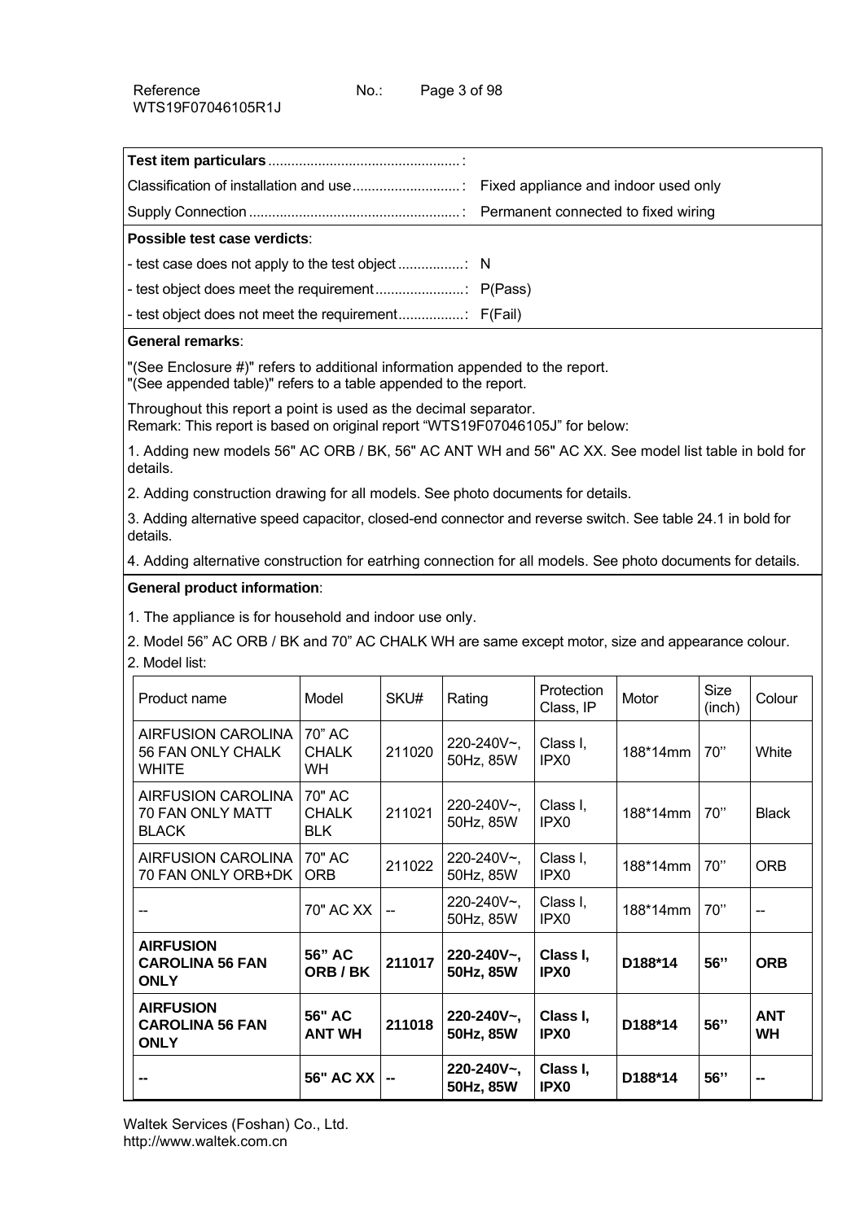| Test item particulars ................................................. : | |
|---|---|
| Classification of installation and use ........................... : | Fixed appliance and indoor used only |
| Supply Connection ...................................................... : | Permanent connected to fixed wiring |
| **Possible test case verdicts**: | |
| - test case does not apply to the test object .................: | N |
| - test object does meet the requirement .......................: | P(Pass) |
| - test object does not meet the requirement.................: | F(Fail) |

**General remarks**:

"(See Enclosure #)" refers to additional information appended to the report.
"(See appended table)" refers to a table appended to the report.

Throughout this report a point is used as the decimal separator.
Remark: This report is based on original report "WTS19F07046105J" for below:

1. Adding new models 56" AC ORB / BK, 56" AC ANT WH and 56" AC XX. See model list table in bold for details.

2. Adding construction drawing for all models. See photo documents for details.

3. Adding alternative speed capacitor, closed-end connector and reverse switch. See table 24.1 in bold for details.

4. Adding alternative construction for eatrhing connection for all models. See photo documents for details.

**General product information**:

1. The appliance is for household and indoor use only.

2. Model 56" AC ORB / BK and 70" AC CHALK WH are same except motor, size and appearance colour.

2. Model list:

| Product name | Model | SKU# | Rating | Protection Class, IP | Motor | Size (inch) | Colour |
|---|---|---|---|---|---|---|---|
| AIRFUSION CAROLINA 56 FAN ONLY CHALK WHITE | 70" AC CHALK WH | 211020 | 220-240V~, 50Hz, 85W | Class I, IPX0 | 188*14mm | 70'' | White |
| AIRFUSION CAROLINA 70 FAN ONLY MATT BLACK | 70" AC CHALK BLK | 211021 | 220-240V~, 50Hz, 85W | Class I, IPX0 | 188*14mm | 70'' | Black |
| AIRFUSION CAROLINA 70 FAN ONLY ORB+DK | 70" AC ORB | 211022 | 220-240V~, 50Hz, 85W | Class I, IPX0 | 188*14mm | 70'' | ORB |
| -- | 70" AC XX | -- | 220-240V~, 50Hz, 85W | Class I, IPX0 | 188*14mm | 70'' | -- |
| **AIRFUSION CAROLINA 56 FAN ONLY** | **56" AC ORB / BK** | **211017** | **220-240V~, 50Hz, 85W** | **Class I, IPX0** | **D188*14** | **56''** | **ORB** |
| **AIRFUSION CAROLINA 56 FAN ONLY** | **56" AC ANT WH** | **211018** | **220-240V~, 50Hz, 85W** | **Class I, IPX0** | **D188*14** | **56''** | **ANT WH** |
| **--** | **56" AC XX** | **--** | **220-240V~, 50Hz, 85W** | **Class I, IPX0** | **D188*14** | **56''** | **--** |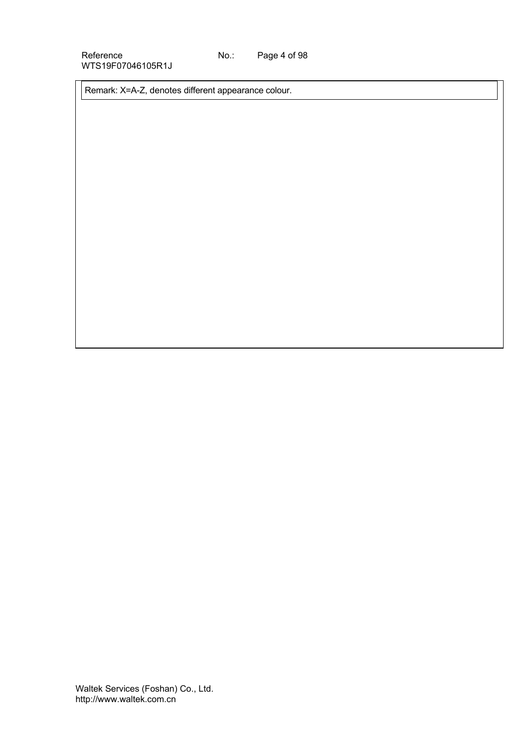Remark: X=A-Z, denotes different appearance colour.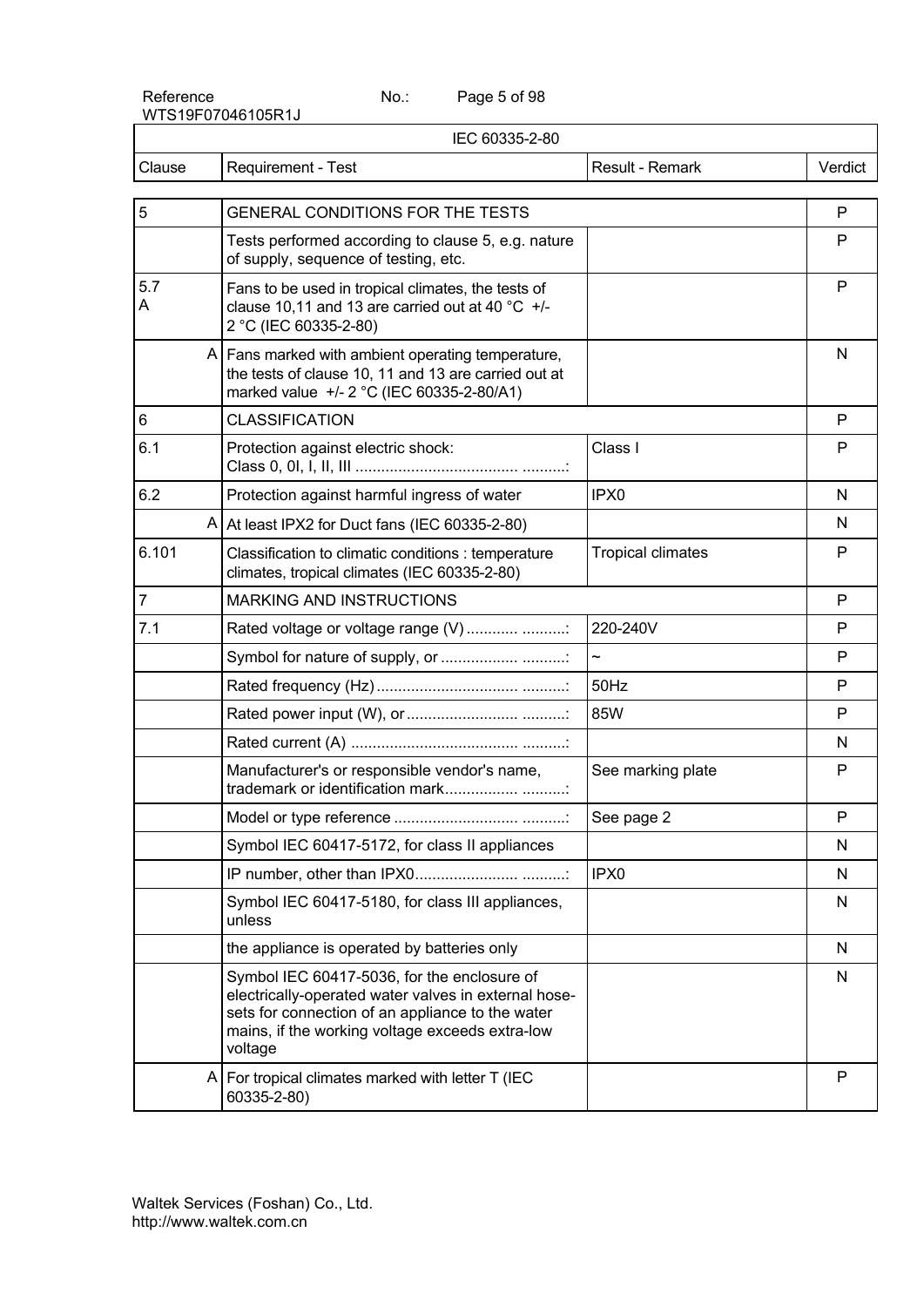| Clause | Requirement - Test | Result - Remark | Verdict |
|---|---|---|---|
| 5 | GENERAL CONDITIONS FOR THE TESTS | | P |
| | Tests performed according to clause 5, e.g. nature of supply, sequence of testing, etc. | | P |
| 5.7 A | Fans to be used in tropical climates, the tests of clause 10,11 and 13 are carried out at 40 °C +/- 2 °C (IEC 60335-2-80) | | P |
| A | Fans marked with ambient operating temperature, the tests of clause 10, 11 and 13 are carried out at marked value +/- 2 °C (IEC 60335-2-80/A1) | | N |
| 6 | CLASSIFICATION | | P |
| 6.1 | Protection against electric shock: Class 0, 0I, I, II, III ....................................... ..........: | Class I | P |
| 6.2 | Protection against harmful ingress of water | IPX0 | N |
| A | At least IPX2 for Duct fans (IEC 60335-2-80) | | N |
| 6.101 | Classification to climatic conditions : temperature climates, tropical climates (IEC 60335-2-80) | Tropical climates | P |
| 7 | MARKING AND INSTRUCTIONS | | P |
| 7.1 | Rated voltage or voltage range (V) ............ ..........: | 220-240V | P |
| | Symbol for nature of supply, or ................. ..........: | ~ | P |
| | Rated frequency (Hz) ............................... ..........: | 50Hz | P |
| | Rated power input (W), or ......................... ..........: | 85W | P |
| | Rated current (A) ..................................... ..........: | | N |
| | Manufacturer's or responsible vendor's name, trademark or identification mark................ ..........: | See marking plate | P |
| | Model or type reference ........................... ..........: | See page 2 | P |
| | Symbol IEC 60417-5172, for class II appliances | | N |
| | IP number, other than IPX0....................... ..........: | IPX0 | N |
| | Symbol IEC 60417-5180, for class III appliances, unless | | N |
| | the appliance is operated by batteries only | | N |
| | Symbol IEC 60417-5036, for the enclosure of electrically-operated water valves in external hose-sets for connection of an appliance to the water mains, if the working voltage exceeds extra-low voltage | | N |
| A | For tropical climates marked with letter T (IEC 60335-2-80) | | P |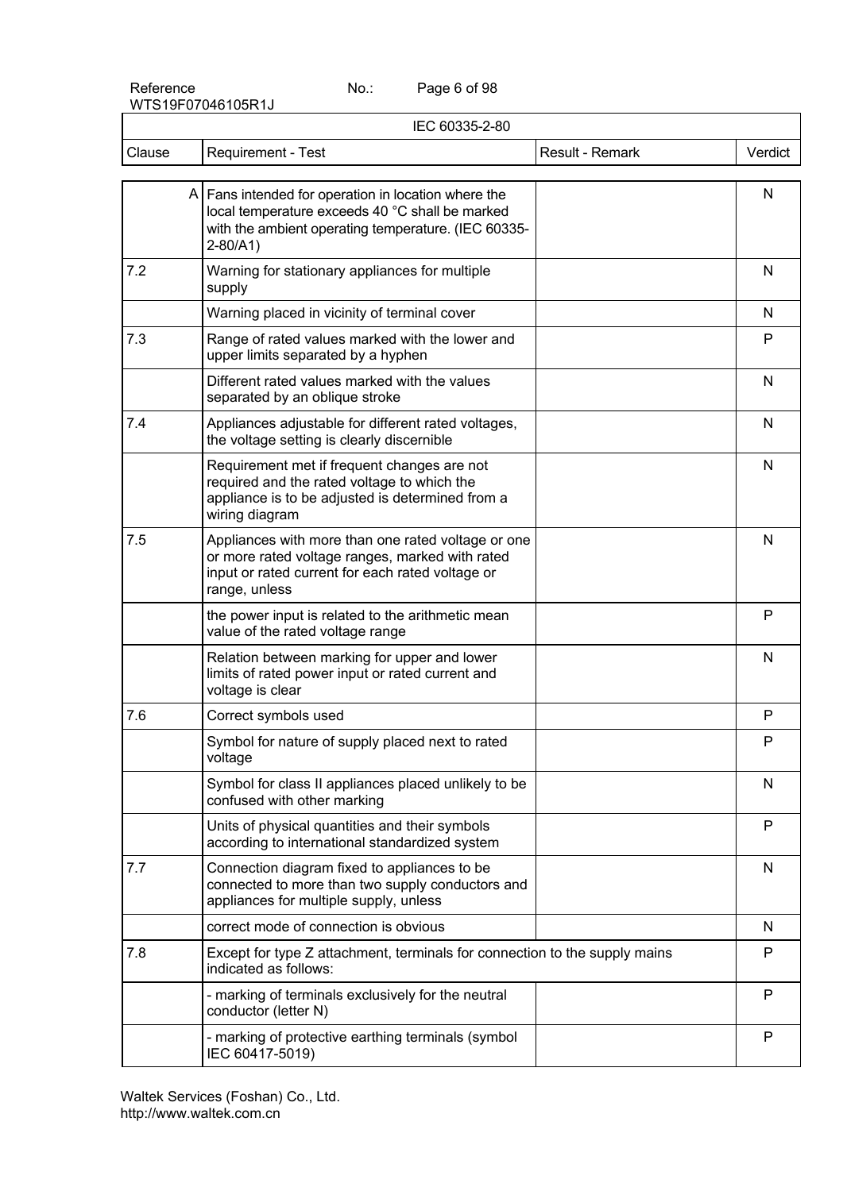| IEC 60335-2-80 | | | |
|---|---|---|---|
| Clause | Requirement - Test | Result - Remark | Verdict |
| A | Fans intended for operation in location where the local temperature exceeds 40 °C shall be marked with the ambient operating temperature. (IEC 60335-2-80/A1) | | N |
| 7.2 | Warning for stationary appliances for multiple supply | | N |
| | Warning placed in vicinity of terminal cover | | N |
| 7.3 | Range of rated values marked with the lower and upper limits separated by a hyphen | | P |
| | Different rated values marked with the values separated by an oblique stroke | | N |
| 7.4 | Appliances adjustable for different rated voltages, the voltage setting is clearly discernible | | N |
| | Requirement met if frequent changes are not required and the rated voltage to which the appliance is to be adjusted is determined from a wiring diagram | | N |
| 7.5 | Appliances with more than one rated voltage or one or more rated voltage ranges, marked with rated input or rated current for each rated voltage or range, unless | | N |
| | the power input is related to the arithmetic mean value of the rated voltage range | | P |
| | Relation between marking for upper and lower limits of rated power input or rated current and voltage is clear | | N |
| 7.6 | Correct symbols used | | P |
| | Symbol for nature of supply placed next to rated voltage | | P |
| | Symbol for class II appliances placed unlikely to be confused with other marking | | N |
| | Units of physical quantities and their symbols according to international standardized system | | P |
| 7.7 | Connection diagram fixed to appliances to be connected to more than two supply conductors and appliances for multiple supply, unless | | N |
| | correct mode of connection is obvious | | N |
| 7.8 | Except for type Z attachment, terminals for connection to the supply mains indicated as follows: | | P |
| | - marking of terminals exclusively for the neutral conductor (letter N) | | P |
| | - marking of protective earthing terminals (symbol IEC 60417-5019) | | P |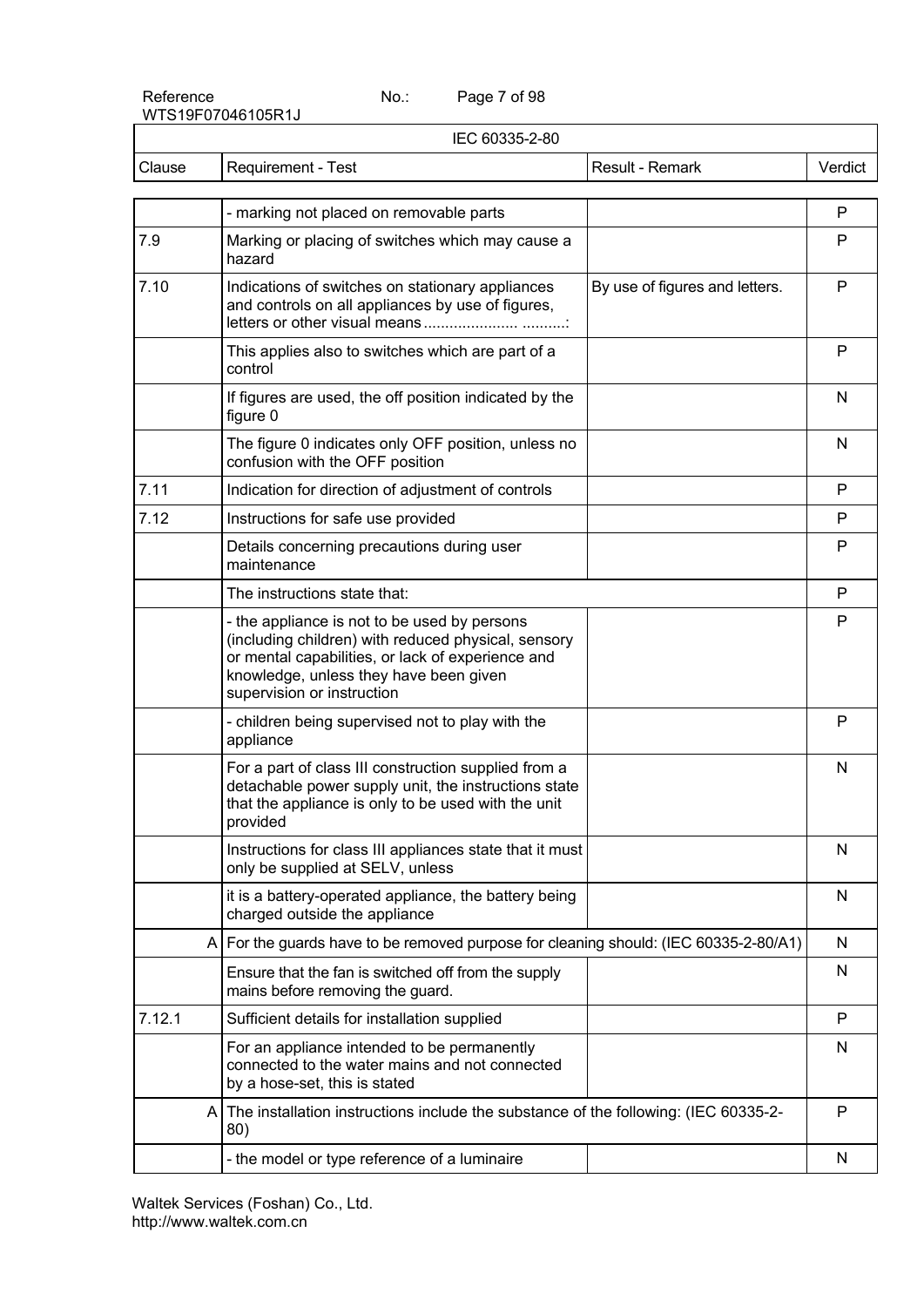| Clause | Requirement - Test | Result - Remark | Verdict |
|---|---|---|---|
| | - marking not placed on removable parts | | P |
| 7.9 | Marking or placing of switches which may cause a hazard | | P |
| 7.10 | Indications of switches on stationary appliances and controls on all appliances by use of figures, letters or other visual means ..................... ..........: | By use of figures and letters. | P |
| | This applies also to switches which are part of a control | | P |
| | If figures are used, the off position indicated by the figure 0 | | N |
| | The figure 0 indicates only OFF position, unless no confusion with the OFF position | | N |
| 7.11 | Indication for direction of adjustment of controls | | P |
| 7.12 | Instructions for safe use provided | | P |
| | Details concerning precautions during user maintenance | | P |
| | The instructions state that: | | P |
| | - the appliance is not to be used by persons (including children) with reduced physical, sensory or mental capabilities, or lack of experience and knowledge, unless they have been given supervision or instruction | | P |
| | - children being supervised not to play with the appliance | | P |
| | For a part of class III construction supplied from a detachable power supply unit, the instructions state that the appliance is only to be used with the unit provided | | N |
| | Instructions for class III appliances state that it must only be supplied at SELV, unless | | N |
| | it is a battery-operated appliance, the battery being charged outside the appliance | | N |
| A | For the guards have to be removed purpose for cleaning should: (IEC 60335-2-80/A1) | | N |
| | Ensure that the fan is switched off from the supply mains before removing the guard. | | N |
| 7.12.1 | Sufficient details for installation supplied | | P |
| | For an appliance intended to be permanently connected to the water mains and not connected by a hose-set, this is stated | | N |
| A | The installation instructions include the substance of the following: (IEC 60335-2-80) | | P |
| | - the model or type reference of a luminaire | | N |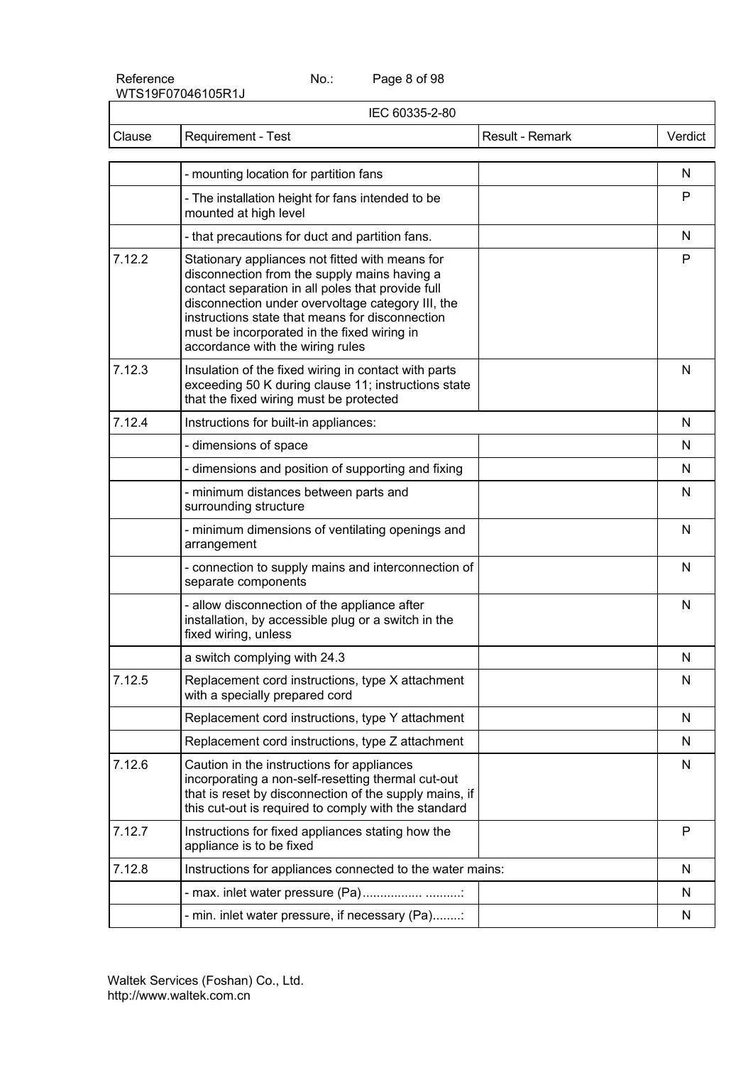IEC 60335-2-80

| Clause | Requirement - Test | Result - Remark | Verdict |
|---|---|---|---|
| | - mounting location for partition fans | | N |
| | - The installation height for fans intended to be mounted at high level | | P |
| | - that precautions for duct and partition fans. | | N |
| 7.12.2 | Stationary appliances not fitted with means for disconnection from the supply mains having a contact separation in all poles that provide full disconnection under overvoltage category III, the instructions state that means for disconnection must be incorporated in the fixed wiring in accordance with the wiring rules | | P |
| 7.12.3 | Insulation of the fixed wiring in contact with parts exceeding 50 K during clause 11; instructions state that the fixed wiring must be protected | | N |
| 7.12.4 | Instructions for built-in appliances: | | N |
| | - dimensions of space | | N |
| | - dimensions and position of supporting and fixing | | N |
| | - minimum distances between parts and surrounding structure | | N |
| | - minimum dimensions of ventilating openings and arrangement | | N |
| | - connection to supply mains and interconnection of separate components | | N |
| | - allow disconnection of the appliance after installation, by accessible plug or a switch in the fixed wiring, unless | | N |
| | a switch complying with 24.3 | | N |
| 7.12.5 | Replacement cord instructions, type X attachment with a specially prepared cord | | N |
| | Replacement cord instructions, type Y attachment | | N |
| | Replacement cord instructions, type Z attachment | | N |
| 7.12.6 | Caution in the instructions for appliances incorporating a non-self-resetting thermal cut-out that is reset by disconnection of the supply mains, if this cut-out is required to comply with the standard | | N |
| 7.12.7 | Instructions for fixed appliances stating how the appliance is to be fixed | | P |
| 7.12.8 | Instructions for appliances connected to the water mains: | | N |
| | - max. inlet water pressure (Pa)................. ..........: | | N |
| | - min. inlet water pressure, if necessary (Pa)........: | | N |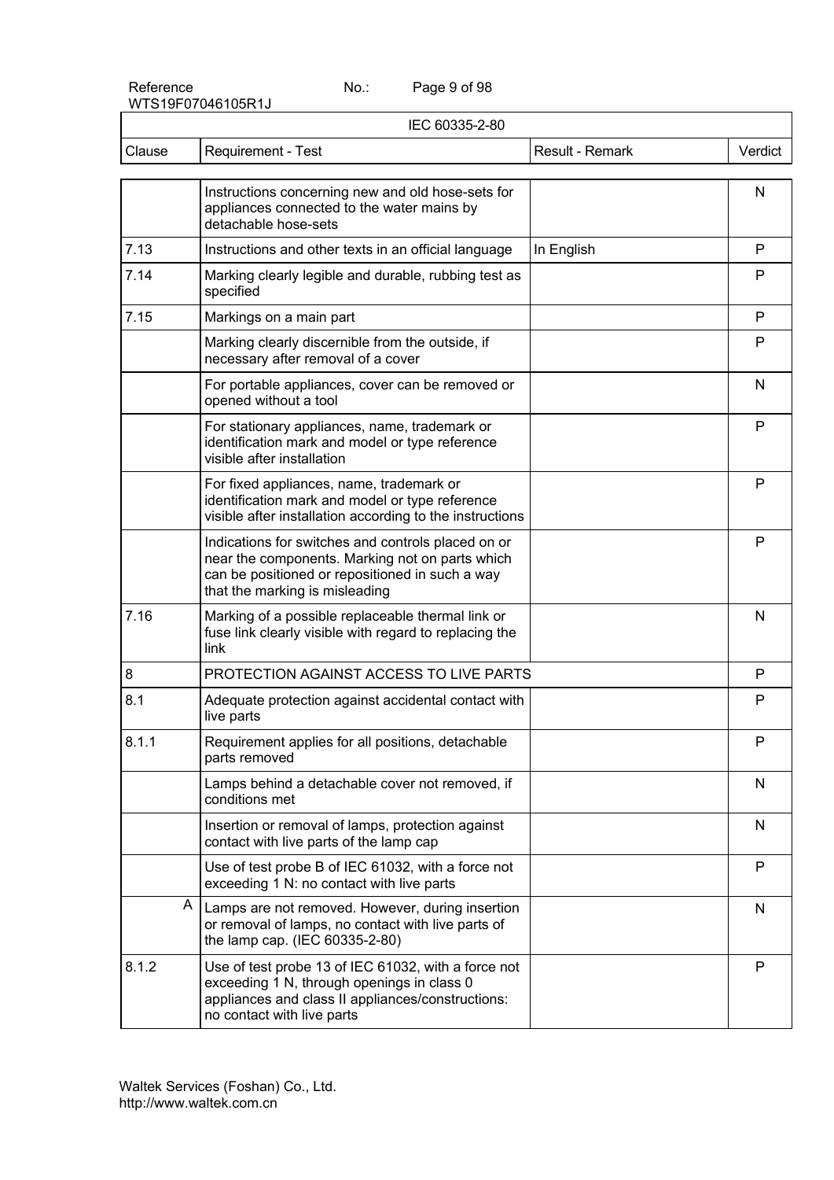| IEC 60335-2-80 | | | |
|---|---|---|---|
| Clause | Requirement - Test | Result - Remark | Verdict |
| | Instructions concerning new and old hose-sets for appliances connected to the water mains by detachable hose-sets | | N |
| 7.13 | Instructions and other texts in an official language | In English | P |
| 7.14 | Marking clearly legible and durable, rubbing test as specified | | P |
| 7.15 | Markings on a main part | | P |
| | Marking clearly discernible from the outside, if necessary after removal of a cover | | P |
| | For portable appliances, cover can be removed or opened without a tool | | N |
| | For stationary appliances, name, trademark or identification mark and model or type reference visible after installation | | P |
| | For fixed appliances, name, trademark or identification mark and model or type reference visible after installation according to the instructions | | P |
| | Indications for switches and controls placed on or near the components. Marking not on parts which can be positioned or repositioned in such a way that the marking is misleading | | P |
| 7.16 | Marking of a possible replaceable thermal link or fuse link clearly visible with regard to replacing the link | | N |
| 8 | PROTECTION AGAINST ACCESS TO LIVE PARTS | | P |
| 8.1 | Adequate protection against accidental contact with live parts | | P |
| 8.1.1 | Requirement applies for all positions, detachable parts removed | | P |
| | Lamps behind a detachable cover not removed, if conditions met | | N |
| | Insertion or removal of lamps, protection against contact with live parts of the lamp cap | | N |
| | Use of test probe B of IEC 61032, with a force not exceeding 1 N: no contact with live parts | | P |
| A | Lamps are not removed. However, during insertion or removal of lamps, no contact with live parts of the lamp cap. (IEC 60335-2-80) | | N |
| 8.1.2 | Use of test probe 13 of IEC 61032, with a force not exceeding 1 N, through openings in class 0 appliances and class II appliances/constructions: no contact with live parts | | P |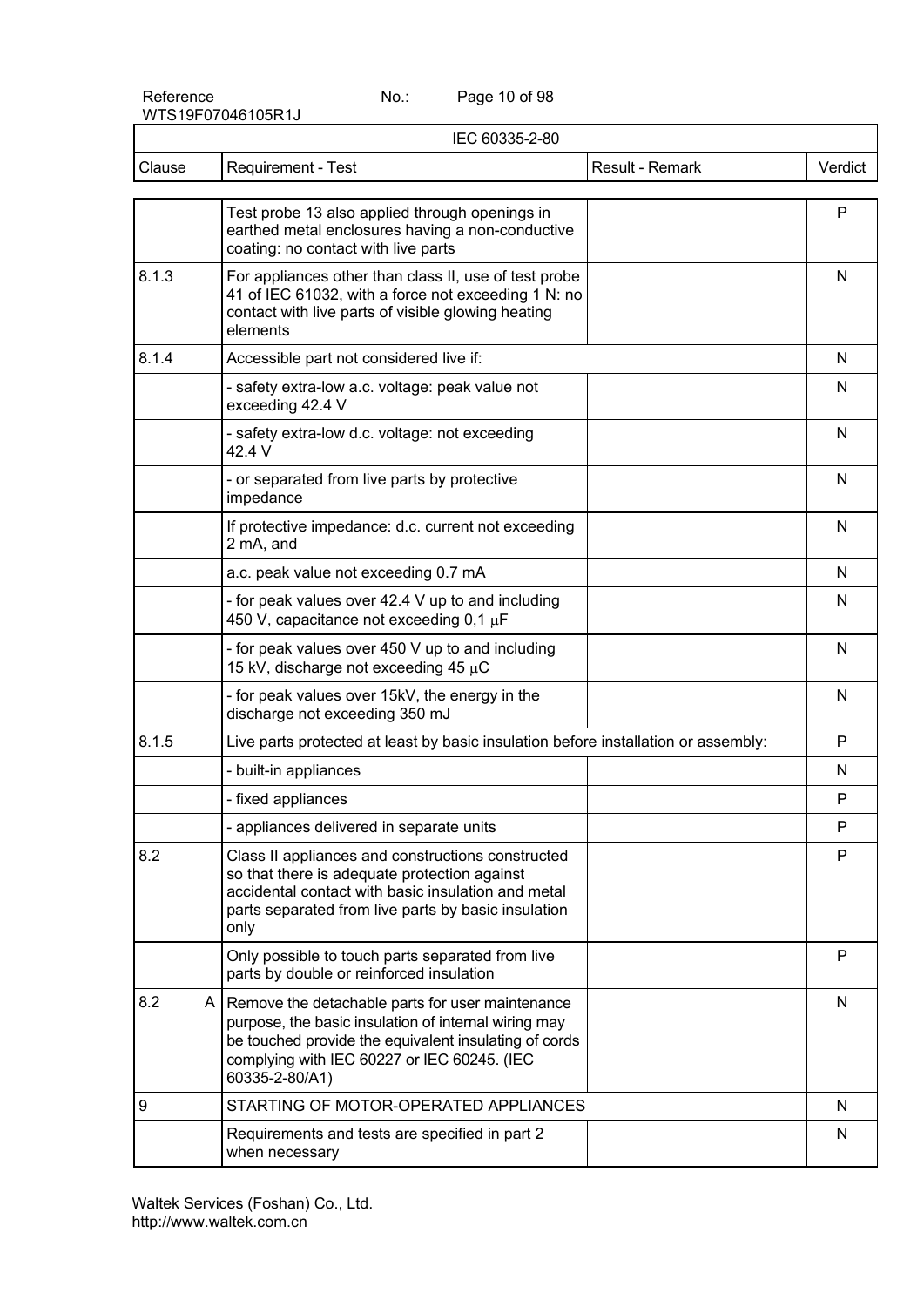| Clause | Requirement - Test | Result - Remark | Verdict |
|---|---|---|---|
| | Test probe 13 also applied through openings in earthed metal enclosures having a non-conductive coating: no contact with live parts | | P |
| 8.1.3 | For appliances other than class II, use of test probe 41 of IEC 61032, with a force not exceeding 1 N: no contact with live parts of visible glowing heating elements | | N |
| 8.1.4 | Accessible part not considered live if: | | N |
| | - safety extra-low a.c. voltage: peak value not exceeding 42.4 V | | N |
| | - safety extra-low d.c. voltage: not exceeding 42.4 V | | N |
| | - or separated from live parts by protective impedance | | N |
| | If protective impedance: d.c. current not exceeding 2 mA, and | | N |
| | a.c. peak value not exceeding 0.7 mA | | N |
| | - for peak values over 42.4 V up to and including 450 V, capacitance not exceeding 0,1 μF | | N |
| | - for peak values over 450 V up to and including 15 kV, discharge not exceeding 45 μC | | N |
| | - for peak values over 15kV, the energy in the discharge not exceeding 350 mJ | | N |
| 8.1.5 | Live parts protected at least by basic insulation before installation or assembly: | | P |
| | - built-in appliances | | N |
| | - fixed appliances | | P |
| | - appliances delivered in separate units | | P |
| 8.2 | Class II appliances and constructions constructed so that there is adequate protection against accidental contact with basic insulation and metal parts separated from live parts by basic insulation only | | P |
| | Only possible to touch parts separated from live parts by double or reinforced insulation | | P |
| 8.2 A | Remove the detachable parts for user maintenance purpose, the basic insulation of internal wiring may be touched provide the equivalent insulating of cords complying with IEC 60227 or IEC 60245. (IEC 60335-2-80/A1) | | N |
| 9 | STARTING OF MOTOR-OPERATED APPLIANCES | | N |
| | Requirements and tests are specified in part 2 when necessary | | N |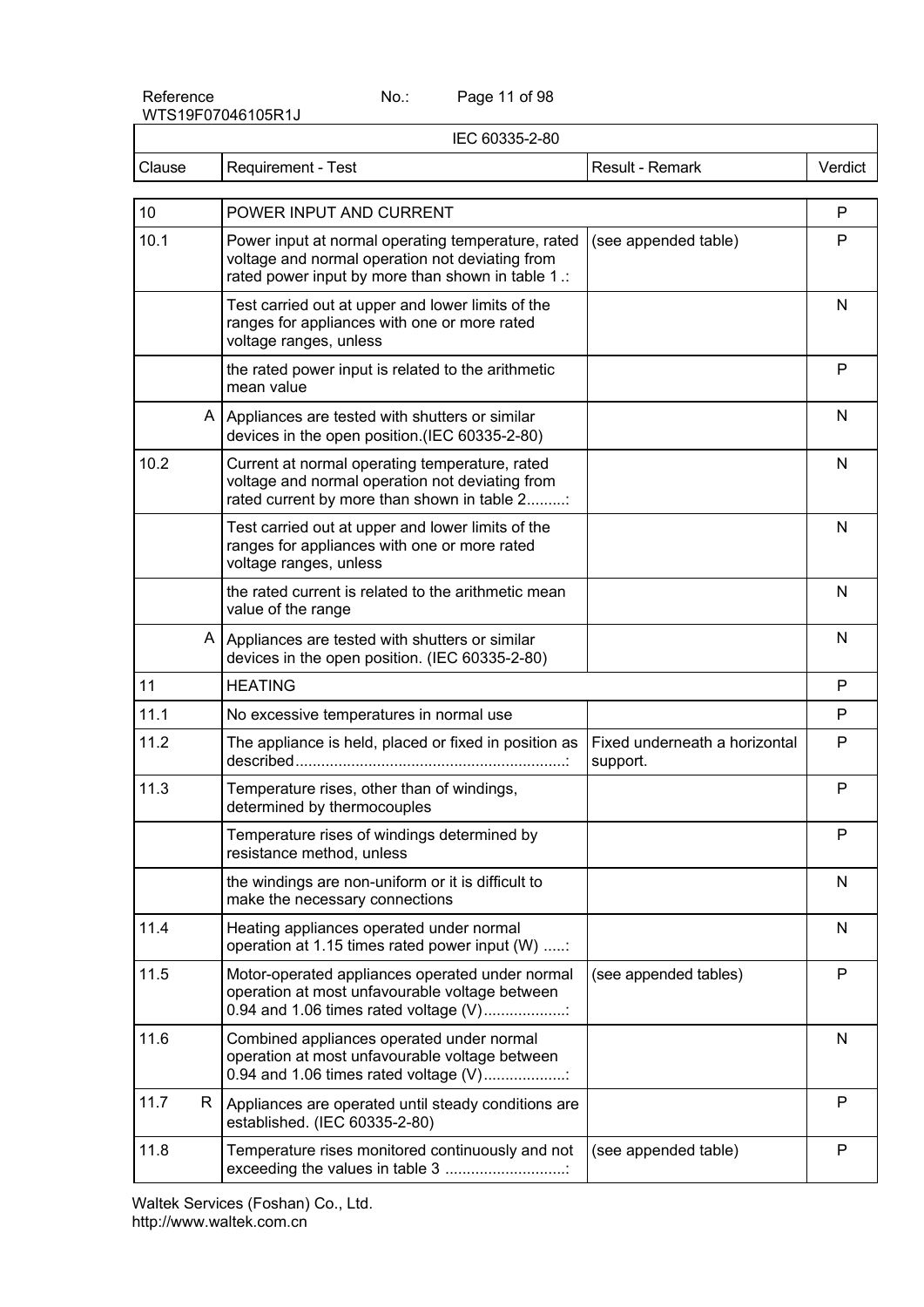| IEC 60335-2-80 | | | |
|---|---|---|---|
| Clause | Requirement - Test | Result - Remark | Verdict |
| 10 | POWER INPUT AND CURRENT | | P |
| 10.1 | Power input at normal operating temperature, rated voltage and normal operation not deviating from rated power input by more than shown in table 1 .: | (see appended table) | P |
| | Test carried out at upper and lower limits of the ranges for appliances with one or more rated voltage ranges, unless | | N |
| | the rated power input is related to the arithmetic mean value | | P |
| A | Appliances are tested with shutters or similar devices in the open position.(IEC 60335-2-80) | | N |
| 10.2 | Current at normal operating temperature, rated voltage and normal operation not deviating from rated current by more than shown in table 2.........: | | N |
| | Test carried out at upper and lower limits of the ranges for appliances with one or more rated voltage ranges, unless | | N |
| | the rated current is related to the arithmetic mean value of the range | | N |
| A | Appliances are tested with shutters or similar devices in the open position. (IEC 60335-2-80) | | N |
| 11 | HEATING | | P |
| 11.1 | No excessive temperatures in normal use | | P |
| 11.2 | The appliance is held, placed or fixed in position as described...............................................................: | Fixed underneath a horizontal support. | P |
| 11.3 | Temperature rises, other than of windings, determined by thermocouples | | P |
| | Temperature rises of windings determined by resistance method, unless | | P |
| | the windings are non-uniform or it is difficult to make the necessary connections | | N |
| 11.4 | Heating appliances operated under normal operation at 1.15 times rated power input (W) .....: | | N |
| 11.5 | Motor-operated appliances operated under normal operation at most unfavourable voltage between 0.94 and 1.06 times rated voltage (V)...................: | (see appended tables) | P |
| 11.6 | Combined appliances operated under normal operation at most unfavourable voltage between 0.94 and 1.06 times rated voltage (V)...................: | | N |
| 11.7 R | Appliances are operated until steady conditions are established. (IEC 60335-2-80) | | P |
| 11.8 | Temperature rises monitored continuously and not exceeding the values in table 3 ............................: | (see appended table) | P |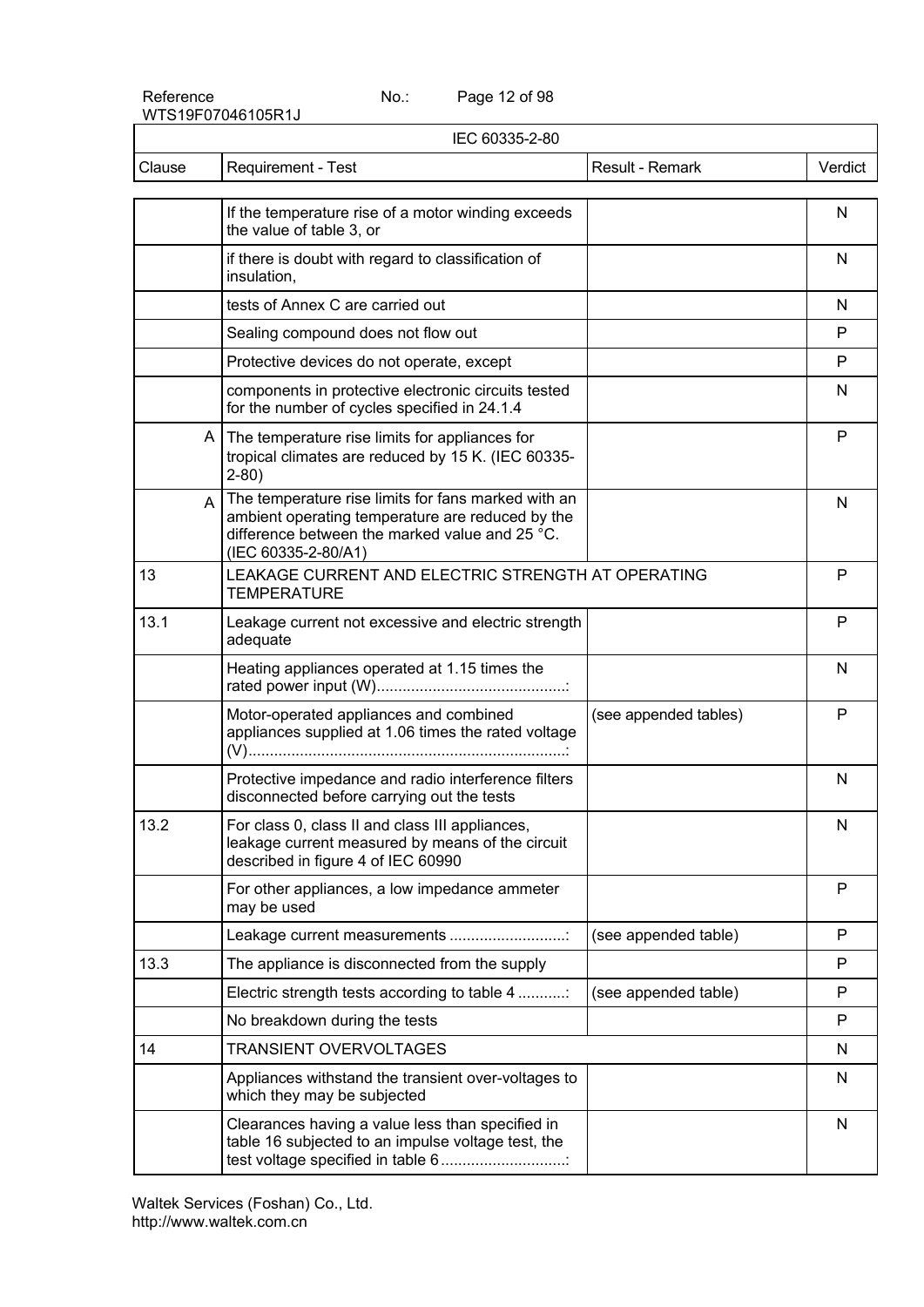IEC 60335-2-80

| Clause | Requirement - Test | Result - Remark | Verdict |
|---|---|---|---|
| | If the temperature rise of a motor winding exceeds the value of table 3, or | | N |
| | if there is doubt with regard to classification of insulation, | | N |
| | tests of Annex C are carried out | | N |
| | Sealing compound does not flow out | | P |
| | Protective devices do not operate, except | | P |
| | components in protective electronic circuits tested for the number of cycles specified in 24.1.4 | | N |
| A | The temperature rise limits for appliances for tropical climates are reduced by 15 K. (IEC 60335-2-80) | | P |
| A | The temperature rise limits for fans marked with an ambient operating temperature are reduced by the difference between the marked value and 25 °C. (IEC 60335-2-80/A1) | | N |
| 13 | LEAKAGE CURRENT AND ELECTRIC STRENGTH AT OPERATING TEMPERATURE | | P |
| 13.1 | Leakage current not excessive and electric strength adequate | | P |
| | Heating appliances operated at 1.15 times the rated power input (W)...........................................: | | N |
| | Motor-operated appliances and combined appliances supplied at 1.06 times the rated voltage (V)..........................................................................: | (see appended tables) | P |
| | Protective impedance and radio interference filters disconnected before carrying out the tests | | N |
| 13.2 | For class 0, class II and class III appliances, leakage current measured by means of the circuit described in figure 4 of IEC 60990 | | N |
| | For other appliances, a low impedance ammeter may be used | | P |
| | Leakage current measurements ...........................: | (see appended table) | P |
| 13.3 | The appliance is disconnected from the supply | | P |
| | Electric strength tests according to table 4 ...........: | (see appended table) | P |
| | No breakdown during the tests | | P |
| 14 | TRANSIENT OVERVOLTAGES | | N |
| | Appliances withstand the transient over-voltages to which they may be subjected | | N |
| | Clearances having a value less than specified in table 16 subjected to an impulse voltage test, the test voltage specified in table 6............................: | | N |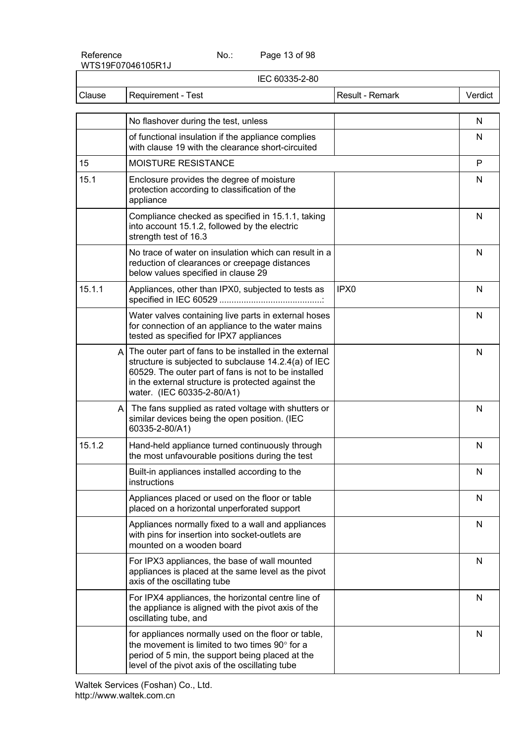| IEC 60335-2-80 | | | |
|---|---|---|---|
| Clause | Requirement - Test | Result - Remark | Verdict |
| | No flashover during the test, unless | | N |
| | of functional insulation if the appliance complies with clause 19 with the clearance short-circuited | | N |
| 15 | MOISTURE RESISTANCE | | P |
| 15.1 | Enclosure provides the degree of moisture protection according to classification of the appliance | | N |
| | Compliance checked as specified in 15.1.1, taking into account 15.1.2, followed by the electric strength test of 16.3 | | N |
| | No trace of water on insulation which can result in a reduction of clearances or creepage distances below values specified in clause 29 | | N |
| 15.1.1 | Appliances, other than IPX0, subjected to tests as specified in IEC 60529 ..........................................: | IPX0 | N |
| | Water valves containing live parts in external hoses for connection of an appliance to the water mains tested as specified for IPX7 appliances | | N |
| A | The outer part of fans to be installed in the external structure is subjected to subclause 14.2.4(a) of IEC 60529. The outer part of fans is not to be installed in the external structure is protected against the water. (IEC 60335-2-80/A1) | | N |
| A | The fans supplied as rated voltage with shutters or similar devices being the open position. (IEC 60335-2-80/A1) | | N |
| 15.1.2 | Hand-held appliance turned continuously through the most unfavourable positions during the test | | N |
| | Built-in appliances installed according to the instructions | | N |
| | Appliances placed or used on the floor or table placed on a horizontal unperforated support | | N |
| | Appliances normally fixed to a wall and appliances with pins for insertion into socket-outlets are mounted on a wooden board | | N |
| | For IPX3 appliances, the base of wall mounted appliances is placed at the same level as the pivot axis of the oscillating tube | | N |
| | For IPX4 appliances, the horizontal centre line of the appliance is aligned with the pivot axis of the oscillating tube, and | | N |
| | for appliances normally used on the floor or table, the movement is limited to two times 90° for a period of 5 min, the support being placed at the level of the pivot axis of the oscillating tube | | N |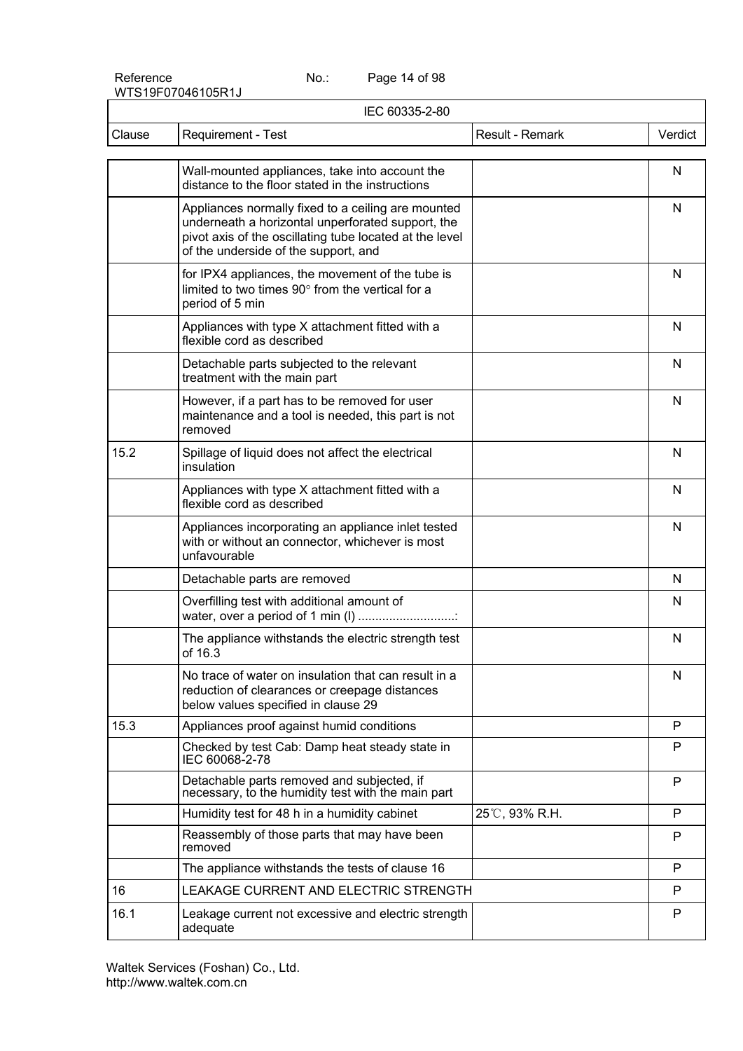IEC 60335-2-80

| Clause | Requirement - Test | Result - Remark | Verdict |
|---|---|---|---|
| | Wall-mounted appliances, take into account the distance to the floor stated in the instructions | | N |
| | Appliances normally fixed to a ceiling are mounted underneath a horizontal unperforated support, the pivot axis of the oscillating tube located at the level of the underside of the support, and | | N |
| | for IPX4 appliances, the movement of the tube is limited to two times 90° from the vertical for a period of 5 min | | N |
| | Appliances with type X attachment fitted with a flexible cord as described | | N |
| | Detachable parts subjected to the relevant treatment with the main part | | N |
| | However, if a part has to be removed for user maintenance and a tool is needed, this part is not removed | | N |
| 15.2 | Spillage of liquid does not affect the electrical insulation | | N |
| | Appliances with type X attachment fitted with a flexible cord as described | | N |
| | Appliances incorporating an appliance inlet tested with or without an connector, whichever is most unfavourable | | N |
| | Detachable parts are removed | | N |
| | Overfilling test with additional amount of water, over a period of 1 min (l) ............................: | | N |
| | The appliance withstands the electric strength test of 16.3 | | N |
| | No trace of water on insulation that can result in a reduction of clearances or creepage distances below values specified in clause 29 | | N |
| 15.3 | Appliances proof against humid conditions | | P |
| | Checked by test Cab: Damp heat steady state in IEC 60068-2-78 | | P |
| | Detachable parts removed and subjected, if necessary, to the humidity test with the main part | | P |
| | Humidity test for 48 h in a humidity cabinet | 25℃, 93% R.H. | P |
| | Reassembly of those parts that may have been removed | | P |
| | The appliance withstands the tests of clause 16 | | P |
| 16 | LEAKAGE CURRENT AND ELECTRIC STRENGTH | | P |
| 16.1 | Leakage current not excessive and electric strength adequate | | P |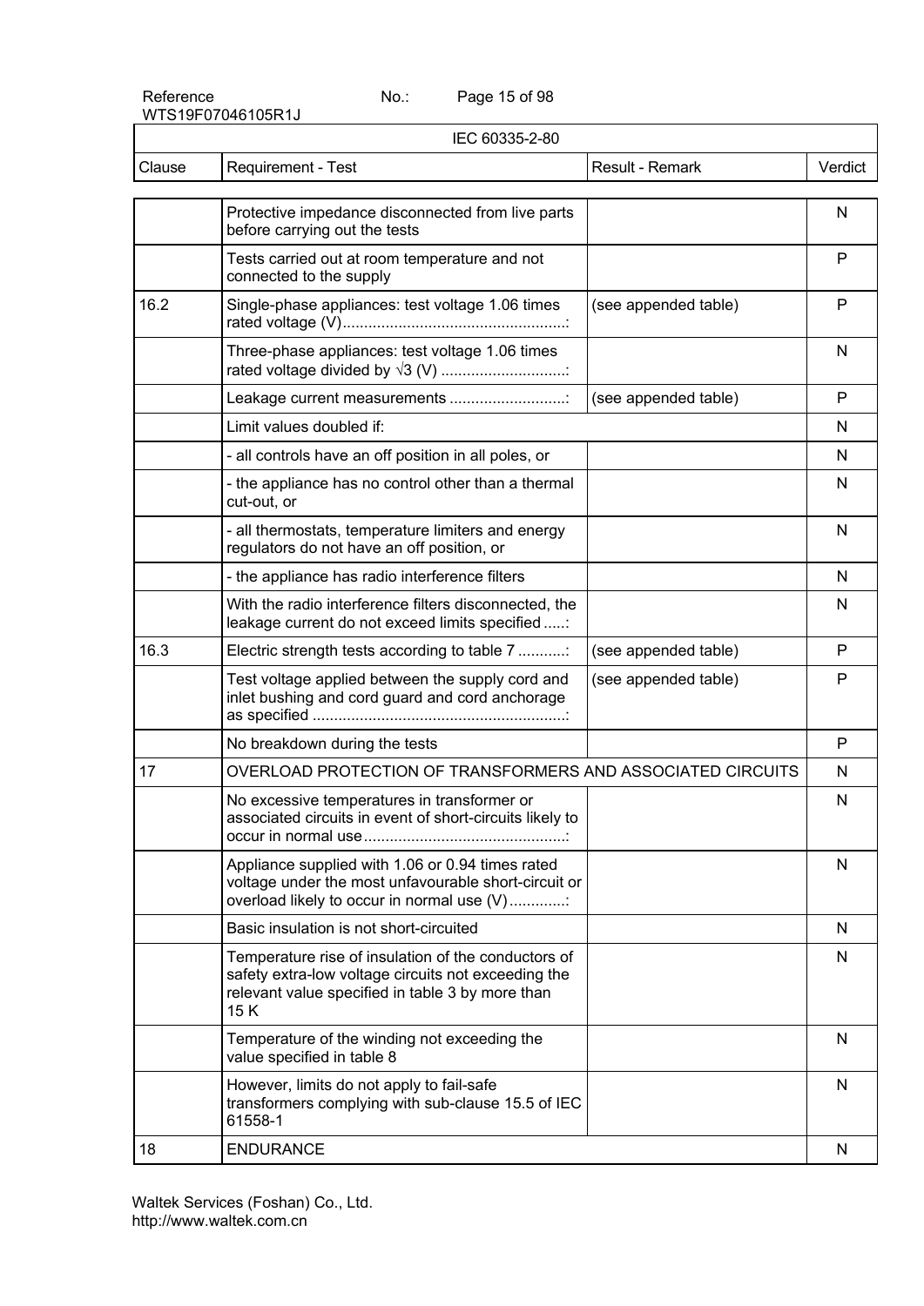| Clause | Requirement - Test | Result - Remark | Verdict |
|---|---|---|---|
| | Protective impedance disconnected from live parts before carrying out the tests | | N |
| | Tests carried out at room temperature and not connected to the supply | | P |
| 16.2 | Single-phase appliances: test voltage 1.06 times rated voltage (V)....................................................: | (see appended table) | P |
| | Three-phase appliances: test voltage 1.06 times rated voltage divided by √3 (V) .............................: | | N |
| | Leakage current measurements ...........................: | (see appended table) | P |
| | Limit values doubled if: | | N |
| | - all controls have an off position in all poles, or | | N |
| | - the appliance has no control other than a thermal cut-out, or | | N |
| | - all thermostats, temperature limiters and energy regulators do not have an off position, or | | N |
| | - the appliance has radio interference filters | | N |
| | With the radio interference filters disconnected, the leakage current do not exceed limits specified .....: | | N |
| 16.3 | Electric strength tests according to table 7 ...........: | (see appended table) | P |
| | Test voltage applied between the supply cord and inlet bushing and cord guard and cord anchorage as specified ...........................................................: | (see appended table) | P |
| | No breakdown during the tests | | P |
| 17 | OVERLOAD PROTECTION OF TRANSFORMERS AND ASSOCIATED CIRCUITS | | N |
| | No excessive temperatures in transformer or associated circuits in event of short-circuits likely to occur in normal use...............................................: | | N |
| | Appliance supplied with 1.06 or 0.94 times rated voltage under the most unfavourable short-circuit or overload likely to occur in normal use (V).............: | | N |
| | Basic insulation is not short-circuited | | N |
| | Temperature rise of insulation of the conductors of safety extra-low voltage circuits not exceeding the relevant value specified in table 3 by more than 15 K | | N |
| | Temperature of the winding not exceeding the value specified in table 8 | | N |
| | However, limits do not apply to fail-safe transformers complying with sub-clause 15.5 of IEC 61558-1 | | N |
| 18 | ENDURANCE | | N |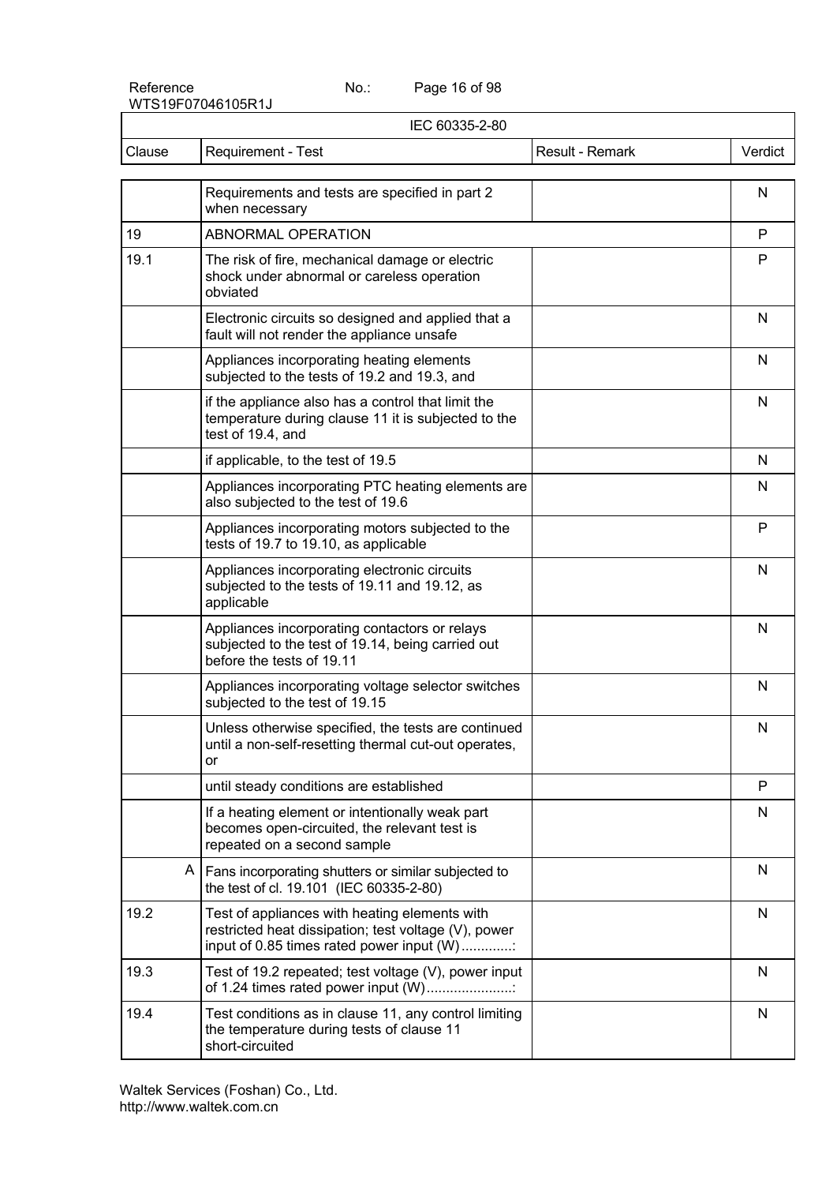| Clause | Requirement - Test | Result - Remark | Verdict |
|---|---|---|---|
| | Requirements and tests are specified in part 2 when necessary | | N |
| 19 | ABNORMAL OPERATION | | P |
| 19.1 | The risk of fire, mechanical damage or electric shock under abnormal or careless operation obviated | | P |
| | Electronic circuits so designed and applied that a fault will not render the appliance unsafe | | N |
| | Appliances incorporating heating elements subjected to the tests of 19.2 and 19.3, and | | N |
| | if the appliance also has a control that limit the temperature during clause 11 it is subjected to the test of 19.4, and | | N |
| | if applicable, to the test of 19.5 | | N |
| | Appliances incorporating PTC heating elements are also subjected to the test of 19.6 | | N |
| | Appliances incorporating motors subjected to the tests of 19.7 to 19.10, as applicable | | P |
| | Appliances incorporating electronic circuits subjected to the tests of 19.11 and 19.12, as applicable | | N |
| | Appliances incorporating contactors or relays subjected to the test of 19.14, being carried out before the tests of 19.11 | | N |
| | Appliances incorporating voltage selector switches subjected to the test of 19.15 | | N |
| | Unless otherwise specified, the tests are continued until a non-self-resetting thermal cut-out operates, or | | N |
| | until steady conditions are established | | P |
| | If a heating element or intentionally weak part becomes open-circuited, the relevant test is repeated on a second sample | | N |
| A | Fans incorporating shutters or similar subjected to the test of cl. 19.101 (IEC 60335-2-80) | | N |
| 19.2 | Test of appliances with heating elements with restricted heat dissipation; test voltage (V), power input of 0.85 times rated power input (W) .............: | | N |
| 19.3 | Test of 19.2 repeated; test voltage (V), power input of 1.24 times rated power input (W) ......................: | | N |
| 19.4 | Test conditions as in clause 11, any control limiting the temperature during tests of clause 11 short-circuited | | N |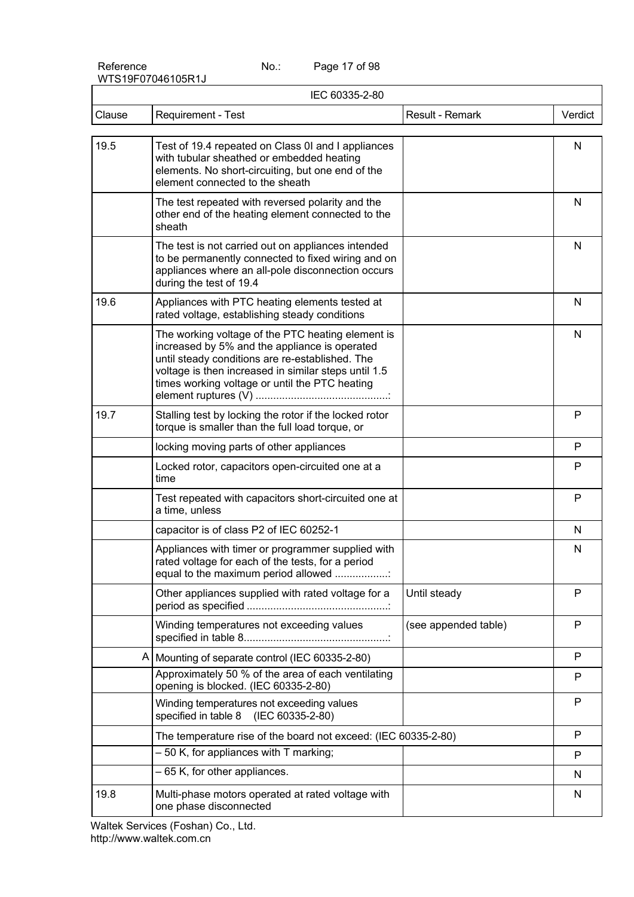| IEC 60335-2-80 | | | |
|---|---|---|---|
| Clause | Requirement - Test | Result - Remark | Verdict |
| 19.5 | Test of 19.4 repeated on Class 0I and I appliances with tubular sheathed or embedded heating elements. No short-circuiting, but one end of the element connected to the sheath | | N |
| | The test repeated with reversed polarity and the other end of the heating element connected to the sheath | | N |
| | The test is not carried out on appliances intended to be permanently connected to fixed wiring and on appliances where an all-pole disconnection occurs during the test of 19.4 | | N |
| 19.6 | Appliances with PTC heating elements tested at rated voltage, establishing steady conditions | | N |
| | The working voltage of the PTC heating element is increased by 5% and the appliance is operated until steady conditions are re-established. The voltage is then increased in similar steps until 1.5 times working voltage or until the PTC heating element ruptures (V) .............................................: | | N |
| 19.7 | Stalling test by locking the rotor if the locked rotor torque is smaller than the full load torque, or | | P |
| | locking moving parts of other appliances | | P |
| | Locked rotor, capacitors open-circuited one at a time | | P |
| | Test repeated with capacitors short-circuited one at a time, unless | | P |
| | capacitor is of class P2 of IEC 60252-1 | | N |
| | Appliances with timer or programmer supplied with rated voltage for each of the tests, for a period equal to the maximum period allowed ..................: | | N |
| | Other appliances supplied with rated voltage for a period as specified ................................................: | Until steady | P |
| | Winding temperatures not exceeding values specified in table 8.................................................: | (see appended table) | P |
| A | Mounting of separate control (IEC 60335-2-80) | | P |
| | Approximately 50 % of the area of each ventilating opening is blocked. (IEC 60335-2-80) | | P |
| | Winding temperatures not exceeding values specified in table 8 (IEC 60335-2-80) | | P |
| | The temperature rise of the board not exceed: (IEC 60335-2-80) | | P |
| | – 50 K, for appliances with T marking; | | P |
| | – 65 K, for other appliances. | | N |
| 19.8 | Multi-phase motors operated at rated voltage with one phase disconnected | | N |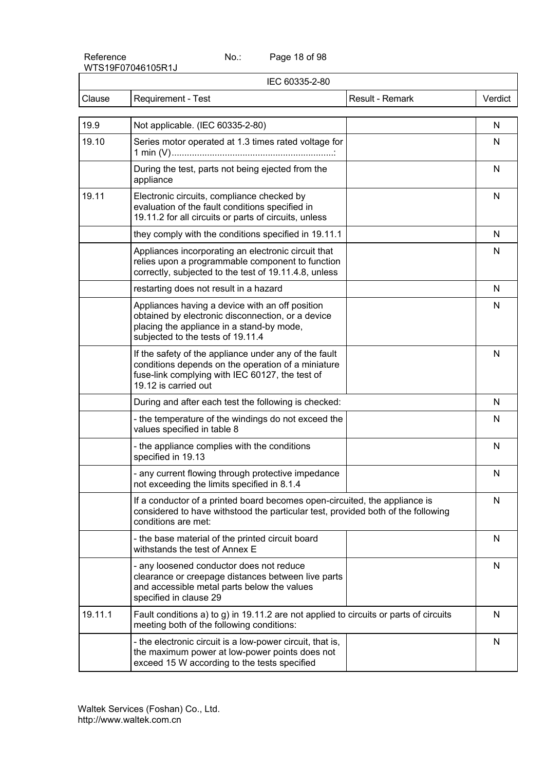| IEC 60335-2-80 | | | |
|---|---|---|---|
| Clause | Requirement - Test | Result - Remark | Verdict |
| 19.9 | Not applicable. (IEC 60335-2-80) | | N |
| 19.10 | Series motor operated at 1.3 times rated voltage for 1 min (V)...............................................................: | | N |
| | During the test, parts not being ejected from the appliance | | N |
| 19.11 | Electronic circuits, compliance checked by evaluation of the fault conditions specified in 19.11.2 for all circuits or parts of circuits, unless | | N |
| | they comply with the conditions specified in 19.11.1 | | N |
| | Appliances incorporating an electronic circuit that relies upon a programmable component to function correctly, subjected to the test of 19.11.4.8, unless | | N |
| | restarting does not result in a hazard | | N |
| | Appliances having a device with an off position obtained by electronic disconnection, or a device placing the appliance in a stand-by mode, subjected to the tests of 19.11.4 | | N |
| | If the safety of the appliance under any of the fault conditions depends on the operation of a miniature fuse-link complying with IEC 60127, the test of 19.12 is carried out | | N |
| | During and after each test the following is checked: | | N |
| | - the temperature of the windings do not exceed the values specified in table 8 | | N |
| | - the appliance complies with the conditions specified in 19.13 | | N |
| | - any current flowing through protective impedance not exceeding the limits specified in 8.1.4 | | N |
| | If a conductor of a printed board becomes open-circuited, the appliance is considered to have withstood the particular test, provided both of the following conditions are met: | | N |
| | - the base material of the printed circuit board withstands the test of Annex E | | N |
| | - any loosened conductor does not reduce clearance or creepage distances between live parts and accessible metal parts below the values specified in clause 29 | | N |
| 19.11.1 | Fault conditions a) to g) in 19.11.2 are not applied to circuits or parts of circuits meeting both of the following conditions: | | N |
| | - the electronic circuit is a low-power circuit, that is, the maximum power at low-power points does not exceed 15 W according to the tests specified | | N |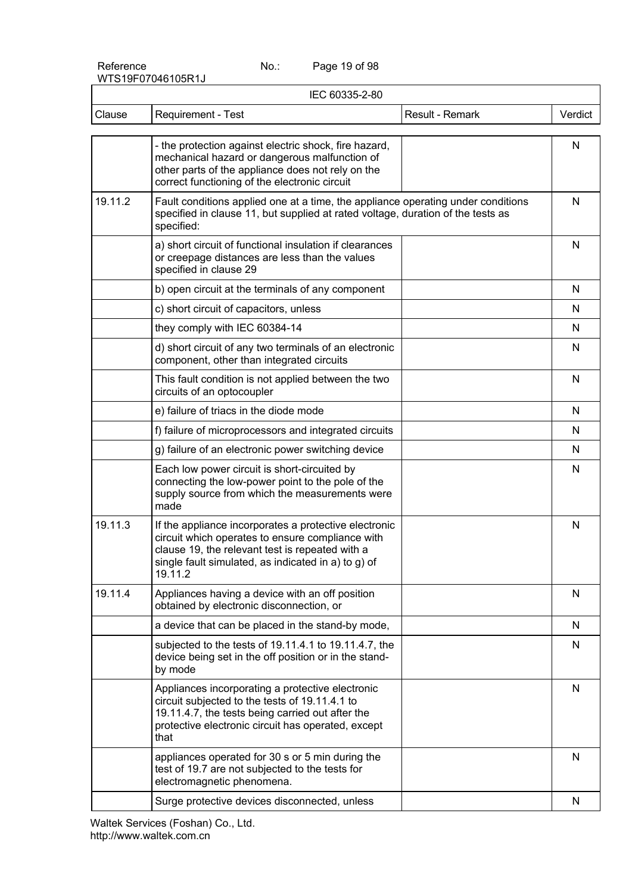IEC 60335-2-80

| Clause | Requirement - Test | Result - Remark | Verdict |
|---|---|---|---|
| | - the protection against electric shock, fire hazard, mechanical hazard or dangerous malfunction of other parts of the appliance does not rely on the correct functioning of the electronic circuit | | N |
| 19.11.2 | Fault conditions applied one at a time, the appliance operating under conditions specified in clause 11, but supplied at rated voltage, duration of the tests as specified: | | N |
| | a) short circuit of functional insulation if clearances or creepage distances are less than the values specified in clause 29 | | N |
| | b) open circuit at the terminals of any component | | N |
| | c) short circuit of capacitors, unless | | N |
| | they comply with IEC 60384-14 | | N |
| | d) short circuit of any two terminals of an electronic component, other than integrated circuits | | N |
| | This fault condition is not applied between the two circuits of an optocoupler | | N |
| | e) failure of triacs in the diode mode | | N |
| | f) failure of microprocessors and integrated circuits | | N |
| | g) failure of an electronic power switching device | | N |
| | Each low power circuit is short-circuited by connecting the low-power point to the pole of the supply source from which the measurements were made | | N |
| 19.11.3 | If the appliance incorporates a protective electronic circuit which operates to ensure compliance with clause 19, the relevant test is repeated with a single fault simulated, as indicated in a) to g) of 19.11.2 | | N |
| 19.11.4 | Appliances having a device with an off position obtained by electronic disconnection, or | | N |
| | a device that can be placed in the stand-by mode, | | N |
| | subjected to the tests of 19.11.4.1 to 19.11.4.7, the device being set in the off position or in the stand-by mode | | N |
| | Appliances incorporating a protective electronic circuit subjected to the tests of 19.11.4.1 to 19.11.4.7, the tests being carried out after the protective electronic circuit has operated, except that | | N |
| | appliances operated for 30 s or 5 min during the test of 19.7 are not subjected to the tests for electromagnetic phenomena. | | N |
| | Surge protective devices disconnected, unless | | N |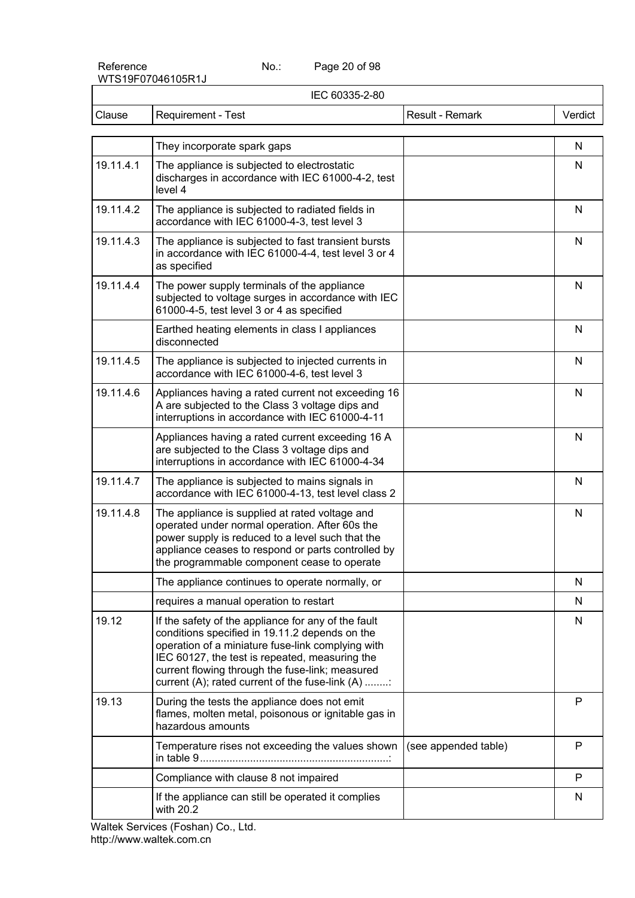IEC 60335-2-80

| Clause | Requirement - Test | Result - Remark | Verdict |
|---|---|---|---|
| | They incorporate spark gaps | | N |
| 19.11.4.1 | The appliance is subjected to electrostatic discharges in accordance with IEC 61000-4-2, test level 4 | | N |
| 19.11.4.2 | The appliance is subjected to radiated fields in accordance with IEC 61000-4-3, test level 3 | | N |
| 19.11.4.3 | The appliance is subjected to fast transient bursts in accordance with IEC 61000-4-4, test level 3 or 4 as specified | | N |
| 19.11.4.4 | The power supply terminals of the appliance subjected to voltage surges in accordance with IEC 61000-4-5, test level 3 or 4 as specified | | N |
| | Earthed heating elements in class I appliances disconnected | | N |
| 19.11.4.5 | The appliance is subjected to injected currents in accordance with IEC 61000-4-6, test level 3 | | N |
| 19.11.4.6 | Appliances having a rated current not exceeding 16 A are subjected to the Class 3 voltage dips and interruptions in accordance with IEC 61000-4-11 | | N |
| | Appliances having a rated current exceeding 16 A are subjected to the Class 3 voltage dips and interruptions in accordance with IEC 61000-4-34 | | N |
| 19.11.4.7 | The appliance is subjected to mains signals in accordance with IEC 61000-4-13, test level class 2 | | N |
| 19.11.4.8 | The appliance is supplied at rated voltage and operated under normal operation. After 60s the power supply is reduced to a level such that the appliance ceases to respond or parts controlled by the programmable component cease to operate | | N |
| | The appliance continues to operate normally, or | | N |
| | requires a manual operation to restart | | N |
| 19.12 | If the safety of the appliance for any of the fault conditions specified in 19.11.2 depends on the operation of a miniature fuse-link complying with IEC 60127, the test is repeated, measuring the current flowing through the fuse-link; measured current (A); rated current of the fuse-link (A) ........: | | N |
| 19.13 | During the tests the appliance does not emit flames, molten metal, poisonous or ignitable gas in hazardous amounts | | P |
| | Temperature rises not exceeding the values shown in table 9................................................................: | (see appended table) | P |
| | Compliance with clause 8 not impaired | | P |
| | If the appliance can still be operated it complies with 20.2 | | N |

Waltek Services (Foshan) Co., Ltd.
http://www.waltek.com.cn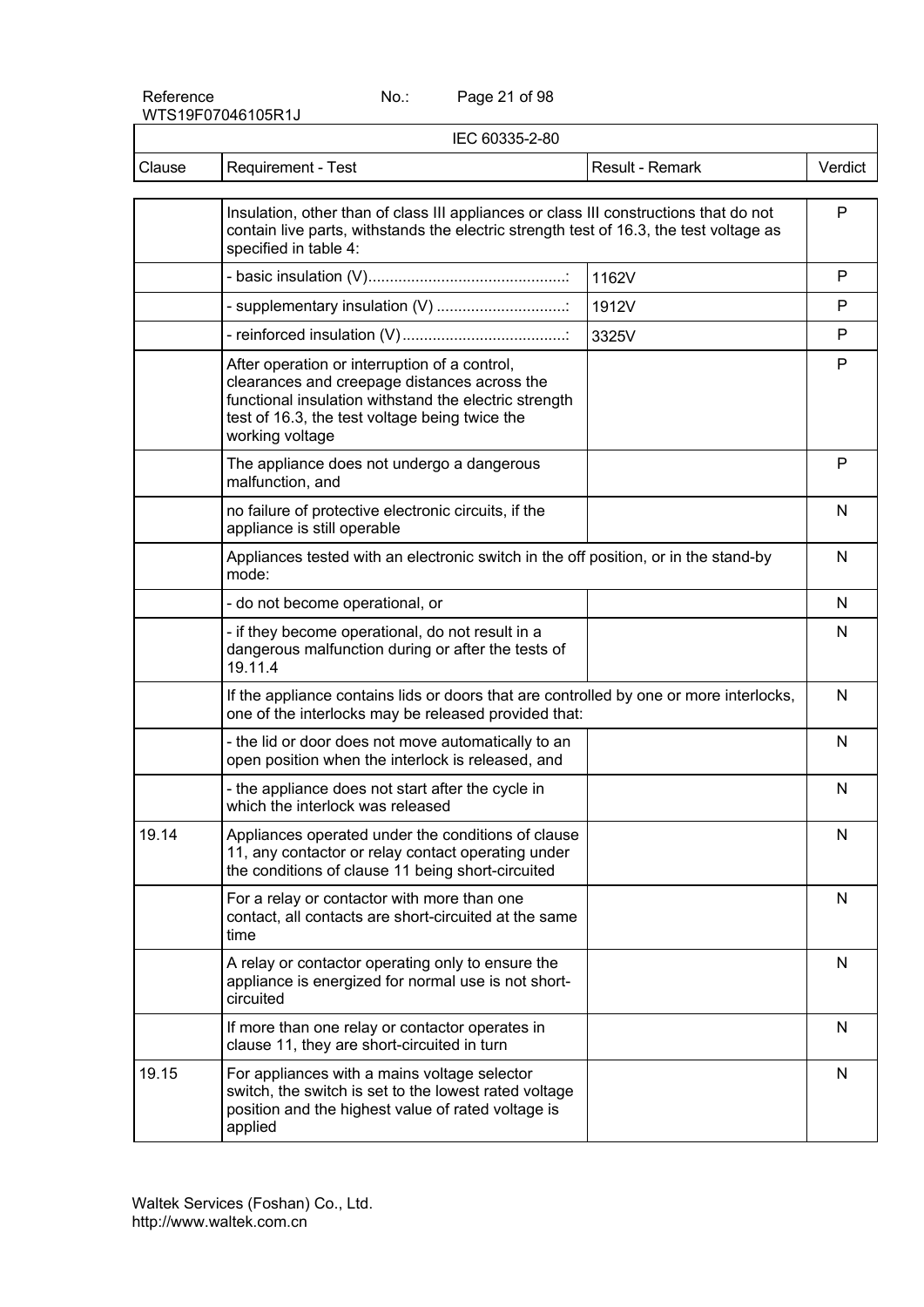IEC 60335-2-80

| Clause | Requirement - Test | Result - Remark | Verdict |
|---|---|---|---|
| | Insulation, other than of class III appliances or class III constructions that do not contain live parts, withstands the electric strength test of 16.3, the test voltage as specified in table 4: | | P |
| | - basic insulation (V)..............................................: | 1162V | P |
| | - supplementary insulation (V) ..............................: | 1912V | P |
| | - reinforced insulation (V)......................................: | 3325V | P |
| | After operation or interruption of a control, clearances and creepage distances across the functional insulation withstand the electric strength test of 16.3, the test voltage being twice the working voltage | | P |
| | The appliance does not undergo a dangerous malfunction, and | | P |
| | no failure of protective electronic circuits, if the appliance is still operable | | N |
| | Appliances tested with an electronic switch in the off position, or in the stand-by mode: | | N |
| | - do not become operational, or | | N |
| | - if they become operational, do not result in a dangerous malfunction during or after the tests of 19.11.4 | | N |
| | If the appliance contains lids or doors that are controlled by one or more interlocks, one of the interlocks may be released provided that: | | N |
| | - the lid or door does not move automatically to an open position when the interlock is released, and | | N |
| | - the appliance does not start after the cycle in which the interlock was released | | N |
| 19.14 | Appliances operated under the conditions of clause 11, any contactor or relay contact operating under the conditions of clause 11 being short-circuited | | N |
| | For a relay or contactor with more than one contact, all contacts are short-circuited at the same time | | N |
| | A relay or contactor operating only to ensure the appliance is energized for normal use is not short-circuited | | N |
| | If more than one relay or contactor operates in clause 11, they are short-circuited in turn | | N |
| 19.15 | For appliances with a mains voltage selector switch, the switch is set to the lowest rated voltage position and the highest value of rated voltage is applied | | N |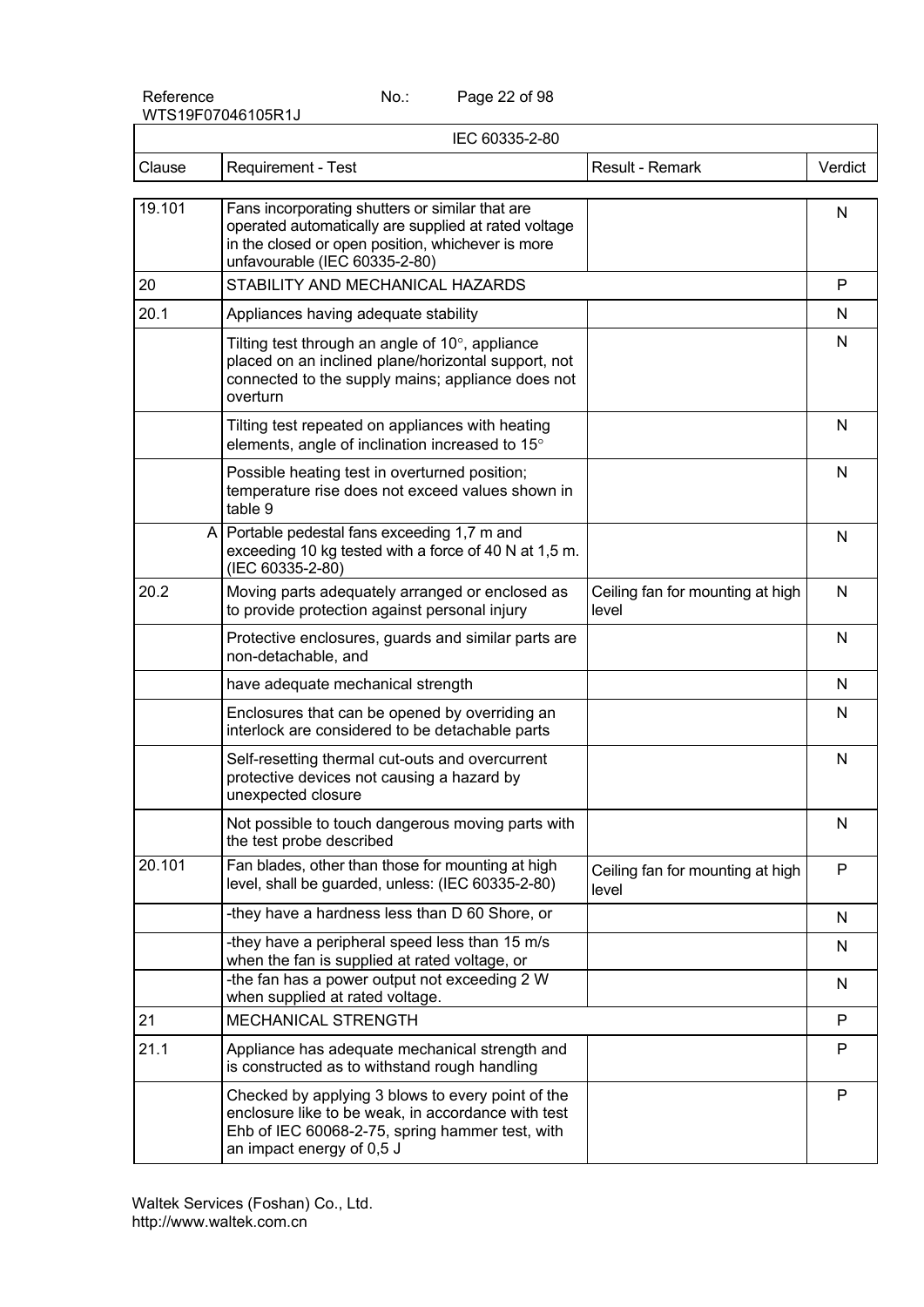| Clause | Requirement - Test | Result - Remark | Verdict |
|---|---|---|---|
| 19.101 | Fans incorporating shutters or similar that are operated automatically are supplied at rated voltage in the closed or open position, whichever is more unfavourable (IEC 60335-2-80) | | N |
| 20 | STABILITY AND MECHANICAL HAZARDS | | P |
| 20.1 | Appliances having adequate stability | | N |
| | Tilting test through an angle of 10°, appliance placed on an inclined plane/horizontal support, not connected to the supply mains; appliance does not overturn | | N |
| | Tilting test repeated on appliances with heating elements, angle of inclination increased to 15° | | N |
| | Possible heating test in overturned position; temperature rise does not exceed values shown in table 9 | | N |
| A | Portable pedestal fans exceeding 1,7 m and exceeding 10 kg tested with a force of 40 N at 1,5 m. (IEC 60335-2-80) | | N |
| 20.2 | Moving parts adequately arranged or enclosed as to provide protection against personal injury | Ceiling fan for mounting at high level | N |
| | Protective enclosures, guards and similar parts are non-detachable, and | | N |
| | have adequate mechanical strength | | N |
| | Enclosures that can be opened by overriding an interlock are considered to be detachable parts | | N |
| | Self-resetting thermal cut-outs and overcurrent protective devices not causing a hazard by unexpected closure | | N |
| | Not possible to touch dangerous moving parts with the test probe described | | N |
| 20.101 | Fan blades, other than those for mounting at high level, shall be guarded, unless: (IEC 60335-2-80) | Ceiling fan for mounting at high level | P |
| | -they have a hardness less than D 60 Shore, or | | N |
| | -they have a peripheral speed less than 15 m/s when the fan is supplied at rated voltage, or | | N |
| | -the fan has a power output not exceeding 2 W when supplied at rated voltage. | | N |
| 21 | MECHANICAL STRENGTH | | P |
| 21.1 | Appliance has adequate mechanical strength and is constructed as to withstand rough handling | | P |
| | Checked by applying 3 blows to every point of the enclosure like to be weak, in accordance with test Ehb of IEC 60068-2-75, spring hammer test, with an impact energy of 0,5 J | | P |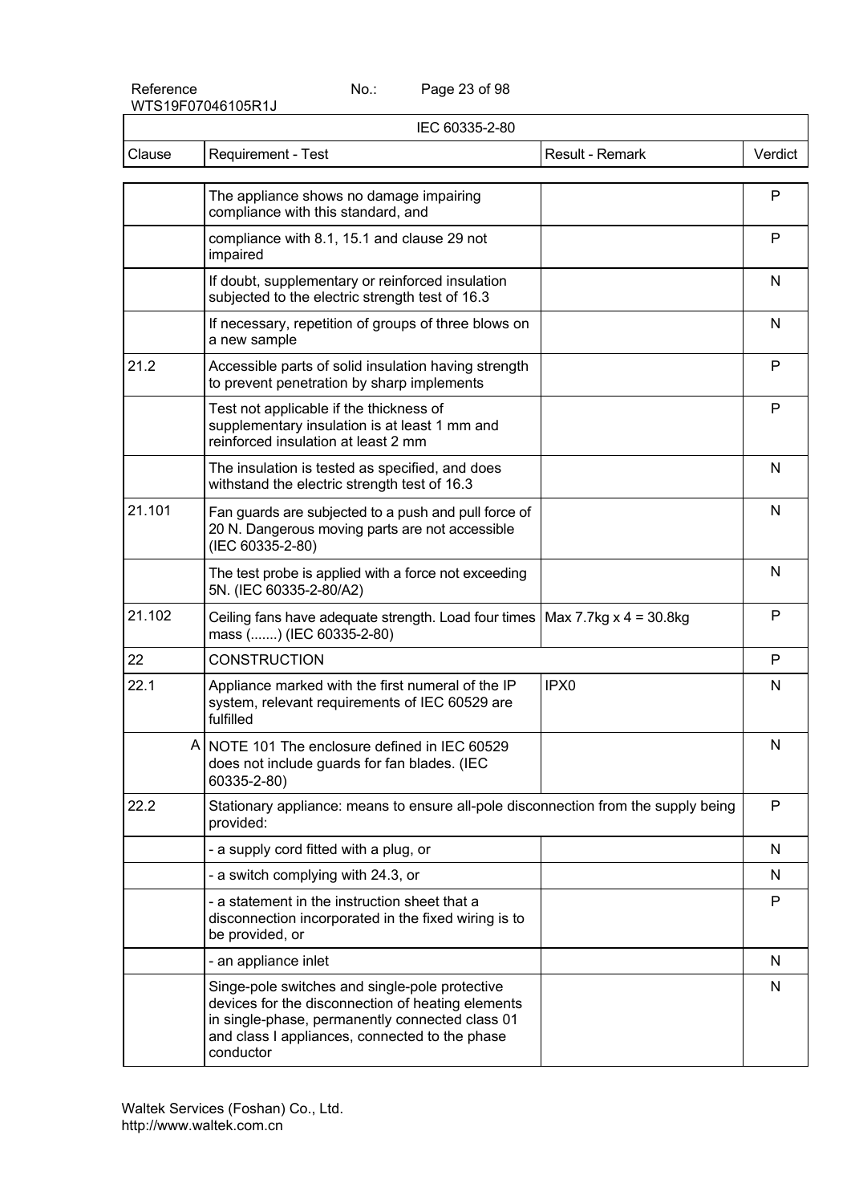| IEC 60335-2-80 | | | |
|---|---|---|---|
| Clause | Requirement - Test | Result - Remark | Verdict |
| | The appliance shows no damage impairing compliance with this standard, and | | P |
| | compliance with 8.1, 15.1 and clause 29 not impaired | | P |
| | If doubt, supplementary or reinforced insulation subjected to the electric strength test of 16.3 | | N |
| | If necessary, repetition of groups of three blows on a new sample | | N |
| 21.2 | Accessible parts of solid insulation having strength to prevent penetration by sharp implements | | P |
| | Test not applicable if the thickness of supplementary insulation is at least 1 mm and reinforced insulation at least 2 mm | | P |
| | The insulation is tested as specified, and does withstand the electric strength test of 16.3 | | N |
| 21.101 | Fan guards are subjected to a push and pull force of 20 N. Dangerous moving parts are not accessible (IEC 60335-2-80) | | N |
| | The test probe is applied with a force not exceeding 5N. (IEC 60335-2-80/A2) | | N |
| 21.102 | Ceiling fans have adequate strength. Load four times mass (.......) (IEC 60335-2-80) | Max 7.7kg x 4 = 30.8kg | P |
| 22 | CONSTRUCTION | | P |
| 22.1 | Appliance marked with the first numeral of the IP system, relevant requirements of IEC 60529 are fulfilled | IPX0 | N |
| A | NOTE 101 The enclosure defined in IEC 60529 does not include guards for fan blades. (IEC 60335-2-80) | | N |
| 22.2 | Stationary appliance: means to ensure all-pole disconnection from the supply being provided: | | P |
| | - a supply cord fitted with a plug, or | | N |
| | - a switch complying with 24.3, or | | N |
| | - a statement in the instruction sheet that a disconnection incorporated in the fixed wiring is to be provided, or | | P |
| | - an appliance inlet | | N |
| | Singe-pole switches and single-pole protective devices for the disconnection of heating elements in single-phase, permanently connected class 01 and class I appliances, connected to the phase conductor | | N |

Waltek Services (Foshan) Co., Ltd.
http://www.waltek.com.cn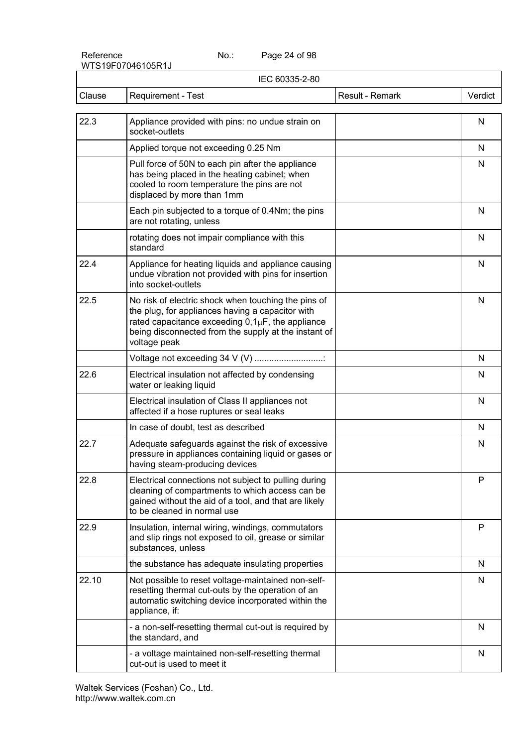| IEC 60335-2-80 | | | |
|---|---|---|---|
| Clause | Requirement - Test | Result - Remark | Verdict |
| 22.3 | Appliance provided with pins: no undue strain on socket-outlets | | N |
| | Applied torque not exceeding 0.25 Nm | | N |
| | Pull force of 50N to each pin after the appliance has being placed in the heating cabinet; when cooled to room temperature the pins are not displaced by more than 1mm | | N |
| | Each pin subjected to a torque of 0.4Nm; the pins are not rotating, unless | | N |
| | rotating does not impair compliance with this standard | | N |
| 22.4 | Appliance for heating liquids and appliance causing undue vibration not provided with pins for insertion into socket-outlets | | N |
| 22.5 | No risk of electric shock when touching the pins of the plug, for appliances having a capacitor with rated capacitance exceeding 0,1μF, the appliance being disconnected from the supply at the instant of voltage peak | | N |
| | Voltage not exceeding 34 V (V) ............................: | | N |
| 22.6 | Electrical insulation not affected by condensing water or leaking liquid | | N |
| | Electrical insulation of Class II appliances not affected if a hose ruptures or seal leaks | | N |
| | In case of doubt, test as described | | N |
| 22.7 | Adequate safeguards against the risk of excessive pressure in appliances containing liquid or gases or having steam-producing devices | | N |
| 22.8 | Electrical connections not subject to pulling during cleaning of compartments to which access can be gained without the aid of a tool, and that are likely to be cleaned in normal use | | P |
| 22.9 | Insulation, internal wiring, windings, commutators and slip rings not exposed to oil, grease or similar substances, unless | | P |
| | the substance has adequate insulating properties | | N |
| 22.10 | Not possible to reset voltage-maintained non-self-resetting thermal cut-outs by the operation of an automatic switching device incorporated within the appliance, if: | | N |
| | - a non-self-resetting thermal cut-out is required by the standard, and | | N |
| | - a voltage maintained non-self-resetting thermal cut-out is used to meet it | | N |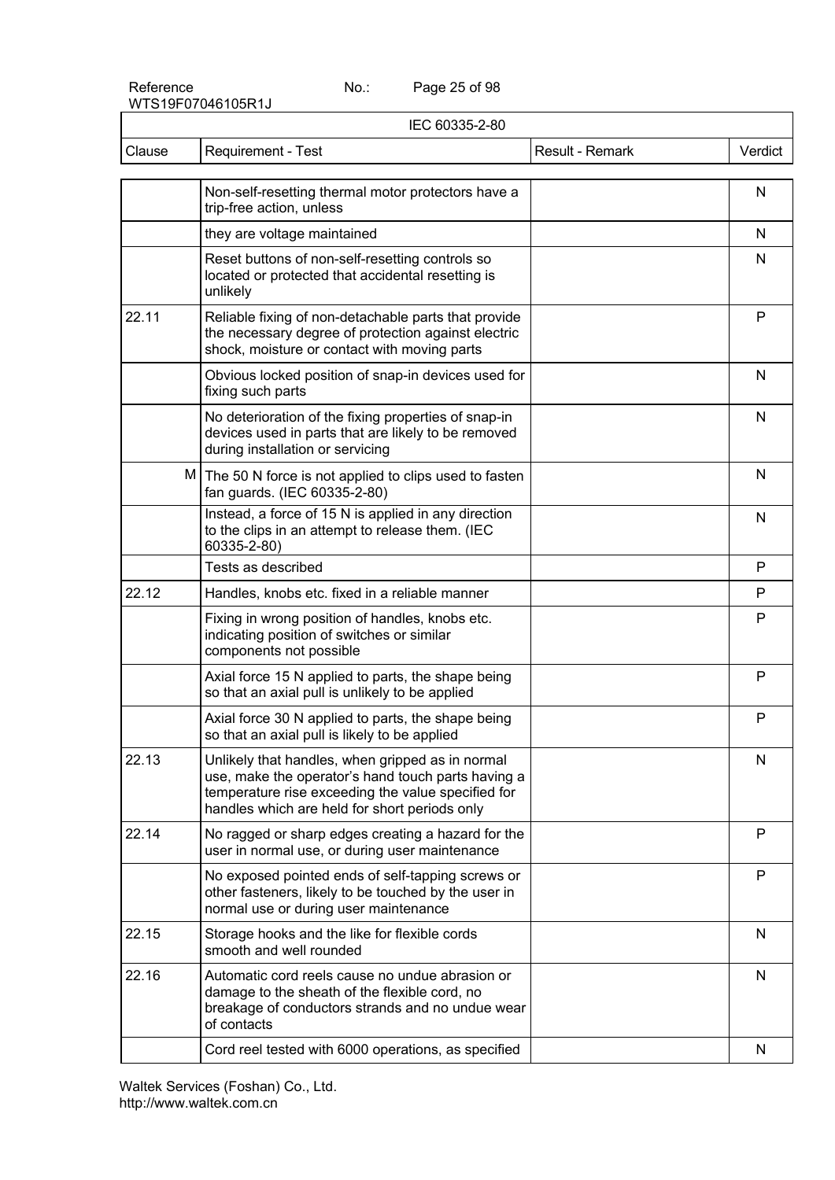| Clause | Requirement - Test | Result - Remark | Verdict |
|---|---|---|---|
| | Non-self-resetting thermal motor protectors have a trip-free action, unless | | N |
| | they are voltage maintained | | N |
| | Reset buttons of non-self-resetting controls so located or protected that accidental resetting is unlikely | | N |
| 22.11 | Reliable fixing of non-detachable parts that provide the necessary degree of protection against electric shock, moisture or contact with moving parts | | P |
| | Obvious locked position of snap-in devices used for fixing such parts | | N |
| | No deterioration of the fixing properties of snap-in devices used in parts that are likely to be removed during installation or servicing | | N |
| M | The 50 N force is not applied to clips used to fasten fan guards. (IEC 60335-2-80) | | N |
| | Instead, a force of 15 N is applied in any direction to the clips in an attempt to release them. (IEC 60335-2-80) | | N |
| | Tests as described | | P |
| 22.12 | Handles, knobs etc. fixed in a reliable manner | | P |
| | Fixing in wrong position of handles, knobs etc. indicating position of switches or similar components not possible | | P |
| | Axial force 15 N applied to parts, the shape being so that an axial pull is unlikely to be applied | | P |
| | Axial force 30 N applied to parts, the shape being so that an axial pull is likely to be applied | | P |
| 22.13 | Unlikely that handles, when gripped as in normal use, make the operator's hand touch parts having a temperature rise exceeding the value specified for handles which are held for short periods only | | N |
| 22.14 | No ragged or sharp edges creating a hazard for the user in normal use, or during user maintenance | | P |
| | No exposed pointed ends of self-tapping screws or other fasteners, likely to be touched by the user in normal use or during user maintenance | | P |
| 22.15 | Storage hooks and the like for flexible cords smooth and well rounded | | N |
| 22.16 | Automatic cord reels cause no undue abrasion or damage to the sheath of the flexible cord, no breakage of conductors strands and no undue wear of contacts | | N |
| | Cord reel tested with 6000 operations, as specified | | N |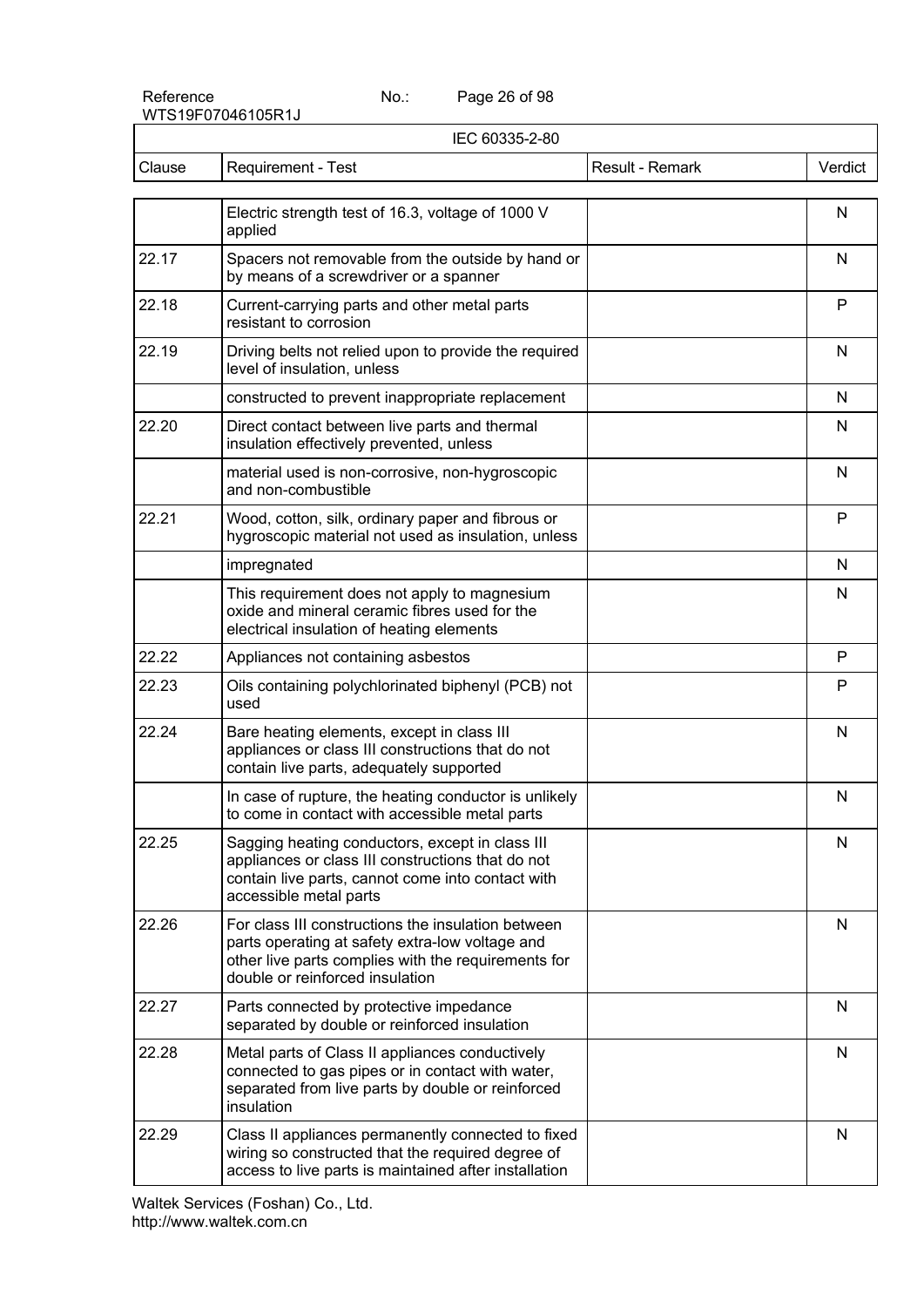| Clause | Requirement - Test | Result - Remark | Verdict |
|---|---|---|---|
| | Electric strength test of 16.3, voltage of 1000 V applied | | N |
| 22.17 | Spacers not removable from the outside by hand or by means of a screwdriver or a spanner | | N |
| 22.18 | Current-carrying parts and other metal parts resistant to corrosion | | P |
| 22.19 | Driving belts not relied upon to provide the required level of insulation, unless | | N |
| | constructed to prevent inappropriate replacement | | N |
| 22.20 | Direct contact between live parts and thermal insulation effectively prevented, unless | | N |
| | material used is non-corrosive, non-hygroscopic and non-combustible | | N |
| 22.21 | Wood, cotton, silk, ordinary paper and fibrous or hygroscopic material not used as insulation, unless | | P |
| | impregnated | | N |
| | This requirement does not apply to magnesium oxide and mineral ceramic fibres used for the electrical insulation of heating elements | | N |
| 22.22 | Appliances not containing asbestos | | P |
| 22.23 | Oils containing polychlorinated biphenyl (PCB) not used | | P |
| 22.24 | Bare heating elements, except in class III appliances or class III constructions that do not contain live parts, adequately supported | | N |
| | In case of rupture, the heating conductor is unlikely to come in contact with accessible metal parts | | N |
| 22.25 | Sagging heating conductors, except in class III appliances or class III constructions that do not contain live parts, cannot come into contact with accessible metal parts | | N |
| 22.26 | For class III constructions the insulation between parts operating at safety extra-low voltage and other live parts complies with the requirements for double or reinforced insulation | | N |
| 22.27 | Parts connected by protective impedance separated by double or reinforced insulation | | N |
| 22.28 | Metal parts of Class II appliances conductively connected to gas pipes or in contact with water, separated from live parts by double or reinforced insulation | | N |
| 22.29 | Class II appliances permanently connected to fixed wiring so constructed that the required degree of access to live parts is maintained after installation | | N |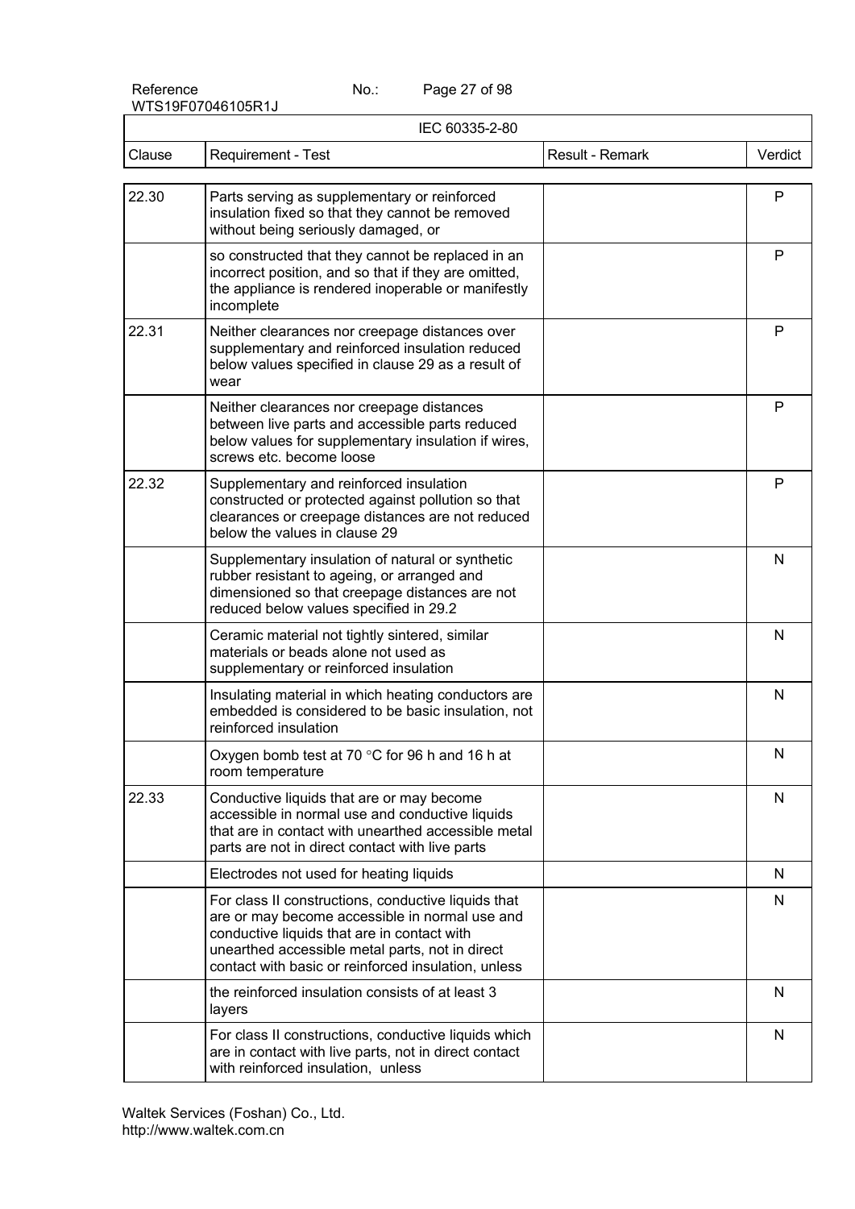| IEC 60335-2-80 | | | |
|---|---|---|---|
| Clause | Requirement - Test | Result - Remark | Verdict |
| 22.30 | Parts serving as supplementary or reinforced insulation fixed so that they cannot be removed without being seriously damaged, or | | P |
| | so constructed that they cannot be replaced in an incorrect position, and so that if they are omitted, the appliance is rendered inoperable or manifestly incomplete | | P |
| 22.31 | Neither clearances nor creepage distances over supplementary and reinforced insulation reduced below values specified in clause 29 as a result of wear | | P |
| | Neither clearances nor creepage distances between live parts and accessible parts reduced below values for supplementary insulation if wires, screws etc. become loose | | P |
| 22.32 | Supplementary and reinforced insulation constructed or protected against pollution so that clearances or creepage distances are not reduced below the values in clause 29 | | P |
| | Supplementary insulation of natural or synthetic rubber resistant to ageing, or arranged and dimensioned so that creepage distances are not reduced below values specified in 29.2 | | N |
| | Ceramic material not tightly sintered, similar materials or beads alone not used as supplementary or reinforced insulation | | N |
| | Insulating material in which heating conductors are embedded is considered to be basic insulation, not reinforced insulation | | N |
| | Oxygen bomb test at 70 °C for 96 h and 16 h at room temperature | | N |
| 22.33 | Conductive liquids that are or may become accessible in normal use and conductive liquids that are in contact with unearthed accessible metal parts are not in direct contact with live parts | | N |
| | Electrodes not used for heating liquids | | N |
| | For class II constructions, conductive liquids that are or may become accessible in normal use and conductive liquids that are in contact with unearthed accessible metal parts, not in direct contact with basic or reinforced insulation, unless | | N |
| | the reinforced insulation consists of at least 3 layers | | N |
| | For class II constructions, conductive liquids which are in contact with live parts, not in direct contact with reinforced insulation, unless | | N |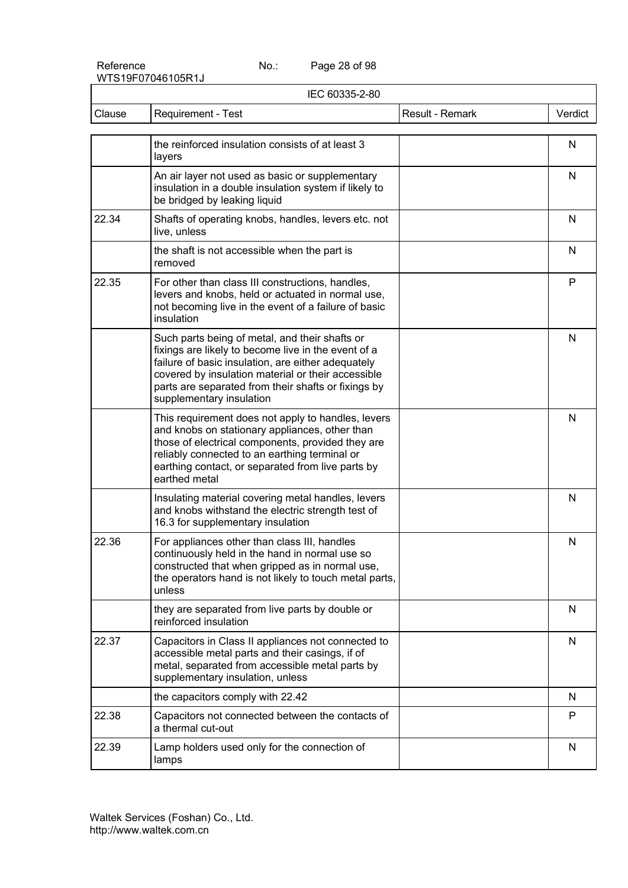| Clause | Requirement - Test | Result - Remark | Verdict |
|---|---|---|---|
| | the reinforced insulation consists of at least 3 layers | | N |
| | An air layer not used as basic or supplementary insulation in a double insulation system if likely to be bridged by leaking liquid | | N |
| 22.34 | Shafts of operating knobs, handles, levers etc. not live, unless | | N |
| | the shaft is not accessible when the part is removed | | N |
| 22.35 | For other than class III constructions, handles, levers and knobs, held or actuated in normal use, not becoming live in the event of a failure of basic insulation | | P |
| | Such parts being of metal, and their shafts or fixings are likely to become live in the event of a failure of basic insulation, are either adequately covered by insulation material or their accessible parts are separated from their shafts or fixings by supplementary insulation | | N |
| | This requirement does not apply to handles, levers and knobs on stationary appliances, other than those of electrical components, provided they are reliably connected to an earthing terminal or earthing contact, or separated from live parts by earthed metal | | N |
| | Insulating material covering metal handles, levers and knobs withstand the electric strength test of 16.3 for supplementary insulation | | N |
| 22.36 | For appliances other than class III, handles continuously held in the hand in normal use so constructed that when gripped as in normal use, the operators hand is not likely to touch metal parts, unless | | N |
| | they are separated from live parts by double or reinforced insulation | | N |
| 22.37 | Capacitors in Class II appliances not connected to accessible metal parts and their casings, if of metal, separated from accessible metal parts by supplementary insulation, unless | | N |
| | the capacitors comply with 22.42 | | N |
| 22.38 | Capacitors not connected between the contacts of a thermal cut-out | | P |
| 22.39 | Lamp holders used only for the connection of lamps | | N |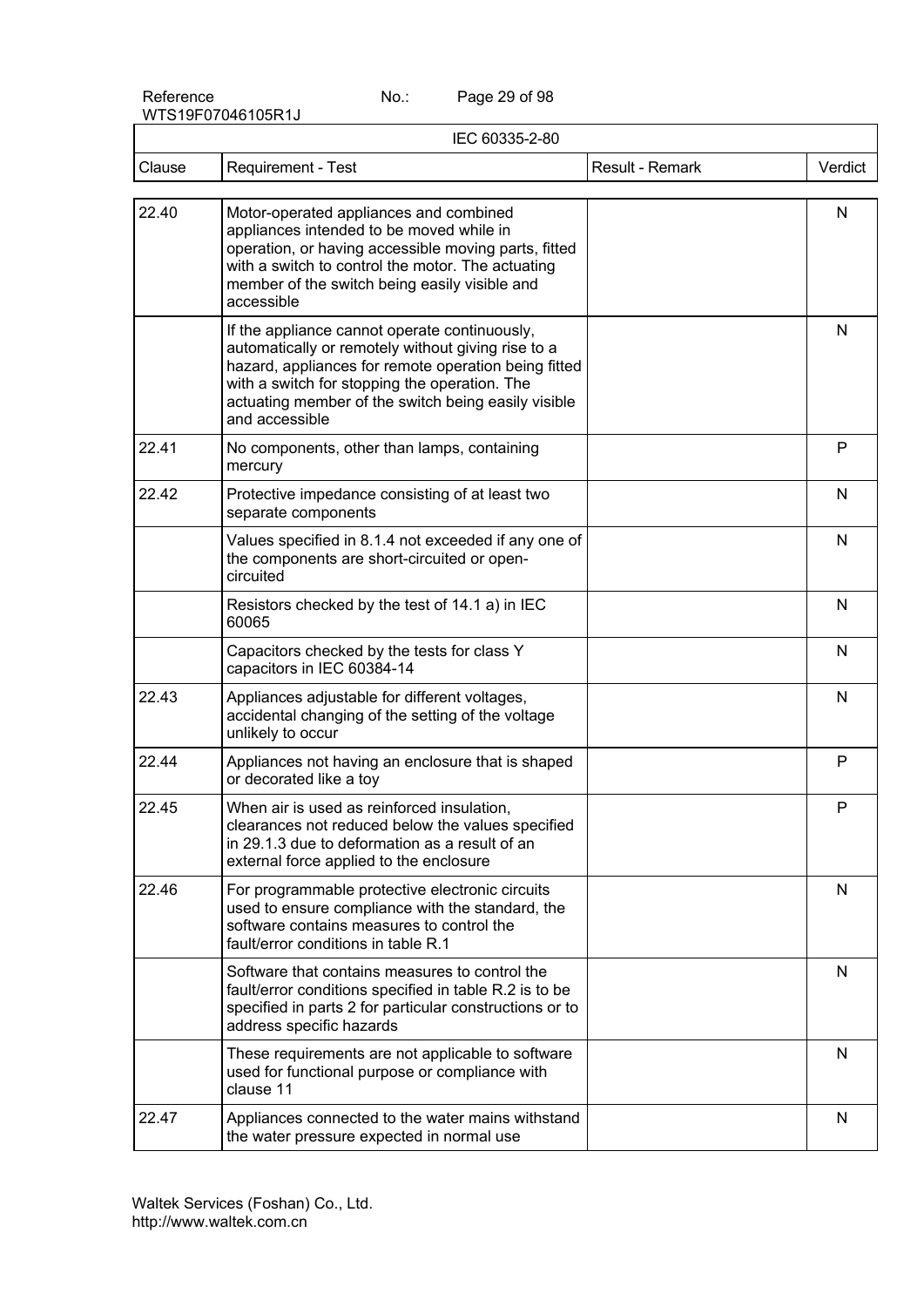| Clause | Requirement - Test | Result - Remark | Verdict |
|---|---|---|---|
| 22.40 | Motor-operated appliances and combined appliances intended to be moved while in operation, or having accessible moving parts, fitted with a switch to control the motor. The actuating member of the switch being easily visible and accessible | | N |
| | If the appliance cannot operate continuously, automatically or remotely without giving rise to a hazard, appliances for remote operation being fitted with a switch for stopping the operation. The actuating member of the switch being easily visible and accessible | | N |
| 22.41 | No components, other than lamps, containing mercury | | P |
| 22.42 | Protective impedance consisting of at least two separate components | | N |
| | Values specified in 8.1.4 not exceeded if any one of the components are short-circuited or open-circuited | | N |
| | Resistors checked by the test of 14.1 a) in IEC 60065 | | N |
| | Capacitors checked by the tests for class Y capacitors in IEC 60384-14 | | N |
| 22.43 | Appliances adjustable for different voltages, accidental changing of the setting of the voltage unlikely to occur | | N |
| 22.44 | Appliances not having an enclosure that is shaped or decorated like a toy | | P |
| 22.45 | When air is used as reinforced insulation, clearances not reduced below the values specified in 29.1.3 due to deformation as a result of an external force applied to the enclosure | | P |
| 22.46 | For programmable protective electronic circuits used to ensure compliance with the standard, the software contains measures to control the fault/error conditions in table R.1 | | N |
| | Software that contains measures to control the fault/error conditions specified in table R.2 is to be specified in parts 2 for particular constructions or to address specific hazards | | N |
| | These requirements are not applicable to software used for functional purpose or compliance with clause 11 | | N |
| 22.47 | Appliances connected to the water mains withstand the water pressure expected in normal use | | N |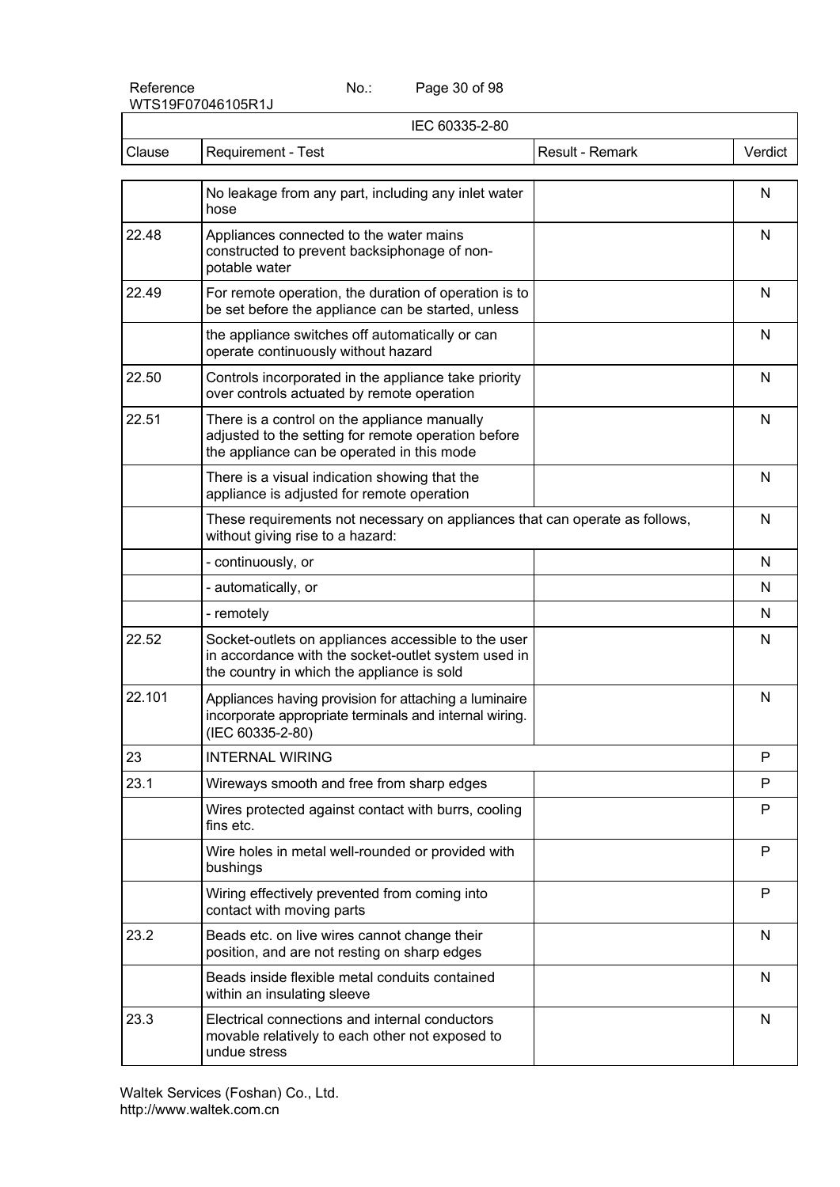| IEC 60335-2-80 | | | |
|---|---|---|---|
| Clause | Requirement - Test | Result - Remark | Verdict |
| | No leakage from any part, including any inlet water hose | | N |
| 22.48 | Appliances connected to the water mains constructed to prevent backsiphonage of non-potable water | | N |
| 22.49 | For remote operation, the duration of operation is to be set before the appliance can be started, unless | | N |
| | the appliance switches off automatically or can operate continuously without hazard | | N |
| 22.50 | Controls incorporated in the appliance take priority over controls actuated by remote operation | | N |
| 22.51 | There is a control on the appliance manually adjusted to the setting for remote operation before the appliance can be operated in this mode | | N |
| | There is a visual indication showing that the appliance is adjusted for remote operation | | N |
| | These requirements not necessary on appliances that can operate as follows, without giving rise to a hazard: | | N |
| | - continuously, or | | N |
| | - automatically, or | | N |
| | - remotely | | N |
| 22.52 | Socket-outlets on appliances accessible to the user in accordance with the socket-outlet system used in the country in which the appliance is sold | | N |
| 22.101 | Appliances having provision for attaching a luminaire incorporate appropriate terminals and internal wiring. (IEC 60335-2-80) | | N |
| 23 | INTERNAL WIRING | | P |
| 23.1 | Wireways smooth and free from sharp edges | | P |
| | Wires protected against contact with burrs, cooling fins etc. | | P |
| | Wire holes in metal well-rounded or provided with bushings | | P |
| | Wiring effectively prevented from coming into contact with moving parts | | P |
| 23.2 | Beads etc. on live wires cannot change their position, and are not resting on sharp edges | | N |
| | Beads inside flexible metal conduits contained within an insulating sleeve | | N |
| 23.3 | Electrical connections and internal conductors movable relatively to each other not exposed to undue stress | | N |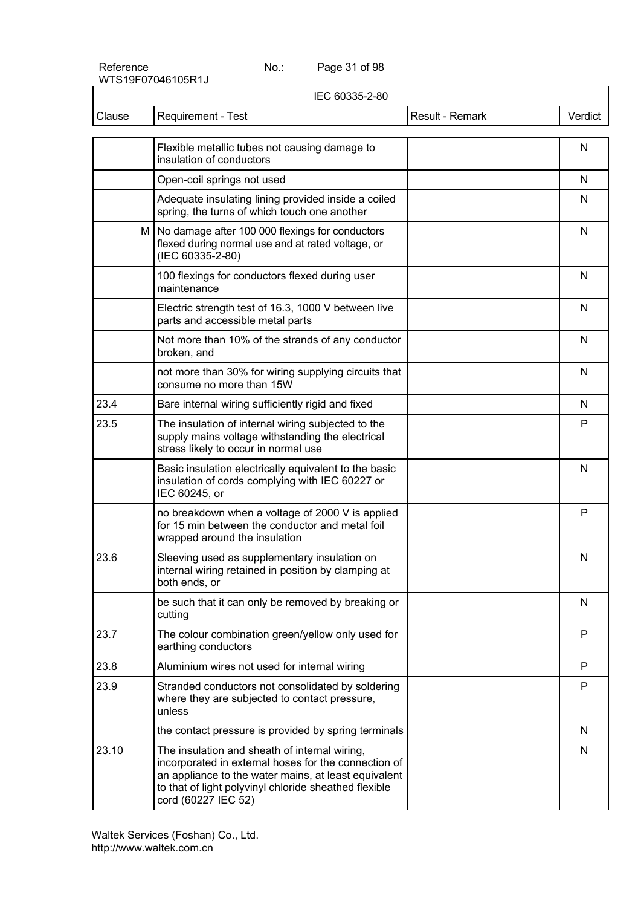| Clause | Requirement - Test | Result - Remark | Verdict |
|---|---|---|---|
| | Flexible metallic tubes not causing damage to insulation of conductors | | N |
| | Open-coil springs not used | | N |
| | Adequate insulating lining provided inside a coiled spring, the turns of which touch one another | | N |
| M | No damage after 100 000 flexings for conductors flexed during normal use and at rated voltage, or (IEC 60335-2-80) | | N |
| | 100 flexings for conductors flexed during user maintenance | | N |
| | Electric strength test of 16.3, 1000 V between live parts and accessible metal parts | | N |
| | Not more than 10% of the strands of any conductor broken, and | | N |
| | not more than 30% for wiring supplying circuits that consume no more than 15W | | N |
| 23.4 | Bare internal wiring sufficiently rigid and fixed | | N |
| 23.5 | The insulation of internal wiring subjected to the supply mains voltage withstanding the electrical stress likely to occur in normal use | | P |
| | Basic insulation electrically equivalent to the basic insulation of cords complying with IEC 60227 or IEC 60245, or | | N |
| | no breakdown when a voltage of 2000 V is applied for 15 min between the conductor and metal foil wrapped around the insulation | | P |
| 23.6 | Sleeving used as supplementary insulation on internal wiring retained in position by clamping at both ends, or | | N |
| | be such that it can only be removed by breaking or cutting | | N |
| 23.7 | The colour combination green/yellow only used for earthing conductors | | P |
| 23.8 | Aluminium wires not used for internal wiring | | P |
| 23.9 | Stranded conductors not consolidated by soldering where they are subjected to contact pressure, unless | | P |
| | the contact pressure is provided by spring terminals | | N |
| 23.10 | The insulation and sheath of internal wiring, incorporated in external hoses for the connection of an appliance to the water mains, at least equivalent to that of light polyvinyl chloride sheathed flexible cord (60227 IEC 52) | | N |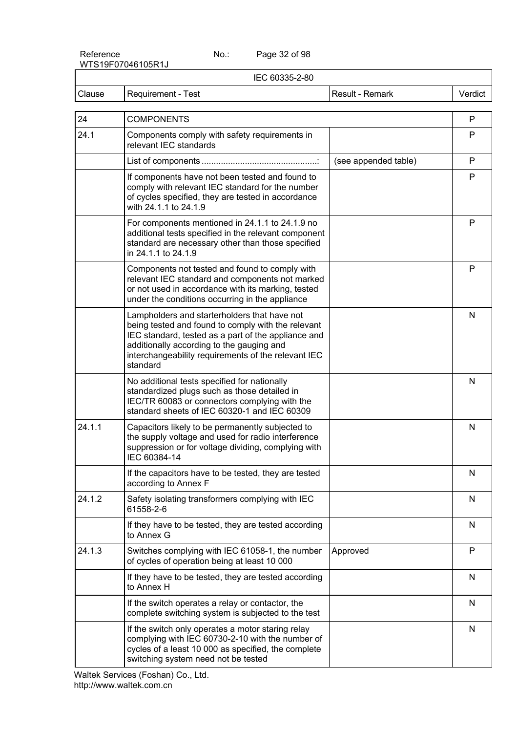| IEC 60335-2-80 | | | |
|---|---|---|---|
| Clause | Requirement - Test | Result - Remark | Verdict |
| 24 | COMPONENTS | | P |
| 24.1 | Components comply with safety requirements in relevant IEC standards | | P |
| | List of components ................................................: | (see appended table) | P |
| | If components have not been tested and found to comply with relevant IEC standard for the number of cycles specified, they are tested in accordance with 24.1.1 to 24.1.9 | | P |
| | For components mentioned in 24.1.1 to 24.1.9 no additional tests specified in the relevant component standard are necessary other than those specified in 24.1.1 to 24.1.9 | | P |
| | Components not tested and found to comply with relevant IEC standard and components not marked or not used in accordance with its marking, tested under the conditions occurring in the appliance | | P |
| | Lampholders and starterholders that have not being tested and found to comply with the relevant IEC standard, tested as a part of the appliance and additionally according to the gauging and interchangeability requirements of the relevant IEC standard | | N |
| | No additional tests specified for nationally standardized plugs such as those detailed in IEC/TR 60083 or connectors complying with the standard sheets of IEC 60320-1 and IEC 60309 | | N |
| 24.1.1 | Capacitors likely to be permanently subjected to the supply voltage and used for radio interference suppression or for voltage dividing, complying with IEC 60384-14 | | N |
| | If the capacitors have to be tested, they are tested according to Annex F | | N |
| 24.1.2 | Safety isolating transformers complying with IEC 61558-2-6 | | N |
| | If they have to be tested, they are tested according to Annex G | | N |
| 24.1.3 | Switches complying with IEC 61058-1, the number of cycles of operation being at least 10 000 | Approved | P |
| | If they have to be tested, they are tested according to Annex H | | N |
| | If the switch operates a relay or contactor, the complete switching system is subjected to the test | | N |
| | If the switch only operates a motor staring relay complying with IEC 60730-2-10 with the number of cycles of a least 10 000 as specified, the complete switching system need not be tested | | N |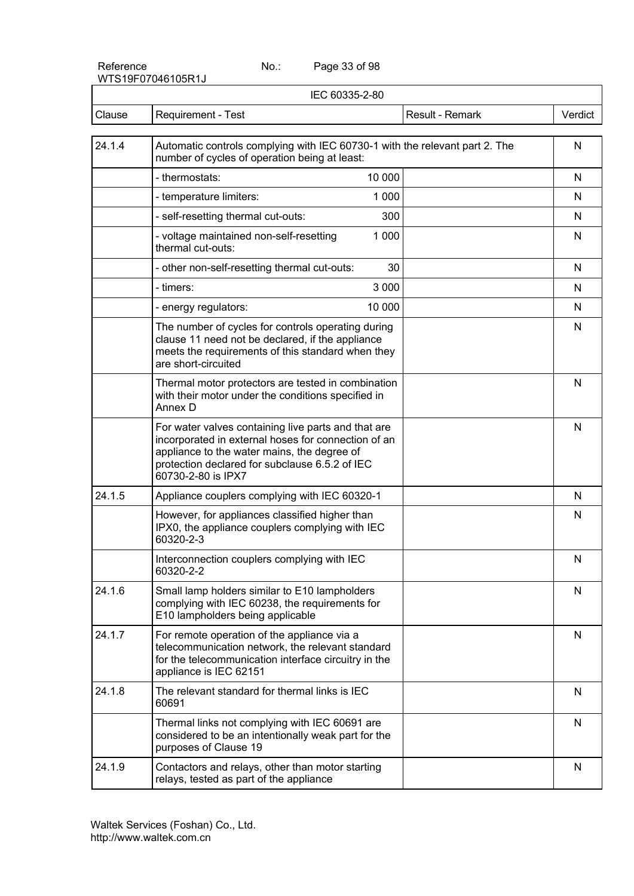IEC 60335-2-80

| Clause | Requirement - Test | | Result - Remark | Verdict |
|---|---|---|---|---|
| 24.1.4 | Automatic controls complying with IEC 60730-1 with the relevant part 2. The number of cycles of operation being at least: | | | N |
| | - thermostats: | 10 000 | | N |
| | - temperature limiters: | 1 000 | | N |
| | - self-resetting thermal cut-outs: | 300 | | N |
| | - voltage maintained non-self-resetting thermal cut-outs: | 1 000 | | N |
| | - other non-self-resetting thermal cut-outs: | 30 | | N |
| | - timers: | 3 000 | | N |
| | - energy regulators: | 10 000 | | N |
| | The number of cycles for controls operating during clause 11 need not be declared, if the appliance meets the requirements of this standard when they are short-circuited | | | N |
| | Thermal motor protectors are tested in combination with their motor under the conditions specified in Annex D | | | N |
| | For water valves containing live parts and that are incorporated in external hoses for connection of an appliance to the water mains, the degree of protection declared for subclause 6.5.2 of IEC 60730-2-80 is IPX7 | | | N |
| 24.1.5 | Appliance couplers complying with IEC 60320-1 | | | N |
| | However, for appliances classified higher than IPX0, the appliance couplers complying with IEC 60320-2-3 | | | N |
| | Interconnection couplers complying with IEC 60320-2-2 | | | N |
| 24.1.6 | Small lamp holders similar to E10 lampholders complying with IEC 60238, the requirements for E10 lampholders being applicable | | | N |
| 24.1.7 | For remote operation of the appliance via a telecommunication network, the relevant standard for the telecommunication interface circuitry in the appliance is IEC 62151 | | | N |
| 24.1.8 | The relevant standard for thermal links is IEC 60691 | | | N |
| | Thermal links not complying with IEC 60691 are considered to be an intentionally weak part for the purposes of Clause 19 | | | N |
| 24.1.9 | Contactors and relays, other than motor starting relays, tested as part of the appliance | | | N |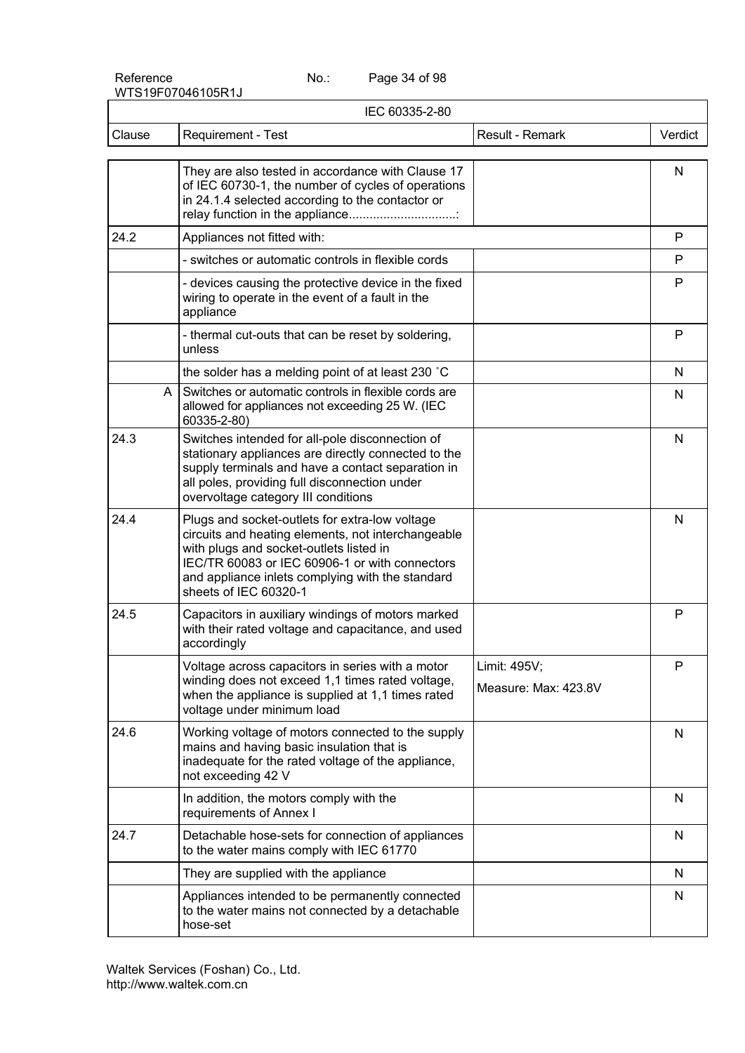| Clause | Requirement - Test | Result - Remark | Verdict |
|---|---|---|---|
| | They are also tested in accordance with Clause 17 of IEC 60730-1, the number of cycles of operations in 24.1.4 selected according to the contactor or relay function in the appliance...............................: | | N |
| 24.2 | Appliances not fitted with: | | P |
| | - switches or automatic controls in flexible cords | | P |
| | - devices causing the protective device in the fixed wiring to operate in the event of a fault in the appliance | | P |
| | - thermal cut-outs that can be reset by soldering, unless | | P |
| | the solder has a melding point of at least 230 ˚C | | N |
| A | Switches or automatic controls in flexible cords are allowed for appliances not exceeding 25 W. (IEC 60335-2-80) | | N |
| 24.3 | Switches intended for all-pole disconnection of stationary appliances are directly connected to the supply terminals and have a contact separation in all poles, providing full disconnection under overvoltage category III conditions | | N |
| 24.4 | Plugs and socket-outlets for extra-low voltage circuits and heating elements, not interchangeable with plugs and socket-outlets listed in IEC/TR 60083 or IEC 60906-1 or with connectors and appliance inlets complying with the standard sheets of IEC 60320-1 | | N |
| 24.5 | Capacitors in auxiliary windings of motors marked with their rated voltage and capacitance, and used accordingly | | P |
| | Voltage across capacitors in series with a motor winding does not exceed 1,1 times rated voltage, when the appliance is supplied at 1,1 times rated voltage under minimum load | Limit: 495V;<br>Measure: Max: 423.8V | P |
| 24.6 | Working voltage of motors connected to the supply mains and having basic insulation that is inadequate for the rated voltage of the appliance, not exceeding 42 V | | N |
| | In addition, the motors comply with the requirements of Annex I | | N |
| 24.7 | Detachable hose-sets for connection of appliances to the water mains comply with IEC 61770 | | N |
| | They are supplied with the appliance | | N |
| | Appliances intended to be permanently connected to the water mains not connected by a detachable hose-set | | N |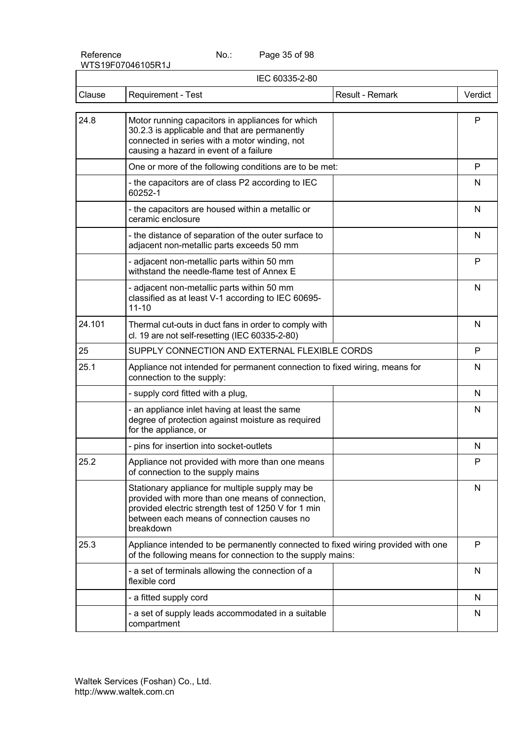IEC 60335-2-80

| Clause | Requirement - Test | Result - Remark | Verdict |
|---|---|---|---|
| 24.8 | Motor running capacitors in appliances for which 30.2.3 is applicable and that are permanently connected in series with a motor winding, not causing a hazard in event of a failure | | P |
| | One or more of the following conditions are to be met: | | P |
| | - the capacitors are of class P2 according to IEC 60252-1 | | N |
| | - the capacitors are housed within a metallic or ceramic enclosure | | N |
| | - the distance of separation of the outer surface to adjacent non-metallic parts exceeds 50 mm | | N |
| | - adjacent non-metallic parts within 50 mm withstand the needle-flame test of Annex E | | P |
| | - adjacent non-metallic parts within 50 mm classified as at least V-1 according to IEC 60695-11-10 | | N |
| 24.101 | Thermal cut-outs in duct fans in order to comply with cl. 19 are not self-resetting (IEC 60335-2-80) | | N |
| 25 | SUPPLY CONNECTION AND EXTERNAL FLEXIBLE CORDS | | P |
| 25.1 | Appliance not intended for permanent connection to fixed wiring, means for connection to the supply: | | N |
| | - supply cord fitted with a plug, | | N |
| | - an appliance inlet having at least the same degree of protection against moisture as required for the appliance, or | | N |
| | - pins for insertion into socket-outlets | | N |
| 25.2 | Appliance not provided with more than one means of connection to the supply mains | | P |
| | Stationary appliance for multiple supply may be provided with more than one means of connection, provided electric strength test of 1250 V for 1 min between each means of connection causes no breakdown | | N |
| 25.3 | Appliance intended to be permanently connected to fixed wiring provided with one of the following means for connection to the supply mains: | | P |
| | - a set of terminals allowing the connection of a flexible cord | | N |
| | - a fitted supply cord | | N |
| | - a set of supply leads accommodated in a suitable compartment | | N |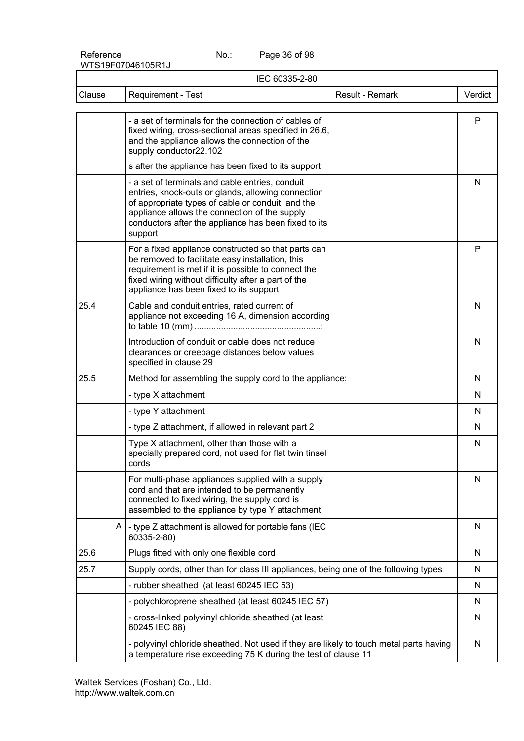| Clause | Requirement - Test | Result - Remark | Verdict |
|---|---|---|---|
| | - a set of terminals for the connection of cables of fixed wiring, cross-sectional areas specified in 26.6, and the appliance allows the connection of the supply conductor22.102<br><br>s after the appliance has been fixed to its support | | P |
| | - a set of terminals and cable entries, conduit entries, knock-outs or glands, allowing connection of appropriate types of cable or conduit, and the appliance allows the connection of the supply conductors after the appliance has been fixed to its support | | N |
| | For a fixed appliance constructed so that parts can be removed to facilitate easy installation, this requirement is met if it is possible to connect the fixed wiring without difficulty after a part of the appliance has been fixed to its support | | P |
| 25.4 | Cable and conduit entries, rated current of appliance not exceeding 16 A, dimension according to table 10 (mm) ...................................................: | | N |
| | Introduction of conduit or cable does not reduce clearances or creepage distances below values specified in clause 29 | | N |
| 25.5 | Method for assembling the supply cord to the appliance: | | N |
| | - type X attachment | | N |
| | - type Y attachment | | N |
| | - type Z attachment, if allowed in relevant part 2 | | N |
| | Type X attachment, other than those with a specially prepared cord, not used for flat twin tinsel cords | | N |
| | For multi-phase appliances supplied with a supply cord and that are intended to be permanently connected to fixed wiring, the supply cord is assembled to the appliance by type Y attachment | | N |
| A | - type Z attachment is allowed for portable fans (IEC 60335-2-80) | | N |
| 25.6 | Plugs fitted with only one flexible cord | | N |
| 25.7 | Supply cords, other than for class III appliances, being one of the following types: | | N |
| | - rubber sheathed (at least 60245 IEC 53) | | N |
| | - polychloroprene sheathed (at least 60245 IEC 57) | | N |
| | - cross-linked polyvinyl chloride sheathed (at least 60245 IEC 88) | | N |
| | - polyvinyl chloride sheathed. Not used if they are likely to touch metal parts having a temperature rise exceeding 75 K during the test of clause 11 | | N |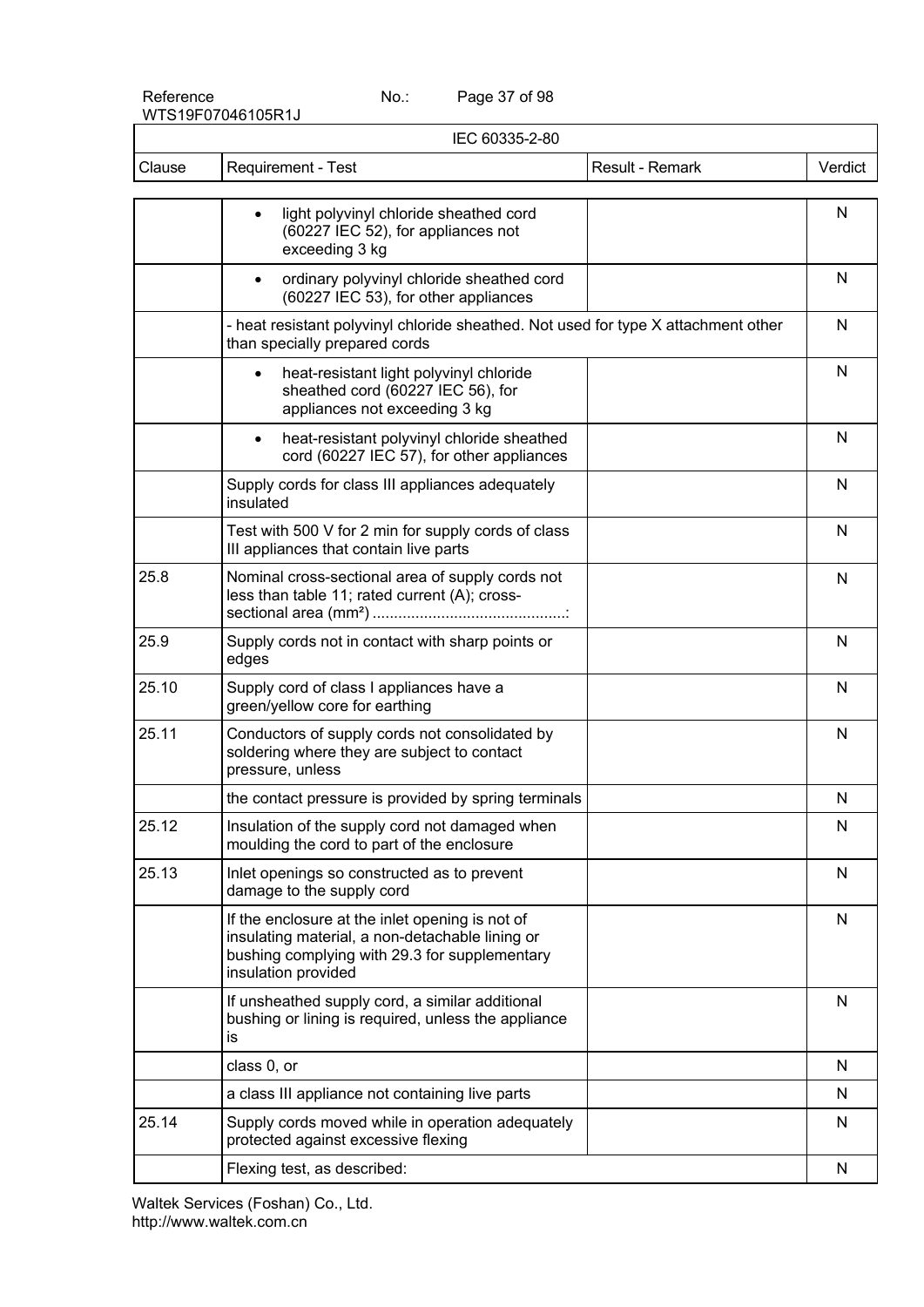IEC 60335-2-80

| Clause | Requirement - Test | Result - Remark | Verdict |
|---|---|---|---|
| | • light polyvinyl chloride sheathed cord (60227 IEC 52), for appliances not exceeding 3 kg | | N |
| | • ordinary polyvinyl chloride sheathed cord (60227 IEC 53), for other appliances | | N |
| | - heat resistant polyvinyl chloride sheathed. Not used for type X attachment other than specially prepared cords | | N |
| | • heat-resistant light polyvinyl chloride sheathed cord (60227 IEC 56), for appliances not exceeding 3 kg | | N |
| | • heat-resistant polyvinyl chloride sheathed cord (60227 IEC 57), for other appliances | | N |
| | Supply cords for class III appliances adequately insulated | | N |
| | Test with 500 V for 2 min for supply cords of class III appliances that contain live parts | | N |
| 25.8 | Nominal cross-sectional area of supply cords not less than table 11; rated current (A); cross-sectional area (mm²) .............................................: | | N |
| 25.9 | Supply cords not in contact with sharp points or edges | | N |
| 25.10 | Supply cord of class I appliances have a green/yellow core for earthing | | N |
| 25.11 | Conductors of supply cords not consolidated by soldering where they are subject to contact pressure, unless | | N |
| | the contact pressure is provided by spring terminals | | N |
| 25.12 | Insulation of the supply cord not damaged when moulding the cord to part of the enclosure | | N |
| 25.13 | Inlet openings so constructed as to prevent damage to the supply cord | | N |
| | If the enclosure at the inlet opening is not of insulating material, a non-detachable lining or bushing complying with 29.3 for supplementary insulation provided | | N |
| | If unsheathed supply cord, a similar additional bushing or lining is required, unless the appliance is | | N |
| | class 0, or | | N |
| | a class III appliance not containing live parts | | N |
| 25.14 | Supply cords moved while in operation adequately protected against excessive flexing | | N |
| | Flexing test, as described: | | N |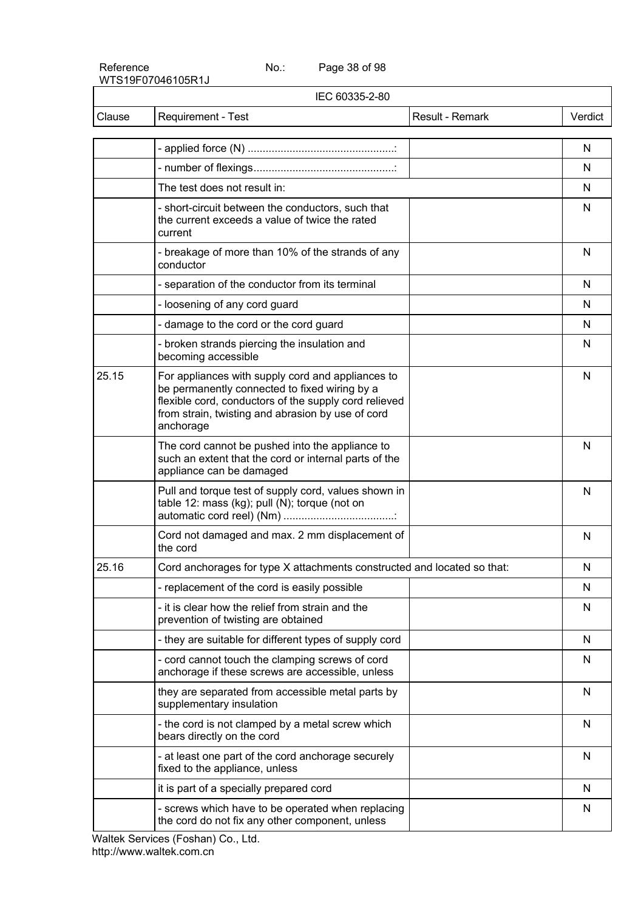IEC 60335-2-80

| Clause | Requirement - Test | Result - Remark | Verdict |
|---|---|---|---|
| | - applied force (N) ..................................................: | | N |
| | - number of flexings...............................................: | | N |
| | The test does not result in: | | N |
| | - short-circuit between the conductors, such that the current exceeds a value of twice the rated current | | N |
| | - breakage of more than 10% of the strands of any conductor | | N |
| | - separation of the conductor from its terminal | | N |
| | - loosening of any cord guard | | N |
| | - damage to the cord or the cord guard | | N |
| | - broken strands piercing the insulation and becoming accessible | | N |
| 25.15 | For appliances with supply cord and appliances to be permanently connected to fixed wiring by a flexible cord, conductors of the supply cord relieved from strain, twisting and abrasion by use of cord anchorage | | N |
| | The cord cannot be pushed into the appliance to such an extent that the cord or internal parts of the appliance can be damaged | | N |
| | Pull and torque test of supply cord, values shown in table 12: mass (kg); pull (N); torque (not on automatic cord reel) (Nm) .....................................: | | N |
| | Cord not damaged and max. 2 mm displacement of the cord | | N |
| 25.16 | Cord anchorages for type X attachments constructed and located so that: | | N |
| | - replacement of the cord is easily possible | | N |
| | - it is clear how the relief from strain and the prevention of twisting are obtained | | N |
| | - they are suitable for different types of supply cord | | N |
| | - cord cannot touch the clamping screws of cord anchorage if these screws are accessible, unless | | N |
| | they are separated from accessible metal parts by supplementary insulation | | N |
| | - the cord is not clamped by a metal screw which bears directly on the cord | | N |
| | - at least one part of the cord anchorage securely fixed to the appliance, unless | | N |
| | it is part of a specially prepared cord | | N |
| | - screws which have to be operated when replacing the cord do not fix any other component, unless | | N |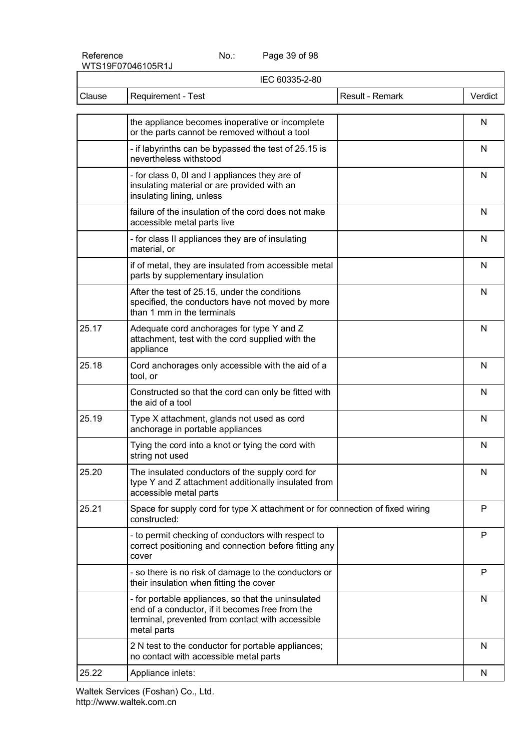| Clause | Requirement - Test | Result - Remark | Verdict |
|---|---|---|---|
| | the appliance becomes inoperative or incomplete or the parts cannot be removed without a tool | | N |
| | - if labyrinths can be bypassed the test of 25.15 is nevertheless withstood | | N |
| | - for class 0, 0I and I appliances they are of insulating material or are provided with an insulating lining, unless | | N |
| | failure of the insulation of the cord does not make accessible metal parts live | | N |
| | - for class II appliances they are of insulating material, or | | N |
| | if of metal, they are insulated from accessible metal parts by supplementary insulation | | N |
| | After the test of 25.15, under the conditions specified, the conductors have not moved by more than 1 mm in the terminals | | N |
| 25.17 | Adequate cord anchorages for type Y and Z attachment, test with the cord supplied with the appliance | | N |
| 25.18 | Cord anchorages only accessible with the aid of a tool, or | | N |
| | Constructed so that the cord can only be fitted with the aid of a tool | | N |
| 25.19 | Type X attachment, glands not used as cord anchorage in portable appliances | | N |
| | Tying the cord into a knot or tying the cord with string not used | | N |
| 25.20 | The insulated conductors of the supply cord for type Y and Z attachment additionally insulated from accessible metal parts | | N |
| 25.21 | Space for supply cord for type X attachment or for connection of fixed wiring constructed: | | P |
| | - to permit checking of conductors with respect to correct positioning and connection before fitting any cover | | P |
| | - so there is no risk of damage to the conductors or their insulation when fitting the cover | | P |
| | - for portable appliances, so that the uninsulated end of a conductor, if it becomes free from the terminal, prevented from contact with accessible metal parts | | N |
| | 2 N test to the conductor for portable appliances; no contact with accessible metal parts | | N |
| 25.22 | Appliance inlets: | | N |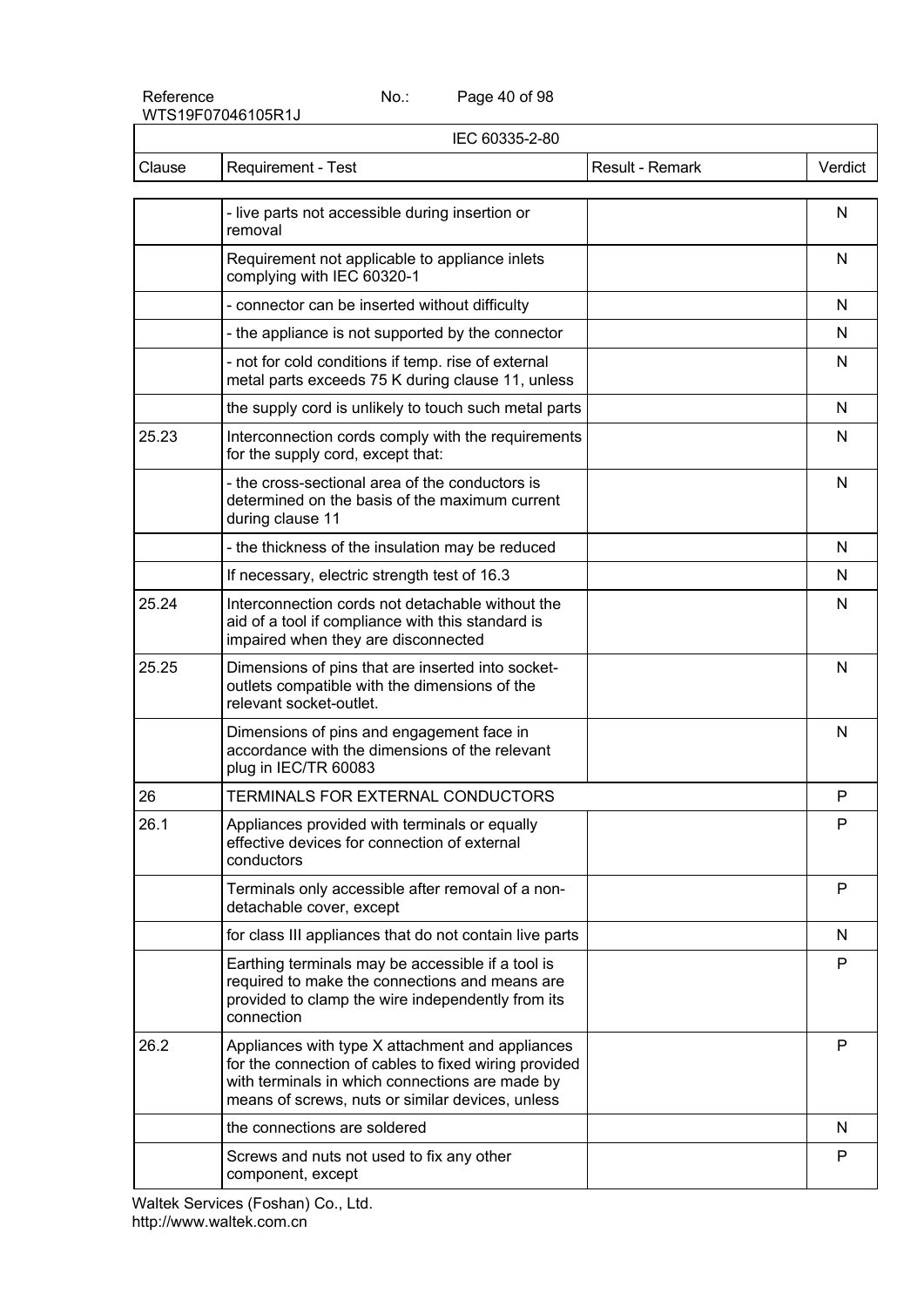| Clause | Requirement - Test | Result - Remark | Verdict |
|---|---|---|---|
| | - live parts not accessible during insertion or removal | | N |
| | Requirement not applicable to appliance inlets complying with IEC 60320-1 | | N |
| | - connector can be inserted without difficulty | | N |
| | - the appliance is not supported by the connector | | N |
| | - not for cold conditions if temp. rise of external metal parts exceeds 75 K during clause 11, unless | | N |
| | the supply cord is unlikely to touch such metal parts | | N |
| 25.23 | Interconnection cords comply with the requirements for the supply cord, except that: | | N |
| | - the cross-sectional area of the conductors is determined on the basis of the maximum current during clause 11 | | N |
| | - the thickness of the insulation may be reduced | | N |
| | If necessary, electric strength test of 16.3 | | N |
| 25.24 | Interconnection cords not detachable without the aid of a tool if compliance with this standard is impaired when they are disconnected | | N |
| 25.25 | Dimensions of pins that are inserted into socket-outlets compatible with the dimensions of the relevant socket-outlet. | | N |
| | Dimensions of pins and engagement face in accordance with the dimensions of the relevant plug in IEC/TR 60083 | | N |
| 26 | TERMINALS FOR EXTERNAL CONDUCTORS | | P |
| 26.1 | Appliances provided with terminals or equally effective devices for connection of external conductors | | P |
| | Terminals only accessible after removal of a non-detachable cover, except | | P |
| | for class III appliances that do not contain live parts | | N |
| | Earthing terminals may be accessible if a tool is required to make the connections and means are provided to clamp the wire independently from its connection | | P |
| 26.2 | Appliances with type X attachment and appliances for the connection of cables to fixed wiring provided with terminals in which connections are made by means of screws, nuts or similar devices, unless | | P |
| | the connections are soldered | | N |
| | Screws and nuts not used to fix any other component, except | | P |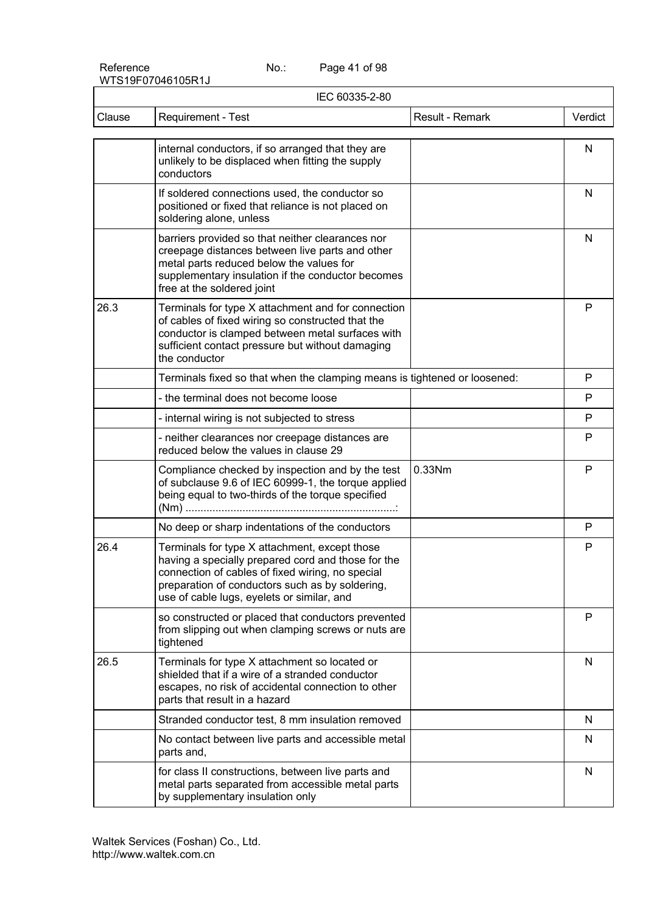| Clause | Requirement - Test | Result - Remark | Verdict |
|---|---|---|---|
| | internal conductors, if so arranged that they are unlikely to be displaced when fitting the supply conductors | | N |
| | If soldered connections used, the conductor so positioned or fixed that reliance is not placed on soldering alone, unless | | N |
| | barriers provided so that neither clearances nor creepage distances between live parts and other metal parts reduced below the values for supplementary insulation if the conductor becomes free at the soldered joint | | N |
| 26.3 | Terminals for type X attachment and for connection of cables of fixed wiring so constructed that the conductor is clamped between metal surfaces with sufficient contact pressure but without damaging the conductor | | P |
| | Terminals fixed so that when the clamping means is tightened or loosened: | | P |
| | - the terminal does not become loose | | P |
| | - internal wiring is not subjected to stress | | P |
| | - neither clearances nor creepage distances are reduced below the values in clause 29 | | P |
| | Compliance checked by inspection and by the test of subclause 9.6 of IEC 60999-1, the torque applied being equal to two-thirds of the torque specified (Nm) ......................................................................: | 0.33Nm | P |
| | No deep or sharp indentations of the conductors | | P |
| 26.4 | Terminals for type X attachment, except those having a specially prepared cord and those for the connection of cables of fixed wiring, no special preparation of conductors such as by soldering, use of cable lugs, eyelets or similar, and | | P |
| | so constructed or placed that conductors prevented from slipping out when clamping screws or nuts are tightened | | P |
| 26.5 | Terminals for type X attachment so located or shielded that if a wire of a stranded conductor escapes, no risk of accidental connection to other parts that result in a hazard | | N |
| | Stranded conductor test, 8 mm insulation removed | | N |
| | No contact between live parts and accessible metal parts and, | | N |
| | for class II constructions, between live parts and metal parts separated from accessible metal parts by supplementary insulation only | | N |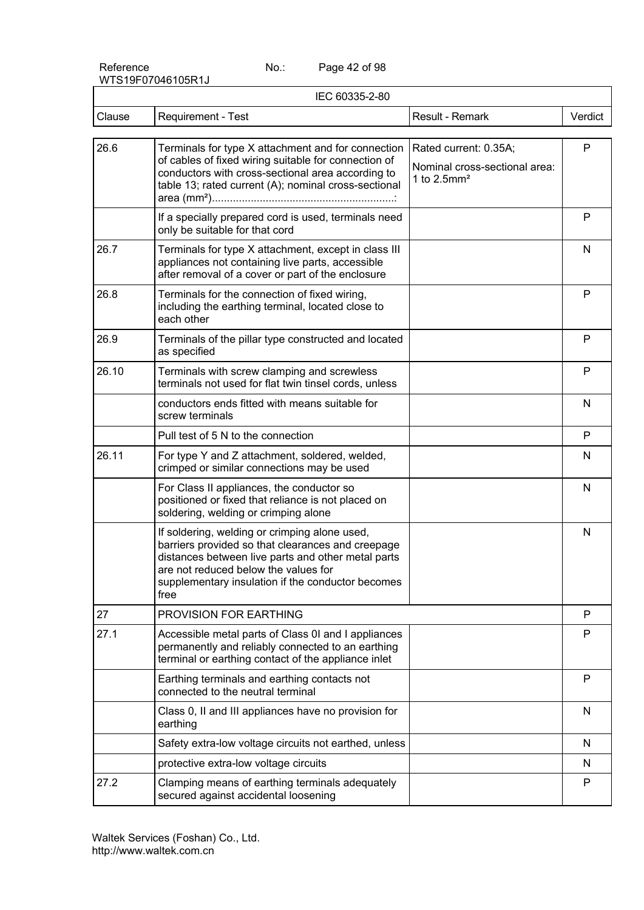| IEC 60335-2-80 | | | |
|---|---|---|---|
| Clause | Requirement - Test | Result - Remark | Verdict |
| 26.6 | Terminals for type X attachment and for connection of cables of fixed wiring suitable for connection of conductors with cross-sectional area according to table 13; rated current (A); nominal cross-sectional area (mm²)..........................................................: | Rated current: 0.35A; Nominal cross-sectional area: 1 to 2.5mm² | P |
| | If a specially prepared cord is used, terminals need only be suitable for that cord | | P |
| 26.7 | Terminals for type X attachment, except in class III appliances not containing live parts, accessible after removal of a cover or part of the enclosure | | N |
| 26.8 | Terminals for the connection of fixed wiring, including the earthing terminal, located close to each other | | P |
| 26.9 | Terminals of the pillar type constructed and located as specified | | P |
| 26.10 | Terminals with screw clamping and screwless terminals not used for flat twin tinsel cords, unless | | P |
| | conductors ends fitted with means suitable for screw terminals | | N |
| | Pull test of 5 N to the connection | | P |
| 26.11 | For type Y and Z attachment, soldered, welded, crimped or similar connections may be used | | N |
| | For Class II appliances, the conductor so positioned or fixed that reliance is not placed on soldering, welding or crimping alone | | N |
| | If soldering, welding or crimping alone used, barriers provided so that clearances and creepage distances between live parts and other metal parts are not reduced below the values for supplementary insulation if the conductor becomes free | | N |
| 27 | PROVISION FOR EARTHING | | P |
| 27.1 | Accessible metal parts of Class 0I and I appliances permanently and reliably connected to an earthing terminal or earthing contact of the appliance inlet | | P |
| | Earthing terminals and earthing contacts not connected to the neutral terminal | | P |
| | Class 0, II and III appliances have no provision for earthing | | N |
| | Safety extra-low voltage circuits not earthed, unless | | N |
| | protective extra-low voltage circuits | | N |
| 27.2 | Clamping means of earthing terminals adequately secured against accidental loosening | | P |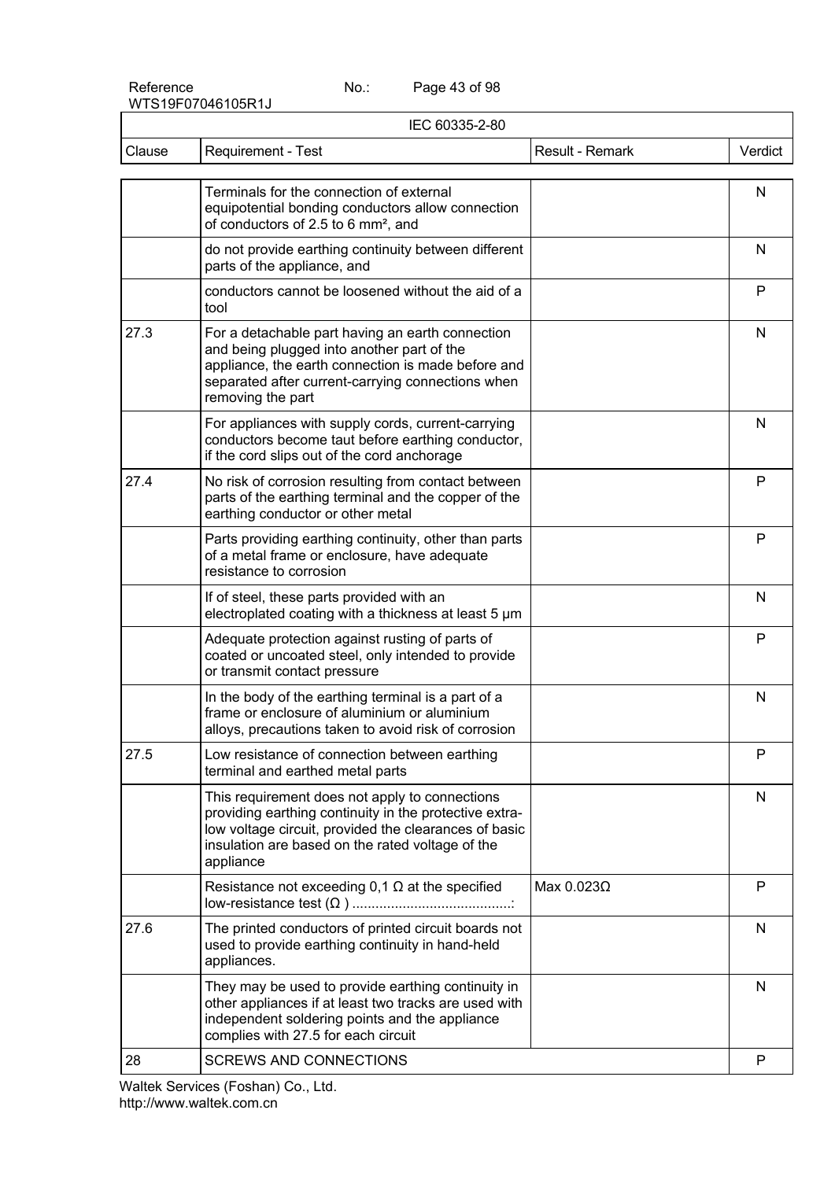| IEC 60335-2-80 | | | |
|---|---|---|---|
| Clause | Requirement - Test | Result - Remark | Verdict |
| | Terminals for the connection of external equipotential bonding conductors allow connection of conductors of 2.5 to 6 mm², and | | N |
| | do not provide earthing continuity between different parts of the appliance, and | | N |
| | conductors cannot be loosened without the aid of a tool | | P |
| 27.3 | For a detachable part having an earth connection and being plugged into another part of the appliance, the earth connection is made before and separated after current-carrying connections when removing the part | | N |
| | For appliances with supply cords, current-carrying conductors become taut before earthing conductor, if the cord slips out of the cord anchorage | | N |
| 27.4 | No risk of corrosion resulting from contact between parts of the earthing terminal and the copper of the earthing conductor or other metal | | P |
| | Parts providing earthing continuity, other than parts of a metal frame or enclosure, have adequate resistance to corrosion | | P |
| | If of steel, these parts provided with an electroplated coating with a thickness at least 5 μm | | N |
| | Adequate protection against rusting of parts of coated or uncoated steel, only intended to provide or transmit contact pressure | | P |
| | In the body of the earthing terminal is a part of a frame or enclosure of aluminium or aluminium alloys, precautions taken to avoid risk of corrosion | | N |
| 27.5 | Low resistance of connection between earthing terminal and earthed metal parts | | P |
| | This requirement does not apply to connections providing earthing continuity in the protective extra-low voltage circuit, provided the clearances of basic insulation are based on the rated voltage of the appliance | | N |
| | Resistance not exceeding 0,1 Ω at the specified low-resistance test (Ω) .........................................: | Max 0.023Ω | P |
| 27.6 | The printed conductors of printed circuit boards not used to provide earthing continuity in hand-held appliances. | | N |
| | They may be used to provide earthing continuity in other appliances if at least two tracks are used with independent soldering points and the appliance complies with 27.5 for each circuit | | N |
| 28 | SCREWS AND CONNECTIONS | | P |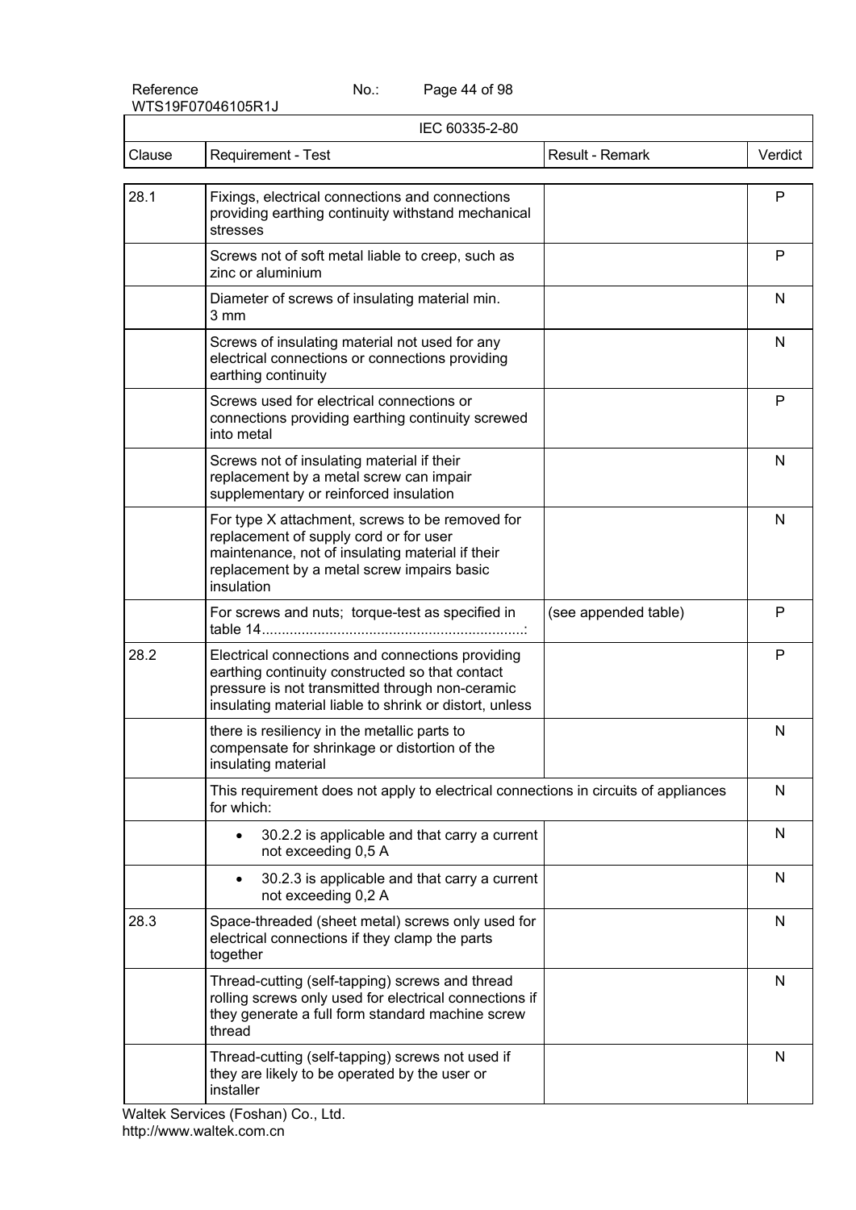IEC 60335-2-80

| Clause | Requirement - Test | Result - Remark | Verdict |
|---|---|---|---|
| 28.1 | Fixings, electrical connections and connections providing earthing continuity withstand mechanical stresses | | P |
| | Screws not of soft metal liable to creep, such as zinc or aluminium | | P |
| | Diameter of screws of insulating material min. 3 mm | | N |
| | Screws of insulating material not used for any electrical connections or connections providing earthing continuity | | N |
| | Screws used for electrical connections or connections providing earthing continuity screwed into metal | | P |
| | Screws not of insulating material if their replacement by a metal screw can impair supplementary or reinforced insulation | | N |
| | For type X attachment, screws to be removed for replacement of supply cord or for user maintenance, not of insulating material if their replacement by a metal screw impairs basic insulation | | N |
| | For screws and nuts; torque-test as specified in table 14.................................................................: | (see appended table) | P |
| 28.2 | Electrical connections and connections providing earthing continuity constructed so that contact pressure is not transmitted through non-ceramic insulating material liable to shrink or distort, unless | | P |
| | there is resiliency in the metallic parts to compensate for shrinkage or distortion of the insulating material | | N |
| | This requirement does not apply to electrical connections in circuits of appliances for which: | | N |
| | • 30.2.2 is applicable and that carry a current not exceeding 0,5 A | | N |
| | • 30.2.3 is applicable and that carry a current not exceeding 0,2 A | | N |
| 28.3 | Space-threaded (sheet metal) screws only used for electrical connections if they clamp the parts together | | N |
| | Thread-cutting (self-tapping) screws and thread rolling screws only used for electrical connections if they generate a full form standard machine screw thread | | N |
| | Thread-cutting (self-tapping) screws not used if they are likely to be operated by the user or installer | | N |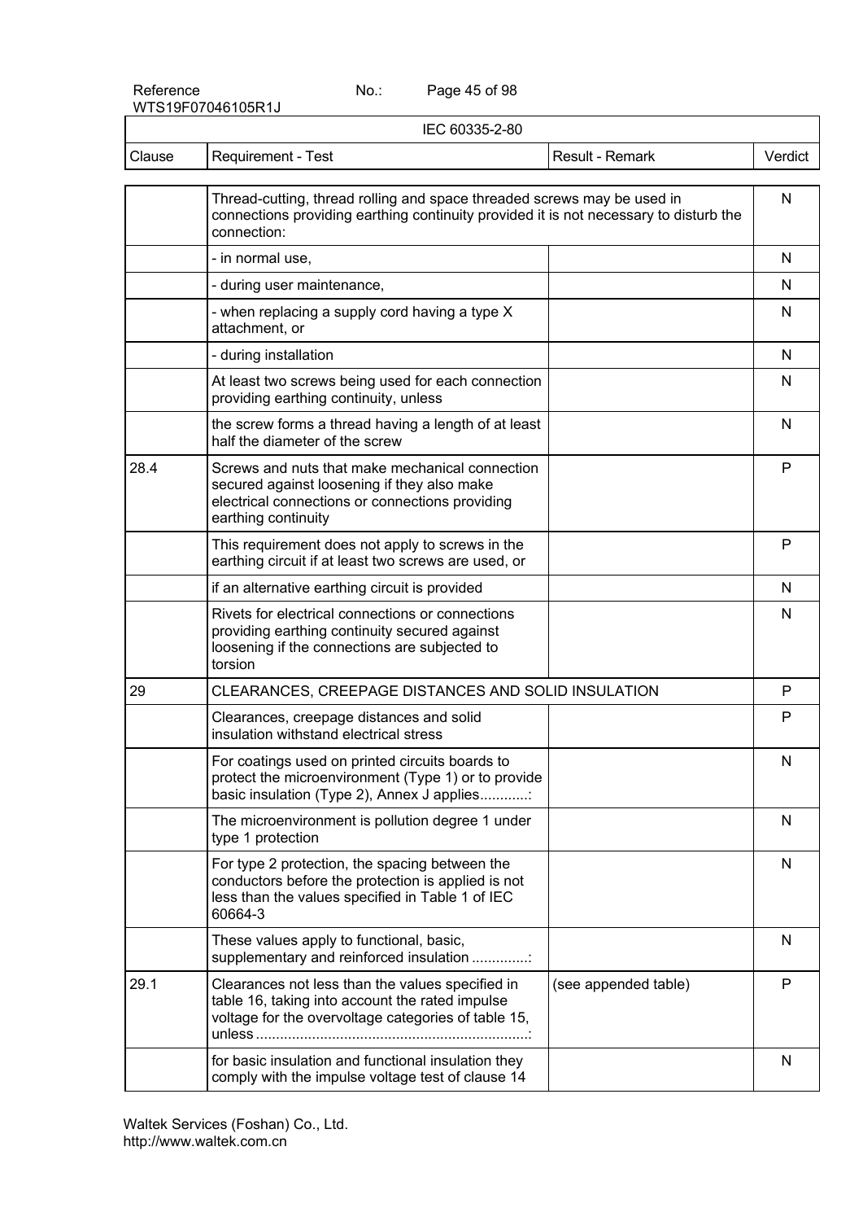| Clause | Requirement - Test | Result - Remark | Verdict |
|---|---|---|---|
| | Thread-cutting, thread rolling and space threaded screws may be used in connections providing earthing continuity provided it is not necessary to disturb the connection: | | N |
| | - in normal use, | | N |
| | - during user maintenance, | | N |
| | - when replacing a supply cord having a type X attachment, or | | N |
| | - during installation | | N |
| | At least two screws being used for each connection providing earthing continuity, unless | | N |
| | the screw forms a thread having a length of at least half the diameter of the screw | | N |
| 28.4 | Screws and nuts that make mechanical connection secured against loosening if they also make electrical connections or connections providing earthing continuity | | P |
| | This requirement does not apply to screws in the earthing circuit if at least two screws are used, or | | P |
| | if an alternative earthing circuit is provided | | N |
| | Rivets for electrical connections or connections providing earthing continuity secured against loosening if the connections are subjected to torsion | | N |
| 29 | CLEARANCES, CREEPAGE DISTANCES AND SOLID INSULATION | | P |
| | Clearances, creepage distances and solid insulation withstand electrical stress | | P |
| | For coatings used on printed circuits boards to protect the microenvironment (Type 1) or to provide basic insulation (Type 2), Annex J applies............: | | N |
| | The microenvironment is pollution degree 1 under type 1 protection | | N |
| | For type 2 protection, the spacing between the conductors before the protection is applied is not less than the values specified in Table 1 of IEC 60664-3 | | N |
| | These values apply to functional, basic, supplementary and reinforced insulation ..............: | | N |
| 29.1 | Clearances not less than the values specified in table 16, taking into account the rated impulse voltage for the overvoltage categories of table 15, unless ....................................................................: | (see appended table) | P |
| | for basic insulation and functional insulation they comply with the impulse voltage test of clause 14 | | N |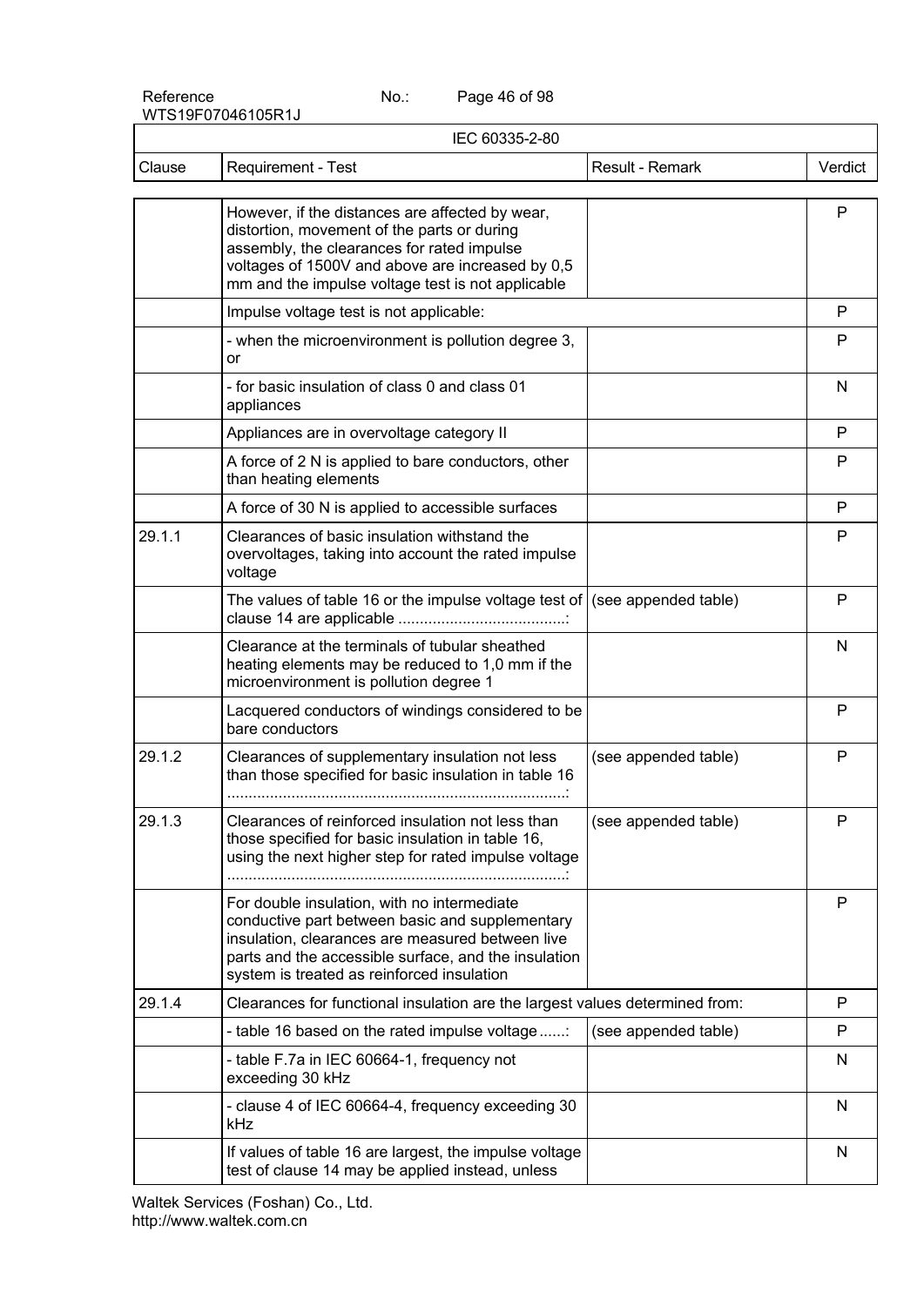| Clause | Requirement - Test | Result - Remark | Verdict |
|---|---|---|---|
| | However, if the distances are affected by wear, distortion, movement of the parts or during assembly, the clearances for rated impulse voltages of 1500V and above are increased by 0,5 mm and the impulse voltage test is not applicable | | P |
| | Impulse voltage test is not applicable: | | P |
| | - when the microenvironment is pollution degree 3, or | | P |
| | - for basic insulation of class 0 and class 01 appliances | | N |
| | Appliances are in overvoltage category II | | P |
| | A force of 2 N is applied to bare conductors, other than heating elements | | P |
| | A force of 30 N is applied to accessible surfaces | | P |
| 29.1.1 | Clearances of basic insulation withstand the overvoltages, taking into account the rated impulse voltage | | P |
| | The values of table 16 or the impulse voltage test of clause 14 are applicable .......................................: | (see appended table) | P |
| | Clearance at the terminals of tubular sheathed heating elements may be reduced to 1,0 mm if the microenvironment is pollution degree 1 | | N |
| | Lacquered conductors of windings considered to be bare conductors | | P |
| 29.1.2 | Clearances of supplementary insulation not less than those specified for basic insulation in table 16 .............................................................................: | (see appended table) | P |
| 29.1.3 | Clearances of reinforced insulation not less than those specified for basic insulation in table 16, using the next higher step for rated impulse voltage ..............................................................................: | (see appended table) | P |
| | For double insulation, with no intermediate conductive part between basic and supplementary insulation, clearances are measured between live parts and the accessible surface, and the insulation system is treated as reinforced insulation | | P |
| 29.1.4 | Clearances for functional insulation are the largest values determined from: | | P |
| | - table 16 based on the rated impulse voltage ......: | (see appended table) | P |
| | - table F.7a in IEC 60664-1, frequency not exceeding 30 kHz | | N |
| | - clause 4 of IEC 60664-4, frequency exceeding 30 kHz | | N |
| | If values of table 16 are largest, the impulse voltage test of clause 14 may be applied instead, unless | | N |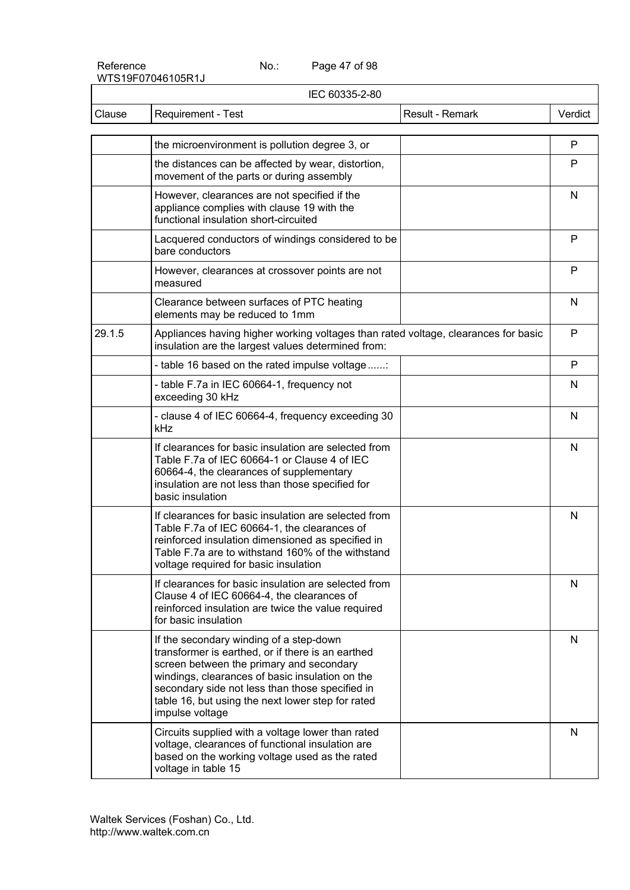| Clause | Requirement - Test | Result - Remark | Verdict |
|---|---|---|---|
| | the microenvironment is pollution degree 3, or | | P |
| | the distances can be affected by wear, distortion, movement of the parts or during assembly | | P |
| | However, clearances are not specified if the appliance complies with clause 19 with the functional insulation short-circuited | | N |
| | Lacquered conductors of windings considered to be bare conductors | | P |
| | However, clearances at crossover points are not measured | | P |
| | Clearance between surfaces of PTC heating elements may be reduced to 1mm | | N |
| 29.1.5 | Appliances having higher working voltages than rated voltage, clearances for basic insulation are the largest values determined from: | | P |
| | - table 16 based on the rated impulse voltage ......: | | P |
| | - table F.7a in IEC 60664-1, frequency not exceeding 30 kHz | | N |
| | - clause 4 of IEC 60664-4, frequency exceeding 30 kHz | | N |
| | If clearances for basic insulation are selected from Table F.7a of IEC 60664-1 or Clause 4 of IEC 60664-4, the clearances of supplementary insulation are not less than those specified for basic insulation | | N |
| | If clearances for basic insulation are selected from Table F.7a of IEC 60664-1, the clearances of reinforced insulation dimensioned as specified in Table F.7a are to withstand 160% of the withstand voltage required for basic insulation | | N |
| | If clearances for basic insulation are selected from Clause 4 of IEC 60664-4, the clearances of reinforced insulation are twice the value required for basic insulation | | N |
| | If the secondary winding of a step-down transformer is earthed, or if there is an earthed screen between the primary and secondary windings, clearances of basic insulation on the secondary side not less than those specified in table 16, but using the next lower step for rated impulse voltage | | N |
| | Circuits supplied with a voltage lower than rated voltage, clearances of functional insulation are based on the working voltage used as the rated voltage in table 15 | | N |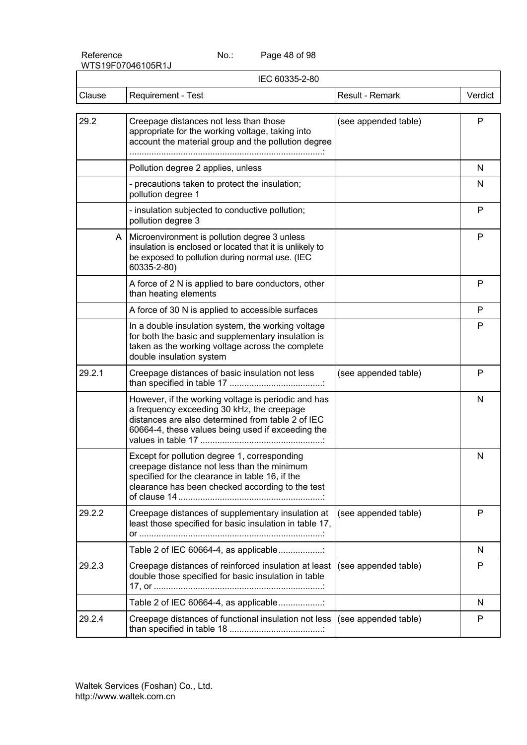| IEC 60335-2-80 | | | |
|---|---|---|---|
| Clause | Requirement - Test | Result - Remark | Verdict |
| 29.2 | Creepage distances not less than those appropriate for the working voltage, taking into account the material group and the pollution degree ..............................................................................: | (see appended table) | P |
| | Pollution degree 2 applies, unless | | N |
| | - precautions taken to protect the insulation; pollution degree 1 | | N |
| | - insulation subjected to conductive pollution; pollution degree 3 | | P |
| A | Microenvironment is pollution degree 3 unless insulation is enclosed or located that it is unlikely to be exposed to pollution during normal use. (IEC 60335-2-80) | | P |
| | A force of 2 N is applied to bare conductors, other than heating elements | | P |
| | A force of 30 N is applied to accessible surfaces | | P |
| | In a double insulation system, the working voltage for both the basic and supplementary insulation is taken as the working voltage across the complete double insulation system | | P |
| 29.2.1 | Creepage distances of basic insulation not less than specified in table 17 ......................................: | (see appended table) | P |
| | However, if the working voltage is periodic and has a frequency exceeding 30 kHz, the creepage distances are also determined from table 2 of IEC 60664-4, these values being used if exceeding the values in table 17 ..................................................: | | N |
| | Except for pollution degree 1, corresponding creepage distance not less than the minimum specified for the clearance in table 16, if the clearance has been checked according to the test of clause 14 ...........................................................: | | N |
| 29.2.2 | Creepage distances of supplementary insulation at least those specified for basic insulation in table 17, or ...........................................................................: | (see appended table) | P |
| | Table 2 of IEC 60664-4, as applicable..................: | | N |
| 29.2.3 | Creepage distances of reinforced insulation at least double those specified for basic insulation in table 17, or ....................................................................: | (see appended table) | P |
| | Table 2 of IEC 60664-4, as applicable..................: | | N |
| 29.2.4 | Creepage distances of functional insulation not less than specified in table 18 ......................................: | (see appended table) | P |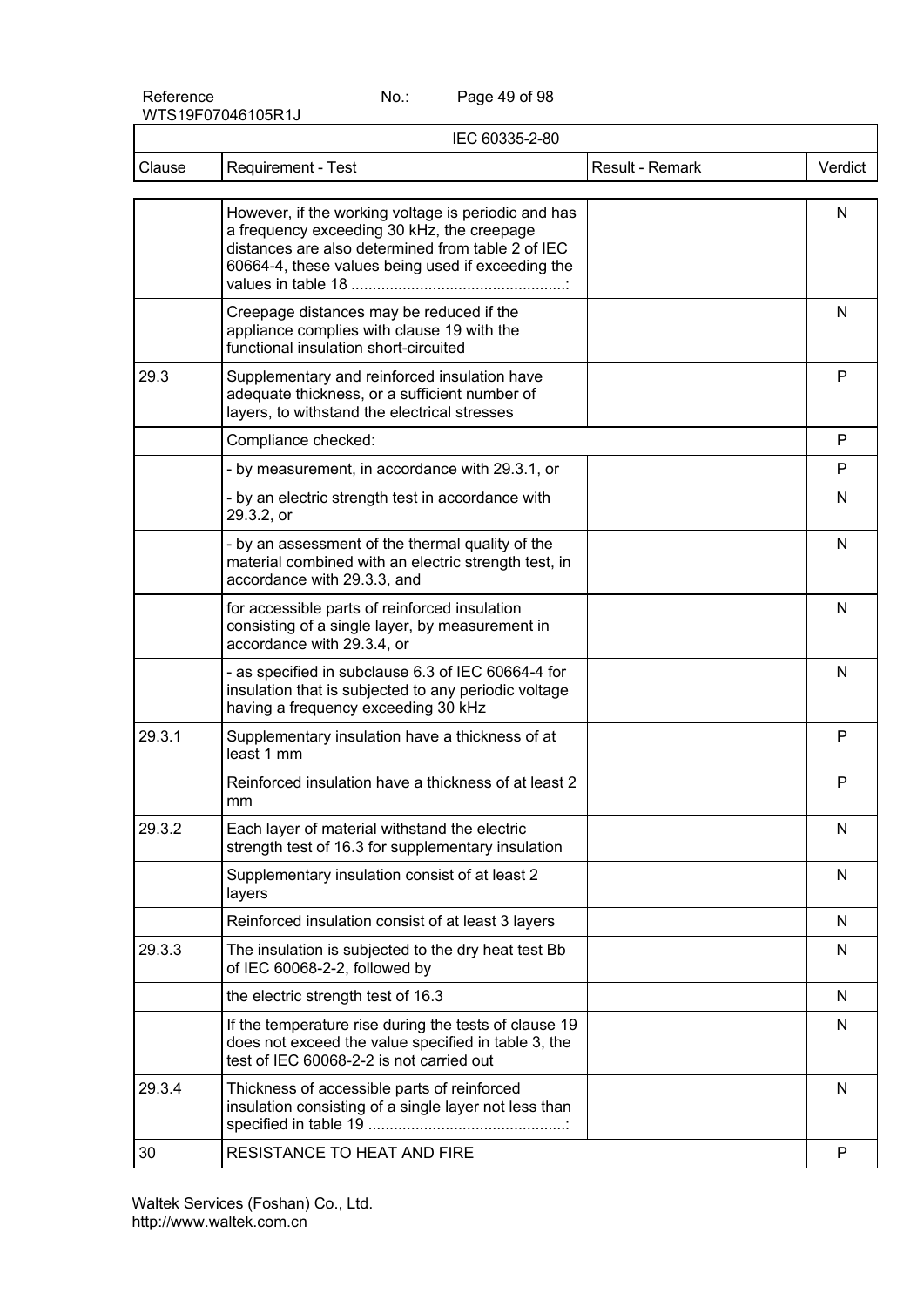| Clause | Requirement - Test | Result - Remark | Verdict |
|---|---|---|---|
| | However, if the working voltage is periodic and has a frequency exceeding 30 kHz, the creepage distances are also determined from table 2 of IEC 60664-4, these values being used if exceeding the values in table 18 ...................................................: | | N |
| | Creepage distances may be reduced if the appliance complies with clause 19 with the functional insulation short-circuited | | N |
| 29.3 | Supplementary and reinforced insulation have adequate thickness, or a sufficient number of layers, to withstand the electrical stresses | | P |
| | Compliance checked: | | P |
| | - by measurement, in accordance with 29.3.1, or | | P |
| | - by an electric strength test in accordance with 29.3.2, or | | N |
| | - by an assessment of the thermal quality of the material combined with an electric strength test, in accordance with 29.3.3, and | | N |
| | for accessible parts of reinforced insulation consisting of a single layer, by measurement in accordance with 29.3.4, or | | N |
| | - as specified in subclause 6.3 of IEC 60664-4 for insulation that is subjected to any periodic voltage having a frequency exceeding 30 kHz | | N |
| 29.3.1 | Supplementary insulation have a thickness of at least 1 mm | | P |
| | Reinforced insulation have a thickness of at least 2 mm | | P |
| 29.3.2 | Each layer of material withstand the electric strength test of 16.3 for supplementary insulation | | N |
| | Supplementary insulation consist of at least 2 layers | | N |
| | Reinforced insulation consist of at least 3 layers | | N |
| 29.3.3 | The insulation is subjected to the dry heat test Bb of IEC 60068-2-2, followed by | | N |
| | the electric strength test of 16.3 | | N |
| | If the temperature rise during the tests of clause 19 does not exceed the value specified in table 3, the test of IEC 60068-2-2 is not carried out | | N |
| 29.3.4 | Thickness of accessible parts of reinforced insulation consisting of a single layer not less than specified in table 19 ..............................................: | | N |
| 30 | RESISTANCE TO HEAT AND FIRE | | P |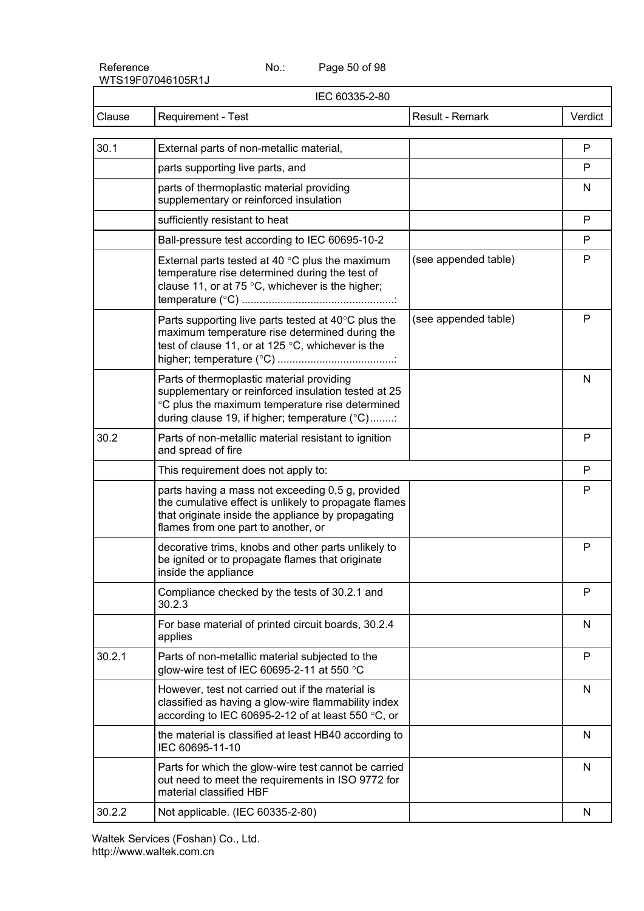| IEC 60335-2-80 | | | |
|---|---|---|---|
| Clause | Requirement - Test | Result - Remark | Verdict |
| 30.1 | External parts of non-metallic material, | | P |
| | parts supporting live parts, and | | P |
| | parts of thermoplastic material providing supplementary or reinforced insulation | | N |
| | sufficiently resistant to heat | | P |
| | Ball-pressure test according to IEC 60695-10-2 | | P |
| | External parts tested at 40 °C plus the maximum temperature rise determined during the test of clause 11, or at 75 °C, whichever is the higher; temperature (°C) ...................................................: | (see appended table) | P |
| | Parts supporting live parts tested at 40°C plus the maximum temperature rise determined during the test of clause 11, or at 125 °C, whichever is the higher; temperature (°C) .......................................: | (see appended table) | P |
| | Parts of thermoplastic material providing supplementary or reinforced insulation tested at 25 °C plus the maximum temperature rise determined during clause 19, if higher; temperature (°C)........: | | N |
| 30.2 | Parts of non-metallic material resistant to ignition and spread of fire | | P |
| | This requirement does not apply to: | | P |
| | parts having a mass not exceeding 0,5 g, provided the cumulative effect is unlikely to propagate flames that originate inside the appliance by propagating flames from one part to another, or | | P |
| | decorative trims, knobs and other parts unlikely to be ignited or to propagate flames that originate inside the appliance | | P |
| | Compliance checked by the tests of 30.2.1 and 30.2.3 | | P |
| | For base material of printed circuit boards, 30.2.4 applies | | N |
| 30.2.1 | Parts of non-metallic material subjected to the glow-wire test of IEC 60695-2-11 at 550 °C | | P |
| | However, test not carried out if the material is classified as having a glow-wire flammability index according to IEC 60695-2-12 of at least 550 °C, or | | N |
| | the material is classified at least HB40 according to IEC 60695-11-10 | | N |
| | Parts for which the glow-wire test cannot be carried out need to meet the requirements in ISO 9772 for material classified HBF | | N |
| 30.2.2 | Not applicable. (IEC 60335-2-80) | | N |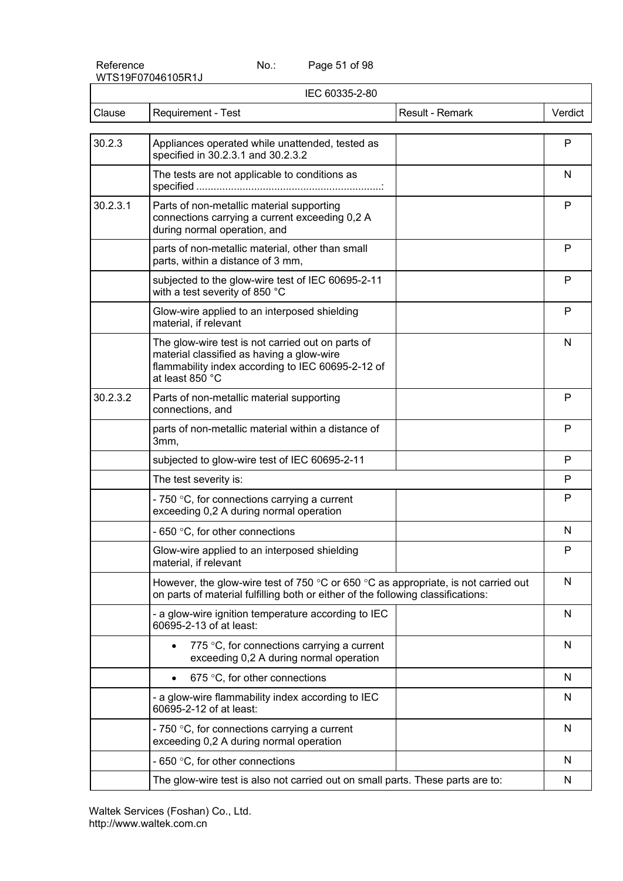| Clause | Requirement - Test | Result - Remark | Verdict |
|---|---|---|---|
| 30.2.3 | Appliances operated while unattended, tested as specified in 30.2.3.1 and 30.2.3.2 | | P |
| | The tests are not applicable to conditions as specified ...............................................................: | | N |
| 30.2.3.1 | Parts of non-metallic material supporting connections carrying a current exceeding 0,2 A during normal operation, and | | P |
| | parts of non-metallic material, other than small parts, within a distance of 3 mm, | | P |
| | subjected to the glow-wire test of IEC 60695-2-11 with a test severity of 850 °C | | P |
| | Glow-wire applied to an interposed shielding material, if relevant | | P |
| | The glow-wire test is not carried out on parts of material classified as having a glow-wire flammability index according to IEC 60695-2-12 of at least 850 °C | | N |
| 30.2.3.2 | Parts of non-metallic material supporting connections, and | | P |
| | parts of non-metallic material within a distance of 3mm, | | P |
| | subjected to glow-wire test of IEC 60695-2-11 | | P |
| | The test severity is: | | P |
| | - 750 °C, for connections carrying a current exceeding 0,2 A during normal operation | | P |
| | - 650 °C, for other connections | | N |
| | Glow-wire applied to an interposed shielding material, if relevant | | P |
| | However, the glow-wire test of 750 °C or 650 °C as appropriate, is not carried out on parts of material fulfilling both or either of the following classifications: | | N |
| | - a glow-wire ignition temperature according to IEC 60695-2-13 of at least: | | N |
| | • 775 °C, for connections carrying a current exceeding 0,2 A during normal operation | | N |
| | • 675 °C, for other connections | | N |
| | - a glow-wire flammability index according to IEC 60695-2-12 of at least: | | N |
| | - 750 °C, for connections carrying a current exceeding 0,2 A during normal operation | | N |
| | - 650 °C, for other connections | | N |
| | The glow-wire test is also not carried out on small parts. These parts are to: | | N |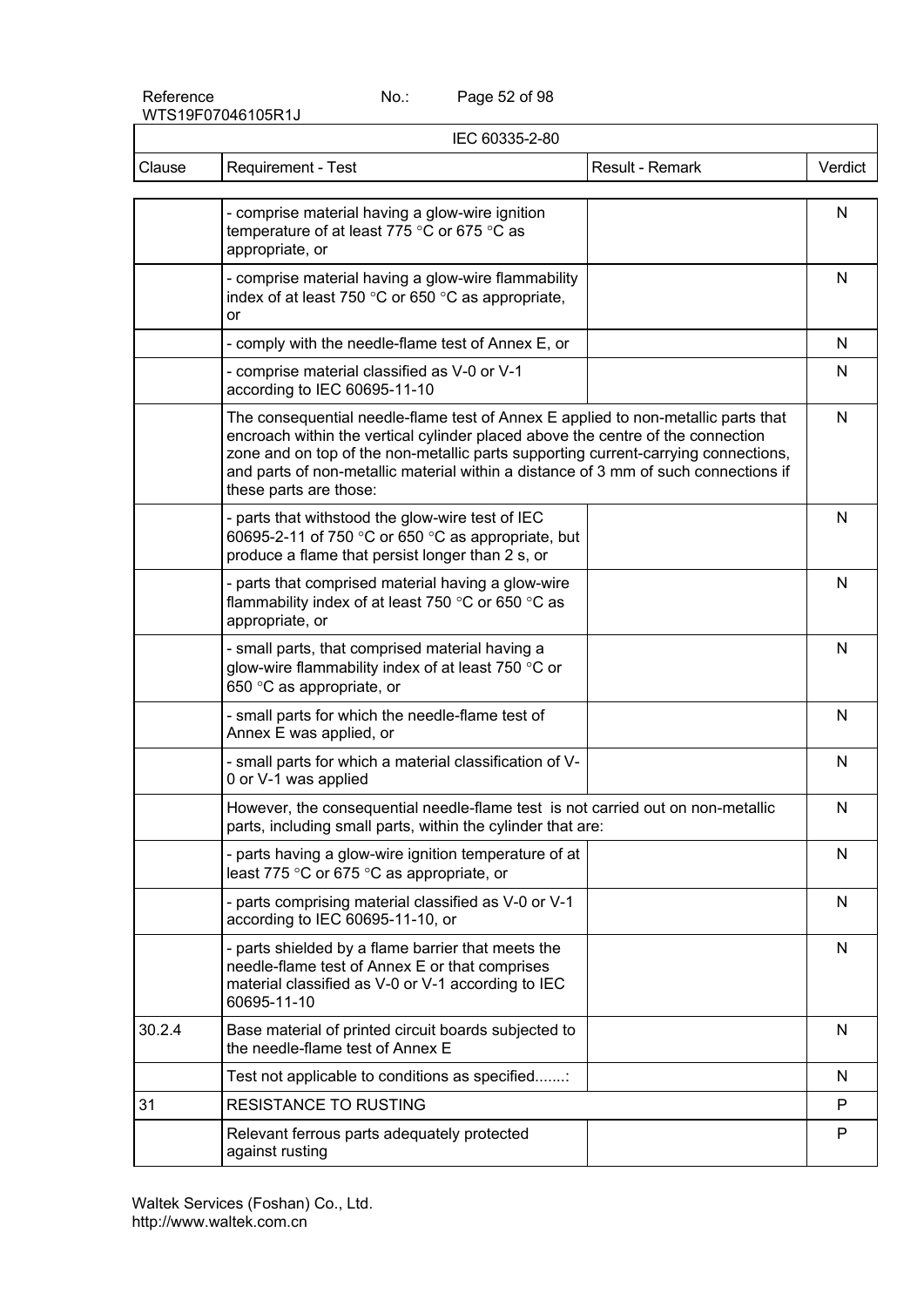IEC 60335-2-80

| Clause | Requirement - Test | Result - Remark | Verdict |
|---|---|---|---|
| | - comprise material having a glow-wire ignition temperature of at least 775 °C or 675 °C as appropriate, or | | N |
| | - comprise material having a glow-wire flammability index of at least 750 °C or 650 °C as appropriate, or | | N |
| | - comply with the needle-flame test of Annex E, or | | N |
| | - comprise material classified as V-0 or V-1 according to IEC 60695-11-10 | | N |
| | The consequential needle-flame test of Annex E applied to non-metallic parts that encroach within the vertical cylinder placed above the centre of the connection zone and on top of the non-metallic parts supporting current-carrying connections, and parts of non-metallic material within a distance of 3 mm of such connections if these parts are those: | | N |
| | - parts that withstood the glow-wire test of IEC 60695-2-11 of 750 °C or 650 °C as appropriate, but produce a flame that persist longer than 2 s, or | | N |
| | - parts that comprised material having a glow-wire flammability index of at least 750 °C or 650 °C as appropriate, or | | N |
| | - small parts, that comprised material having a glow-wire flammability index of at least 750 °C or 650 °C as appropriate, or | | N |
| | - small parts for which the needle-flame test of Annex E was applied, or | | N |
| | - small parts for which a material classification of V-0 or V-1 was applied | | N |
| | However, the consequential needle-flame test is not carried out on non-metallic parts, including small parts, within the cylinder that are: | | N |
| | - parts having a glow-wire ignition temperature of at least 775 °C or 675 °C as appropriate, or | | N |
| | - parts comprising material classified as V-0 or V-1 according to IEC 60695-11-10, or | | N |
| | - parts shielded by a flame barrier that meets the needle-flame test of Annex E or that comprises material classified as V-0 or V-1 according to IEC 60695-11-10 | | N |
| 30.2.4 | Base material of printed circuit boards subjected to the needle-flame test of Annex E | | N |
| | Test not applicable to conditions as specified.......: | | N |
| 31 | RESISTANCE TO RUSTING | | P |
| | Relevant ferrous parts adequately protected against rusting | | P |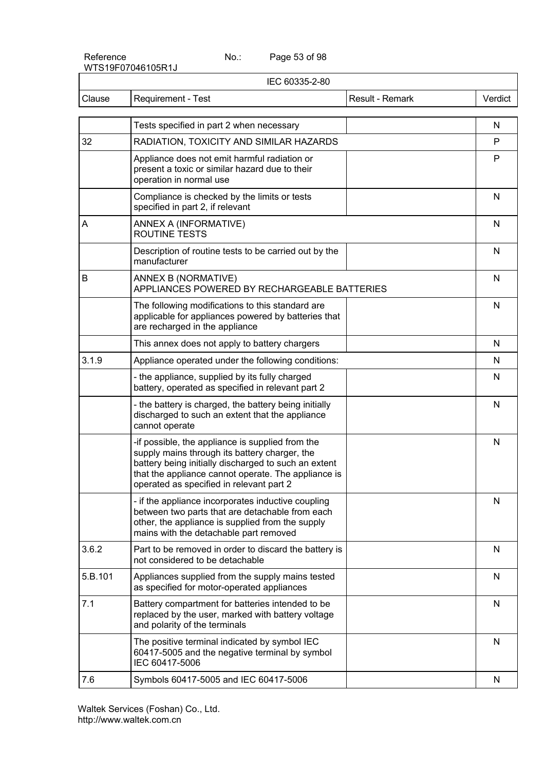IEC 60335-2-80

| Clause | Requirement - Test | Result - Remark | Verdict |
|---|---|---|---|
| | Tests specified in part 2 when necessary | | N |
| 32 | RADIATION, TOXICITY AND SIMILAR HAZARDS | | P |
| | Appliance does not emit harmful radiation or present a toxic or similar hazard due to their operation in normal use | | P |
| | Compliance is checked by the limits or tests specified in part 2, if relevant | | N |
| A | ANNEX A (INFORMATIVE) ROUTINE TESTS | | N |
| | Description of routine tests to be carried out by the manufacturer | | N |
| B | ANNEX B (NORMATIVE) APPLIANCES POWERED BY RECHARGEABLE BATTERIES | | N |
| | The following modifications to this standard are applicable for appliances powered by batteries that are recharged in the appliance | | N |
| | This annex does not apply to battery chargers | | N |
| 3.1.9 | Appliance operated under the following conditions: | | N |
| | - the appliance, supplied by its fully charged battery, operated as specified in relevant part 2 | | N |
| | - the battery is charged, the battery being initially discharged to such an extent that the appliance cannot operate | | N |
| | -if possible, the appliance is supplied from the supply mains through its battery charger, the battery being initially discharged to such an extent that the appliance cannot operate. The appliance is operated as specified in relevant part 2 | | N |
| | - if the appliance incorporates inductive coupling between two parts that are detachable from each other, the appliance is supplied from the supply mains with the detachable part removed | | N |
| 3.6.2 | Part to be removed in order to discard the battery is not considered to be detachable | | N |
| 5.B.101 | Appliances supplied from the supply mains tested as specified for motor-operated appliances | | N |
| 7.1 | Battery compartment for batteries intended to be replaced by the user, marked with battery voltage and polarity of the terminals | | N |
| | The positive terminal indicated by symbol IEC 60417-5005 and the negative terminal by symbol IEC 60417-5006 | | N |
| 7.6 | Symbols 60417-5005 and IEC 60417-5006 | | N |

Waltek Services (Foshan) Co., Ltd.
http://www.waltek.com.cn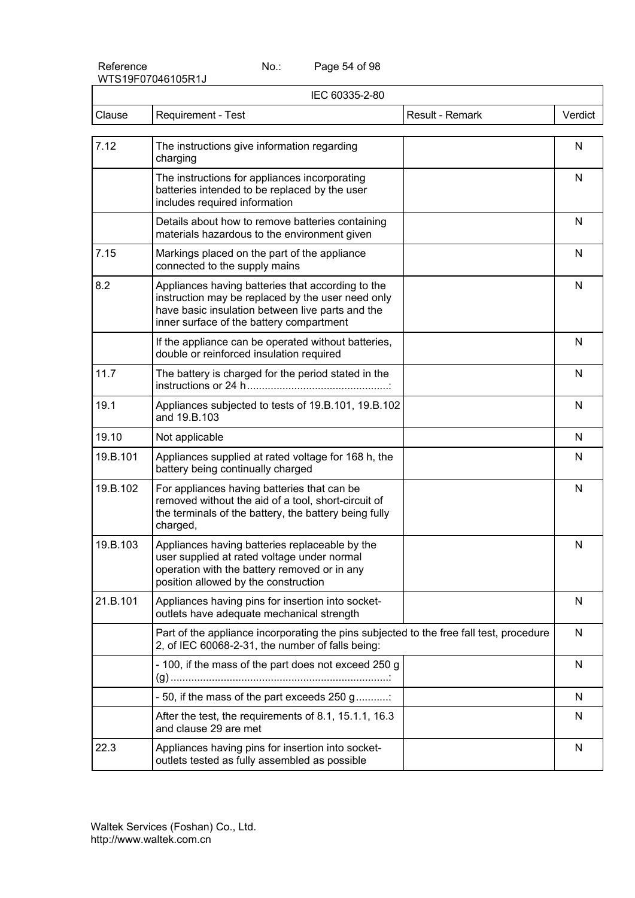IEC 60335-2-80

| Clause | Requirement - Test | Result - Remark | Verdict |
|---|---|---|---|
| 7.12 | The instructions give information regarding charging | | N |
| | The instructions for appliances incorporating batteries intended to be replaced by the user includes required information | | N |
| | Details about how to remove batteries containing materials hazardous to the environment given | | N |
| 7.15 | Markings placed on the part of the appliance connected to the supply mains | | N |
| 8.2 | Appliances having batteries that according to the instruction may be replaced by the user need only have basic insulation between live parts and the inner surface of the battery compartment | | N |
| | If the appliance can be operated without batteries, double or reinforced insulation required | | N |
| 11.7 | The battery is charged for the period stated in the instructions or 24 h...............................................: | | N |
| 19.1 | Appliances subjected to tests of 19.B.101, 19.B.102 and 19.B.103 | | N |
| 19.10 | Not applicable | | N |
| 19.B.101 | Appliances supplied at rated voltage for 168 h, the battery being continually charged | | N |
| 19.B.102 | For appliances having batteries that can be removed without the aid of a tool, short-circuit of the terminals of the battery, the battery being fully charged, | | N |
| 19.B.103 | Appliances having batteries replaceable by the user supplied at rated voltage under normal operation with the battery removed or in any position allowed by the construction | | N |
| 21.B.101 | Appliances having pins for insertion into socket-outlets have adequate mechanical strength | | N |
| | Part of the appliance incorporating the pins subjected to the free fall test, procedure 2, of IEC 60068-2-31, the number of falls being: | | N |
| | - 100, if the mass of the part does not exceed 250 g (g).........................................................................: | | N |
| | - 50, if the mass of the part exceeds 250 g...........: | | N |
| | After the test, the requirements of 8.1, 15.1.1, 16.3 and clause 29 are met | | N |
| 22.3 | Appliances having pins for insertion into socket-outlets tested as fully assembled as possible | | N |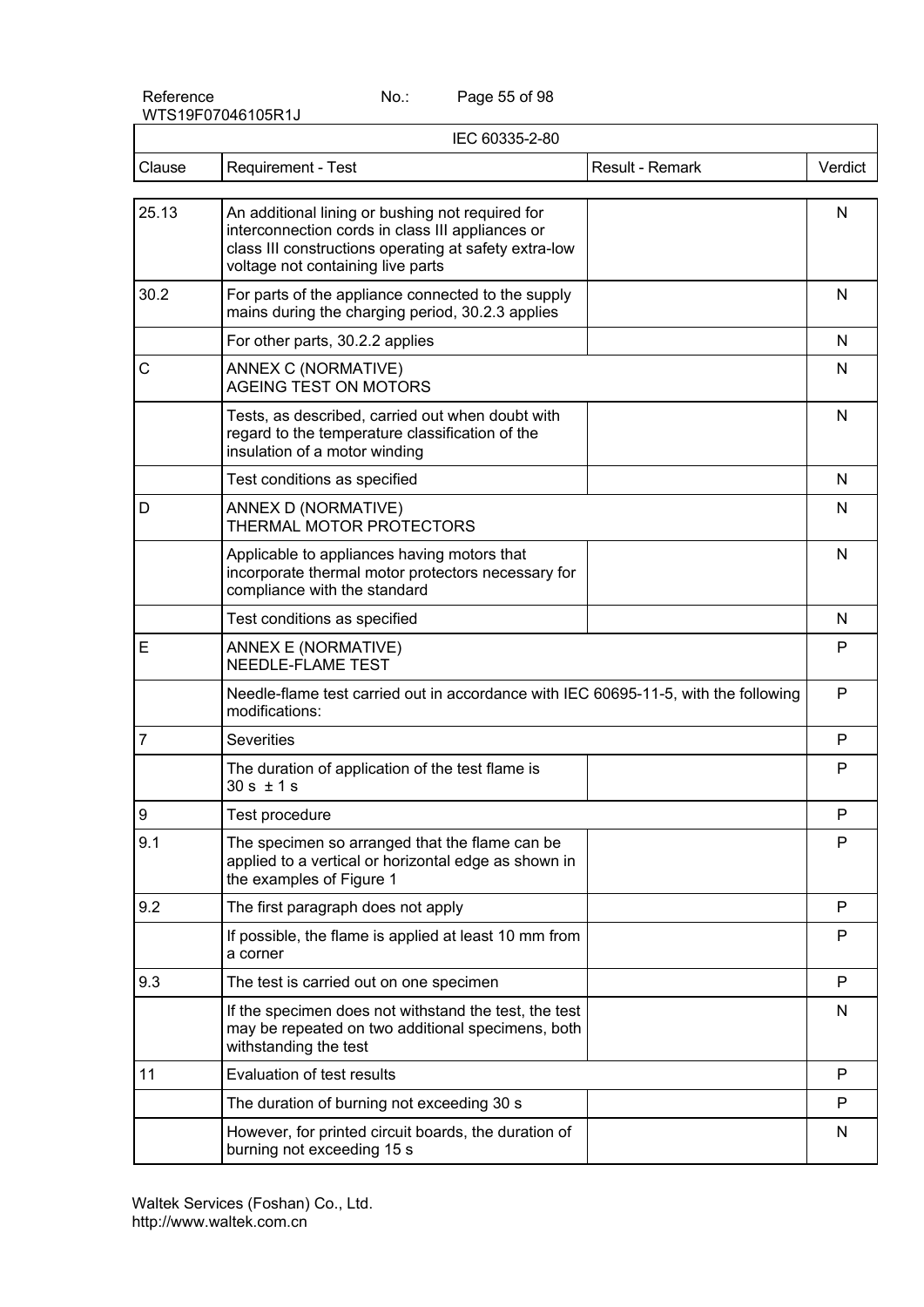IEC 60335-2-80

| Clause | Requirement - Test | Result - Remark | Verdict |
|---|---|---|---|
| 25.13 | An additional lining or bushing not required for interconnection cords in class III appliances or class III constructions operating at safety extra-low voltage not containing live parts | | N |
| 30.2 | For parts of the appliance connected to the supply mains during the charging period, 30.2.3 applies | | N |
| | For other parts, 30.2.2 applies | | N |
| C | ANNEX C (NORMATIVE)<br>AGEING TEST ON MOTORS | | N |
| | Tests, as described, carried out when doubt with regard to the temperature classification of the insulation of a motor winding | | N |
| | Test conditions as specified | | N |
| D | ANNEX D (NORMATIVE)<br>THERMAL MOTOR PROTECTORS | | N |
| | Applicable to appliances having motors that incorporate thermal motor protectors necessary for compliance with the standard | | N |
| | Test conditions as specified | | N |
| E | ANNEX E (NORMATIVE)<br>NEEDLE-FLAME TEST | | P |
| | Needle-flame test carried out in accordance with IEC 60695-11-5, with the following modifications: | | P |
| 7 | Severities | | P |
| | The duration of application of the test flame is 30 s ± 1 s | | P |
| 9 | Test procedure | | P |
| 9.1 | The specimen so arranged that the flame can be applied to a vertical or horizontal edge as shown in the examples of Figure 1 | | P |
| 9.2 | The first paragraph does not apply | | P |
| | If possible, the flame is applied at least 10 mm from a corner | | P |
| 9.3 | The test is carried out on one specimen | | P |
| | If the specimen does not withstand the test, the test may be repeated on two additional specimens, both withstanding the test | | N |
| 11 | Evaluation of test results | | P |
| | The duration of burning not exceeding 30 s | | P |
| | However, for printed circuit boards, the duration of burning not exceeding 15 s | | N |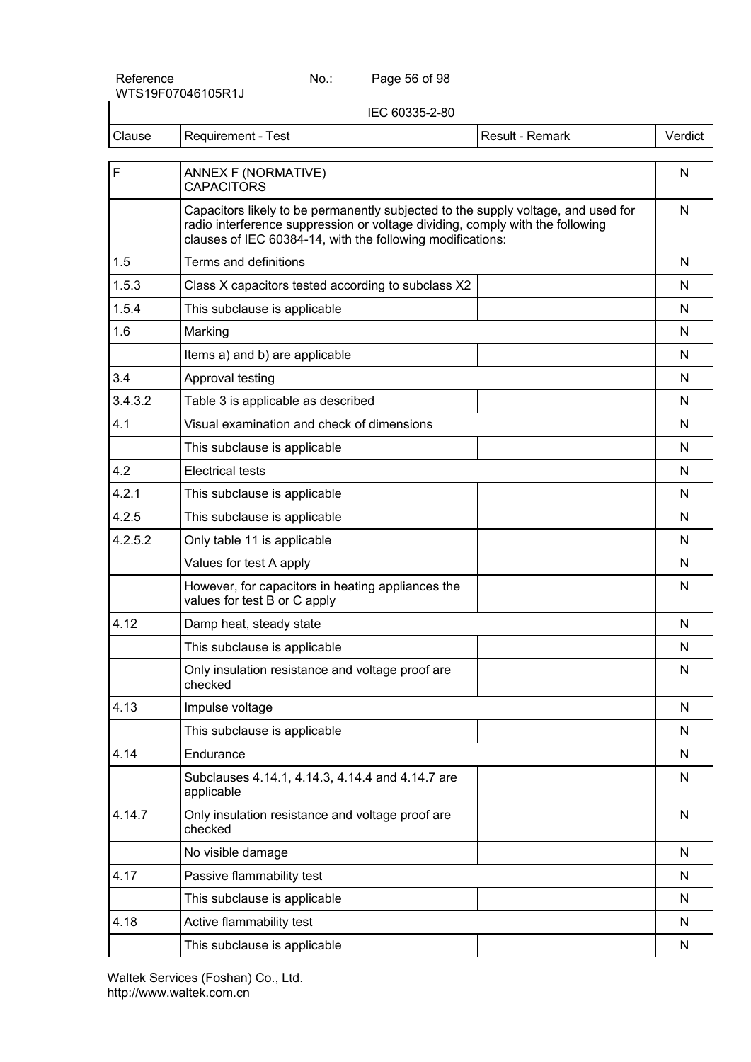IEC 60335-2-80

| Clause | Requirement - Test | Result - Remark | Verdict |
|---|---|---|---|
| F | ANNEX F (NORMATIVE) CAPACITORS | | N |
| | Capacitors likely to be permanently subjected to the supply voltage, and used for radio interference suppression or voltage dividing, comply with the following clauses of IEC 60384-14, with the following modifications: | | N |
| 1.5 | Terms and definitions | | N |
| 1.5.3 | Class X capacitors tested according to subclass X2 | | N |
| 1.5.4 | This subclause is applicable | | N |
| 1.6 | Marking | | N |
| | Items a) and b) are applicable | | N |
| 3.4 | Approval testing | | N |
| 3.4.3.2 | Table 3 is applicable as described | | N |
| 4.1 | Visual examination and check of dimensions | | N |
| | This subclause is applicable | | N |
| 4.2 | Electrical tests | | N |
| 4.2.1 | This subclause is applicable | | N |
| 4.2.5 | This subclause is applicable | | N |
| 4.2.5.2 | Only table 11 is applicable | | N |
| | Values for test A apply | | N |
| | However, for capacitors in heating appliances the values for test B or C apply | | N |
| 4.12 | Damp heat, steady state | | N |
| | This subclause is applicable | | N |
| | Only insulation resistance and voltage proof are checked | | N |
| 4.13 | Impulse voltage | | N |
| | This subclause is applicable | | N |
| 4.14 | Endurance | | N |
| | Subclauses 4.14.1, 4.14.3, 4.14.4 and 4.14.7 are applicable | | N |
| 4.14.7 | Only insulation resistance and voltage proof are checked | | N |
| | No visible damage | | N |
| 4.17 | Passive flammability test | | N |
| | This subclause is applicable | | N |
| 4.18 | Active flammability test | | N |
| | This subclause is applicable | | N |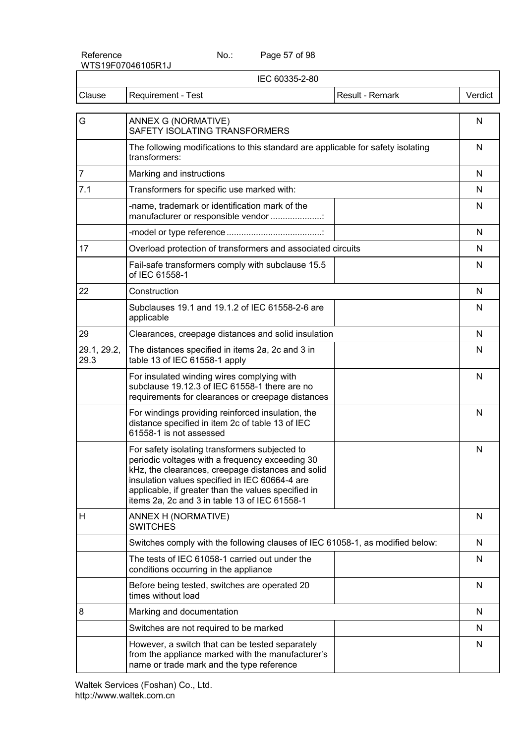| Clause | Requirement - Test | Result - Remark | Verdict |
|---|---|---|---|
| G | ANNEX G (NORMATIVE)<br>SAFETY ISOLATING TRANSFORMERS | | N |
| | The following modifications to this standard are applicable for safety isolating transformers: | | N |
| 7 | Marking and instructions | | N |
| 7.1 | Transformers for specific use marked with: | | N |
| | -name, trademark or identification mark of the manufacturer or responsible vendor .....................: | | N |
| | -model or type reference .......................................: | | N |
| 17 | Overload protection of transformers and associated circuits | | N |
| | Fail-safe transformers comply with subclause 15.5 of IEC 61558-1 | | N |
| 22 | Construction | | N |
| | Subclauses 19.1 and 19.1.2 of IEC 61558-2-6 are applicable | | N |
| 29 | Clearances, creepage distances and solid insulation | | N |
| 29.1, 29.2, 29.3 | The distances specified in items 2a, 2c and 3 in table 13 of IEC 61558-1 apply | | N |
| | For insulated winding wires complying with subclause 19.12.3 of IEC 61558-1 there are no requirements for clearances or creepage distances | | N |
| | For windings providing reinforced insulation, the distance specified in item 2c of table 13 of IEC 61558-1 is not assessed | | N |
| | For safety isolating transformers subjected to periodic voltages with a frequency exceeding 30 kHz, the clearances, creepage distances and solid insulation values specified in IEC 60664-4 are applicable, if greater than the values specified in items 2a, 2c and 3 in table 13 of IEC 61558-1 | | N |
| H | ANNEX H (NORMATIVE)<br>SWITCHES | | N |
| | Switches comply with the following clauses of IEC 61058-1, as modified below: | | N |
| | The tests of IEC 61058-1 carried out under the conditions occurring in the appliance | | N |
| | Before being tested, switches are operated 20 times without load | | N |
| 8 | Marking and documentation | | N |
| | Switches are not required to be marked | | N |
| | However, a switch that can be tested separately from the appliance marked with the manufacturer's name or trade mark and the type reference | | N |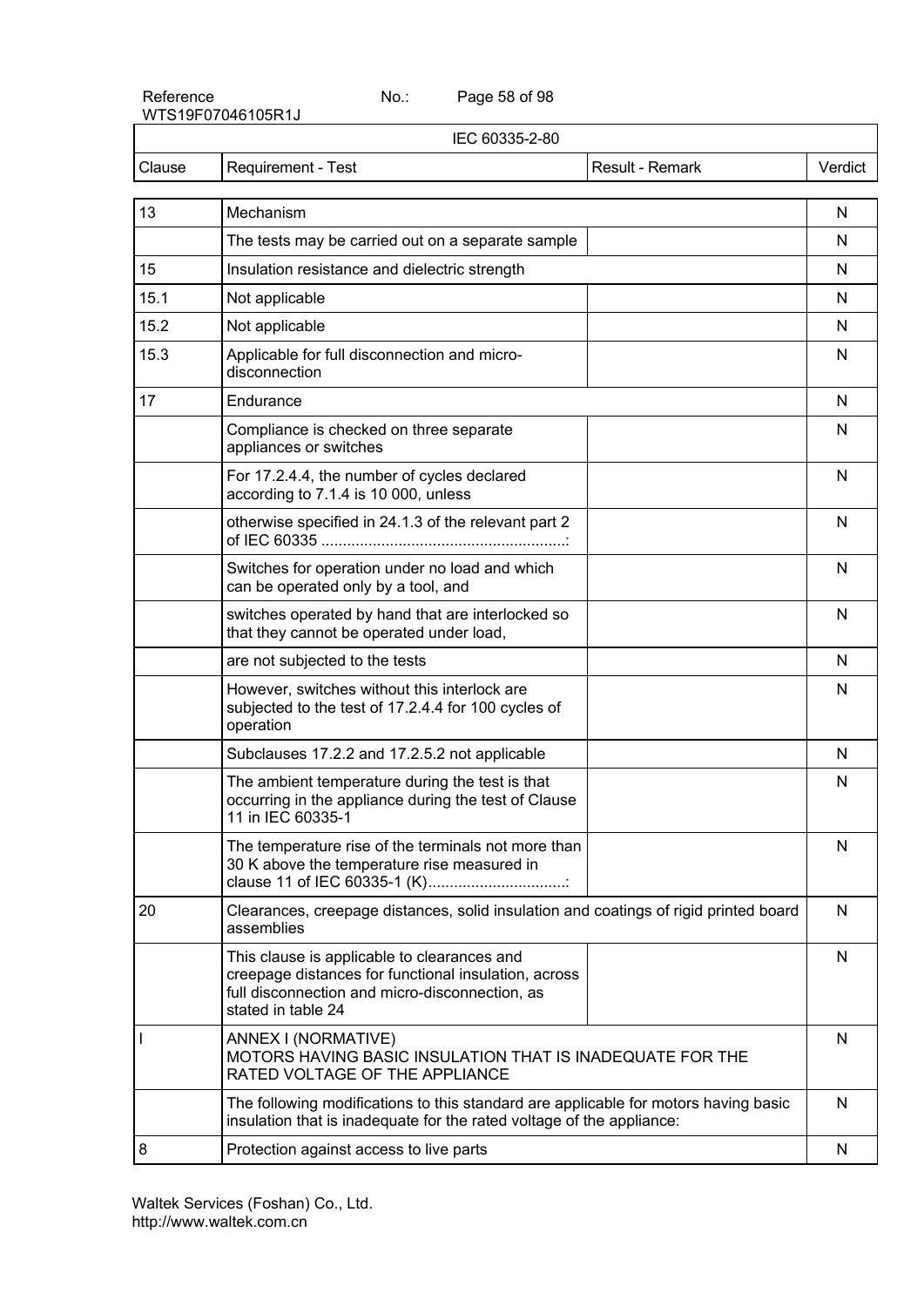| IEC 60335-2-80 | | | |
|---|---|---|---|
| Clause | Requirement - Test | Result - Remark | Verdict |
| 13 | Mechanism | | N |
| | The tests may be carried out on a separate sample | | N |
| 15 | Insulation resistance and dielectric strength | | N |
| 15.1 | Not applicable | | N |
| 15.2 | Not applicable | | N |
| 15.3 | Applicable for full disconnection and micro-disconnection | | N |
| 17 | Endurance | | N |
| | Compliance is checked on three separate appliances or switches | | N |
| | For 17.2.4.4, the number of cycles declared according to 7.1.4 is 10 000, unless | | N |
| | otherwise specified in 24.1.3 of the relevant part 2 of IEC 60335 .........................................................: | | N |
| | Switches for operation under no load and which can be operated only by a tool, and | | N |
| | switches operated by hand that are interlocked so that they cannot be operated under load, | | N |
| | are not subjected to the tests | | N |
| | However, switches without this interlock are subjected to the test of 17.2.4.4 for 100 cycles of operation | | N |
| | Subclauses 17.2.2 and 17.2.5.2 not applicable | | N |
| | The ambient temperature during the test is that occurring in the appliance during the test of Clause 11 in IEC 60335-1 | | N |
| | The temperature rise of the terminals not more than 30 K above the temperature rise measured in clause 11 of IEC 60335-1 (K)................................: | | N |
| 20 | Clearances, creepage distances, solid insulation and coatings of rigid printed board assemblies | | N |
| | This clause is applicable to clearances and creepage distances for functional insulation, across full disconnection and micro-disconnection, as stated in table 24 | | N |
| I | ANNEX I (NORMATIVE)<br>MOTORS HAVING BASIC INSULATION THAT IS INADEQUATE FOR THE RATED VOLTAGE OF THE APPLIANCE | | N |
| | The following modifications to this standard are applicable for motors having basic insulation that is inadequate for the rated voltage of the appliance: | | N |
| 8 | Protection against access to live parts | | N |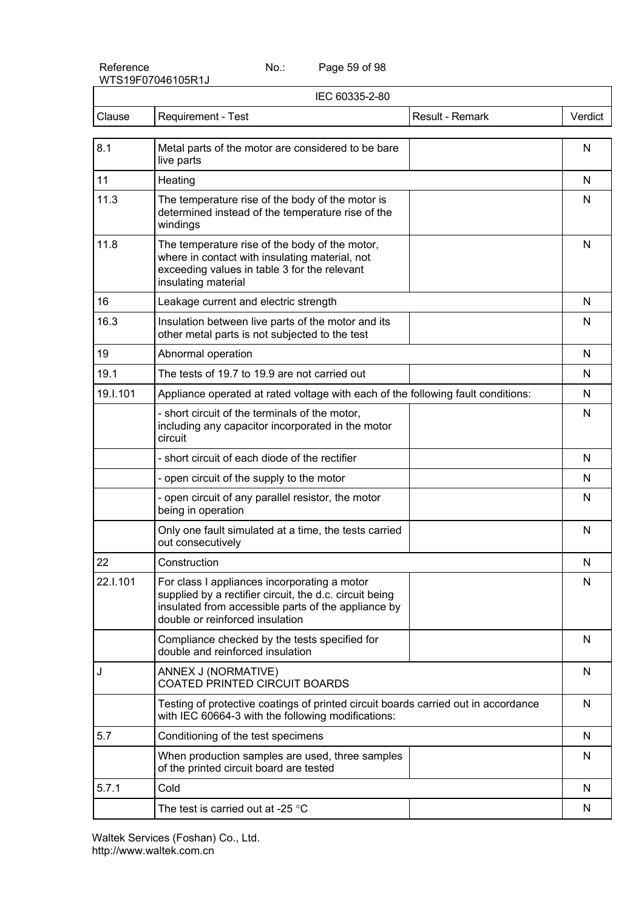| IEC 60335-2-80 | | | |
|---|---|---|---|
| Clause | Requirement - Test | Result - Remark | Verdict |
| 8.1 | Metal parts of the motor are considered to be bare live parts | | N |
| 11 | Heating | | N |
| 11.3 | The temperature rise of the body of the motor is determined instead of the temperature rise of the windings | | N |
| 11.8 | The temperature rise of the body of the motor, where in contact with insulating material, not exceeding values in table 3 for the relevant insulating material | | N |
| 16 | Leakage current and electric strength | | N |
| 16.3 | Insulation between live parts of the motor and its other metal parts is not subjected to the test | | N |
| 19 | Abnormal operation | | N |
| 19.1 | The tests of 19.7 to 19.9 are not carried out | | N |
| 19.I.101 | Appliance operated at rated voltage with each of the following fault conditions: | | N |
| | - short circuit of the terminals of the motor, including any capacitor incorporated in the motor circuit | | N |
| | - short circuit of each diode of the rectifier | | N |
| | - open circuit of the supply to the motor | | N |
| | - open circuit of any parallel resistor, the motor being in operation | | N |
| | Only one fault simulated at a time, the tests carried out consecutively | | N |
| 22 | Construction | | N |
| 22.I.101 | For class I appliances incorporating a motor supplied by a rectifier circuit, the d.c. circuit being insulated from accessible parts of the appliance by double or reinforced insulation | | N |
| | Compliance checked by the tests specified for double and reinforced insulation | | N |
| J | ANNEX J (NORMATIVE) COATED PRINTED CIRCUIT BOARDS | | N |
| | Testing of protective coatings of printed circuit boards carried out in accordance with IEC 60664-3 with the following modifications: | | N |
| 5.7 | Conditioning of the test specimens | | N |
| | When production samples are used, three samples of the printed circuit board are tested | | N |
| 5.7.1 | Cold | | N |
| | The test is carried out at -25 °C | | N |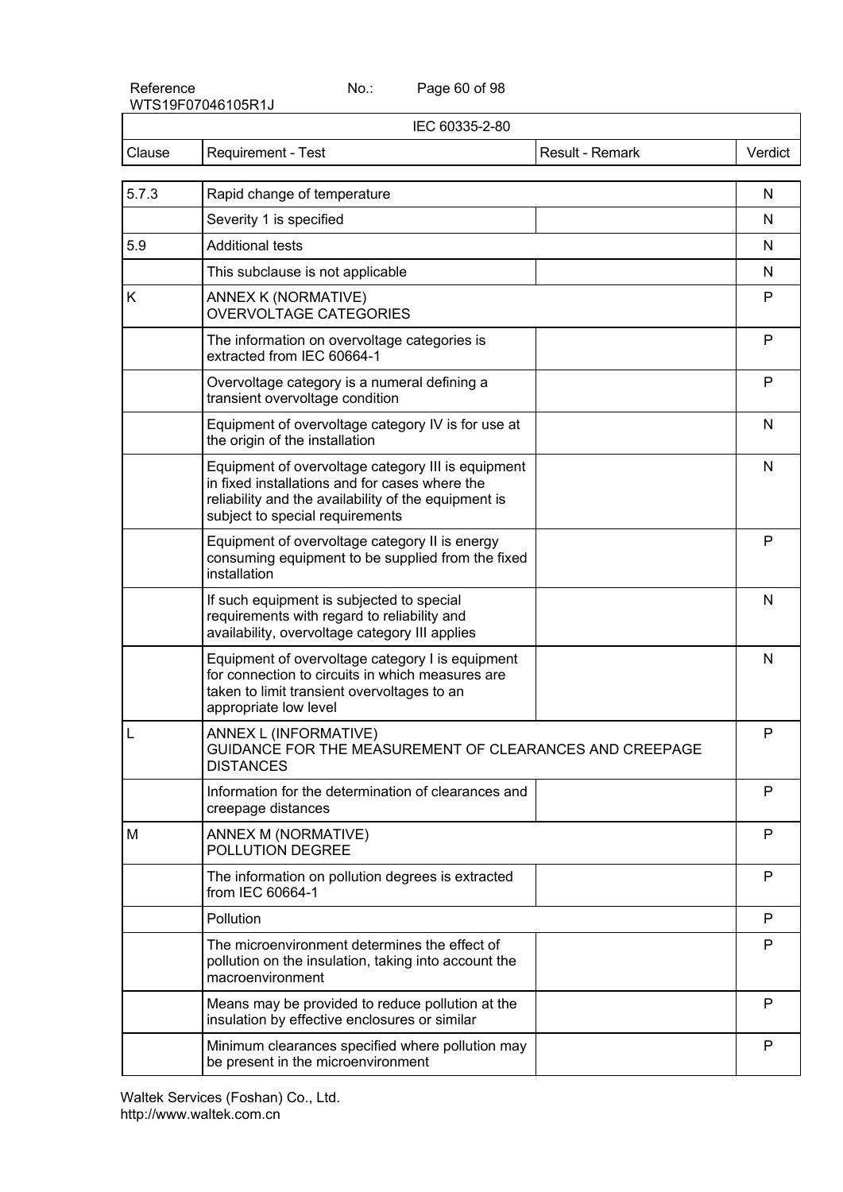| Clause | Requirement - Test | Result - Remark | Verdict |
|---|---|---|---|
| 5.7.3 | Rapid change of temperature | | N |
| | Severity 1 is specified | | N |
| 5.9 | Additional tests | | N |
| | This subclause is not applicable | | N |
| K | ANNEX K (NORMATIVE)<br>OVERVOLTAGE CATEGORIES | | P |
| | The information on overvoltage categories is extracted from IEC 60664-1 | | P |
| | Overvoltage category is a numeral defining a transient overvoltage condition | | P |
| | Equipment of overvoltage category IV is for use at the origin of the installation | | N |
| | Equipment of overvoltage category III is equipment in fixed installations and for cases where the reliability and the availability of the equipment is subject to special requirements | | N |
| | Equipment of overvoltage category II is energy consuming equipment to be supplied from the fixed installation | | P |
| | If such equipment is subjected to special requirements with regard to reliability and availability, overvoltage category III applies | | N |
| | Equipment of overvoltage category I is equipment for connection to circuits in which measures are taken to limit transient overvoltages to an appropriate low level | | N |
| L | ANNEX L (INFORMATIVE)<br>GUIDANCE FOR THE MEASUREMENT OF CLEARANCES AND CREEPAGE DISTANCES | | P |
| | Information for the determination of clearances and creepage distances | | P |
| M | ANNEX M (NORMATIVE)<br>POLLUTION DEGREE | | P |
| | The information on pollution degrees is extracted from IEC 60664-1 | | P |
| | Pollution | | P |
| | The microenvironment determines the effect of pollution on the insulation, taking into account the macroenvironment | | P |
| | Means may be provided to reduce pollution at the insulation by effective enclosures or similar | | P |
| | Minimum clearances specified where pollution may be present in the microenvironment | | P |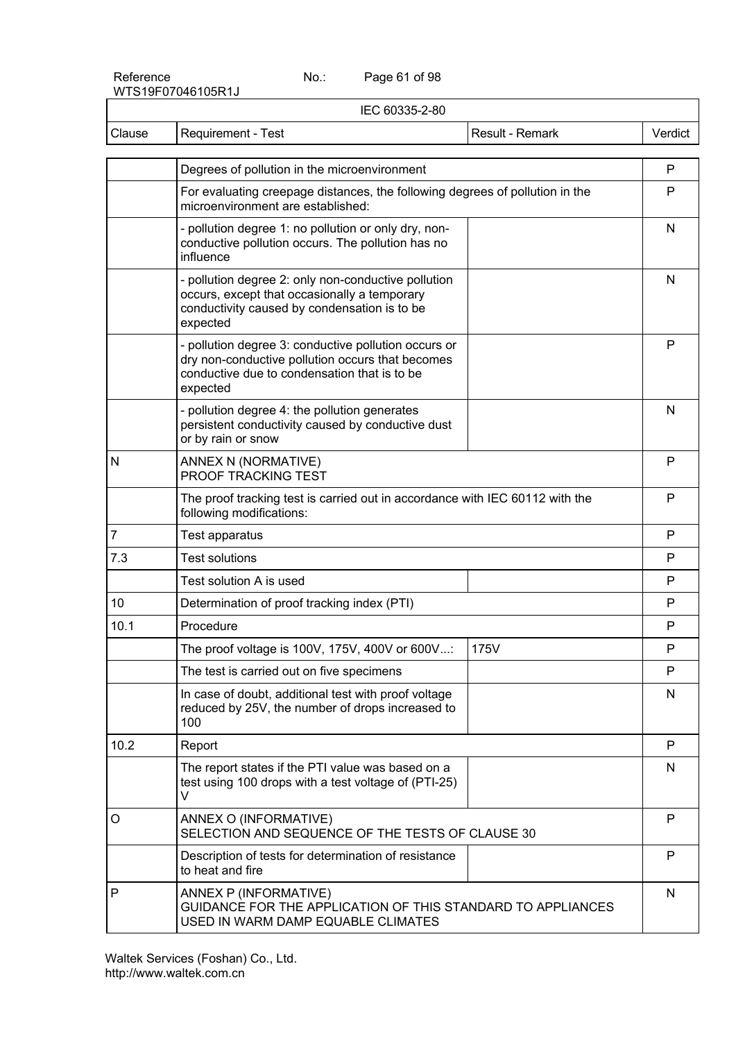| Clause | Requirement - Test | Result - Remark | Verdict |
|---|---|---|---|
| | Degrees of pollution in the microenvironment | | P |
| | For evaluating creepage distances, the following degrees of pollution in the microenvironment are established: | | P |
| | - pollution degree 1: no pollution or only dry, non-conductive pollution occurs. The pollution has no influence | | N |
| | - pollution degree 2: only non-conductive pollution occurs, except that occasionally a temporary conductivity caused by condensation is to be expected | | N |
| | - pollution degree 3: conductive pollution occurs or dry non-conductive pollution occurs that becomes conductive due to condensation that is to be expected | | P |
| | - pollution degree 4: the pollution generates persistent conductivity caused by conductive dust or by rain or snow | | N |
| N | ANNEX N (NORMATIVE)<br>PROOF TRACKING TEST | | P |
| | The proof tracking test is carried out in accordance with IEC 60112 with the following modifications: | | P |
| 7 | Test apparatus | | P |
| 7.3 | Test solutions | | P |
| | Test solution A is used | | P |
| 10 | Determination of proof tracking index (PTI) | | P |
| 10.1 | Procedure | | P |
| | The proof voltage is 100V, 175V, 400V or 600V...: | 175V | P |
| | The test is carried out on five specimens | | P |
| | In case of doubt, additional test with proof voltage reduced by 25V, the number of drops increased to 100 | | N |
| 10.2 | Report | | P |
| | The report states if the PTI value was based on a test using 100 drops with a test voltage of (PTI-25) V | | N |
| O | ANNEX O (INFORMATIVE)<br>SELECTION AND SEQUENCE OF THE TESTS OF CLAUSE 30 | | P |
| | Description of tests for determination of resistance to heat and fire | | P |
| P | ANNEX P (INFORMATIVE)<br>GUIDANCE FOR THE APPLICATION OF THIS STANDARD TO APPLIANCES USED IN WARM DAMP EQUABLE CLIMATES | | N |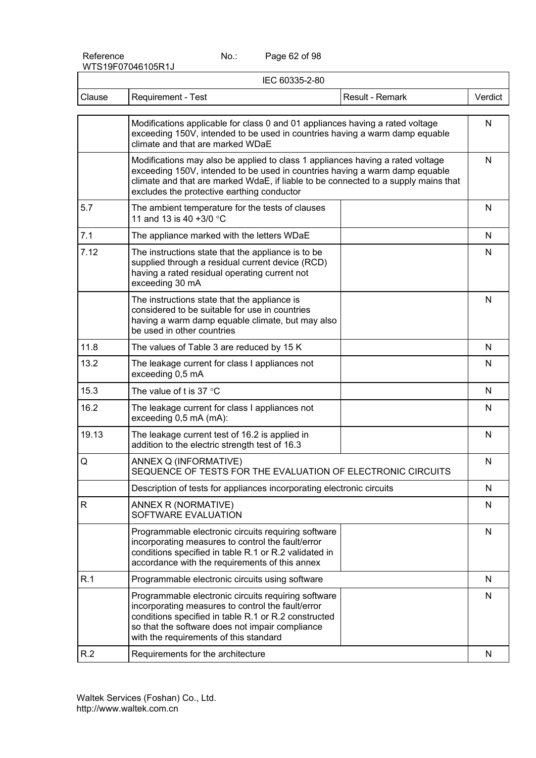IEC 60335-2-80

| Clause | Requirement - Test | Result - Remark | Verdict |
|---|---|---|---|
| | Modifications applicable for class 0 and 01 appliances having a rated voltage exceeding 150V, intended to be used in countries having a warm damp equable climate and that are marked WDaE | | N |
| | Modifications may also be applied to class 1 appliances having a rated voltage exceeding 150V, intended to be used in countries having a warm damp equable climate and that are marked WdaE, if liable to be connected to a supply mains that excludes the protective earthing conductor | | N |
| 5.7 | The ambient temperature for the tests of clauses 11 and 13 is 40 +3/0 °C | | N |
| 7.1 | The appliance marked with the letters WDaE | | N |
| 7.12 | The instructions state that the appliance is to be supplied through a residual current device (RCD) having a rated residual operating current not exceeding 30 mA | | N |
| | The instructions state that the appliance is considered to be suitable for use in countries having a warm damp equable climate, but may also be used in other countries | | N |
| 11.8 | The values of Table 3 are reduced by 15 K | | N |
| 13.2 | The leakage current for class I appliances not exceeding 0,5 mA | | N |
| 15.3 | The value of t is 37 °C | | N |
| 16.2 | The leakage current for class I appliances not exceeding 0,5 mA (mA): | | N |
| 19.13 | The leakage current test of 16.2 is applied in addition to the electric strength test of 16.3 | | N |
| Q | ANNEX Q (INFORMATIVE) SEQUENCE OF TESTS FOR THE EVALUATION OF ELECTRONIC CIRCUITS | | N |
| | Description of tests for appliances incorporating electronic circuits | | N |
| R | ANNEX R (NORMATIVE) SOFTWARE EVALUATION | | N |
| | Programmable electronic circuits requiring software incorporating measures to control the fault/error conditions specified in table R.1 or R.2 validated in accordance with the requirements of this annex | | N |
| R.1 | Programmable electronic circuits using software | | N |
| | Programmable electronic circuits requiring software incorporating measures to control the fault/error conditions specified in table R.1 or R.2 constructed so that the software does not impair compliance with the requirements of this standard | | N |
| R.2 | Requirements for the architecture | | N |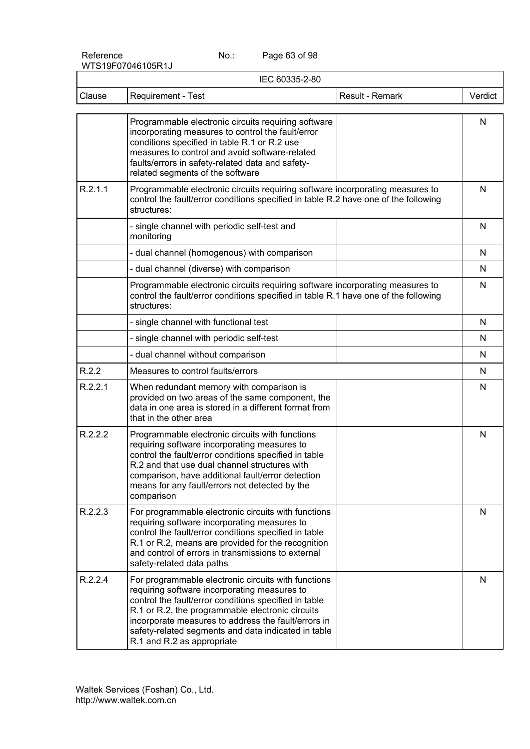| Clause | Requirement - Test | Result - Remark | Verdict |
|---|---|---|---|
| | Programmable electronic circuits requiring software incorporating measures to control the fault/error conditions specified in table R.1 or R.2 use measures to control and avoid software-related faults/errors in safety-related data and safety-related segments of the software | | N |
| R.2.1.1 | Programmable electronic circuits requiring software incorporating measures to control the fault/error conditions specified in table R.2 have one of the following structures: | | N |
| | - single channel with periodic self-test and monitoring | | N |
| | - dual channel (homogenous) with comparison | | N |
| | - dual channel (diverse) with comparison | | N |
| | Programmable electronic circuits requiring software incorporating measures to control the fault/error conditions specified in table R.1 have one of the following structures: | | N |
| | - single channel with functional test | | N |
| | - single channel with periodic self-test | | N |
| | - dual channel without comparison | | N |
| R.2.2 | Measures to control faults/errors | | N |
| R.2.2.1 | When redundant memory with comparison is provided on two areas of the same component, the data in one area is stored in a different format from that in the other area | | N |
| R.2.2.2 | Programmable electronic circuits with functions requiring software incorporating measures to control the fault/error conditions specified in table R.2 and that use dual channel structures with comparison, have additional fault/error detection means for any fault/errors not detected by the comparison | | N |
| R.2.2.3 | For programmable electronic circuits with functions requiring software incorporating measures to control the fault/error conditions specified in table R.1 or R.2, means are provided for the recognition and control of errors in transmissions to external safety-related data paths | | N |
| R.2.2.4 | For programmable electronic circuits with functions requiring software incorporating measures to control the fault/error conditions specified in table R.1 or R.2, the programmable electronic circuits incorporate measures to address the fault/errors in safety-related segments and data indicated in table R.1 and R.2 as appropriate | | N |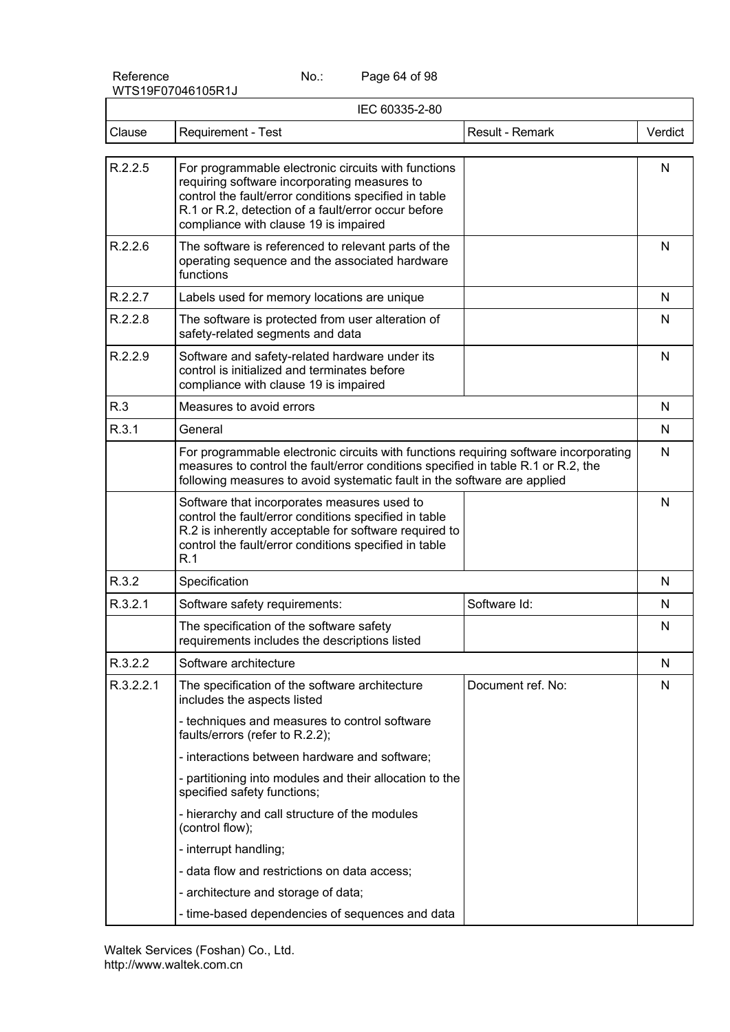| Clause | Requirement - Test | Result - Remark | Verdict |
|---|---|---|---|
| R.2.2.5 | For programmable electronic circuits with functions requiring software incorporating measures to control the fault/error conditions specified in table R.1 or R.2, detection of a fault/error occur before compliance with clause 19 is impaired | | N |
| R.2.2.6 | The software is referenced to relevant parts of the operating sequence and the associated hardware functions | | N |
| R.2.2.7 | Labels used for memory locations are unique | | N |
| R.2.2.8 | The software is protected from user alteration of safety-related segments and data | | N |
| R.2.2.9 | Software and safety-related hardware under its control is initialized and terminates before compliance with clause 19 is impaired | | N |
| R.3 | Measures to avoid errors | | N |
| R.3.1 | General | | N |
| | For programmable electronic circuits with functions requiring software incorporating measures to control the fault/error conditions specified in table R.1 or R.2, the following measures to avoid systematic fault in the software are applied | | N |
| | Software that incorporates measures used to control the fault/error conditions specified in table R.2 is inherently acceptable for software required to control the fault/error conditions specified in table R.1 | | N |
| R.3.2 | Specification | | N |
| R.3.2.1 | Software safety requirements: | Software Id: | N |
| | The specification of the software safety requirements includes the descriptions listed | | N |
| R.3.2.2 | Software architecture | | N |
| R.3.2.2.1 | The specification of the software architecture includes the aspects listed | Document ref. No: | N |
| | - techniques and measures to control software faults/errors (refer to R.2.2); | | |
| | - interactions between hardware and software; | | |
| | - partitioning into modules and their allocation to the specified safety functions; | | |
| | - hierarchy and call structure of the modules (control flow); | | |
| | - interrupt handling; | | |
| | - data flow and restrictions on data access; | | |
| | - architecture and storage of data; | | |
| | - time-based dependencies of sequences and data | | |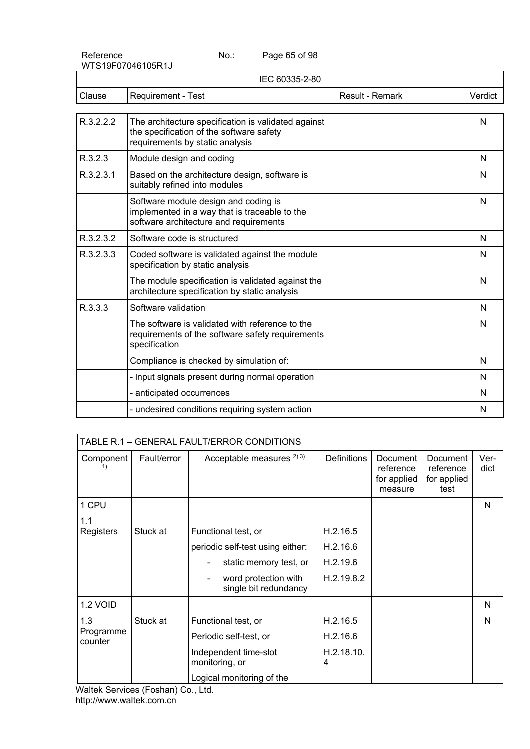| IEC 60335-2-80 | | | |
|---|---|---|---|
| Clause | Requirement - Test | Result - Remark | Verdict |
| R.3.2.2.2 | The architecture specification is validated against the specification of the software safety requirements by static analysis | | N |
| R.3.2.3 | Module design and coding | | N |
| R.3.2.3.1 | Based on the architecture design, software is suitably refined into modules | | N |
| | Software module design and coding is implemented in a way that is traceable to the software architecture and requirements | | N |
| R.3.2.3.2 | Software code is structured | | N |
| R.3.2.3.3 | Coded software is validated against the module specification by static analysis | | N |
| | The module specification is validated against the architecture specification by static analysis | | N |
| R.3.3.3 | Software validation | | N |
| | The software is validated with reference to the requirements of the software safety requirements specification | | N |
| | Compliance is checked by simulation of: | | N |
| | - input signals present during normal operation | | N |
| | - anticipated occurrences | | N |
| | - undesired conditions requiring system action | | N |

| TABLE R.1 – GENERAL FAULT/ERROR CONDITIONS | | | | | | |
|---|---|---|---|---|---|---|
| Component [1)] | Fault/error | Acceptable measures [2) 3)] | Definitions | Document reference for applied measure | Document reference for applied test | Verdict |
| 1 CPU | | | | | | N |
| 1.1 Registers | Stuck at | Functional test, or | H.2.16.5 | | | |
| | | periodic self-test using either: | H.2.16.6 | | | |
| | | - static memory test, or | H.2.19.6 | | | |
| | | - word protection with single bit redundancy | H.2.19.8.2 | | | |
| 1.2 VOID | | | | | | N |
| 1.3 Programme counter | Stuck at | Functional test, or | H.2.16.5 | | | N |
| | | Periodic self-test, or | H.2.16.6 | | | |
| | | Independent time-slot monitoring, or | H.2.18.10.4 | | | |
| | | Logical monitoring of the | | | | |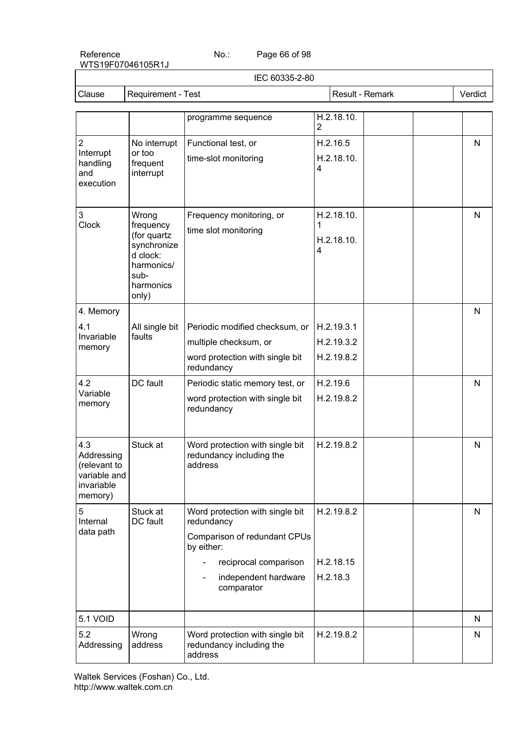| | | | | | | |
|---|---|---|---|---|---|---|
| | | programme sequence | H.2.18.10.2 | | | |
| 2 Interrupt handling and execution | No interrupt or too frequent interrupt | Functional test, or<br>time-slot monitoring | H.2.16.5<br>H.2.18.10.4 | | | N |
| 3 Clock | Wrong frequency (for quartz synchronized clock: harmonics/ sub-harmonics only) | Frequency monitoring, or<br>time slot monitoring | H.2.18.10.1<br>H.2.18.10.4 | | | N |
| 4. Memory | | | | | | N |
| 4.1 Invariable memory | All single bit faults | Periodic modified checksum, or<br>multiple checksum, or<br>word protection with single bit redundancy | H.2.19.3.1<br>H.2.19.3.2<br>H.2.19.8.2 | | | |
| 4.2 Variable memory | DC fault | Periodic static memory test, or<br>word protection with single bit redundancy | H.2.19.6<br>H.2.19.8.2 | | | N |
| 4.3 Addressing (relevant to variable and invariable memory) | Stuck at | Word protection with single bit redundancy including the address | H.2.19.8.2 | | | N |
| 5 Internal data path | Stuck at DC fault | Word protection with single bit redundancy<br>Comparison of redundant CPUs by either:<br>- reciprocal comparison<br>- independent hardware comparator | H.2.19.8.2<br><br>H.2.18.15<br>H.2.18.3 | | | N |
| 5.1 VOID | | | | | | N |
| 5.2 Addressing | Wrong address | Word protection with single bit redundancy including the address | H.2.19.8.2 | | | N |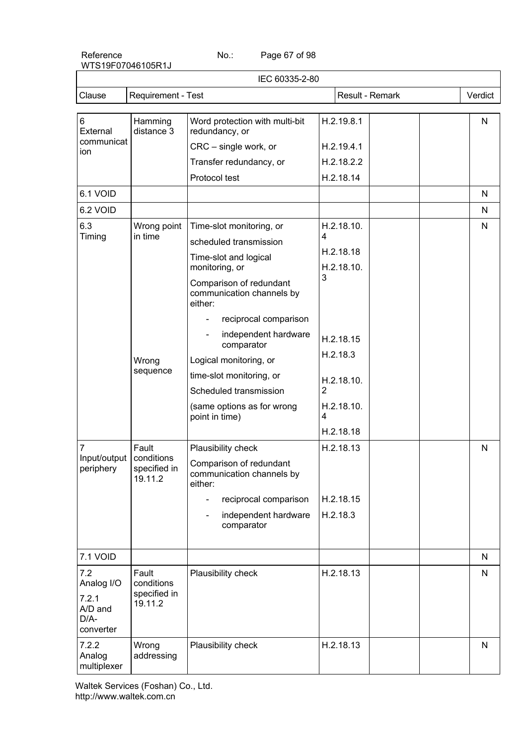| IEC 60335-2-80 | | | | | | |
|---|---|---|---|---|---|---|
| Clause | Requirement - Test | | Result - Remark | | | Verdict |
| 6 External communication | Hamming distance 3 | Word protection with multi-bit redundancy, or<br>CRC – single work, or<br>Transfer redundancy, or<br>Protocol test | H.2.19.8.1<br>H.2.19.4.1<br>H.2.18.2.2<br>H.2.18.14 | | | N |
| 6.1 VOID | | | | | | N |
| 6.2 VOID | | | | | | N |
| 6.3 Timing | Wrong point in time<br><br><br><br><br><br><br>Wrong sequence | Time-slot monitoring, or<br>scheduled transmission<br>Time-slot and logical monitoring, or<br>Comparison of redundant communication channels by either:<br>- reciprocal comparison<br>- independent hardware comparator<br>Logical monitoring, or<br>time-slot monitoring, or<br>Scheduled transmission<br>(same options as for wrong point in time) | H.2.18.10.4<br>H.2.18.18<br>H.2.18.10.3<br><br><br>H.2.18.15<br>H.2.18.3<br>H.2.18.10.2<br>H.2.18.10.4<br>H.2.18.18 | | | N |
| 7 Input/output periphery | Fault conditions specified in 19.11.2 | Plausibility check<br>Comparison of redundant communication channels by either:<br>- reciprocal comparison<br>- independent hardware comparator | H.2.18.13<br><br><br>H.2.18.15<br>H.2.18.3 | | | N |
| 7.1 VOID | | | | | | N |
| 7.2 Analog I/O<br>7.2.1 A/D and D/A-converter | Fault conditions specified in 19.11.2 | Plausibility check | H.2.18.13 | | | N |
| 7.2.2 Analog multiplexer | Wrong addressing | Plausibility check | H.2.18.13 | | | N |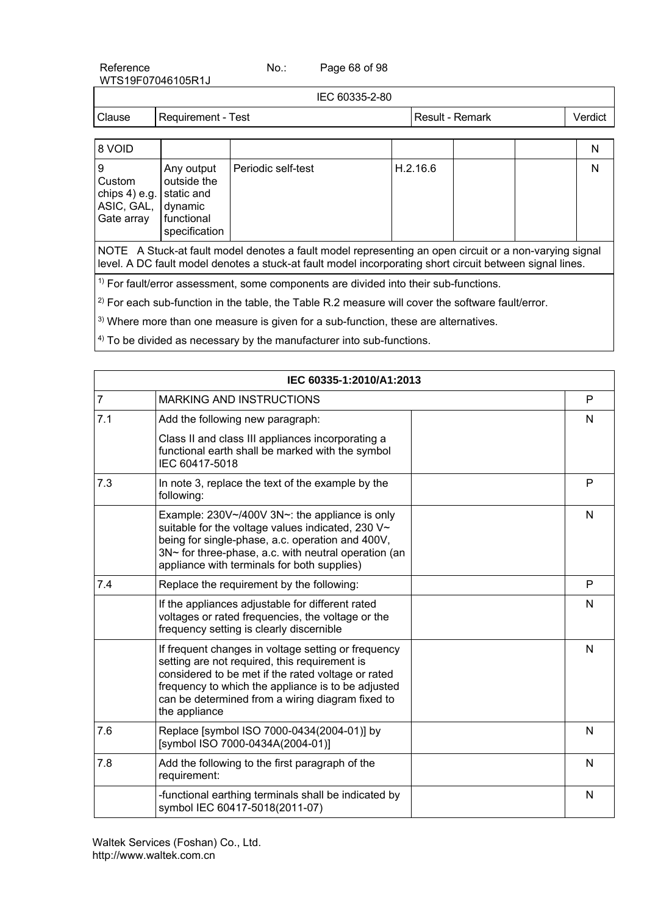| Clause | Requirement - Test | | | Result - Remark | | | Verdict |
|---|---|---|---|---|---|---|---|
| 8 VOID | | | | | | | N |
| 9 Custom chips 4) e.g. ASIC, GAL, Gate array | Any output outside the static and dynamic functional specification | Periodic self-test | H.2.16.6 | | | | N |

NOTE A Stuck-at fault model denotes a fault model representing an open circuit or a non-varying signal level. A DC fault model denotes a stuck-at fault model incorporating short circuit between signal lines.

[1] For fault/error assessment, some components are divided into their sub-functions.

[2] For each sub-function in the table, the Table R.2 measure will cover the software fault/error.

[3] Where more than one measure is given for a sub-function, these are alternatives.

[4] To be divided as necessary by the manufacturer into sub-functions.

| IEC 60335-1:2010/A1:2013 | | | |
|---|---|---|---|
| 7 | MARKING AND INSTRUCTIONS | | P |
| 7.1 | Add the following new paragraph:<br>Class II and class III appliances incorporating a functional earth shall be marked with the symbol IEC 60417-5018 | | N |
| 7.3 | In note 3, replace the text of the example by the following: | | P |
| | Example: 230V~/400V 3N~: the appliance is only suitable for the voltage values indicated, 230 V~ being for single-phase, a.c. operation and 400V, 3N~ for three-phase, a.c. with neutral operation (an appliance with terminals for both supplies) | | N |
| 7.4 | Replace the requirement by the following: | | P |
| | If the appliances adjustable for different rated voltages or rated frequencies, the voltage or the frequency setting is clearly discernible | | N |
| | If frequent changes in voltage setting or frequency setting are not required, this requirement is considered to be met if the rated voltage or rated frequency to which the appliance is to be adjusted can be determined from a wiring diagram fixed to the appliance | | N |
| 7.6 | Replace [symbol ISO 7000-0434(2004-01)] by [symbol ISO 7000-0434A(2004-01)] | | N |
| 7.8 | Add the following to the first paragraph of the requirement: | | N |
| | -functional earthing terminals shall be indicated by symbol IEC 60417-5018(2011-07) | | N |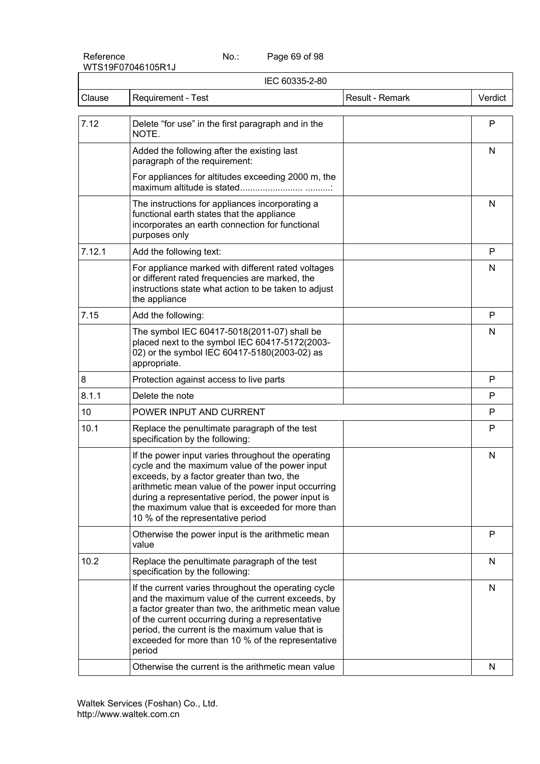| IEC 60335-2-80 | | | |
|---|---|---|---|
| Clause | Requirement - Test | Result - Remark | Verdict |
| 7.12 | Delete "for use" in the first paragraph and in the NOTE. | | P |
| | Added the following after the existing last paragraph of the requirement:<br><br>For appliances for altitudes exceeding 2000 m, the maximum altitude is stated........................ ..........: | | N |
| | The instructions for appliances incorporating a functional earth states that the appliance incorporates an earth connection for functional purposes only | | N |
| 7.12.1 | Add the following text: | | P |
| | For appliance marked with different rated voltages or different rated frequencies are marked, the instructions state what action to be taken to adjust the appliance | | N |
| 7.15 | Add the following: | | P |
| | The symbol IEC 60417-5018(2011-07) shall be placed next to the symbol IEC 60417-5172(2003-02) or the symbol IEC 60417-5180(2003-02) as appropriate. | | N |
| 8 | Protection against access to live parts | | P |
| 8.1.1 | Delete the note | | P |
| 10 | POWER INPUT AND CURRENT | | P |
| 10.1 | Replace the penultimate paragraph of the test specification by the following: | | P |
| | If the power input varies throughout the operating cycle and the maximum value of the power input exceeds, by a factor greater than two, the arithmetic mean value of the power input occurring during a representative period, the power input is the maximum value that is exceeded for more than 10 % of the representative period | | N |
| | Otherwise the power input is the arithmetic mean value | | P |
| 10.2 | Replace the penultimate paragraph of the test specification by the following: | | N |
| | If the current varies throughout the operating cycle and the maximum value of the current exceeds, by a factor greater than two, the arithmetic mean value of the current occurring during a representative period, the current is the maximum value that is exceeded for more than 10 % of the representative period | | N |
| | Otherwise the current is the arithmetic mean value | | N |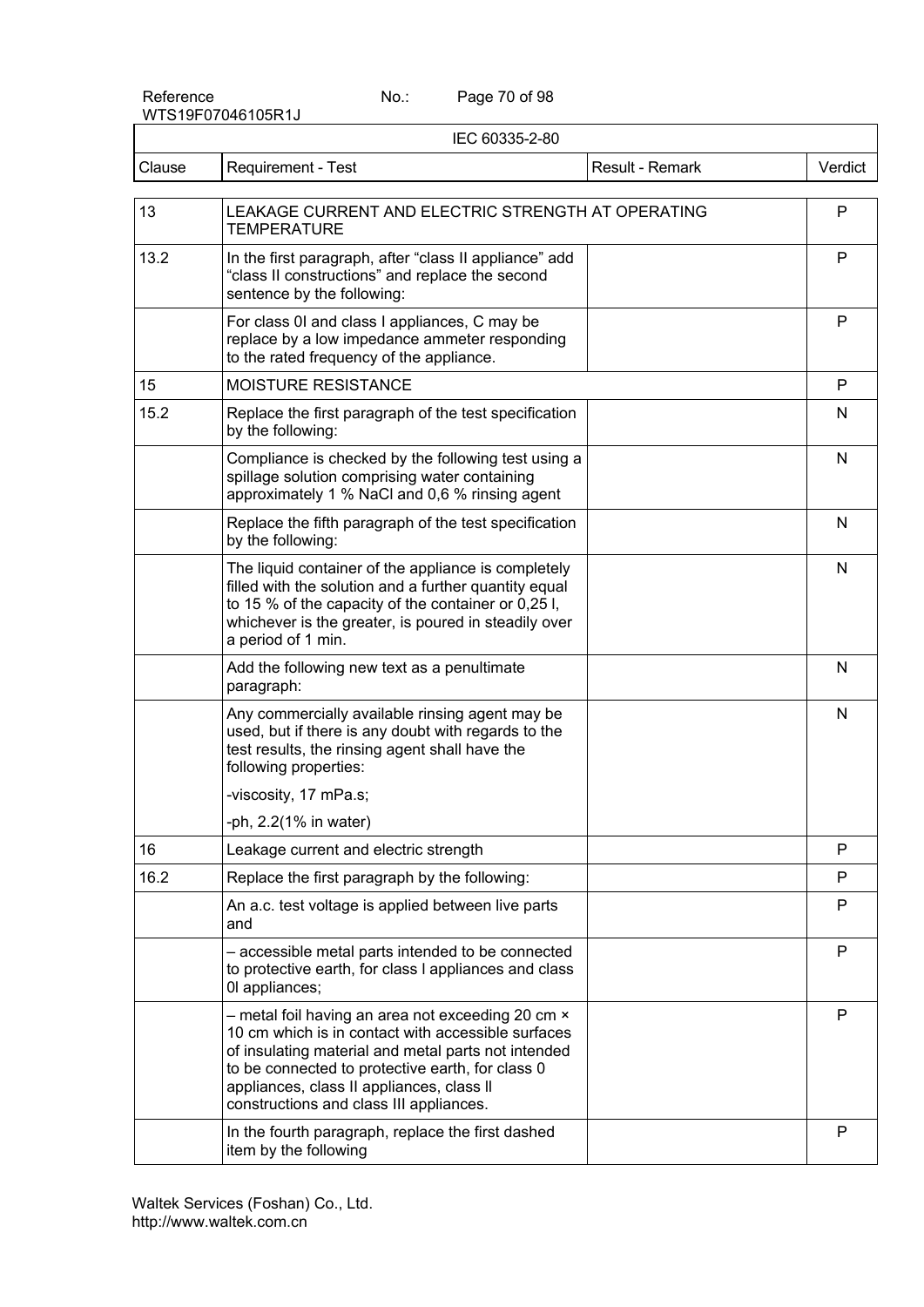| IEC 60335-2-80 | | | |
|---|---|---|---|
| Clause | Requirement - Test | Result - Remark | Verdict |
| 13 | LEAKAGE CURRENT AND ELECTRIC STRENGTH AT OPERATING TEMPERATURE | | P |
| 13.2 | In the first paragraph, after "class II appliance" add "class II constructions" and replace the second sentence by the following: | | P |
| | For class 0I and class I appliances, C may be replace by a low impedance ammeter responding to the rated frequency of the appliance. | | P |
| 15 | MOISTURE RESISTANCE | | P |
| 15.2 | Replace the first paragraph of the test specification by the following: | | N |
| | Compliance is checked by the following test using a spillage solution comprising water containing approximately 1 % NaCl and 0,6 % rinsing agent | | N |
| | Replace the fifth paragraph of the test specification by the following: | | N |
| | The liquid container of the appliance is completely filled with the solution and a further quantity equal to 15 % of the capacity of the container or 0,25 l, whichever is the greater, is poured in steadily over a period of 1 min. | | N |
| | Add the following new text as a penultimate paragraph: | | N |
| | Any commercially available rinsing agent may be used, but if there is any doubt with regards to the test results, the rinsing agent shall have the following properties:<br>-viscosity, 17 mPa.s;<br>-ph, 2.2(1% in water) | | N |
| 16 | Leakage current and electric strength | | P |
| 16.2 | Replace the first paragraph by the following: | | P |
| | An a.c. test voltage is applied between live parts and | | P |
| | – accessible metal parts intended to be connected to protective earth, for class I appliances and class 0I appliances; | | P |
| | – metal foil having an area not exceeding 20 cm × 10 cm which is in contact with accessible surfaces of insulating material and metal parts not intended to be connected to protective earth, for class 0 appliances, class II appliances, class II constructions and class III appliances. | | P |
| | In the fourth paragraph, replace the first dashed item by the following | | P |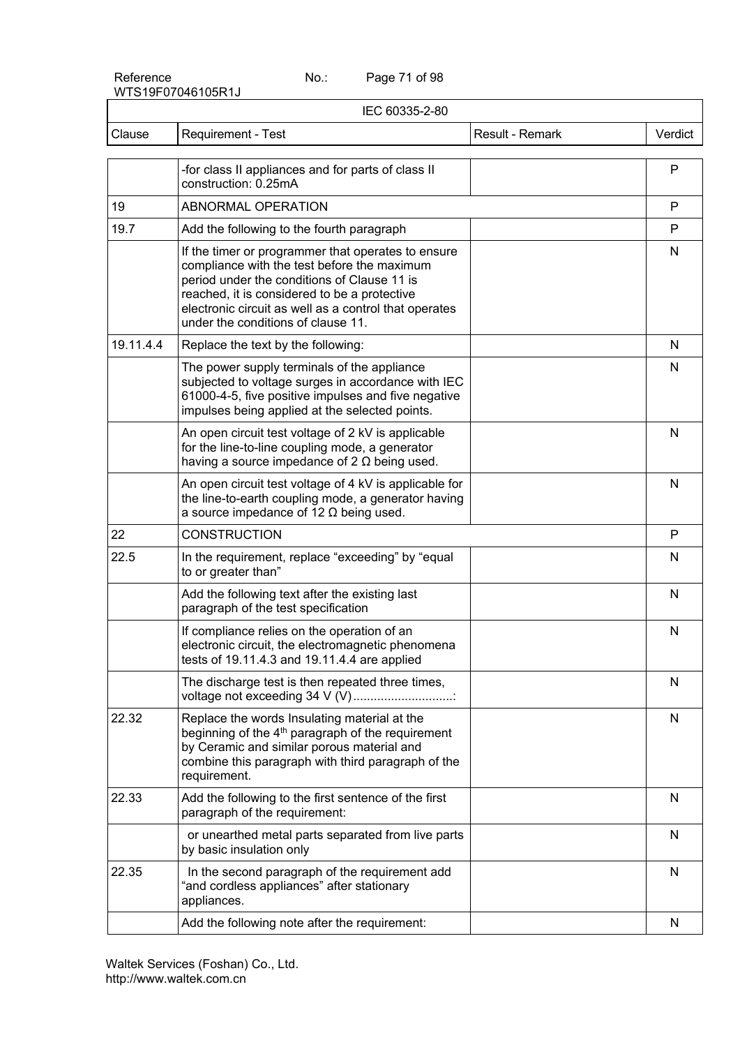| IEC 60335-2-80 | | | |
|---|---|---|---|
| Clause | Requirement - Test | Result - Remark | Verdict |
| | -for class II appliances and for parts of class II construction: 0.25mA | | P |
| 19 | ABNORMAL OPERATION | | P |
| 19.7 | Add the following to the fourth paragraph | | P |
| | If the timer or programmer that operates to ensure compliance with the test before the maximum period under the conditions of Clause 11 is reached, it is considered to be a protective electronic circuit as well as a control that operates under the conditions of clause 11. | | N |
| 19.11.4.4 | Replace the text by the following: | | N |
| | The power supply terminals of the appliance subjected to voltage surges in accordance with IEC 61000-4-5, five positive impulses and five negative impulses being applied at the selected points. | | N |
| | An open circuit test voltage of 2 kV is applicable for the line-to-line coupling mode, a generator having a source impedance of 2 Ω being used. | | N |
| | An open circuit test voltage of 4 kV is applicable for the line-to-earth coupling mode, a generator having a source impedance of 12 Ω being used. | | N |
| 22 | CONSTRUCTION | | P |
| 22.5 | In the requirement, replace "exceeding" by "equal to or greater than" | | N |
| | Add the following text after the existing last paragraph of the test specification | | N |
| | If compliance relies on the operation of an electronic circuit, the electromagnetic phenomena tests of 19.11.4.3 and 19.11.4.4 are applied | | N |
| | The discharge test is then repeated three times, voltage not exceeding 34 V (V)............................: | | N |
| 22.32 | Replace the words Insulating material at the beginning of the 4th paragraph of the requirement by Ceramic and similar porous material and combine this paragraph with third paragraph of the requirement. | | N |
| 22.33 | Add the following to the first sentence of the first paragraph of the requirement: | | N |
| | or unearthed metal parts separated from live parts by basic insulation only | | N |
| 22.35 | In the second paragraph of the requirement add "and cordless appliances" after stationary appliances. | | N |
| | Add the following note after the requirement: | | N |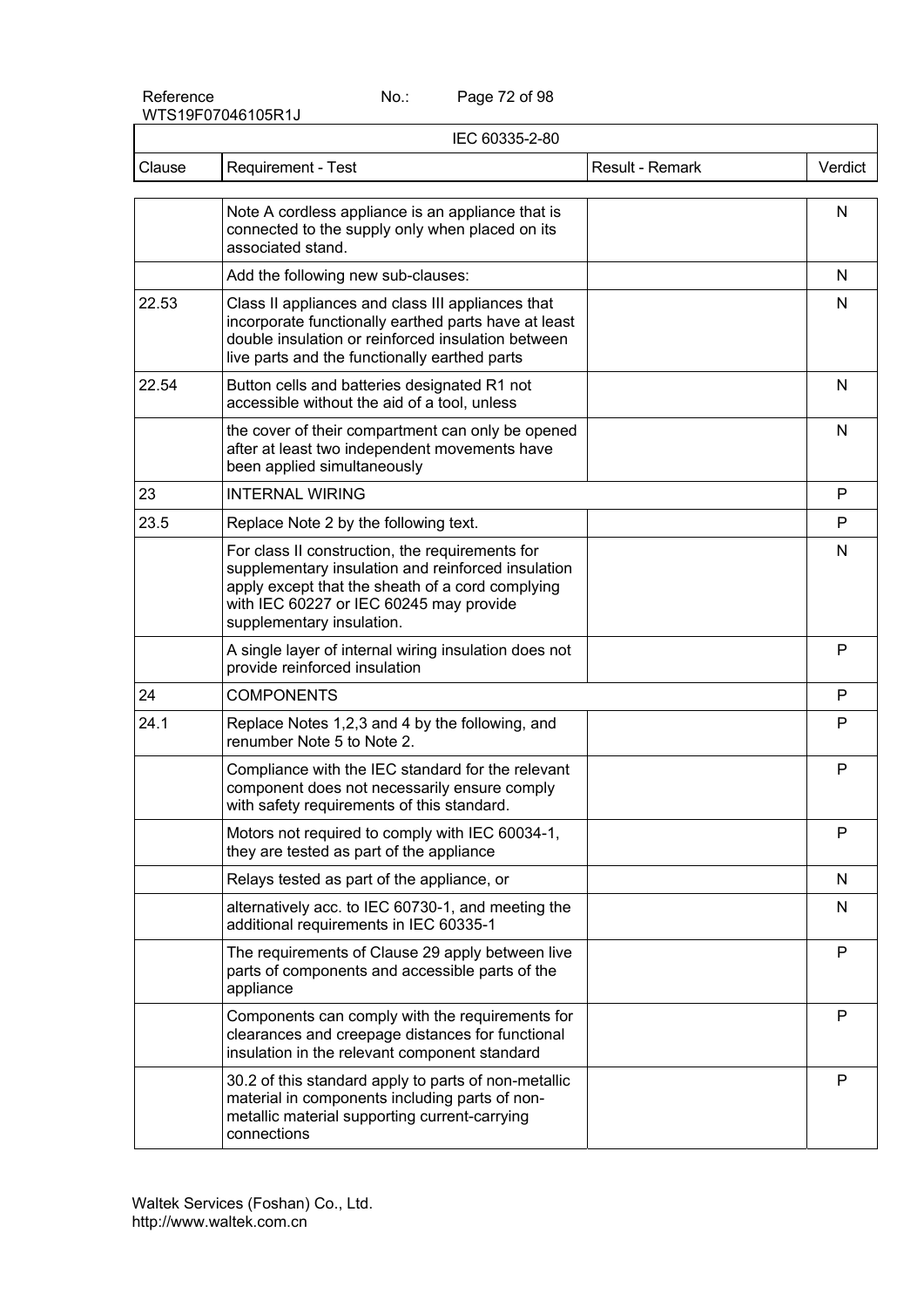| Clause | Requirement - Test | Result - Remark | Verdict |
|---|---|---|---|
| | Note A cordless appliance is an appliance that is connected to the supply only when placed on its associated stand. | | N |
| | Add the following new sub-clauses: | | N |
| 22.53 | Class II appliances and class III appliances that incorporate functionally earthed parts have at least double insulation or reinforced insulation between live parts and the functionally earthed parts | | N |
| 22.54 | Button cells and batteries designated R1 not accessible without the aid of a tool, unless | | N |
| | the cover of their compartment can only be opened after at least two independent movements have been applied simultaneously | | N |
| 23 | INTERNAL WIRING | | P |
| 23.5 | Replace Note 2 by the following text. | | P |
| | For class II construction, the requirements for supplementary insulation and reinforced insulation apply except that the sheath of a cord complying with IEC 60227 or IEC 60245 may provide supplementary insulation. | | N |
| | A single layer of internal wiring insulation does not provide reinforced insulation | | P |
| 24 | COMPONENTS | | P |
| 24.1 | Replace Notes 1,2,3 and 4 by the following, and renumber Note 5 to Note 2. | | P |
| | Compliance with the IEC standard for the relevant component does not necessarily ensure comply with safety requirements of this standard. | | P |
| | Motors not required to comply with IEC 60034-1, they are tested as part of the appliance | | P |
| | Relays tested as part of the appliance, or | | N |
| | alternatively acc. to IEC 60730-1, and meeting the additional requirements in IEC 60335-1 | | N |
| | The requirements of Clause 29 apply between live parts of components and accessible parts of the appliance | | P |
| | Components can comply with the requirements for clearances and creepage distances for functional insulation in the relevant component standard | | P |
| | 30.2 of this standard apply to parts of non-metallic material in components including parts of non-metallic material supporting current-carrying connections | | P |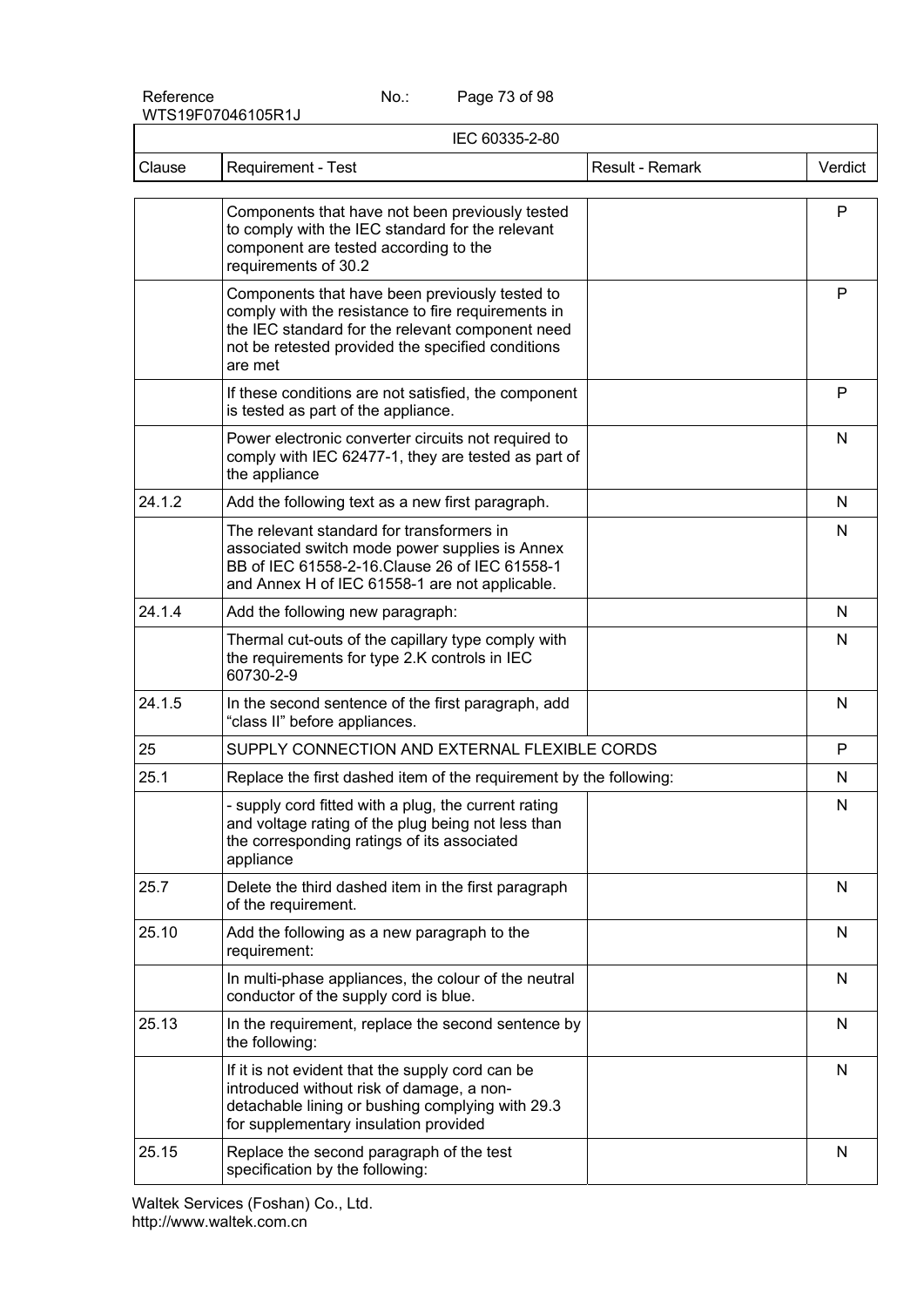| IEC 60335-2-80 | | | |
|---|---|---|---|
| Clause | Requirement - Test | Result - Remark | Verdict |
| | Components that have not been previously tested to comply with the IEC standard for the relevant component are tested according to the requirements of 30.2 | | P |
| | Components that have been previously tested to comply with the resistance to fire requirements in the IEC standard for the relevant component need not be retested provided the specified conditions are met | | P |
| | If these conditions are not satisfied, the component is tested as part of the appliance. | | P |
| | Power electronic converter circuits not required to comply with IEC 62477-1, they are tested as part of the appliance | | N |
| 24.1.2 | Add the following text as a new first paragraph. | | N |
| | The relevant standard for transformers in associated switch mode power supplies is Annex BB of IEC 61558-2-16.Clause 26 of IEC 61558-1 and Annex H of IEC 61558-1 are not applicable. | | N |
| 24.1.4 | Add the following new paragraph: | | N |
| | Thermal cut-outs of the capillary type comply with the requirements for type 2.K controls in IEC 60730-2-9 | | N |
| 24.1.5 | In the second sentence of the first paragraph, add “class II” before appliances. | | N |
| 25 | SUPPLY CONNECTION AND EXTERNAL FLEXIBLE CORDS | | P |
| 25.1 | Replace the first dashed item of the requirement by the following: | | N |
| | - supply cord fitted with a plug, the current rating and voltage rating of the plug being not less than the corresponding ratings of its associated appliance | | N |
| 25.7 | Delete the third dashed item in the first paragraph of the requirement. | | N |
| 25.10 | Add the following as a new paragraph to the requirement: | | N |
| | In multi-phase appliances, the colour of the neutral conductor of the supply cord is blue. | | N |
| 25.13 | In the requirement, replace the second sentence by the following: | | N |
| | If it is not evident that the supply cord can be introduced without risk of damage, a non-detachable lining or bushing complying with 29.3 for supplementary insulation provided | | N |
| 25.15 | Replace the second paragraph of the test specification by the following: | | N |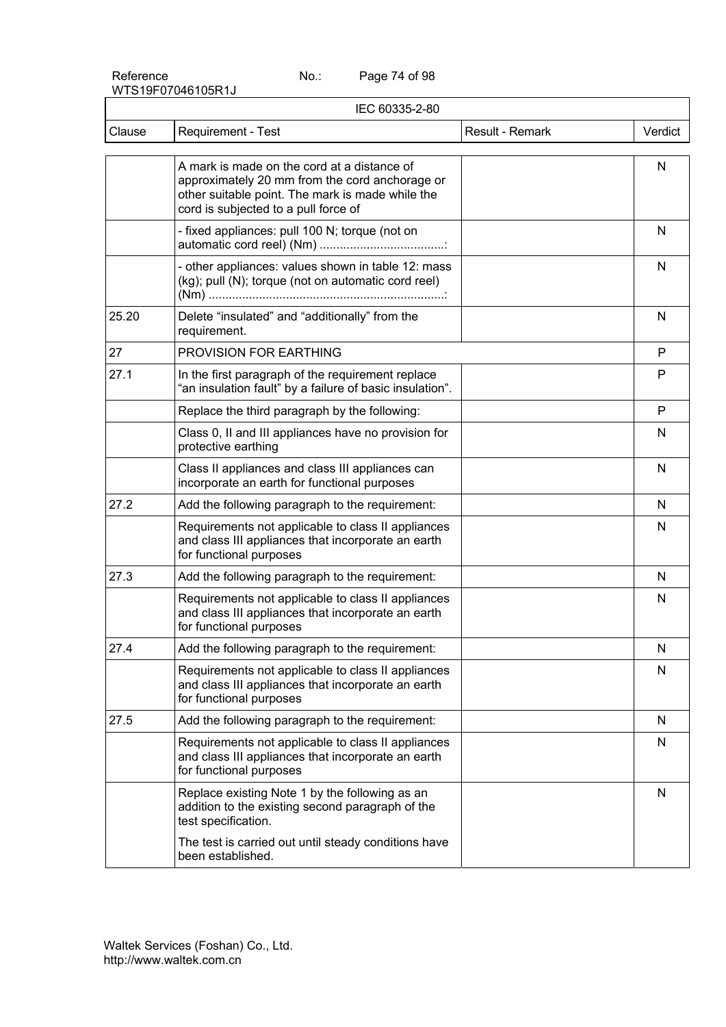| Clause | Requirement - Test | Result - Remark | Verdict |
|---|---|---|---|
| | A mark is made on the cord at a distance of approximately 20 mm from the cord anchorage or other suitable point. The mark is made while the cord is subjected to a pull force of | | N |
| | - fixed appliances: pull 100 N; torque (not on automatic cord reel) (Nm) .....................................: | | N |
| | - other appliances: values shown in table 12: mass (kg); pull (N); torque (not on automatic cord reel) (Nm) .......................................................................: | | N |
| 25.20 | Delete "insulated" and "additionally" from the requirement. | | N |
| 27 | PROVISION FOR EARTHING | | P |
| 27.1 | In the first paragraph of the requirement replace "an insulation fault" by a failure of basic insulation". | | P |
| | Replace the third paragraph by the following: | | P |
| | Class 0, II and III appliances have no provision for protective earthing | | N |
| | Class II appliances and class III appliances can incorporate an earth for functional purposes | | N |
| 27.2 | Add the following paragraph to the requirement: | | N |
| | Requirements not applicable to class II appliances and class III appliances that incorporate an earth for functional purposes | | N |
| 27.3 | Add the following paragraph to the requirement: | | N |
| | Requirements not applicable to class II appliances and class III appliances that incorporate an earth for functional purposes | | N |
| 27.4 | Add the following paragraph to the requirement: | | N |
| | Requirements not applicable to class II appliances and class III appliances that incorporate an earth for functional purposes | | N |
| 27.5 | Add the following paragraph to the requirement: | | N |
| | Requirements not applicable to class II appliances and class III appliances that incorporate an earth for functional purposes | | N |
| | Replace existing Note 1 by the following as an addition to the existing second paragraph of the test specification. The test is carried out until steady conditions have been established. | | N |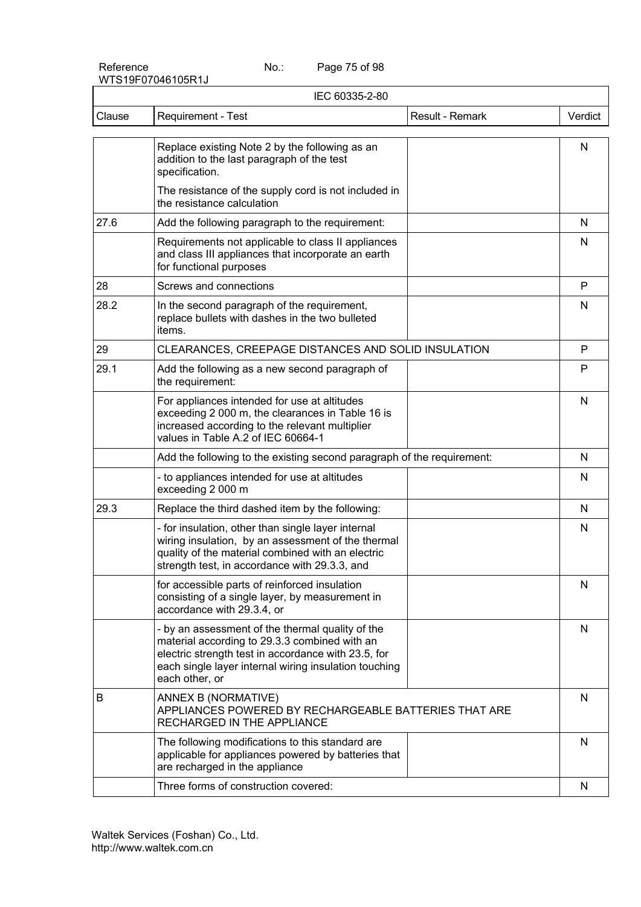| Clause | Requirement - Test | Result - Remark | Verdict |
|---|---|---|---|
| | Replace existing Note 2 by the following as an addition to the last paragraph of the test specification.<br><br>The resistance of the supply cord is not included in the resistance calculation | | N |
| 27.6 | Add the following paragraph to the requirement: | | N |
| | Requirements not applicable to class II appliances and class III appliances that incorporate an earth for functional purposes | | N |
| 28 | Screws and connections | | P |
| 28.2 | In the second paragraph of the requirement, replace bullets with dashes in the two bulleted items. | | N |
| 29 | CLEARANCES, CREEPAGE DISTANCES AND SOLID INSULATION | | P |
| 29.1 | Add the following as a new second paragraph of the requirement: | | P |
| | For appliances intended for use at altitudes exceeding 2 000 m, the clearances in Table 16 is increased according to the relevant multiplier values in Table A.2 of IEC 60664-1 | | N |
| | Add the following to the existing second paragraph of the requirement: | | N |
| | - to appliances intended for use at altitudes exceeding 2 000 m | | N |
| 29.3 | Replace the third dashed item by the following: | | N |
| | - for insulation, other than single layer internal wiring insulation, by an assessment of the thermal quality of the material combined with an electric strength test, in accordance with 29.3.3, and | | N |
| | for accessible parts of reinforced insulation consisting of a single layer, by measurement in accordance with 29.3.4, or | | N |
| | - by an assessment of the thermal quality of the material according to 29.3.3 combined with an electric strength test in accordance with 23.5, for each single layer internal wiring insulation touching each other, or | | N |
| B | ANNEX B (NORMATIVE)<br>APPLIANCES POWERED BY RECHARGEABLE BATTERIES THAT ARE RECHARGED IN THE APPLIANCE | | N |
| | The following modifications to this standard are applicable for appliances powered by batteries that are recharged in the appliance | | N |
| | Three forms of construction covered: | | N |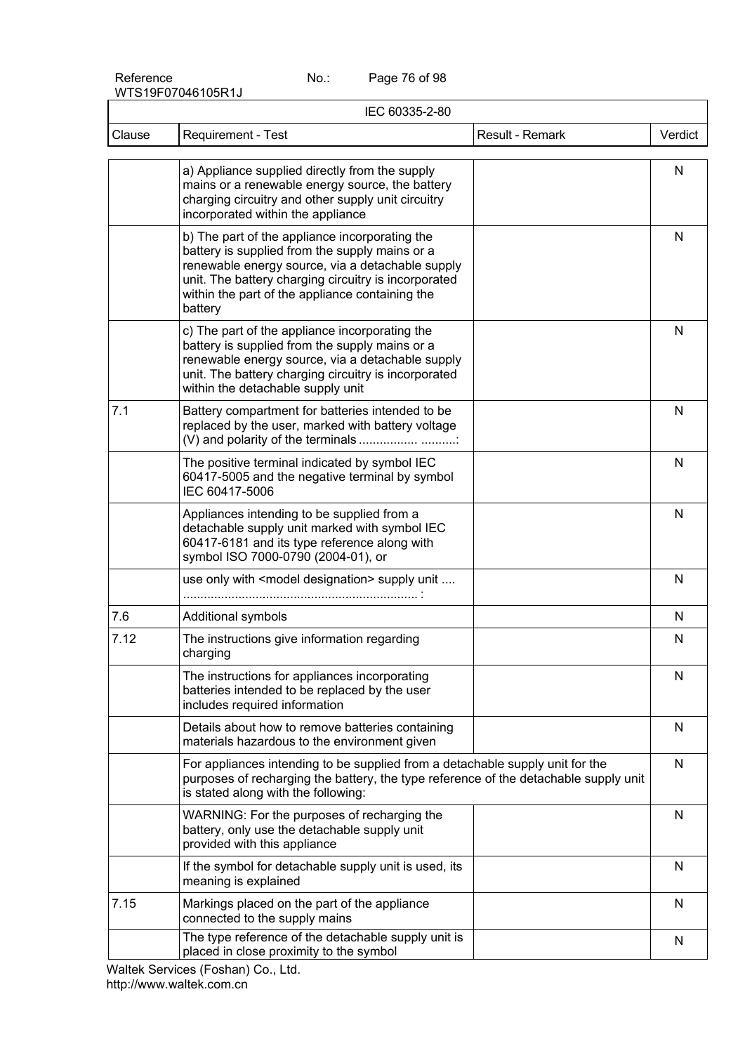| IEC 60335-2-80 | | | |
|---|---|---|---|
| Clause | Requirement - Test | Result - Remark | Verdict |
| | a) Appliance supplied directly from the supply mains or a renewable energy source, the battery charging circuitry and other supply unit circuitry incorporated within the appliance | | N |
| | b) The part of the appliance incorporating the battery is supplied from the supply mains or a renewable energy source, via a detachable supply unit. The battery charging circuitry is incorporated within the part of the appliance containing the battery | | N |
| | c) The part of the appliance incorporating the battery is supplied from the supply mains or a renewable energy source, via a detachable supply unit. The battery charging circuitry is incorporated within the detachable supply unit | | N |
| 7.1 | Battery compartment for batteries intended to be replaced by the user, marked with battery voltage (V) and polarity of the terminals ................. ..........: | | N |
| | The positive terminal indicated by symbol IEC 60417-5005 and the negative terminal by symbol IEC 60417-5006 | | N |
| | Appliances intending to be supplied from a detachable supply unit marked with symbol IEC 60417-6181 and its type reference along with symbol ISO 7000-0790 (2004-01), or | | N |
| | use only with <model designation> supply unit .... .................................................................... : | | N |
| 7.6 | Additional symbols | | N |
| 7.12 | The instructions give information regarding charging | | N |
| | The instructions for appliances incorporating batteries intended to be replaced by the user includes required information | | N |
| | Details about how to remove batteries containing materials hazardous to the environment given | | N |
| | For appliances intending to be supplied from a detachable supply unit for the purposes of recharging the battery, the type reference of the detachable supply unit is stated along with the following: | | N |
| | WARNING: For the purposes of recharging the battery, only use the detachable supply unit provided with this appliance | | N |
| | If the symbol for detachable supply unit is used, its meaning is explained | | N |
| 7.15 | Markings placed on the part of the appliance connected to the supply mains | | N |
| | The type reference of the detachable supply unit is placed in close proximity to the symbol | | N |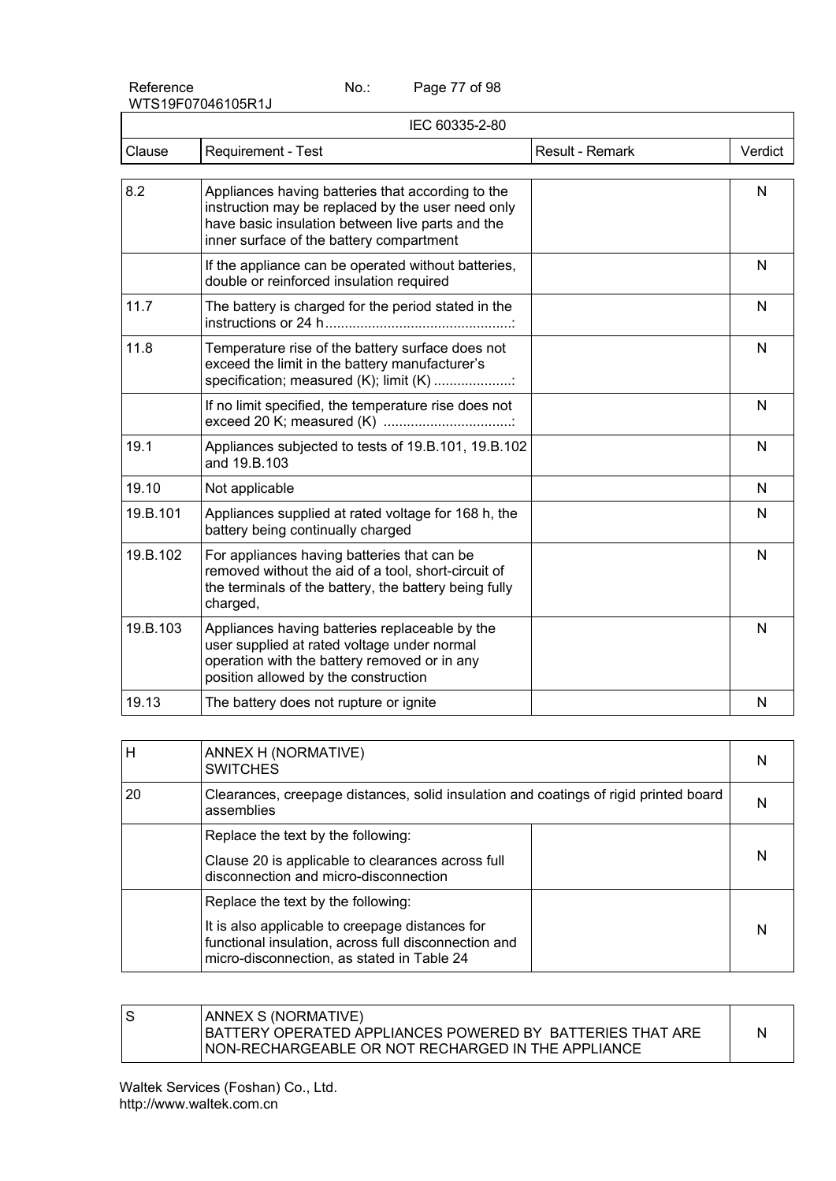| Clause | Requirement - Test | Result - Remark | Verdict |
|---|---|---|---|
| 8.2 | Appliances having batteries that according to the instruction may be replaced by the user need only have basic insulation between live parts and the inner surface of the battery compartment | | N |
| | If the appliance can be operated without batteries, double or reinforced insulation required | | N |
| 11.7 | The battery is charged for the period stated in the instructions or 24 h................................................: | | N |
| 11.8 | Temperature rise of the battery surface does not exceed the limit in the battery manufacturer's specification; measured (K); limit (K) ....................: | | N |
| | If no limit specified, the temperature rise does not exceed 20 K; measured (K) .................................: | | N |
| 19.1 | Appliances subjected to tests of 19.B.101, 19.B.102 and 19.B.103 | | N |
| 19.10 | Not applicable | | N |
| 19.B.101 | Appliances supplied at rated voltage for 168 h, the battery being continually charged | | N |
| 19.B.102 | For appliances having batteries that can be removed without the aid of a tool, short-circuit of the terminals of the battery, the battery being fully charged, | | N |
| 19.B.103 | Appliances having batteries replaceable by the user supplied at rated voltage under normal operation with the battery removed or in any position allowed by the construction | | N |
| 19.13 | The battery does not rupture or ignite | | N |

| Clause | Requirement - Test | Result - Remark | Verdict |
|---|---|---|---|
| H | ANNEX H (NORMATIVE) SWITCHES | | N |
| 20 | Clearances, creepage distances, solid insulation and coatings of rigid printed board assemblies | | N |
| | Replace the text by the following: Clause 20 is applicable to clearances across full disconnection and micro-disconnection | | N |
| | Replace the text by the following: It is also applicable to creepage distances for functional insulation, across full disconnection and micro-disconnection, as stated in Table 24 | | N |

| Clause | Requirement - Test | Verdict |
|---|---|---|
| S | ANNEX S (NORMATIVE) BATTERY OPERATED APPLIANCES POWERED BY BATTERIES THAT ARE NON-RECHARGEABLE OR NOT RECHARGED IN THE APPLIANCE | N |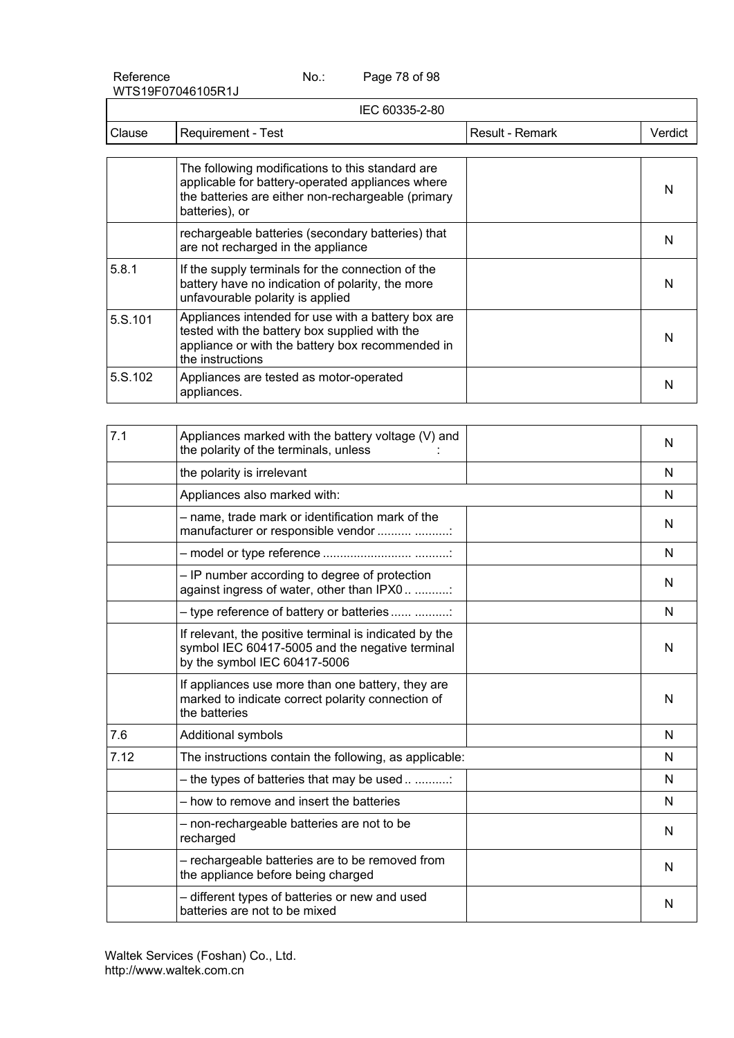| IEC 60335-2-80 | | | |
|---|---|---|---|
| Clause | Requirement - Test | Result - Remark | Verdict |
| | The following modifications to this standard are applicable for battery-operated appliances where the batteries are either non-rechargeable (primary batteries), or | | N |
| | rechargeable batteries (secondary batteries) that are not recharged in the appliance | | N |
| 5.8.1 | If the supply terminals for the connection of the battery have no indication of polarity, the more unfavourable polarity is applied | | N |
| 5.S.101 | Appliances intended for use with a battery box are tested with the battery box supplied with the appliance or with the battery box recommended in the instructions | | N |
| 5.S.102 | Appliances are tested as motor-operated appliances. | | N |

| Clause | Requirement - Test | Result - Remark | Verdict |
|---|---|---|---|
| 7.1 | Appliances marked with the battery voltage (V) and the polarity of the terminals, unless : | | N |
| | the polarity is irrelevant | | N |
| | Appliances also marked with: | | N |
| | – name, trade mark or identification mark of the manufacturer or responsible vendor .......... ..........: | | N |
| | – model or type reference ......................... ..........: | | N |
| | – IP number according to degree of protection against ingress of water, other than IPX0 .. ..........: | | N |
| | – type reference of battery or batteries ...... ..........: | | N |
| | If relevant, the positive terminal is indicated by the symbol IEC 60417-5005 and the negative terminal by the symbol IEC 60417-5006 | | N |
| | If appliances use more than one battery, they are marked to indicate correct polarity connection of the batteries | | N |
| 7.6 | Additional symbols | | N |
| 7.12 | The instructions contain the following, as applicable: | | N |
| | – the types of batteries that may be used .. ..........: | | N |
| | – how to remove and insert the batteries | | N |
| | – non-rechargeable batteries are not to be recharged | | N |
| | – rechargeable batteries are to be removed from the appliance before being charged | | N |
| | – different types of batteries or new and used batteries are not to be mixed | | N |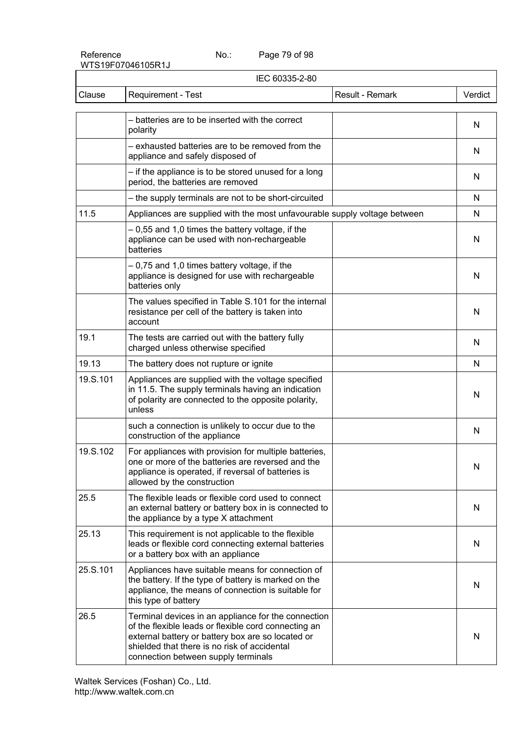| Clause | Requirement - Test | Result - Remark | Verdict |
|---|---|---|---|
| | – batteries are to be inserted with the correct polarity | | N |
| | – exhausted batteries are to be removed from the appliance and safely disposed of | | N |
| | – if the appliance is to be stored unused for a long period, the batteries are removed | | N |
| | – the supply terminals are not to be short-circuited | | N |
| 11.5 | Appliances are supplied with the most unfavourable supply voltage between | | N |
| | – 0,55 and 1,0 times the battery voltage, if the appliance can be used with non-rechargeable batteries | | N |
| | – 0,75 and 1,0 times battery voltage, if the appliance is designed for use with rechargeable batteries only | | N |
| | The values specified in Table S.101 for the internal resistance per cell of the battery is taken into account | | N |
| 19.1 | The tests are carried out with the battery fully charged unless otherwise specified | | N |
| 19.13 | The battery does not rupture or ignite | | N |
| 19.S.101 | Appliances are supplied with the voltage specified in 11.5. The supply terminals having an indication of polarity are connected to the opposite polarity, unless | | N |
| | such a connection is unlikely to occur due to the construction of the appliance | | N |
| 19.S.102 | For appliances with provision for multiple batteries, one or more of the batteries are reversed and the appliance is operated, if reversal of batteries is allowed by the construction | | N |
| 25.5 | The flexible leads or flexible cord used to connect an external battery or battery box in is connected to the appliance by a type X attachment | | N |
| 25.13 | This requirement is not applicable to the flexible leads or flexible cord connecting external batteries or a battery box with an appliance | | N |
| 25.S.101 | Appliances have suitable means for connection of the battery. If the type of battery is marked on the appliance, the means of connection is suitable for this type of battery | | N |
| 26.5 | Terminal devices in an appliance for the connection of the flexible leads or flexible cord connecting an external battery or battery box are so located or shielded that there is no risk of accidental connection between supply terminals | | N |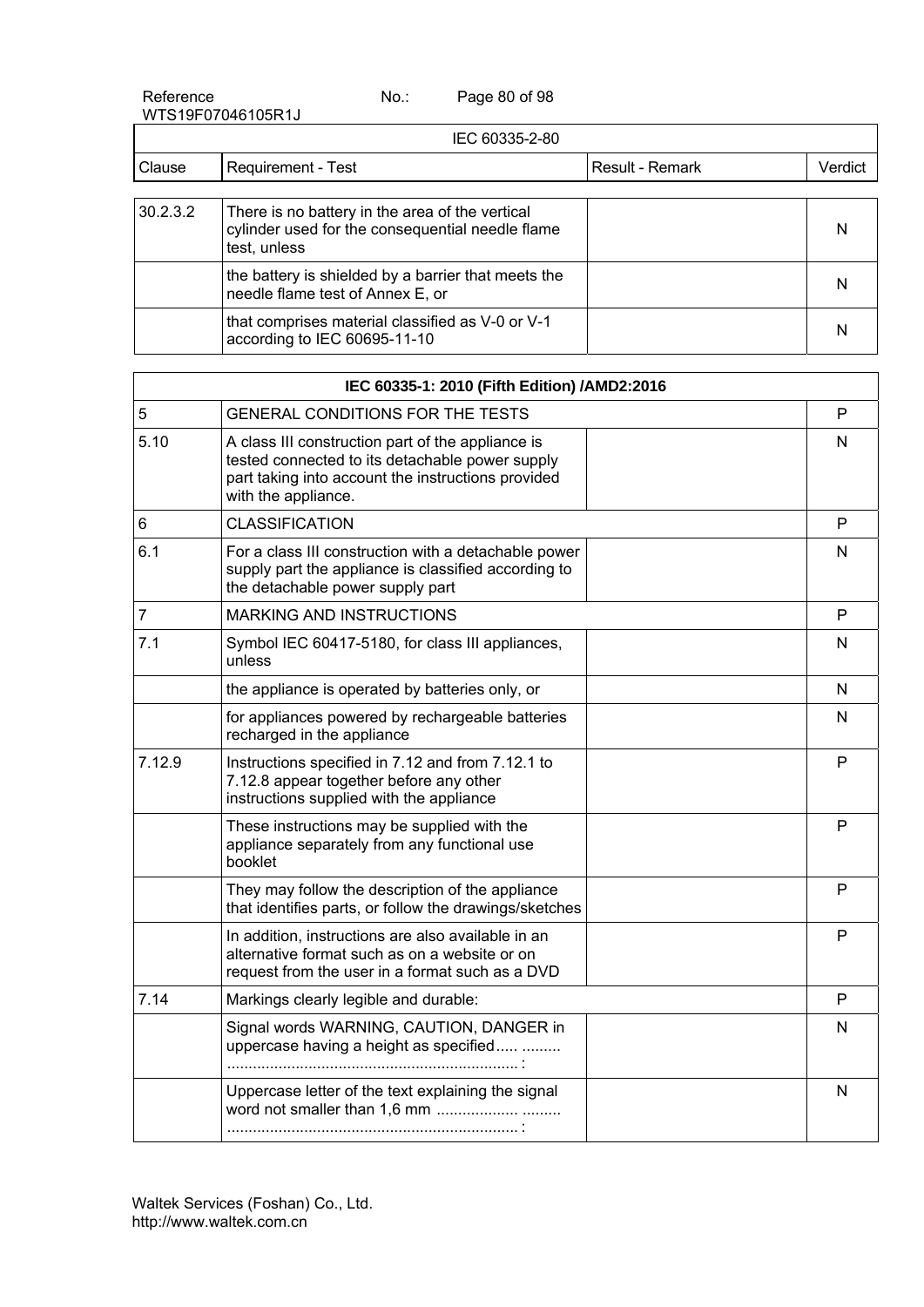| IEC 60335-2-80 | | | |
|---|---|---|---|
| Clause | Requirement - Test | Result - Remark | Verdict |
| 30.2.3.2 | There is no battery in the area of the vertical cylinder used for the consequential needle flame test, unless | | N |
| | the battery is shielded by a barrier that meets the needle flame test of Annex E, or | | N |
| | that comprises material classified as V-0 or V-1 according to IEC 60695-11-10 | | N |

| **IEC 60335-1: 2010 (Fifth Edition) /AMD2:2016** | | | |
|---|---|---|---|
| 5 | GENERAL CONDITIONS FOR THE TESTS | | P |
| 5.10 | A class III construction part of the appliance is tested connected to its detachable power supply part taking into account the instructions provided with the appliance. | | N |
| 6 | CLASSIFICATION | | P |
| 6.1 | For a class III construction with a detachable power supply part the appliance is classified according to the detachable power supply part | | N |
| 7 | MARKING AND INSTRUCTIONS | | P |
| 7.1 | Symbol IEC 60417-5180, for class III appliances, unless | | N |
| | the appliance is operated by batteries only, or | | N |
| | for appliances powered by rechargeable batteries recharged in the appliance | | N |
| 7.12.9 | Instructions specified in 7.12 and from 7.12.1 to 7.12.8 appear together before any other instructions supplied with the appliance | | P |
| | These instructions may be supplied with the appliance separately from any functional use booklet | | P |
| | They may follow the description of the appliance that identifies parts, or follow the drawings/sketches | | P |
| | In addition, instructions are also available in an alternative format such as on a website or on request from the user in a format such as a DVD | | P |
| 7.14 | Markings clearly legible and durable: | | P |
| | Signal words WARNING, CAUTION, DANGER in uppercase having a height as specified..... ......... ...................................................................... : | | N |
| | Uppercase letter of the text explaining the signal word not smaller than 1,6 mm .................. ......... ...................................................................... : | | N |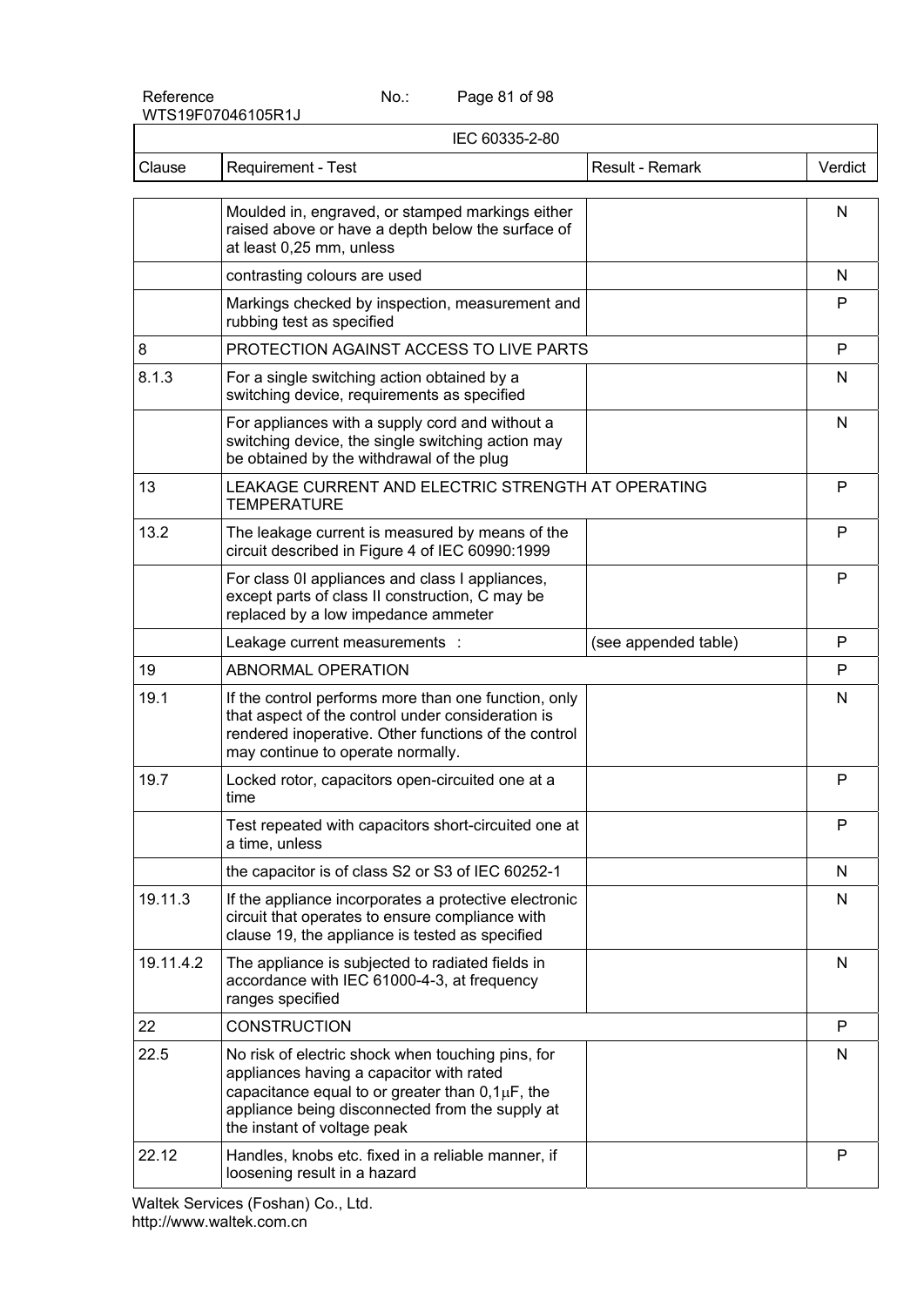| Clause | Requirement - Test | Result - Remark | Verdict |
|---|---|---|---|
| | Moulded in, engraved, or stamped markings either raised above or have a depth below the surface of at least 0,25 mm, unless | | N |
| | contrasting colours are used | | N |
| | Markings checked by inspection, measurement and rubbing test as specified | | P |
| 8 | PROTECTION AGAINST ACCESS TO LIVE PARTS | | P |
| 8.1.3 | For a single switching action obtained by a switching device, requirements as specified | | N |
| | For appliances with a supply cord and without a switching device, the single switching action may be obtained by the withdrawal of the plug | | N |
| 13 | LEAKAGE CURRENT AND ELECTRIC STRENGTH AT OPERATING TEMPERATURE | | P |
| 13.2 | The leakage current is measured by means of the circuit described in Figure 4 of IEC 60990:1999 | | P |
| | For class 0I appliances and class I appliances, except parts of class II construction, C may be replaced by a low impedance ammeter | | P |
| | Leakage current measurements : | (see appended table) | P |
| 19 | ABNORMAL OPERATION | | P |
| 19.1 | If the control performs more than one function, only that aspect of the control under consideration is rendered inoperative. Other functions of the control may continue to operate normally. | | N |
| 19.7 | Locked rotor, capacitors open-circuited one at a time | | P |
| | Test repeated with capacitors short-circuited one at a time, unless | | P |
| | the capacitor is of class S2 or S3 of IEC 60252-1 | | N |
| 19.11.3 | If the appliance incorporates a protective electronic circuit that operates to ensure compliance with clause 19, the appliance is tested as specified | | N |
| 19.11.4.2 | The appliance is subjected to radiated fields in accordance with IEC 61000-4-3, at frequency ranges specified | | N |
| 22 | CONSTRUCTION | | P |
| 22.5 | No risk of electric shock when touching pins, for appliances having a capacitor with rated capacitance equal to or greater than 0,1μF, the appliance being disconnected from the supply at the instant of voltage peak | | N |
| 22.12 | Handles, knobs etc. fixed in a reliable manner, if loosening result in a hazard | | P |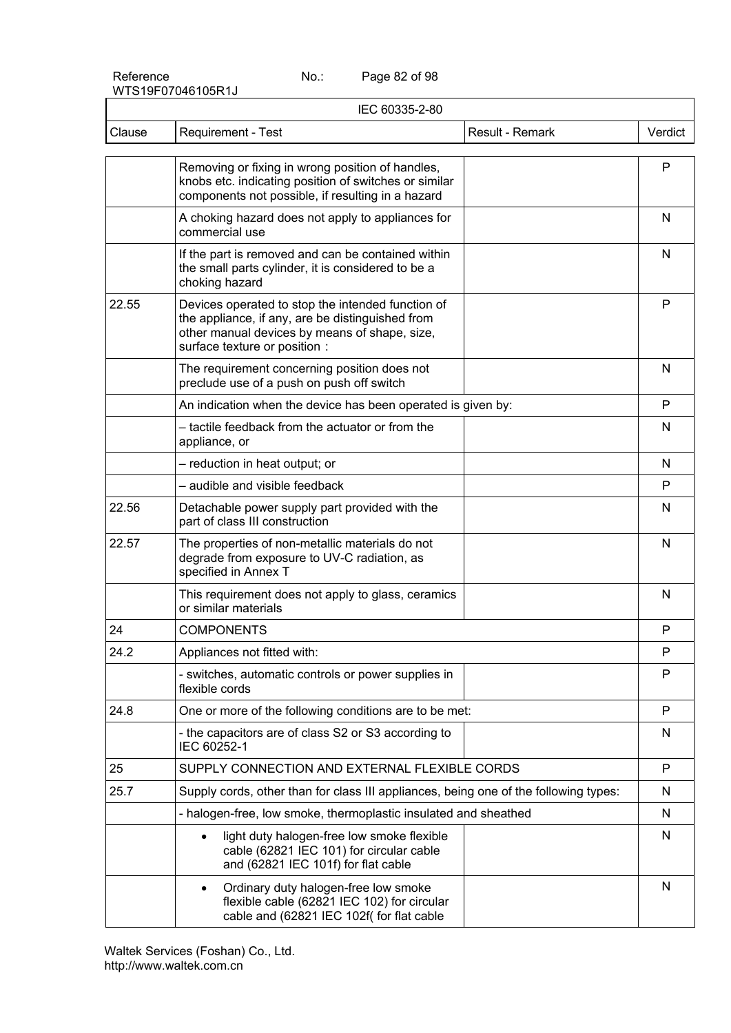IEC 60335-2-80

| Clause | Requirement - Test | Result - Remark | Verdict |
|---|---|---|---|
| | Removing or fixing in wrong position of handles, knobs etc. indicating position of switches or similar components not possible, if resulting in a hazard | | P |
| | A choking hazard does not apply to appliances for commercial use | | N |
| | If the part is removed and can be contained within the small parts cylinder, it is considered to be a choking hazard | | N |
| 22.55 | Devices operated to stop the intended function of the appliance, if any, are be distinguished from other manual devices by means of shape, size, surface texture or position： | | P |
| | The requirement concerning position does not preclude use of a push on push off switch | | N |
| | An indication when the device has been operated is given by: | | P |
| | – tactile feedback from the actuator or from the appliance, or | | N |
| | – reduction in heat output; or | | N |
| | – audible and visible feedback | | P |
| 22.56 | Detachable power supply part provided with the part of class III construction | | N |
| 22.57 | The properties of non-metallic materials do not degrade from exposure to UV-C radiation, as specified in Annex T | | N |
| | This requirement does not apply to glass, ceramics or similar materials | | N |
| 24 | COMPONENTS | | P |
| 24.2 | Appliances not fitted with: | | P |
| | - switches, automatic controls or power supplies in flexible cords | | P |
| 24.8 | One or more of the following conditions are to be met: | | P |
| | - the capacitors are of class S2 or S3 according to IEC 60252-1 | | N |
| 25 | SUPPLY CONNECTION AND EXTERNAL FLEXIBLE CORDS | | P |
| 25.7 | Supply cords, other than for class III appliances, being one of the following types: | | N |
| | - halogen-free, low smoke, thermoplastic insulated and sheathed | | N |
| | • light duty halogen-free low smoke flexible cable (62821 IEC 101) for circular cable and (62821 IEC 101f) for flat cable | | N |
| | • Ordinary duty halogen-free low smoke flexible cable (62821 IEC 102) for circular cable and (62821 IEC 102f( for flat cable | | N |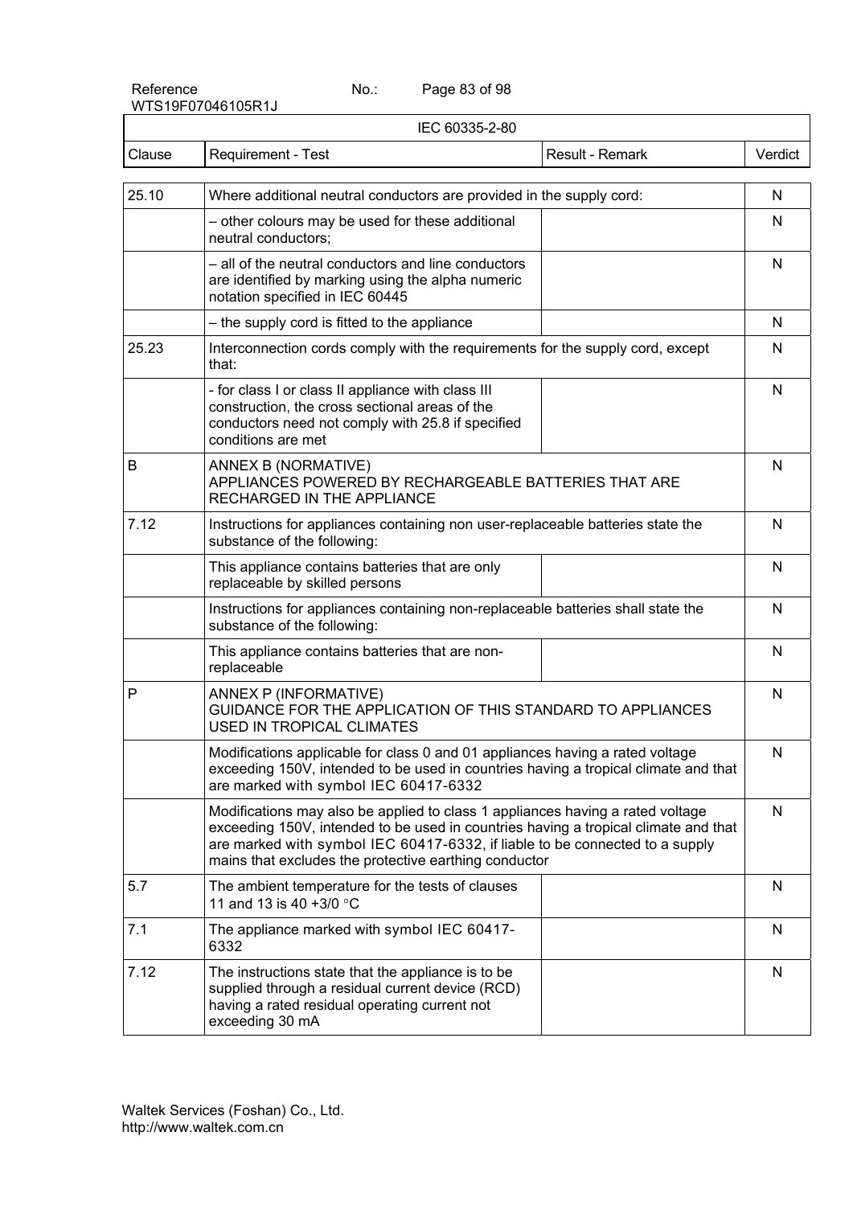| Clause | Requirement - Test | Result - Remark | Verdict |
|---|---|---|---|
| 25.10 | Where additional neutral conductors are provided in the supply cord: | | N |
| | – other colours may be used for these additional neutral conductors; | | N |
| | – all of the neutral conductors and line conductors are identified by marking using the alpha numeric notation specified in IEC 60445 | | N |
| | – the supply cord is fitted to the appliance | | N |
| 25.23 | Interconnection cords comply with the requirements for the supply cord, except that: | | N |
| | - for class I or class II appliance with class III construction, the cross sectional areas of the conductors need not comply with 25.8 if specified conditions are met | | N |
| B | ANNEX B (NORMATIVE)<br>APPLIANCES POWERED BY RECHARGEABLE BATTERIES THAT ARE RECHARGED IN THE APPLIANCE | | N |
| 7.12 | Instructions for appliances containing non user-replaceable batteries state the substance of the following: | | N |
| | This appliance contains batteries that are only replaceable by skilled persons | | N |
| | Instructions for appliances containing non-replaceable batteries shall state the substance of the following: | | N |
| | This appliance contains batteries that are non-replaceable | | N |
| P | ANNEX P (INFORMATIVE)<br>GUIDANCE FOR THE APPLICATION OF THIS STANDARD TO APPLIANCES USED IN TROPICAL CLIMATES | | N |
| | Modifications applicable for class 0 and 01 appliances having a rated voltage exceeding 150V, intended to be used in countries having a tropical climate and that are marked with symbol IEC 60417-6332 | | N |
| | Modifications may also be applied to class 1 appliances having a rated voltage exceeding 150V, intended to be used in countries having a tropical climate and that are marked with symbol IEC 60417-6332, if liable to be connected to a supply mains that excludes the protective earthing conductor | | N |
| 5.7 | The ambient temperature for the tests of clauses 11 and 13 is 40 +3/0 °C | | N |
| 7.1 | The appliance marked with symbol IEC 60417-6332 | | N |
| 7.12 | The instructions state that the appliance is to be supplied through a residual current device (RCD) having a rated residual operating current not exceeding 30 mA | | N |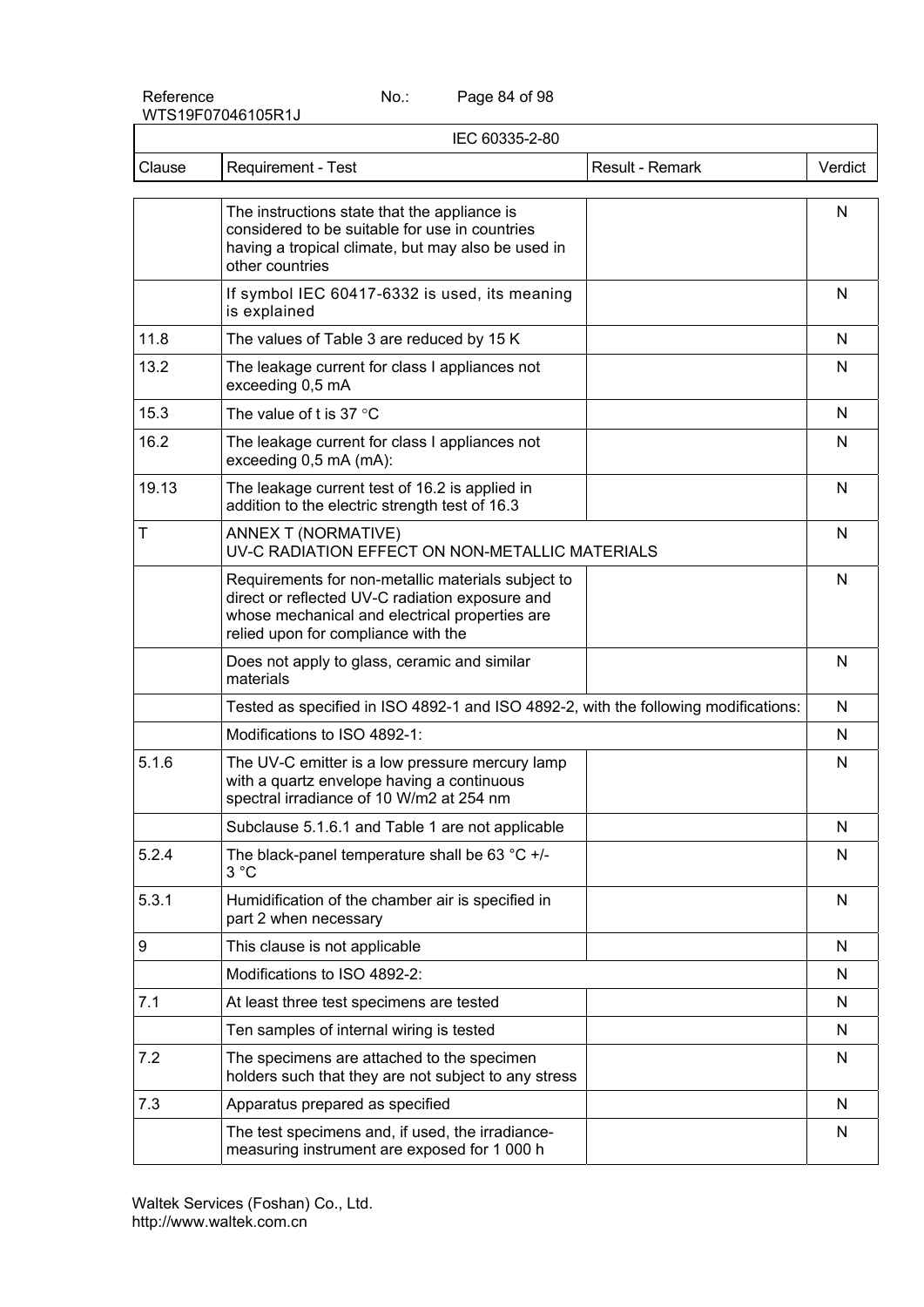| IEC 60335-2-80 | | | |
|---|---|---|---|
| Clause | Requirement - Test | Result - Remark | Verdict |
| | The instructions state that the appliance is considered to be suitable for use in countries having a tropical climate, but may also be used in other countries | | N |
| | If symbol IEC 60417-6332 is used, its meaning is explained | | N |
| 11.8 | The values of Table 3 are reduced by 15 K | | N |
| 13.2 | The leakage current for class I appliances not exceeding 0,5 mA | | N |
| 15.3 | The value of t is 37 °C | | N |
| 16.2 | The leakage current for class I appliances not exceeding 0,5 mA (mA): | | N |
| 19.13 | The leakage current test of 16.2 is applied in addition to the electric strength test of 16.3 | | N |
| T | ANNEX T (NORMATIVE)<br>UV-C RADIATION EFFECT ON NON-METALLIC MATERIALS | | N |
| | Requirements for non-metallic materials subject to direct or reflected UV-C radiation exposure and whose mechanical and electrical properties are relied upon for compliance with the | | N |
| | Does not apply to glass, ceramic and similar materials | | N |
| | Tested as specified in ISO 4892-1 and ISO 4892-2, with the following modifications: | | N |
| | Modifications to ISO 4892-1: | | N |
| 5.1.6 | The UV-C emitter is a low pressure mercury lamp with a quartz envelope having a continuous spectral irradiance of 10 W/m2 at 254 nm | | N |
| | Subclause 5.1.6.1 and Table 1 are not applicable | | N |
| 5.2.4 | The black-panel temperature shall be 63 °C +/- 3 °C | | N |
| 5.3.1 | Humidification of the chamber air is specified in part 2 when necessary | | N |
| 9 | This clause is not applicable | | N |
| | Modifications to ISO 4892-2: | | N |
| 7.1 | At least three test specimens are tested | | N |
| | Ten samples of internal wiring is tested | | N |
| 7.2 | The specimens are attached to the specimen holders such that they are not subject to any stress | | N |
| 7.3 | Apparatus prepared as specified | | N |
| | The test specimens and, if used, the irradiance-measuring instrument are exposed for 1 000 h | | N |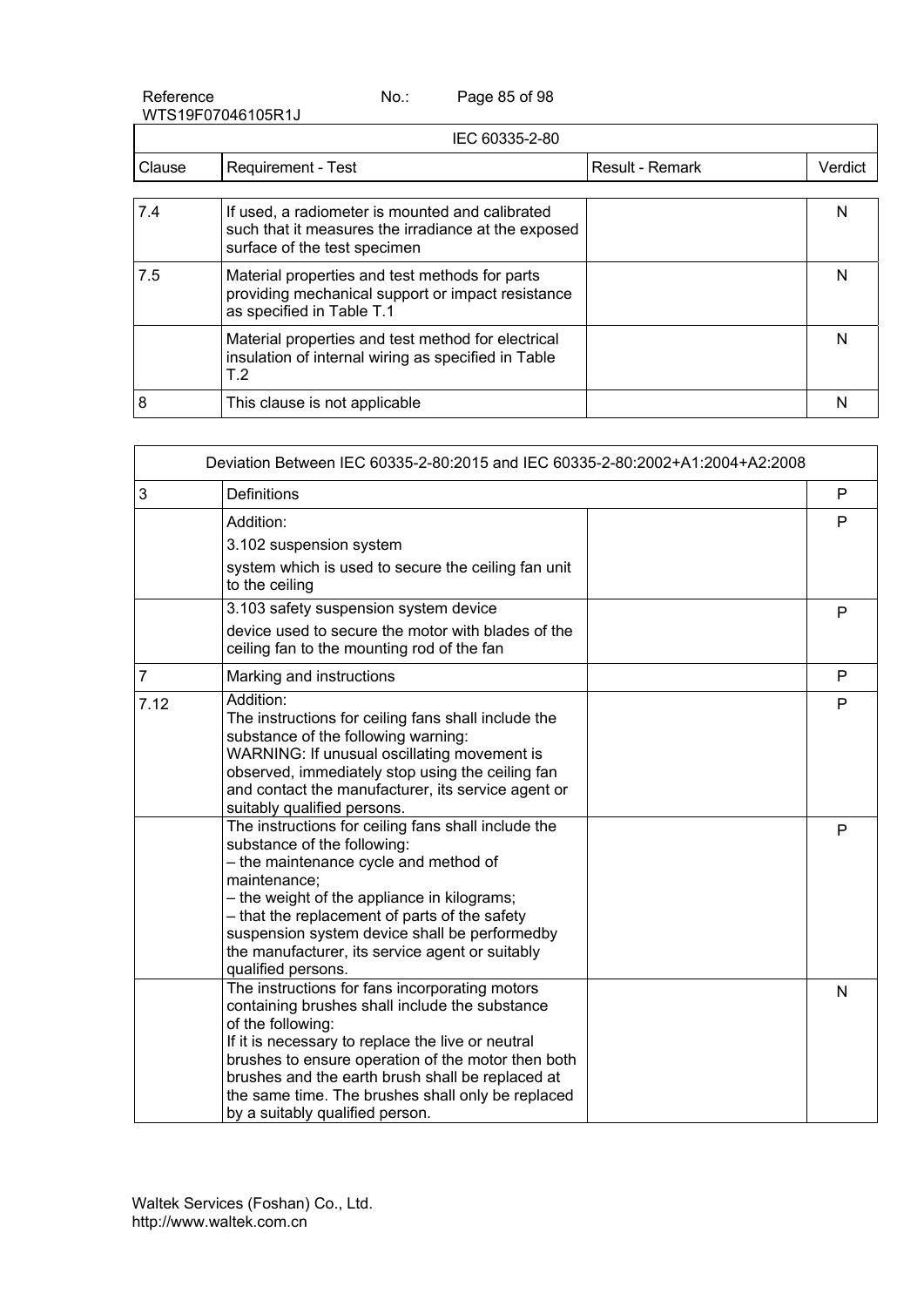| IEC 60335-2-80 | | | |
|---|---|---|---|
| Clause | Requirement - Test | Result - Remark | Verdict |
| 7.4 | If used, a radiometer is mounted and calibrated such that it measures the irradiance at the exposed surface of the test specimen | | N |
| 7.5 | Material properties and test methods for parts providing mechanical support or impact resistance as specified in Table T.1 | | N |
| | Material properties and test method for electrical insulation of internal wiring as specified in Table T.2 | | N |
| 8 | This clause is not applicable | | N |

| Deviation Between IEC 60335-2-80:2015 and IEC 60335-2-80:2002+A1:2004+A2:2008 | | | |
|---|---|---|---|
| 3 | Definitions | | P |
| | Addition:<br>3.102 suspension system<br>system which is used to secure the ceiling fan unit to the ceiling | | P |
| | 3.103 safety suspension system device<br>device used to secure the motor with blades of the ceiling fan to the mounting rod of the fan | | P |
| 7 | Marking and instructions | | P |
| 7.12 | Addition:<br>The instructions for ceiling fans shall include the substance of the following warning:<br>WARNING: If unusual oscillating movement is observed, immediately stop using the ceiling fan and contact the manufacturer, its service agent or suitably qualified persons. | | P |
| | The instructions for ceiling fans shall include the substance of the following:<br>– the maintenance cycle and method of maintenance;<br>– the weight of the appliance in kilograms;<br>– that the replacement of parts of the safety suspension system device shall be performedby the manufacturer, its service agent or suitably qualified persons. | | P |
| | The instructions for fans incorporating motors containing brushes shall include the substance of the following:<br>If it is necessary to replace the live or neutral brushes to ensure operation of the motor then both brushes and the earth brush shall be replaced at the same time. The brushes shall only be replaced by a suitably qualified person. | | N |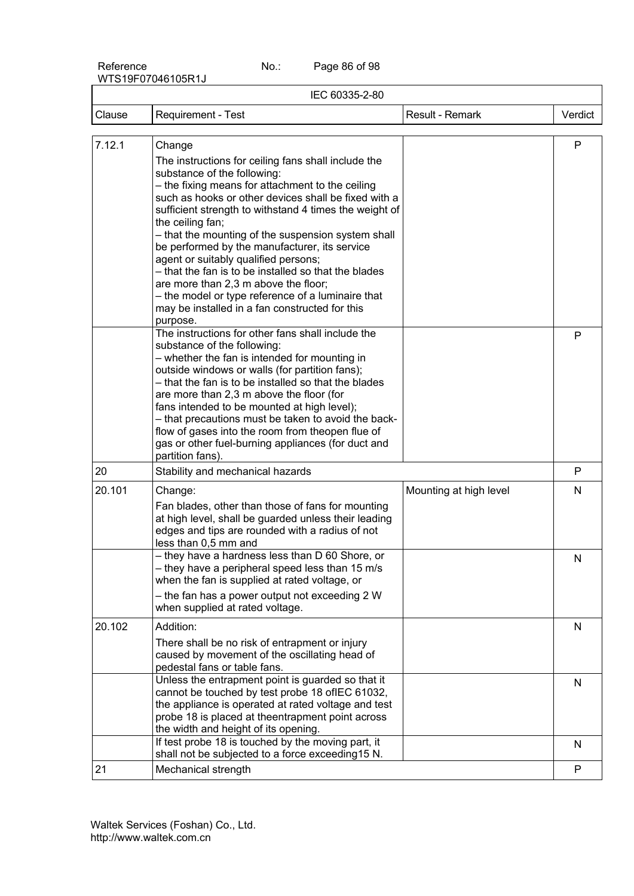| Clause | Requirement - Test | Result - Remark | Verdict |
|---|---|---|---|
| 7.12.1 | Change<br>The instructions for ceiling fans shall include the substance of the following:<br>– the fixing means for attachment to the ceiling such as hooks or other devices shall be fixed with a sufficient strength to withstand 4 times the weight of the ceiling fan;<br>– that the mounting of the suspension system shall be performed by the manufacturer, its service agent or suitably qualified persons;<br>– that the fan is to be installed so that the blades are more than 2,3 m above the floor;<br>– the model or type reference of a luminaire that may be installed in a fan constructed for this purpose. | | P |
| | The instructions for other fans shall include the substance of the following:<br>– whether the fan is intended for mounting in outside windows or walls (for partition fans);<br>– that the fan is to be installed so that the blades are more than 2,3 m above the floor (for fans intended to be mounted at high level);<br>– that precautions must be taken to avoid the back-flow of gases into the room from theopen flue of gas or other fuel-burning appliances (for duct and partition fans). | | P |
| 20 | Stability and mechanical hazards | | P |
| 20.101 | Change:<br>Fan blades, other than those of fans for mounting at high level, shall be guarded unless their leading edges and tips are rounded with a radius of not less than 0,5 mm and | Mounting at high level | N |
| | – they have a hardness less than D 60 Shore, or<br>– they have a peripheral speed less than 15 m/s when the fan is supplied at rated voltage, or<br>– the fan has a power output not exceeding 2 W when supplied at rated voltage. | | N |
| 20.102 | Addition:<br>There shall be no risk of entrapment or injury caused by movement of the oscillating head of pedestal fans or table fans. | | N |
| | Unless the entrapment point is guarded so that it cannot be touched by test probe 18 ofIEC 61032, the appliance is operated at rated voltage and test probe 18 is placed at theentrapment point across the width and height of its opening. | | N |
| | If test probe 18 is touched by the moving part, it shall not be subjected to a force exceeding15 N. | | N |
| 21 | Mechanical strength | | P |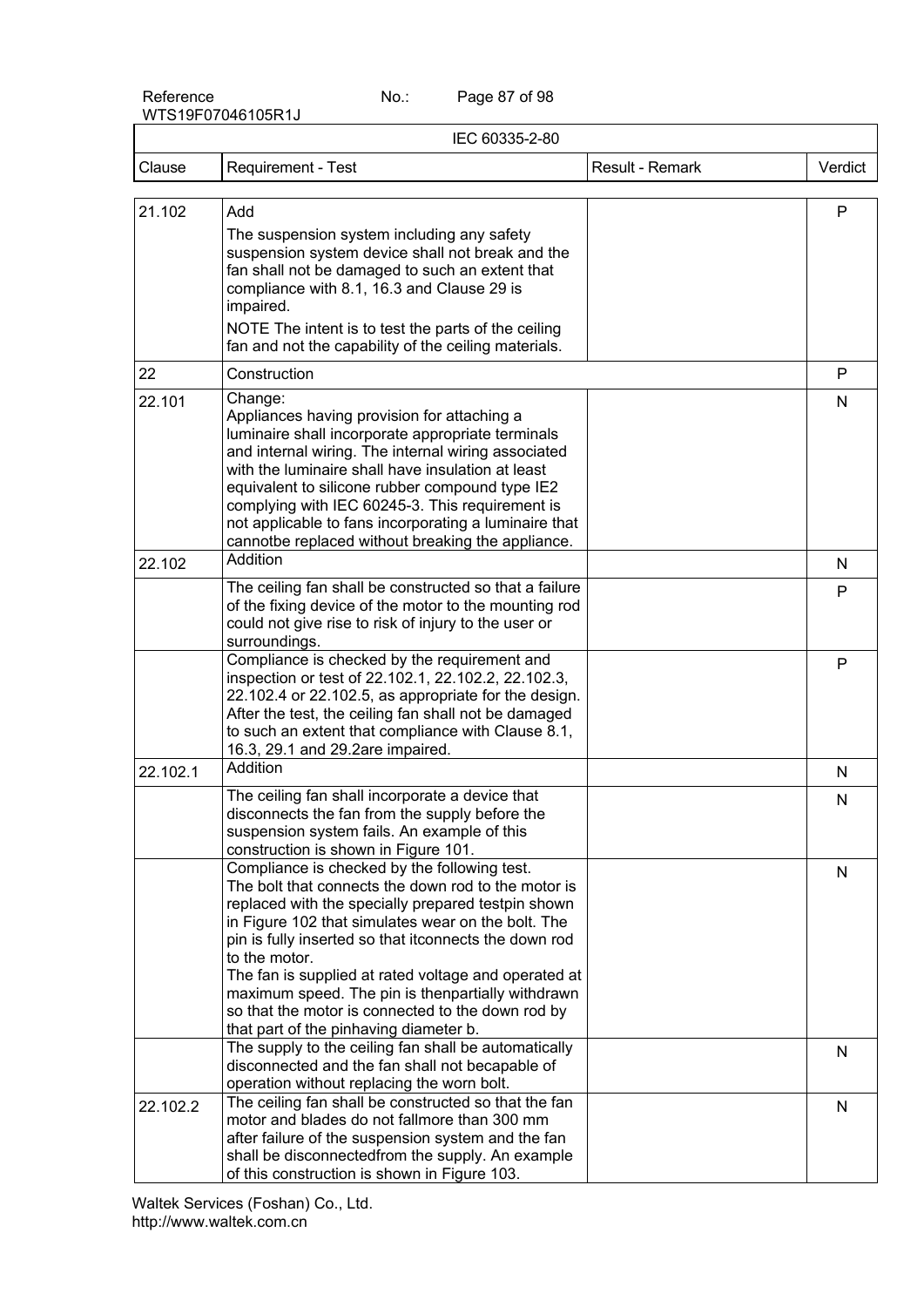| IEC 60335-2-80 | | | |
|---|---|---|---|
| Clause | Requirement - Test | Result - Remark | Verdict |
| 21.102 | Add<br>The suspension system including any safety suspension system device shall not break and the fan shall not be damaged to such an extent that compliance with 8.1, 16.3 and Clause 29 is impaired.<br>NOTE The intent is to test the parts of the ceiling fan and not the capability of the ceiling materials. | | P |
| 22 | Construction | | P |
| 22.101 | Change:<br>Appliances having provision for attaching a luminaire shall incorporate appropriate terminals and internal wiring. The internal wiring associated with the luminaire shall have insulation at least equivalent to silicone rubber compound type IE2 complying with IEC 60245-3. This requirement is not applicable to fans incorporating a luminaire that cannotbe replaced without breaking the appliance. | | N |
| 22.102 | Addition | | N |
| | The ceiling fan shall be constructed so that a failure of the fixing device of the motor to the mounting rod could not give rise to risk of injury to the user or surroundings. | | P |
| | Compliance is checked by the requirement and inspection or test of 22.102.1, 22.102.2, 22.102.3, 22.102.4 or 22.102.5, as appropriate for the design. After the test, the ceiling fan shall not be damaged to such an extent that compliance with Clause 8.1, 16.3, 29.1 and 29.2are impaired. | | P |
| 22.102.1 | Addition | | N |
| | The ceiling fan shall incorporate a device that disconnects the fan from the supply before the suspension system fails. An example of this construction is shown in Figure 101. | | N |
| | Compliance is checked by the following test.<br>The bolt that connects the down rod to the motor is replaced with the specially prepared testpin shown in Figure 102 that simulates wear on the bolt. The pin is fully inserted so that itconnects the down rod to the motor.<br>The fan is supplied at rated voltage and operated at maximum speed. The pin is thenpartially withdrawn so that the motor is connected to the down rod by that part of the pinhaving diameter b. | | N |
| | The supply to the ceiling fan shall be automatically disconnected and the fan shall not becapable of operation without replacing the worn bolt. | | N |
| 22.102.2 | The ceiling fan shall be constructed so that the fan motor and blades do not fallmore than 300 mm after failure of the suspension system and the fan shall be disconnectedfrom the supply. An example of this construction is shown in Figure 103. | | N |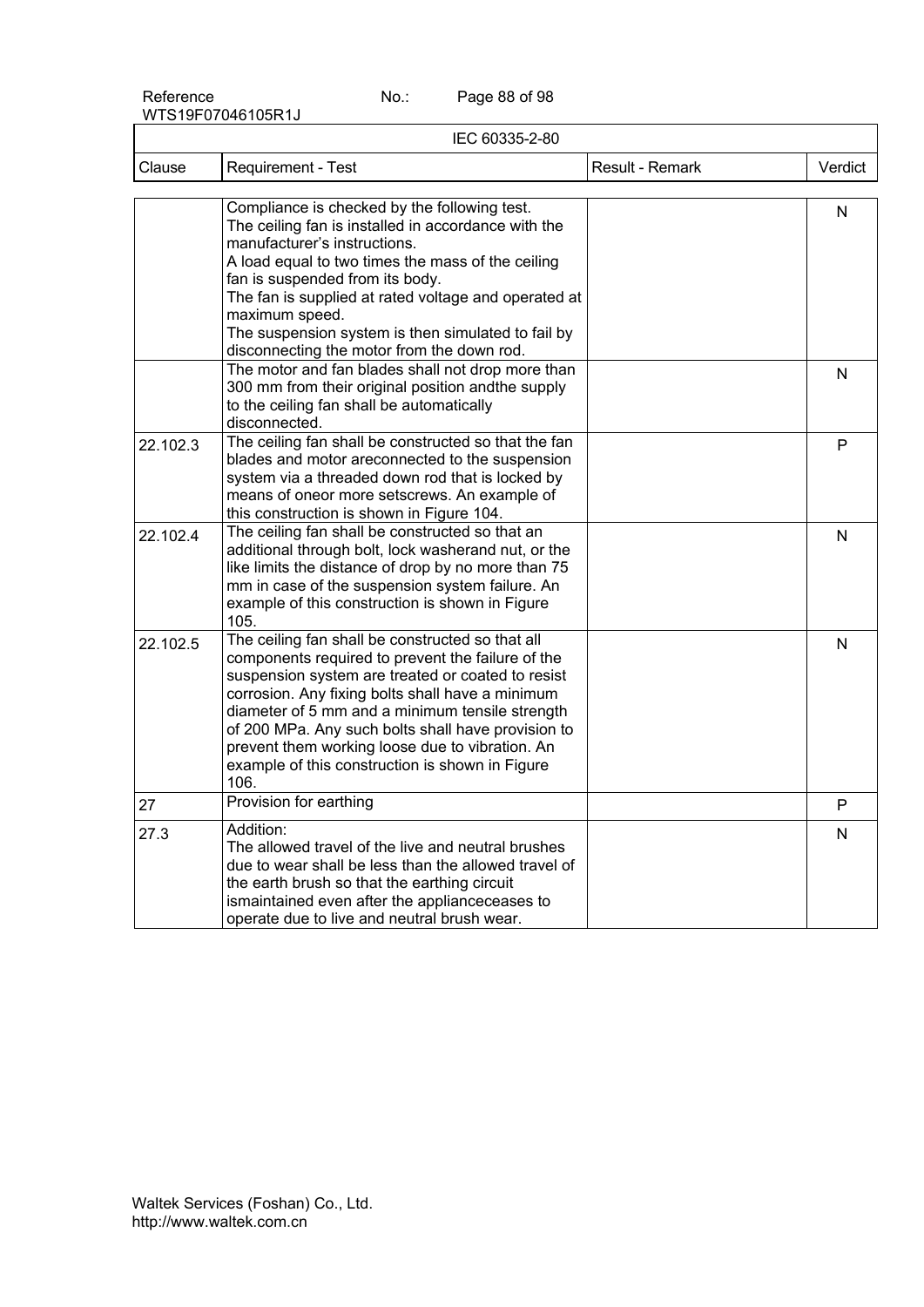| Clause | Requirement - Test | Result - Remark | Verdict |
|---|---|---|---|
| | Compliance is checked by the following test. The ceiling fan is installed in accordance with the manufacturer's instructions. A load equal to two times the mass of the ceiling fan is suspended from its body. The fan is supplied at rated voltage and operated at maximum speed. The suspension system is then simulated to fail by disconnecting the motor from the down rod. | | N |
| | The motor and fan blades shall not drop more than 300 mm from their original position andthe supply to the ceiling fan shall be automatically disconnected. | | N |
| 22.102.3 | The ceiling fan shall be constructed so that the fan blades and motor areconnected to the suspension system via a threaded down rod that is locked by means of oneor more setscrews. An example of this construction is shown in Figure 104. | | P |
| 22.102.4 | The ceiling fan shall be constructed so that an additional through bolt, lock washerand nut, or the like limits the distance of drop by no more than 75 mm in case of the suspension system failure. An example of this construction is shown in Figure 105. | | N |
| 22.102.5 | The ceiling fan shall be constructed so that all components required to prevent the failure of the suspension system are treated or coated to resist corrosion. Any fixing bolts shall have a minimum diameter of 5 mm and a minimum tensile strength of 200 MPa. Any such bolts shall have provision to prevent them working loose due to vibration. An example of this construction is shown in Figure 106. | | N |
| 27 | Provision for earthing | | P |
| 27.3 | Addition: The allowed travel of the live and neutral brushes due to wear shall be less than the allowed travel of the earth brush so that the earthing circuit ismaintained even after the applianceceases to operate due to live and neutral brush wear. | | N |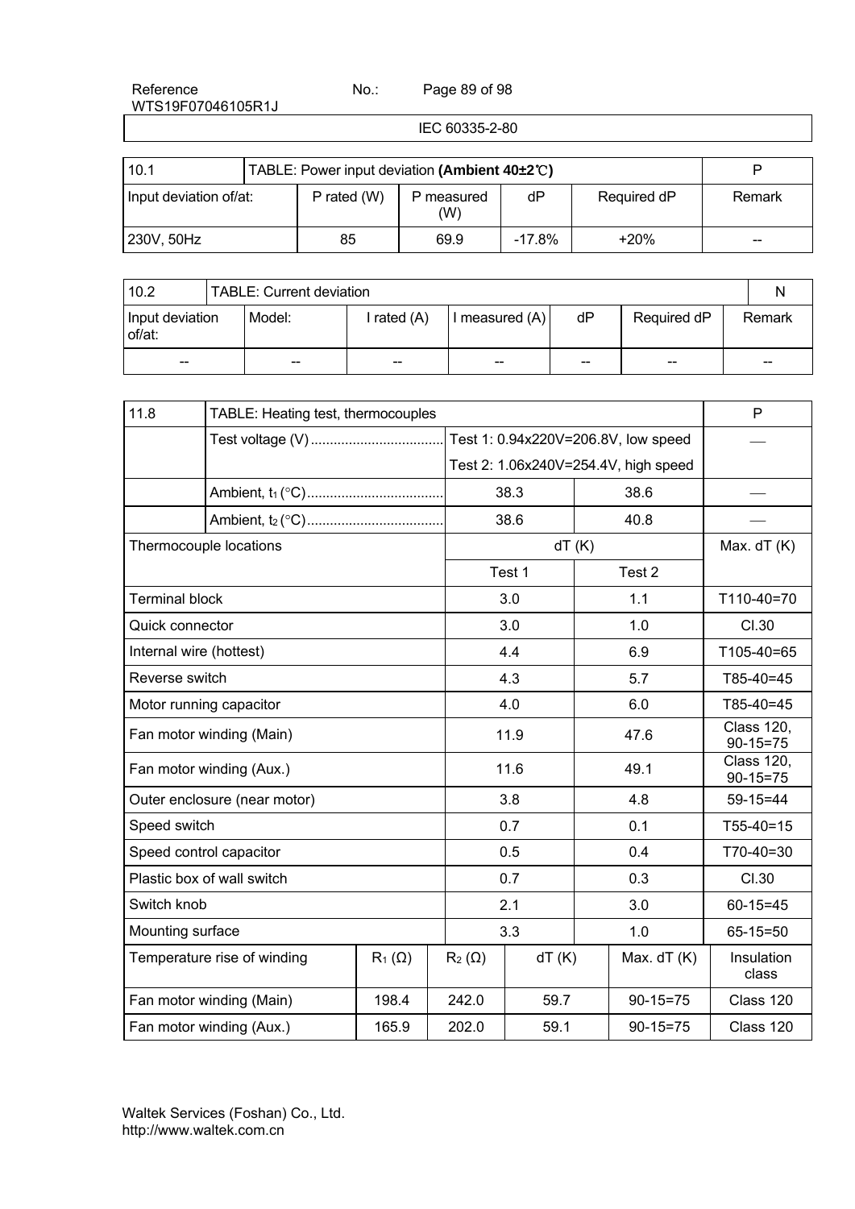IEC 60335-2-80

| 10.1 | TABLE: Power input deviation **(Ambient 40±2℃)** | | | | | P |
|---|---|---|---|---|---|---|
| Input deviation of/at: | | P rated (W) | P measured (W) | dP | Required dP | Remark |
| 230V, 50Hz | | 85 | 69.9 | -17.8% | +20% | -- |

| 10.2 | TABLE: Current deviation | | | | | N |
|---|---|---|---|---|---|---|
| Input deviation of/at: | Model: | I rated (A) | I measured (A) | dP | Required dP | Remark |
| -- | -- | -- | -- | -- | -- | -- |

| 11.8 | TABLE: Heating test, thermocouples | | | P |
|---|---|---|---|---|
| | Test voltage (V) | Test 1: 0.94x220V=206.8V, low speed | | — |
| | | Test 2: 1.06x240V=254.4V, high speed | | |
| | Ambient, $t_1$ (°C) | 38.3 | 38.6 | — |
| | Ambient, $t_2$ (°C) | 38.6 | 40.8 | — |
| Thermocouple locations | | dT (K) | | Max. dT (K) |
| | | Test 1 | Test 2 | |
| Terminal block | | 3.0 | 1.1 | T110-40=70 |
| Quick connector | | 3.0 | 1.0 | Cl.30 |
| Internal wire (hottest) | | 4.4 | 6.9 | T105-40=65 |
| Reverse switch | | 4.3 | 5.7 | T85-40=45 |
| Motor running capacitor | | 4.0 | 6.0 | T85-40=45 |
| Fan motor winding (Main) | | 11.9 | 47.6 | Class 120, 90-15=75 |
| Fan motor winding (Aux.) | | 11.6 | 49.1 | Class 120, 90-15=75 |
| Outer enclosure (near motor) | | 3.8 | 4.8 | 59-15=44 |
| Speed switch | | 0.7 | 0.1 | T55-40=15 |
| Speed control capacitor | | 0.5 | 0.4 | T70-40=30 |
| Plastic box of wall switch | | 0.7 | 0.3 | Cl.30 |
| Switch knob | | 2.1 | 3.0 | 60-15=45 |
| Mounting surface | | 3.3 | 1.0 | 65-15=50 |

| Temperature rise of winding | $R_1$ (Ω) | $R_2$ (Ω) | dT (K) | Max. dT (K) | Insulation class |
|---|---|---|---|---|---|
| Fan motor winding (Main) | 198.4 | 242.0 | 59.7 | 90-15=75 | Class 120 |
| Fan motor winding (Aux.) | 165.9 | 202.0 | 59.1 | 90-15=75 | Class 120 |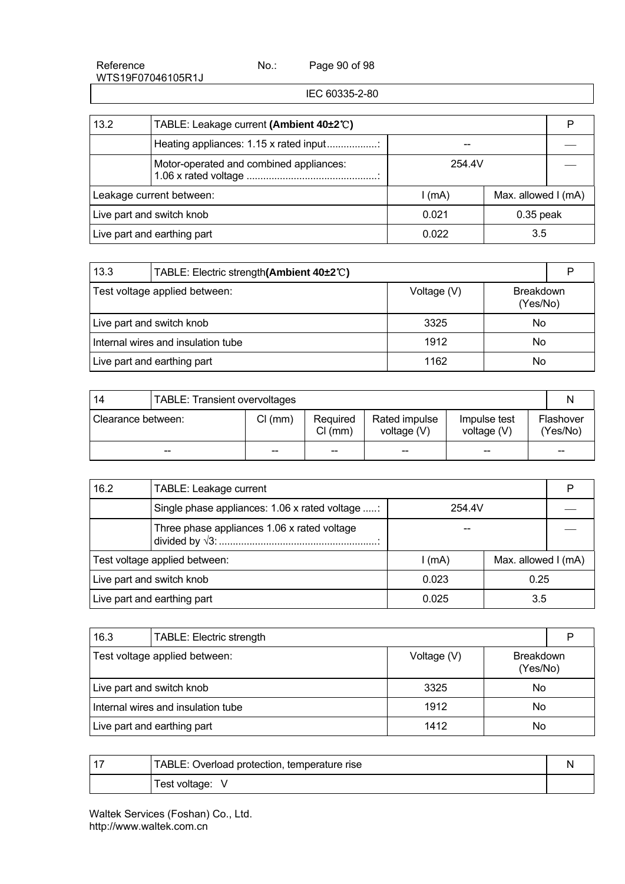| 13.2 | TABLE: Leakage current **(Ambient 40±2℃)** | | | P |
|---|---|---|---|---|
| | Heating appliances: 1.15 x rated input..................: | -- | | — |
| | Motor-operated and combined appliances: 1.06 x rated voltage ...............................................: | 254.4V | | — |
| Leakage current between: | | I (mA) | Max. allowed I (mA) | |
| Live part and switch knob | | 0.021 | 0.35 peak | |
| Live part and earthing part | | 0.022 | 3.5 | |

| 13.3 | TABLE: Electric strength**(Ambient 40±2℃)** | | | P |
|---|---|---|---|---|
| Test voltage applied between: | | Voltage (V) | Breakdown (Yes/No) | |
| Live part and switch knob | | 3325 | No | |
| Internal wires and insulation tube | | 1912 | No | |
| Live part and earthing part | | 1162 | No | |

| 14 | TABLE: Transient overvoltages | | | | | N |
|---|---|---|---|---|---|---|
| Clearance between: | | Cl (mm) | Required Cl (mm) | Rated impulse voltage (V) | Impulse test voltage (V) | Flashover (Yes/No) |
| -- | | -- | -- | -- | -- | -- |

| 16.2 | TABLE: Leakage current | | | P |
|---|---|---|---|---|
| | Single phase appliances: 1.06 x rated voltage .....: | 254.4V | | — |
| | Three phase appliances 1.06 x rated voltage divided by √3: .........................................................: | -- | | — |
| Test voltage applied between: | | I (mA) | Max. allowed I (mA) | |
| Live part and switch knob | | 0.023 | 0.25 | |
| Live part and earthing part | | 0.025 | 3.5 | |

| 16.3 | TABLE: Electric strength | | | P |
|---|---|---|---|---|
| Test voltage applied between: | | Voltage (V) | Breakdown (Yes/No) | |
| Live part and switch knob | | 3325 | No | |
| Internal wires and insulation tube | | 1912 | No | |
| Live part and earthing part | | 1412 | No | |

| 17 | TABLE: Overload protection, temperature rise | N |
|---|---|---|
| | Test voltage: V | |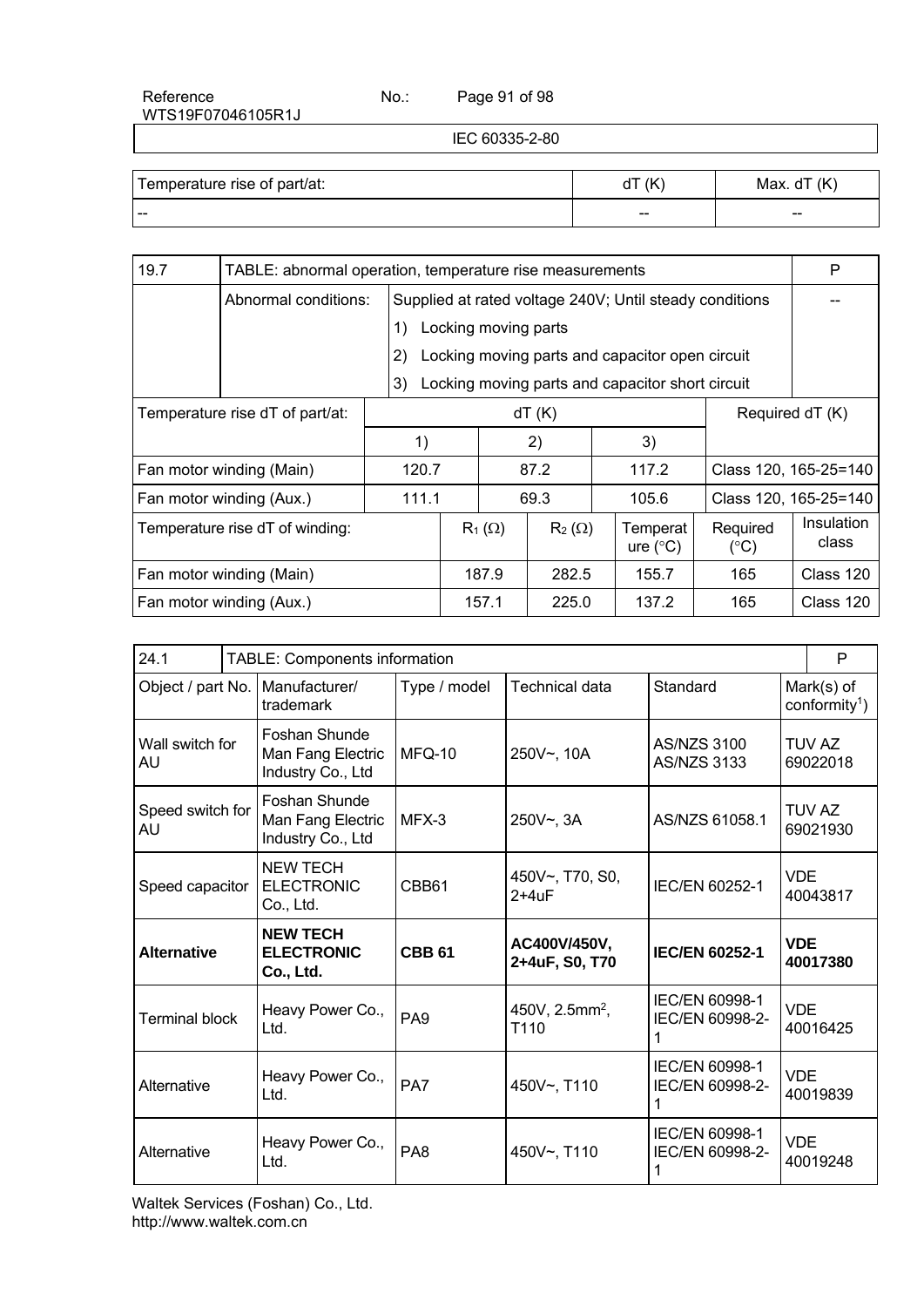| Temperature rise of part/at: | dT (K) | Max. dT (K) |
|---|---|---|
| -- | -- | -- |

| 19.7 | TABLE: abnormal operation, temperature rise measurements | | | | | P |
|---|---|---|---|---|---|---|
| | Abnormal conditions: | Supplied at rated voltage 240V; Until steady conditions<br>1) Locking moving parts<br>2) Locking moving parts and capacitor open circuit<br>3) Locking moving parts and capacitor short circuit | | | | -- |
| Temperature rise dT of part/at: | | dT (K) | | | Required dT (K) | |
| | | 1) | 2) | 3) | | |
| Fan motor winding (Main) | | 120.7 | 87.2 | 117.2 | Class 120, 165-25=140 | |
| Fan motor winding (Aux.) | | 111.1 | 69.3 | 105.6 | Class 120, 165-25=140 | |
| Temperature rise dT of winding: | | $R_1$ (Ω) | $R_2$ (Ω) | Temperature (°C) | Required (°C) | Insulation class |
| Fan motor winding (Main) | | 187.9 | 282.5 | 155.7 | 165 | Class 120 |
| Fan motor winding (Aux.) | | 157.1 | 225.0 | 137.2 | 165 | Class 120 |

| 24.1 | TABLE: Components information | | | | P |
|---|---|---|---|---|---|
| Object / part No. | Manufacturer/ trademark | Type / model | Technical data | Standard | Mark(s) of conformity[1]) |
| Wall switch for AU | Foshan Shunde Man Fang Electric Industry Co., Ltd | MFQ-10 | 250V~, 10A | AS/NZS 3100<br>AS/NZS 3133 | TUV AZ 69022018 |
| Speed switch for AU | Foshan Shunde Man Fang Electric Industry Co., Ltd | MFX-3 | 250V~, 3A | AS/NZS 61058.1 | TUV AZ 69021930 |
| Speed capacitor | NEW TECH ELECTRONIC Co., Ltd. | CBB61 | 450V~, T70, S0, 2+4uF | IEC/EN 60252-1 | VDE 40043817 |
| **Alternative** | **NEW TECH ELECTRONIC Co., Ltd.** | **CBB 61** | **AC400V/450V, 2+4uF, S0, T70** | **IEC/EN 60252-1** | **VDE 40017380** |
| Terminal block | Heavy Power Co., Ltd. | PA9 | 450V, 2.5mm$^2$, T110 | IEC/EN 60998-1<br>IEC/EN 60998-2-1 | VDE 40016425 |
| Alternative | Heavy Power Co., Ltd. | PA7 | 450V~, T110 | IEC/EN 60998-1<br>IEC/EN 60998-2-1 | VDE 40019839 |
| Alternative | Heavy Power Co., Ltd. | PA8 | 450V~, T110 | IEC/EN 60998-1<br>IEC/EN 60998-2-1 | VDE 40019248 |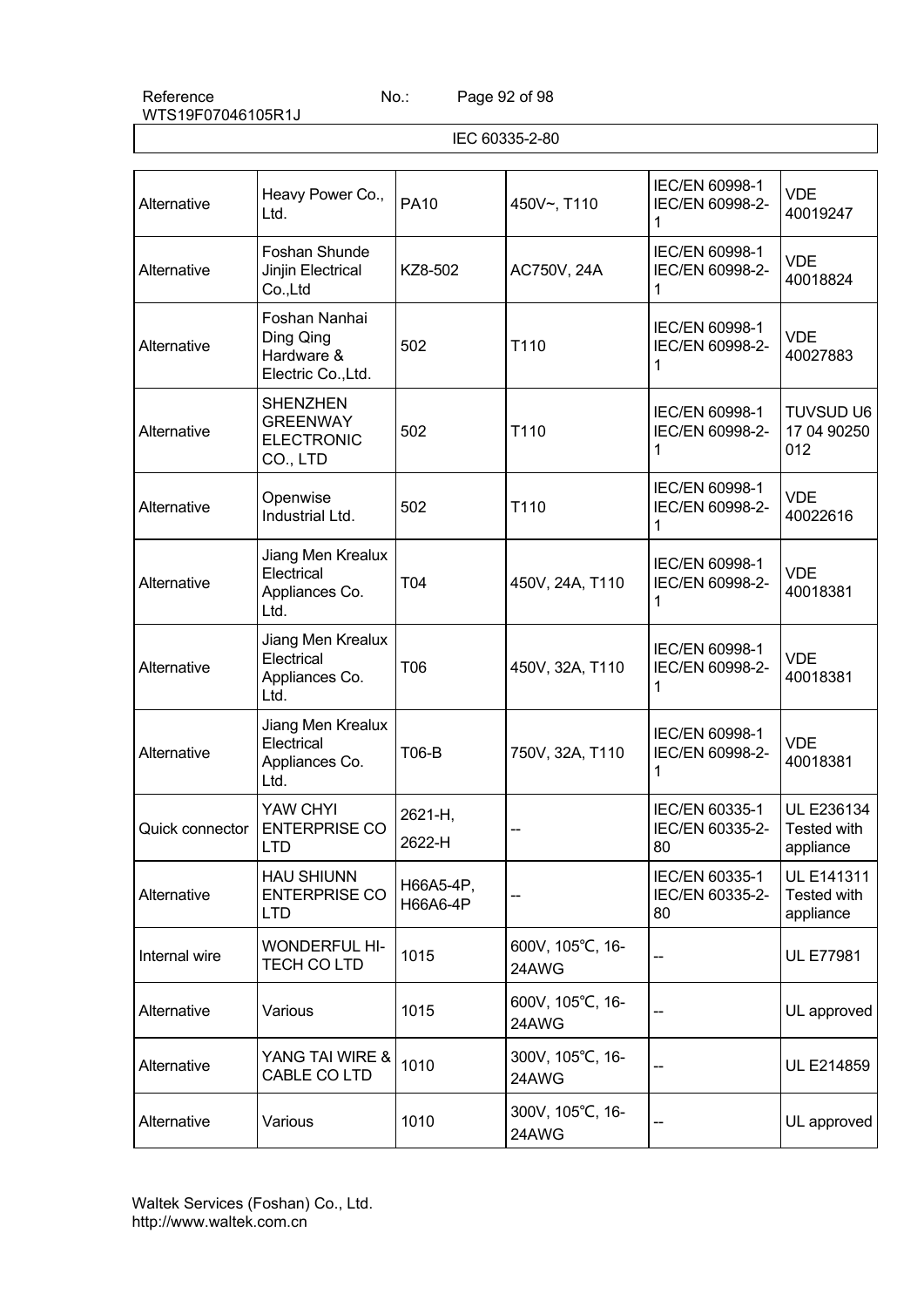IEC 60335-2-80

| Alternative | Heavy Power Co., Ltd. | PA10 | 450V~, T110 | IEC/EN 60998-1 IEC/EN 60998-2-1 | VDE 40019247 |
|---|---|---|---|---|---|
| Alternative | Foshan Shunde Jinjin Electrical Co.,Ltd | KZ8-502 | AC750V, 24A | IEC/EN 60998-1 IEC/EN 60998-2-1 | VDE 40018824 |
| Alternative | Foshan Nanhai Ding Qing Hardware & Electric Co.,Ltd. | 502 | T110 | IEC/EN 60998-1 IEC/EN 60998-2-1 | VDE 40027883 |
| Alternative | SHENZHEN GREENWAY ELECTRONIC CO., LTD | 502 | T110 | IEC/EN 60998-1 IEC/EN 60998-2-1 | TUVSUD U6 17 04 90250 012 |
| Alternative | Openwise Industrial Ltd. | 502 | T110 | IEC/EN 60998-1 IEC/EN 60998-2-1 | VDE 40022616 |
| Alternative | Jiang Men Krealux Electrical Appliances Co. Ltd. | T04 | 450V, 24A, T110 | IEC/EN 60998-1 IEC/EN 60998-2-1 | VDE 40018381 |
| Alternative | Jiang Men Krealux Electrical Appliances Co. Ltd. | T06 | 450V, 32A, T110 | IEC/EN 60998-1 IEC/EN 60998-2-1 | VDE 40018381 |
| Alternative | Jiang Men Krealux Electrical Appliances Co. Ltd. | T06-B | 750V, 32A, T110 | IEC/EN 60998-1 IEC/EN 60998-2-1 | VDE 40018381 |
| Quick connector | YAW CHYI ENTERPRISE CO LTD | 2621-H, 2622-H | -- | IEC/EN 60335-1 IEC/EN 60335-2-80 | UL E236134 Tested with appliance |
| Alternative | HAU SHIUNN ENTERPRISE CO LTD | H66A5-4P, H66A6-4P | -- | IEC/EN 60335-1 IEC/EN 60335-2-80 | UL E141311 Tested with appliance |
| Internal wire | WONDERFUL HI-TECH CO LTD | 1015 | 600V, 105℃, 16-24AWG | -- | UL E77981 |
| Alternative | Various | 1015 | 600V, 105℃, 16-24AWG | -- | UL approved |
| Alternative | YANG TAI WIRE & CABLE CO LTD | 1010 | 300V, 105℃, 16-24AWG | -- | UL E214859 |
| Alternative | Various | 1010 | 300V, 105℃, 16-24AWG | -- | UL approved |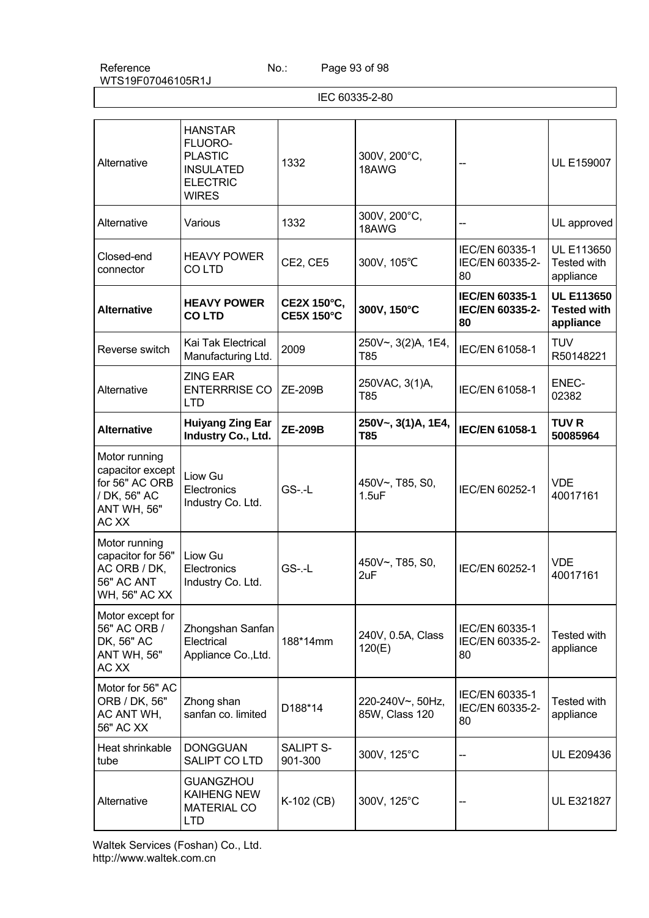IEC 60335-2-80

| | | | | | |
|---|---|---|---|---|---|
| Alternative | HANSTAR FLUORO-PLASTIC INSULATED ELECTRIC WIRES | 1332 | 300V, 200°C, 18AWG | -- | UL E159007 |
| Alternative | Various | 1332 | 300V, 200°C, 18AWG | -- | UL approved |
| Closed-end connector | HEAVY POWER CO LTD | CE2, CE5 | 300V, 105℃ | IEC/EN 60335-1 IEC/EN 60335-2-80 | UL E113650 Tested with appliance |
| **Alternative** | **HEAVY POWER CO LTD** | **CE2X 150°C, CE5X 150°C** | **300V, 150°C** | **IEC/EN 60335-1 IEC/EN 60335-2-80** | **UL E113650 Tested with appliance** |
| Reverse switch | Kai Tak Electrical Manufacturing Ltd. | 2009 | 250V~, 3(2)A, 1E4, T85 | IEC/EN 61058-1 | TUV R50148221 |
| Alternative | ZING EAR ENTERRRISE CO LTD | ZE-209B | 250VAC, 3(1)A, T85 | IEC/EN 61058-1 | ENEC-02382 |
| **Alternative** | **Huiyang Zing Ear Industry Co., Ltd.** | **ZE-209B** | **250V~, 3(1)A, 1E4, T85** | **IEC/EN 61058-1** | **TUV R 50085964** |
| Motor running capacitor except for 56" AC ORB / DK, 56" AC ANT WH, 56" AC XX | Liow Gu Electronics Industry Co. Ltd. | GS-.-L | 450V~, T85, S0, 1.5uF | IEC/EN 60252-1 | VDE 40017161 |
| Motor running capacitor for 56" AC ORB / DK, 56" AC ANT WH, 56" AC XX | Liow Gu Electronics Industry Co. Ltd. | GS-.-L | 450V~, T85, S0, 2uF | IEC/EN 60252-1 | VDE 40017161 |
| Motor except for 56" AC ORB / DK, 56" AC ANT WH, 56" AC XX | Zhongshan Sanfan Electrical Appliance Co.,Ltd. | 188*14mm | 240V, 0.5A, Class 120(E) | IEC/EN 60335-1 IEC/EN 60335-2-80 | Tested with appliance |
| Motor for 56" AC ORB / DK, 56" AC ANT WH, 56" AC XX | Zhong shan sanfan co. limited | D188*14 | 220-240V~, 50Hz, 85W, Class 120 | IEC/EN 60335-1 IEC/EN 60335-2-80 | Tested with appliance |
| Heat shrinkable tube | DONGGUAN SALIPT CO LTD | SALIPT S-901-300 | 300V, 125°C | -- | UL E209436 |
| Alternative | GUANGZHOU KAIHENG NEW MATERIAL CO LTD | K-102 (CB) | 300V, 125°C | -- | UL E321827 |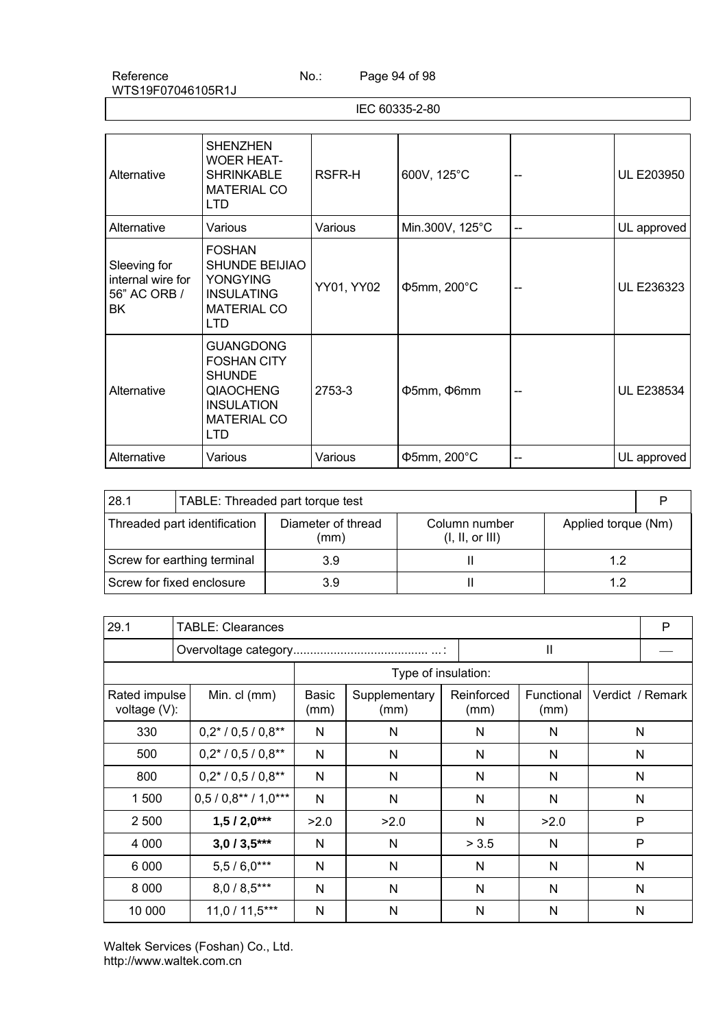| Alternative | SHENZHEN WOER HEAT-SHRINKABLE MATERIAL CO LTD | RSFR-H | 600V, 125°C | -- | UL E203950 |
|---|---|---|---|---|---|
| Alternative | Various | Various | Min.300V, 125°C | -- | UL approved |
| Sleeving for internal wire for 56" AC ORB / BK | FOSHAN SHUNDE BEIJIAO YONGYING INSULATING MATERIAL CO LTD | YY01, YY02 | Φ5mm, 200°C | -- | UL E236323 |
| Alternative | GUANGDONG FOSHAN CITY SHUNDE QIAOCHENG INSULATION MATERIAL CO LTD | 2753-3 | Φ5mm, Φ6mm | -- | UL E238534 |
| Alternative | Various | Various | Φ5mm, 200°C | -- | UL approved |

| 28.1 | TABLE: Threaded part torque test | | P |
|---|---|---|---|
| Threaded part identification | Diameter of thread (mm) | Column number (I, II, or III) | Applied torque (Nm) |
| Screw for earthing terminal | 3.9 | II | 1.2 |
| Screw for fixed enclosure | 3.9 | II | 1.2 |

| 29.1 | TABLE: Clearances | | | | | P |
|---|---|---|---|---|---|---|
| | Overvoltage category........................................ ...: | | | II | | — |
| | | Type of insulation: | | | | |
| Rated impulse voltage (V): | Min. cl (mm) | Basic (mm) | Supplementary (mm) | Reinforced (mm) | Functional (mm) | Verdict / Remark |
| 330 | 0,2* / 0,5 / 0,8** | N | N | N | N | N |
| 500 | 0,2* / 0,5 / 0,8** | N | N | N | N | N |
| 800 | 0,2* / 0,5 / 0,8** | N | N | N | N | N |
| 1 500 | 0,5 / 0,8** / 1,0*** | N | N | N | N | N |
| 2 500 | **1,5 / 2,0*** ** | >2.0 | >2.0 | N | >2.0 | P |
| 4 000 | **3,0 / 3,5*** ** | N | N | > 3.5 | N | P |
| 6 000 | 5,5 / 6,0*** | N | N | N | N | N |
| 8 000 | 8,0 / 8,5*** | N | N | N | N | N |
| 10 000 | 11,0 / 11,5*** | N | N | N | N | N |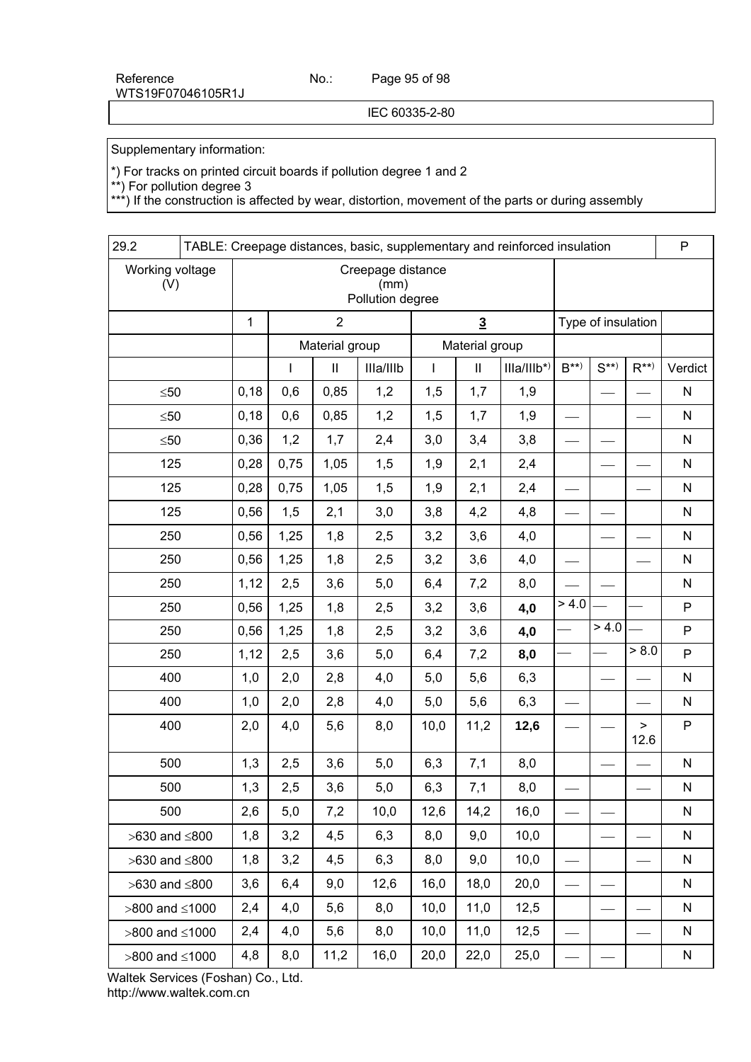IEC 60335-2-80

Supplementary information:

*) For tracks on printed circuit boards if pollution degree 1 and 2
**) For pollution degree 3
***) If the construction is affected by wear, distortion, movement of the parts or during assembly

| 29.2 | TABLE: Creepage distances, basic, supplementary and reinforced insulation | | | | | | | | | | P |
|---|---|---|---|---|---|---|---|---|---|---|---|
| Working voltage (V) | Creepage distance (mm) Pollution degree | | | | | | | | | | |
| | 1 | 2 | | | **3** | | | Type of insulation | | | |
| | | Material group | | | Material group | | | | | | |
| | | I | II | IIIa/IIIb | I | II | IIIa/IIIb*) | B**) | S**) | R**) | Verdict |
| ≤50 | 0,18 | 0,6 | 0,85 | 1,2 | 1,5 | 1,7 | 1,9 | | — | — | N |
| ≤50 | 0,18 | 0,6 | 0,85 | 1,2 | 1,5 | 1,7 | 1,9 | — | | — | N |
| ≤50 | 0,36 | 1,2 | 1,7 | 2,4 | 3,0 | 3,4 | 3,8 | — | — | | N |
| 125 | 0,28 | 0,75 | 1,05 | 1,5 | 1,9 | 2,1 | 2,4 | | — | — | N |
| 125 | 0,28 | 0,75 | 1,05 | 1,5 | 1,9 | 2,1 | 2,4 | — | | — | N |
| 125 | 0,56 | 1,5 | 2,1 | 3,0 | 3,8 | 4,2 | 4,8 | — | — | | N |
| 250 | 0,56 | 1,25 | 1,8 | 2,5 | 3,2 | 3,6 | 4,0 | | — | — | N |
| 250 | 0,56 | 1,25 | 1,8 | 2,5 | 3,2 | 3,6 | 4,0 | — | | — | N |
| 250 | 1,12 | 2,5 | 3,6 | 5,0 | 6,4 | 7,2 | 8,0 | — | — | | N |
| 250 | 0,56 | 1,25 | 1,8 | 2,5 | 3,2 | 3,6 | **4,0** | > 4.0 | — | — | P |
| 250 | 0,56 | 1,25 | 1,8 | 2,5 | 3,2 | 3,6 | **4,0** | — | > 4.0 | — | P |
| 250 | 1,12 | 2,5 | 3,6 | 5,0 | 6,4 | 7,2 | **8,0** | — | — | > 8.0 | P |
| 400 | 1,0 | 2,0 | 2,8 | 4,0 | 5,0 | 5,6 | 6,3 | | — | — | N |
| 400 | 1,0 | 2,0 | 2,8 | 4,0 | 5,0 | 5,6 | 6,3 | — | | — | N |
| 400 | 2,0 | 4,0 | 5,6 | 8,0 | 10,0 | 11,2 | **12,6** | — | — | > 12.6 | P |
| 500 | 1,3 | 2,5 | 3,6 | 5,0 | 6,3 | 7,1 | 8,0 | | — | — | N |
| 500 | 1,3 | 2,5 | 3,6 | 5,0 | 6,3 | 7,1 | 8,0 | — | | — | N |
| 500 | 2,6 | 5,0 | 7,2 | 10,0 | 12,6 | 14,2 | 16,0 | — | — | | N |
| >630 and ≤800 | 1,8 | 3,2 | 4,5 | 6,3 | 8,0 | 9,0 | 10,0 | | — | — | N |
| >630 and ≤800 | 1,8 | 3,2 | 4,5 | 6,3 | 8,0 | 9,0 | 10,0 | — | | — | N |
| >630 and ≤800 | 3,6 | 6,4 | 9,0 | 12,6 | 16,0 | 18,0 | 20,0 | — | — | | N |
| >800 and ≤1000 | 2,4 | 4,0 | 5,6 | 8,0 | 10,0 | 11,0 | 12,5 | | — | — | N |
| >800 and ≤1000 | 2,4 | 4,0 | 5,6 | 8,0 | 10,0 | 11,0 | 12,5 | — | | — | N |
| >800 and ≤1000 | 4,8 | 8,0 | 11,2 | 16,0 | 20,0 | 22,0 | 25,0 | — | — | | N |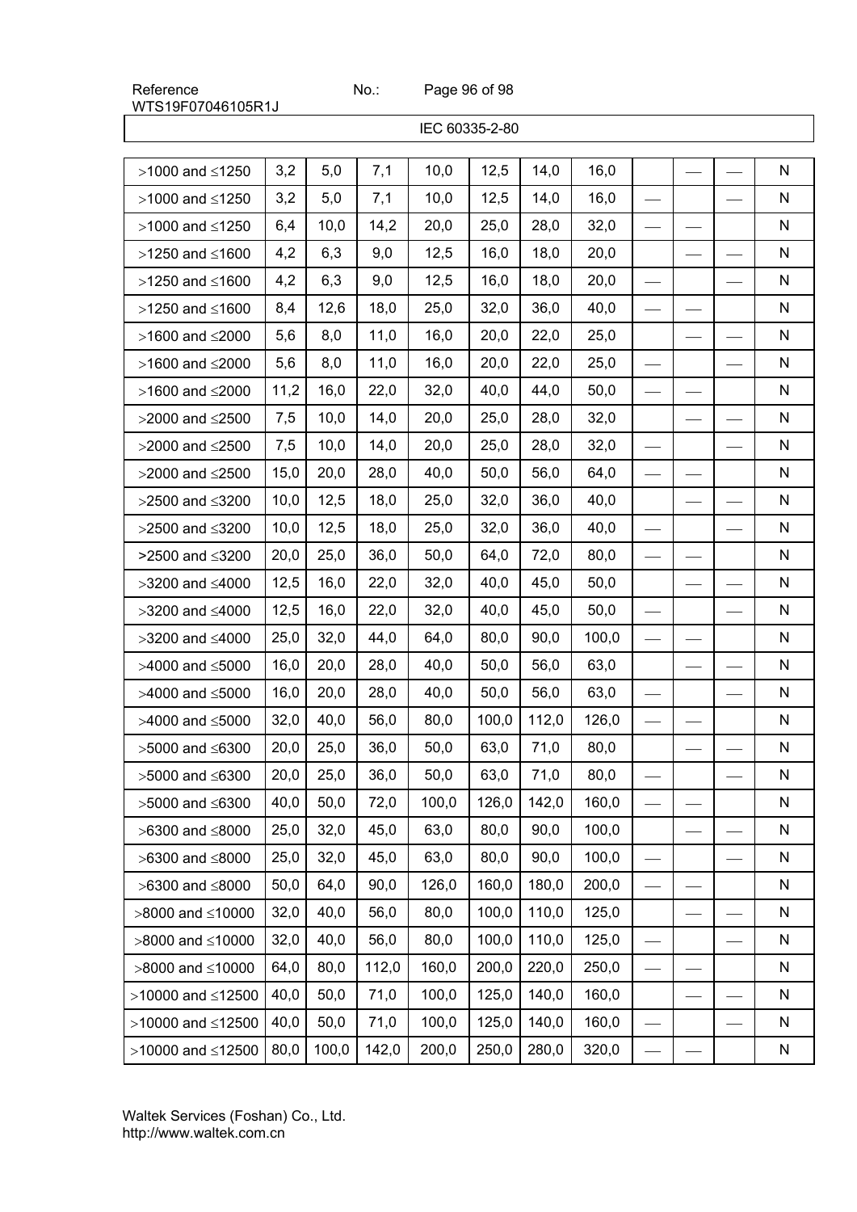IEC 60335-2-80

| | | | | | | | | | | | |
|---|---|---|---|---|---|---|---|---|---|---|---|
| >1000 and ≤1250 | 3,2 | 5,0 | 7,1 | 10,0 | 12,5 | 14,0 | 16,0 | | — | — | N |
| >1000 and ≤1250 | 3,2 | 5,0 | 7,1 | 10,0 | 12,5 | 14,0 | 16,0 | — | | — | N |
| >1000 and ≤1250 | 6,4 | 10,0 | 14,2 | 20,0 | 25,0 | 28,0 | 32,0 | — | — | | N |
| >1250 and ≤1600 | 4,2 | 6,3 | 9,0 | 12,5 | 16,0 | 18,0 | 20,0 | | — | — | N |
| >1250 and ≤1600 | 4,2 | 6,3 | 9,0 | 12,5 | 16,0 | 18,0 | 20,0 | — | | — | N |
| >1250 and ≤1600 | 8,4 | 12,6 | 18,0 | 25,0 | 32,0 | 36,0 | 40,0 | — | — | | N |
| >1600 and ≤2000 | 5,6 | 8,0 | 11,0 | 16,0 | 20,0 | 22,0 | 25,0 | | — | — | N |
| >1600 and ≤2000 | 5,6 | 8,0 | 11,0 | 16,0 | 20,0 | 22,0 | 25,0 | — | | — | N |
| >1600 and ≤2000 | 11,2 | 16,0 | 22,0 | 32,0 | 40,0 | 44,0 | 50,0 | — | — | | N |
| >2000 and ≤2500 | 7,5 | 10,0 | 14,0 | 20,0 | 25,0 | 28,0 | 32,0 | | — | — | N |
| >2000 and ≤2500 | 7,5 | 10,0 | 14,0 | 20,0 | 25,0 | 28,0 | 32,0 | — | | — | N |
| >2000 and ≤2500 | 15,0 | 20,0 | 28,0 | 40,0 | 50,0 | 56,0 | 64,0 | — | — | | N |
| >2500 and ≤3200 | 10,0 | 12,5 | 18,0 | 25,0 | 32,0 | 36,0 | 40,0 | | — | — | N |
| >2500 and ≤3200 | 10,0 | 12,5 | 18,0 | 25,0 | 32,0 | 36,0 | 40,0 | — | | — | N |
| >2500 and ≤3200 | 20,0 | 25,0 | 36,0 | 50,0 | 64,0 | 72,0 | 80,0 | — | — | | N |
| >3200 and ≤4000 | 12,5 | 16,0 | 22,0 | 32,0 | 40,0 | 45,0 | 50,0 | | — | — | N |
| >3200 and ≤4000 | 12,5 | 16,0 | 22,0 | 32,0 | 40,0 | 45,0 | 50,0 | — | | — | N |
| >3200 and ≤4000 | 25,0 | 32,0 | 44,0 | 64,0 | 80,0 | 90,0 | 100,0 | — | — | | N |
| >4000 and ≤5000 | 16,0 | 20,0 | 28,0 | 40,0 | 50,0 | 56,0 | 63,0 | | — | — | N |
| >4000 and ≤5000 | 16,0 | 20,0 | 28,0 | 40,0 | 50,0 | 56,0 | 63,0 | — | | — | N |
| >4000 and ≤5000 | 32,0 | 40,0 | 56,0 | 80,0 | 100,0 | 112,0 | 126,0 | — | — | | N |
| >5000 and ≤6300 | 20,0 | 25,0 | 36,0 | 50,0 | 63,0 | 71,0 | 80,0 | | — | — | N |
| >5000 and ≤6300 | 20,0 | 25,0 | 36,0 | 50,0 | 63,0 | 71,0 | 80,0 | — | | — | N |
| >5000 and ≤6300 | 40,0 | 50,0 | 72,0 | 100,0 | 126,0 | 142,0 | 160,0 | — | — | | N |
| >6300 and ≤8000 | 25,0 | 32,0 | 45,0 | 63,0 | 80,0 | 90,0 | 100,0 | | — | — | N |
| >6300 and ≤8000 | 25,0 | 32,0 | 45,0 | 63,0 | 80,0 | 90,0 | 100,0 | — | | — | N |
| >6300 and ≤8000 | 50,0 | 64,0 | 90,0 | 126,0 | 160,0 | 180,0 | 200,0 | — | — | | N |
| >8000 and ≤10000 | 32,0 | 40,0 | 56,0 | 80,0 | 100,0 | 110,0 | 125,0 | | — | — | N |
| >8000 and ≤10000 | 32,0 | 40,0 | 56,0 | 80,0 | 100,0 | 110,0 | 125,0 | — | | — | N |
| >8000 and ≤10000 | 64,0 | 80,0 | 112,0 | 160,0 | 200,0 | 220,0 | 250,0 | — | — | | N |
| >10000 and ≤12500 | 40,0 | 50,0 | 71,0 | 100,0 | 125,0 | 140,0 | 160,0 | | — | — | N |
| >10000 and ≤12500 | 40,0 | 50,0 | 71,0 | 100,0 | 125,0 | 140,0 | 160,0 | — | | — | N |
| >10000 and ≤12500 | 80,0 | 100,0 | 142,0 | 200,0 | 250,0 | 280,0 | 320,0 | — | — | | N |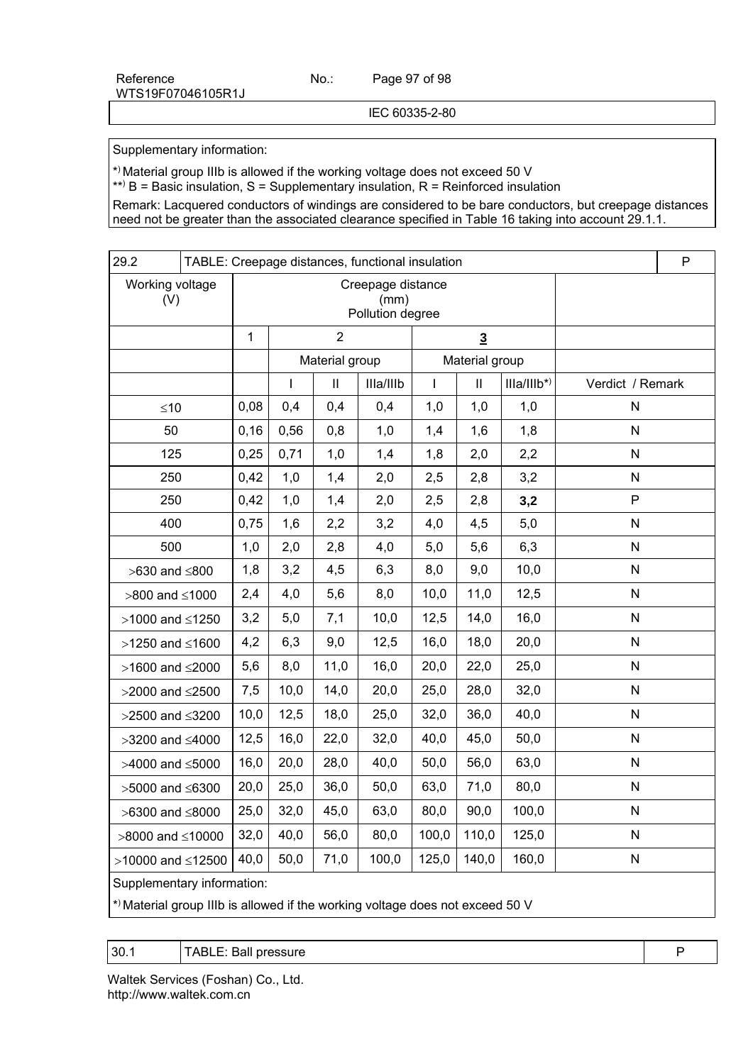Supplementary information:

*) Material group IIIb is allowed if the working voltage does not exceed 50 V

**) B = Basic insulation, S = Supplementary insulation, R = Reinforced insulation

Remark: Lacquered conductors of windings are considered to be bare conductors, but creepage distances need not be greater than the associated clearance specified in Table 16 taking into account 29.1.1.

| 29.2 | TABLE: Creepage distances, functional insulation | | | | | | | P |
|---|---|---|---|---|---|---|---|---|
| Working voltage (V) | Creepage distance (mm) Pollution degree | | | | | | | |
| | 1 | 2 | | | **3** | | | |
| | | Material group | | | Material group | | | |
| | | I | II | IIIa/IIIb | I | II | IIIa/IIIb*) | Verdict / Remark |
| ≤10 | 0,08 | 0,4 | 0,4 | 0,4 | 1,0 | 1,0 | 1,0 | N |
| 50 | 0,16 | 0,56 | 0,8 | 1,0 | 1,4 | 1,6 | 1,8 | N |
| 125 | 0,25 | 0,71 | 1,0 | 1,4 | 1,8 | 2,0 | 2,2 | N |
| 250 | 0,42 | 1,0 | 1,4 | 2,0 | 2,5 | 2,8 | 3,2 | N |
| 250 | 0,42 | 1,0 | 1,4 | 2,0 | 2,5 | 2,8 | **3,2** | P |
| 400 | 0,75 | 1,6 | 2,2 | 3,2 | 4,0 | 4,5 | 5,0 | N |
| 500 | 1,0 | 2,0 | 2,8 | 4,0 | 5,0 | 5,6 | 6,3 | N |
| >630 and ≤800 | 1,8 | 3,2 | 4,5 | 6,3 | 8,0 | 9,0 | 10,0 | N |
| >800 and ≤1000 | 2,4 | 4,0 | 5,6 | 8,0 | 10,0 | 11,0 | 12,5 | N |
| >1000 and ≤1250 | 3,2 | 5,0 | 7,1 | 10,0 | 12,5 | 14,0 | 16,0 | N |
| >1250 and ≤1600 | 4,2 | 6,3 | 9,0 | 12,5 | 16,0 | 18,0 | 20,0 | N |
| >1600 and ≤2000 | 5,6 | 8,0 | 11,0 | 16,0 | 20,0 | 22,0 | 25,0 | N |
| >2000 and ≤2500 | 7,5 | 10,0 | 14,0 | 20,0 | 25,0 | 28,0 | 32,0 | N |
| >2500 and ≤3200 | 10,0 | 12,5 | 18,0 | 25,0 | 32,0 | 36,0 | 40,0 | N |
| >3200 and ≤4000 | 12,5 | 16,0 | 22,0 | 32,0 | 40,0 | 45,0 | 50,0 | N |
| >4000 and ≤5000 | 16,0 | 20,0 | 28,0 | 40,0 | 50,0 | 56,0 | 63,0 | N |
| >5000 and ≤6300 | 20,0 | 25,0 | 36,0 | 50,0 | 63,0 | 71,0 | 80,0 | N |
| >6300 and ≤8000 | 25,0 | 32,0 | 45,0 | 63,0 | 80,0 | 90,0 | 100,0 | N |
| >8000 and ≤10000 | 32,0 | 40,0 | 56,0 | 80,0 | 100,0 | 110,0 | 125,0 | N |
| >10000 and ≤12500 | 40,0 | 50,0 | 71,0 | 100,0 | 125,0 | 140,0 | 160,0 | N |

Supplementary information:

*) Material group IIIb is allowed if the working voltage does not exceed 50 V

| 30.1 | TABLE: Ball pressure | P |
|---|---|---|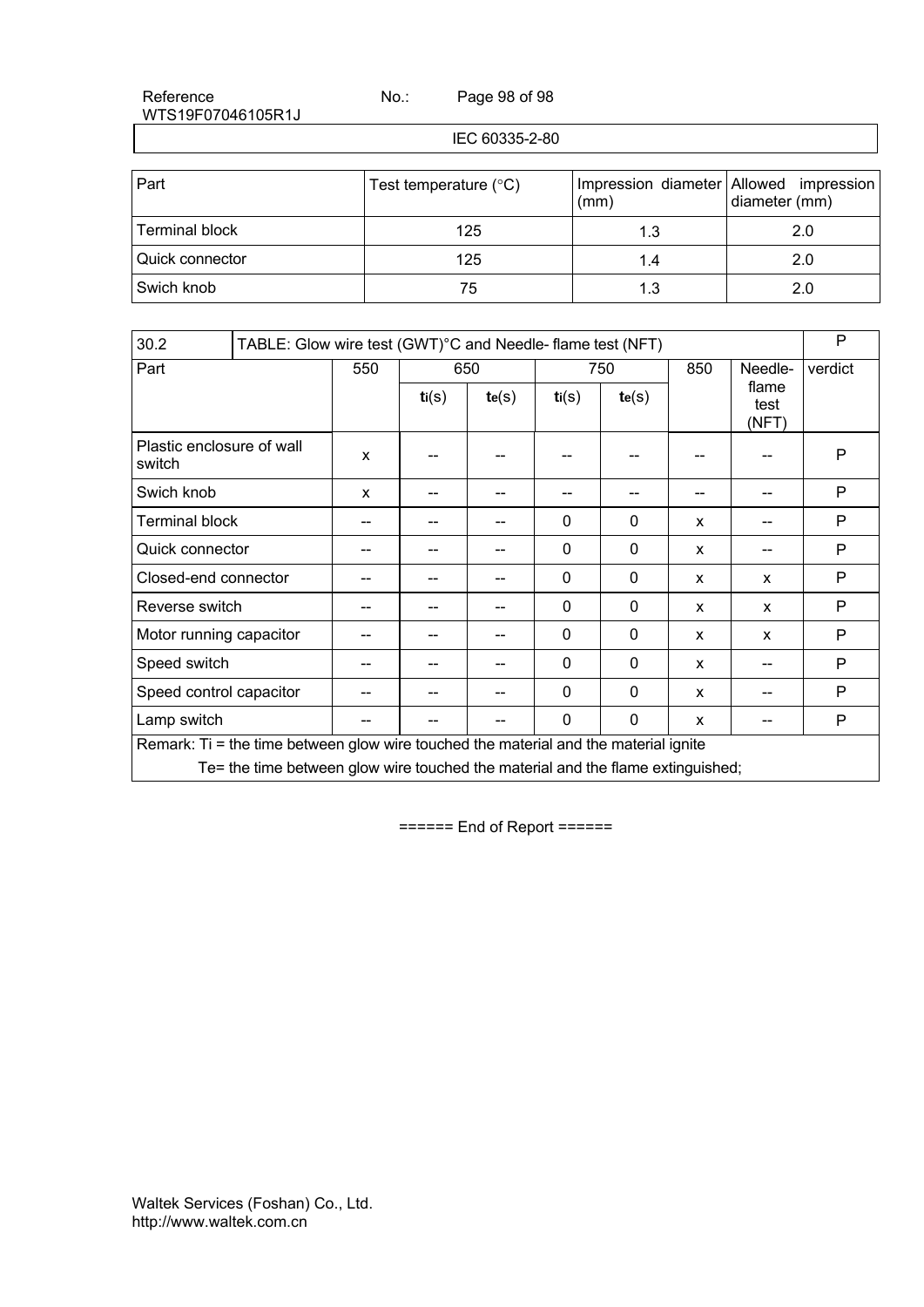| Part | Test temperature (°C) | Impression diameter (mm) | Allowed impression diameter (mm) |
|---|---|---|---|
| Terminal block | 125 | 1.3 | 2.0 |
| Quick connector | 125 | 1.4 | 2.0 |
| Swich knob | 75 | 1.3 | 2.0 |

| 30.2 | TABLE: Glow wire test (GWT)°C and Needle- flame test (NFT) | | | | | | | P |
|---|---|---|---|---|---|---|---|---|
| Part | 550 | 650 | | 750 | | 850 | Needle-flame test (NFT) | verdict |
| | | $t_i$(s) | $t_e$(s) | $t_i$(s) | $t_e$(s) | | | |
| Plastic enclosure of wall switch | x | -- | -- | -- | -- | -- | -- | P |
| Swich knob | x | -- | -- | -- | -- | -- | -- | P |
| Terminal block | -- | -- | -- | 0 | 0 | x | -- | P |
| Quick connector | -- | -- | -- | 0 | 0 | x | -- | P |
| Closed-end connector | -- | -- | -- | 0 | 0 | x | x | P |
| Reverse switch | -- | -- | -- | 0 | 0 | x | x | P |
| Motor running capacitor | -- | -- | -- | 0 | 0 | x | x | P |
| Speed switch | -- | -- | -- | 0 | 0 | x | -- | P |
| Speed control capacitor | -- | -- | -- | 0 | 0 | x | -- | P |
| Lamp switch | -- | -- | -- | 0 | 0 | x | -- | P |
| Remark: Ti = the time between glow wire touched the material and the material ignite<br>Te= the time between glow wire touched the material and the flame extinguished; | | | | | | | | |

====== End of Report ======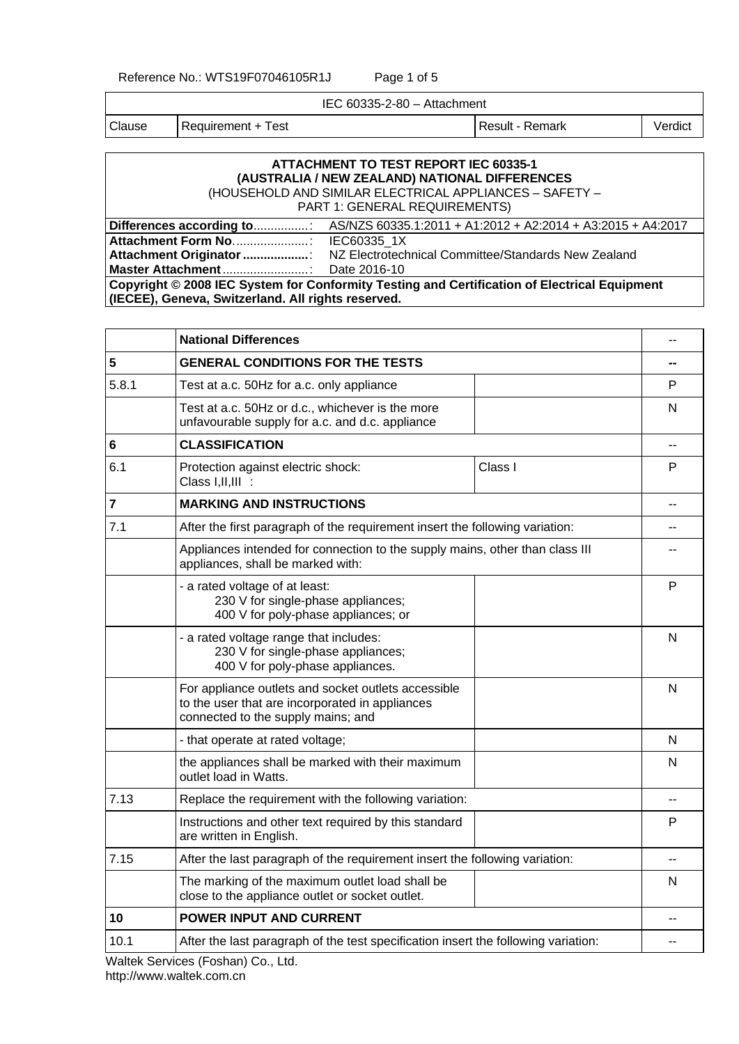| IEC 60335-2-80 – Attachment | | | |
|---|---|---|---|
| Clause | Requirement + Test | Result - Remark | Verdict |

**ATTACHMENT TO TEST REPORT IEC 60335-1**
**(AUSTRALIA / NEW ZEALAND) NATIONAL DIFFERENCES**
(HOUSEHOLD AND SIMILAR ELECTRICAL APPLIANCES – SAFETY –
PART 1: GENERAL REQUIREMENTS)

| | |
|---|---|
| **Differences according to**................: | AS/NZS 60335.1:2011 + A1:2012 + A2:2014 + A3:2015 + A4:2017 |
| **Attachment Form No**......................: | IEC60335_1X |
| **Attachment Originator** ..................: | NZ Electrotechnical Committee/Standards New Zealand |
| **Master Attachment**.........................: | Date 2016-10 |

**Copyright © 2008 IEC System for Conformity Testing and Certification of Electrical Equipment (IECEE), Geneva, Switzerland. All rights reserved.**

| | **National Differences** | | -- |
|---|---|---|---|
| **5** | **GENERAL CONDITIONS FOR THE TESTS** | | **--** |
| 5.8.1 | Test at a.c. 50Hz for a.c. only appliance | | P |
| | Test at a.c. 50Hz or d.c., whichever is the more unfavourable supply for a.c. and d.c. appliance | | N |
| **6** | **CLASSIFICATION** | | -- |
| 6.1 | Protection against electric shock: Class I,II,III : | Class I | P |
| **7** | **MARKING AND INSTRUCTIONS** | | -- |
| 7.1 | After the first paragraph of the requirement insert the following variation: | | -- |
| | Appliances intended for connection to the supply mains, other than class III appliances, shall be marked with: | | -- |
| | - a rated voltage of at least: 230 V for single-phase appliances; 400 V for poly-phase appliances; or | | P |
| | - a rated voltage range that includes: 230 V for single-phase appliances; 400 V for poly-phase appliances. | | N |
| | For appliance outlets and socket outlets accessible to the user that are incorporated in appliances connected to the supply mains; and | | N |
| | - that operate at rated voltage; | | N |
| | the appliances shall be marked with their maximum outlet load in Watts. | | N |
| 7.13 | Replace the requirement with the following variation: | | -- |
| | Instructions and other text required by this standard are written in English. | | P |
| 7.15 | After the last paragraph of the requirement insert the following variation: | | -- |
| | The marking of the maximum outlet load shall be close to the appliance outlet or socket outlet. | | N |
| **10** | **POWER INPUT AND CURRENT** | | -- |
| 10.1 | After the last paragraph of the test specification insert the following variation: | | -- |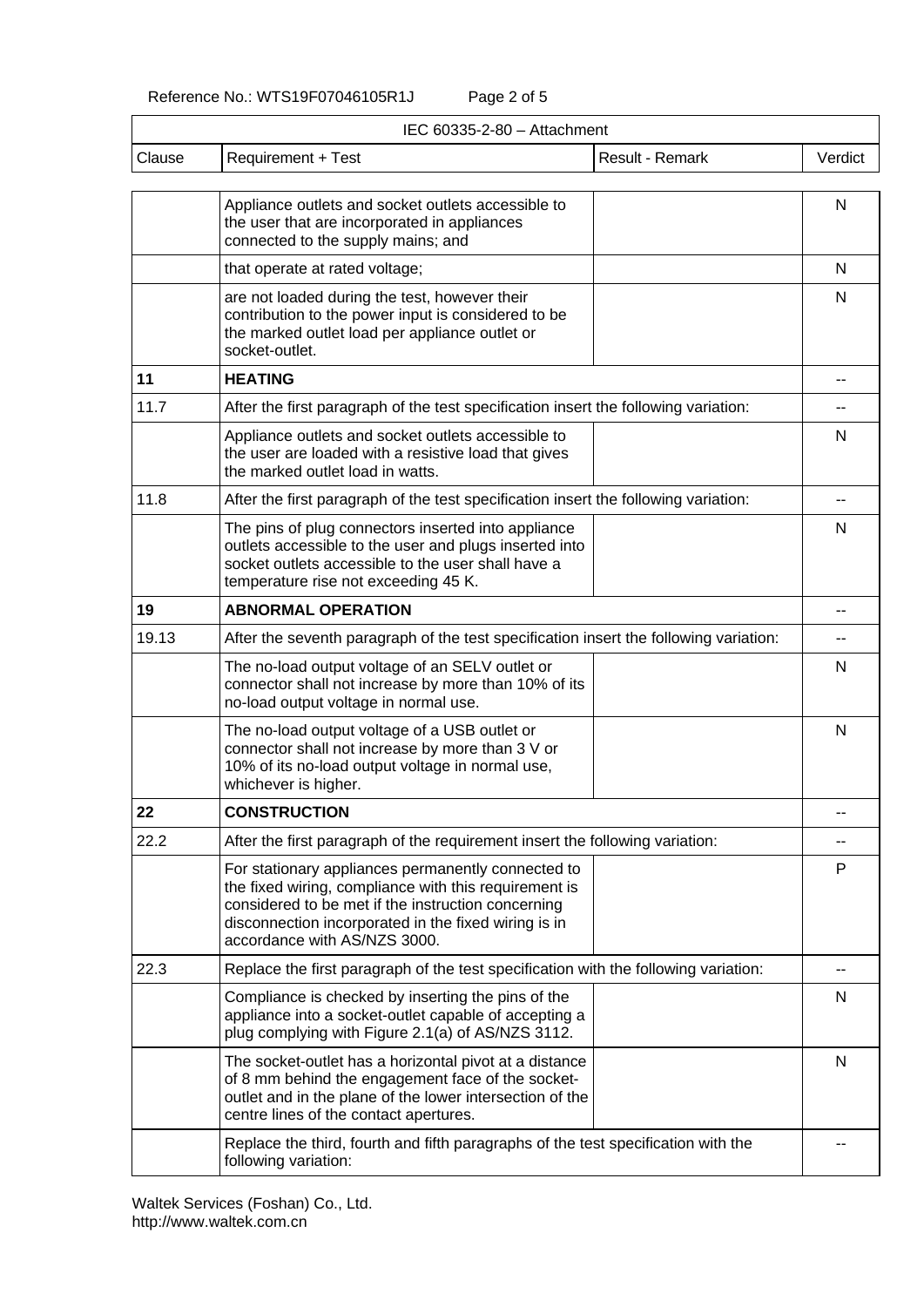| IEC 60335-2-80 – Attachment | | | |
|---|---|---|---|
| Clause | Requirement + Test | Result - Remark | Verdict |
| | Appliance outlets and socket outlets accessible to the user that are incorporated in appliances connected to the supply mains; and | | N |
| | that operate at rated voltage; | | N |
| | are not loaded during the test, however their contribution to the power input is considered to be the marked outlet load per appliance outlet or socket-outlet. | | N |
| **11** | **HEATING** | | -- |
| 11.7 | After the first paragraph of the test specification insert the following variation: | | -- |
| | Appliance outlets and socket outlets accessible to the user are loaded with a resistive load that gives the marked outlet load in watts. | | N |
| 11.8 | After the first paragraph of the test specification insert the following variation: | | -- |
| | The pins of plug connectors inserted into appliance outlets accessible to the user and plugs inserted into socket outlets accessible to the user shall have a temperature rise not exceeding 45 K. | | N |
| **19** | **ABNORMAL OPERATION** | | -- |
| 19.13 | After the seventh paragraph of the test specification insert the following variation: | | -- |
| | The no-load output voltage of an SELV outlet or connector shall not increase by more than 10% of its no-load output voltage in normal use. | | N |
| | The no-load output voltage of a USB outlet or connector shall not increase by more than 3 V or 10% of its no-load output voltage in normal use, whichever is higher. | | N |
| **22** | **CONSTRUCTION** | | -- |
| 22.2 | After the first paragraph of the requirement insert the following variation: | | -- |
| | For stationary appliances permanently connected to the fixed wiring, compliance with this requirement is considered to be met if the instruction concerning disconnection incorporated in the fixed wiring is in accordance with AS/NZS 3000. | | P |
| 22.3 | Replace the first paragraph of the test specification with the following variation: | | -- |
| | Compliance is checked by inserting the pins of the appliance into a socket-outlet capable of accepting a plug complying with Figure 2.1(a) of AS/NZS 3112. | | N |
| | The socket-outlet has a horizontal pivot at a distance of 8 mm behind the engagement face of the socket-outlet and in the plane of the lower intersection of the centre lines of the contact apertures. | | N |
| | Replace the third, fourth and fifth paragraphs of the test specification with the following variation: | | -- |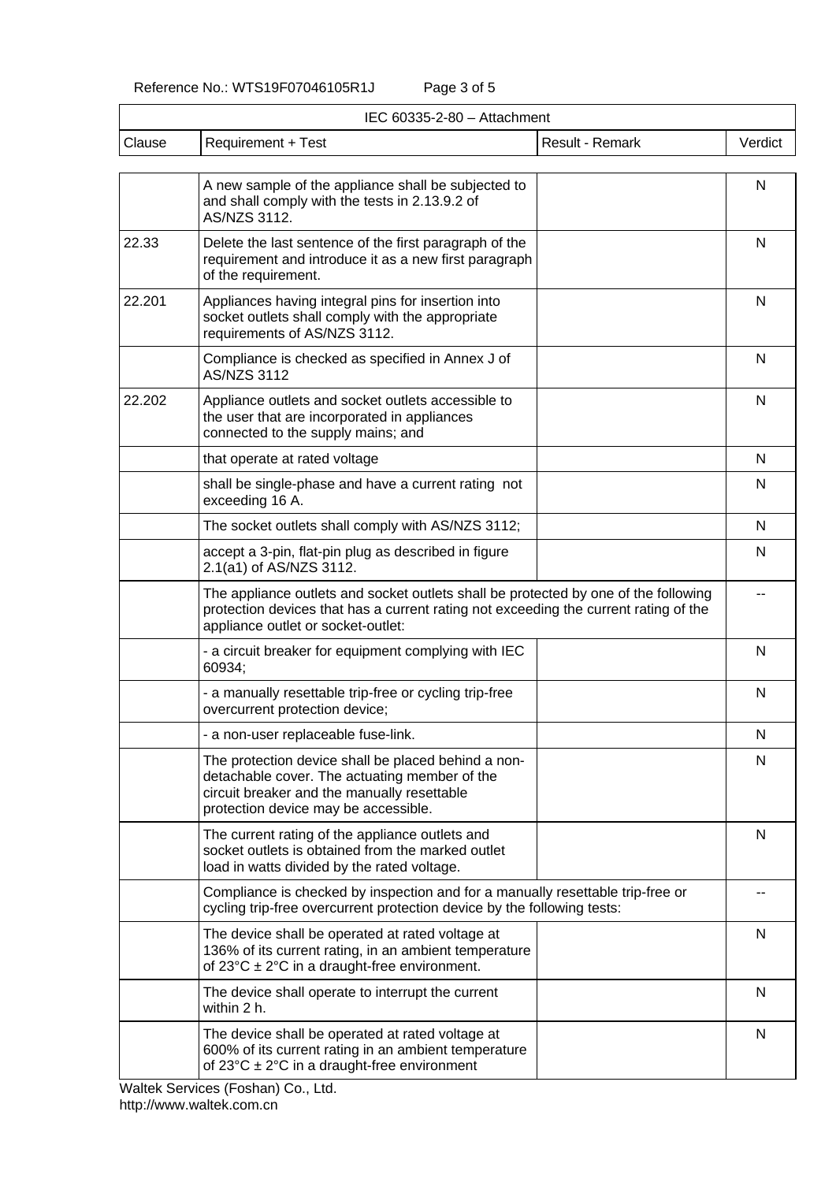| IEC 60335-2-80 – Attachment | | | |
|---|---|---|---|
| Clause | Requirement + Test | Result - Remark | Verdict |
| | A new sample of the appliance shall be subjected to and shall comply with the tests in 2.13.9.2 of AS/NZS 3112. | | N |
| 22.33 | Delete the last sentence of the first paragraph of the requirement and introduce it as a new first paragraph of the requirement. | | N |
| 22.201 | Appliances having integral pins for insertion into socket outlets shall comply with the appropriate requirements of AS/NZS 3112. | | N |
| | Compliance is checked as specified in Annex J of AS/NZS 3112 | | N |
| 22.202 | Appliance outlets and socket outlets accessible to the user that are incorporated in appliances connected to the supply mains; and | | N |
| | that operate at rated voltage | | N |
| | shall be single-phase and have a current rating not exceeding 16 A. | | N |
| | The socket outlets shall comply with AS/NZS 3112; | | N |
| | accept a 3-pin, flat-pin plug as described in figure 2.1(a1) of AS/NZS 3112. | | N |
| | The appliance outlets and socket outlets shall be protected by one of the following protection devices that has a current rating not exceeding the current rating of the appliance outlet or socket-outlet: | | -- |
| | - a circuit breaker for equipment complying with IEC 60934; | | N |
| | - a manually resettable trip-free or cycling trip-free overcurrent protection device; | | N |
| | - a non-user replaceable fuse-link. | | N |
| | The protection device shall be placed behind a non-detachable cover. The actuating member of the circuit breaker and the manually resettable protection device may be accessible. | | N |
| | The current rating of the appliance outlets and socket outlets is obtained from the marked outlet load in watts divided by the rated voltage. | | N |
| | Compliance is checked by inspection and for a manually resettable trip-free or cycling trip-free overcurrent protection device by the following tests: | | -- |
| | The device shall be operated at rated voltage at 136% of its current rating, in an ambient temperature of 23°C ± 2°C in a draught-free environment. | | N |
| | The device shall operate to interrupt the current within 2 h. | | N |
| | The device shall be operated at rated voltage at 600% of its current rating in an ambient temperature of 23°C ± 2°C in a draught-free environment | | N |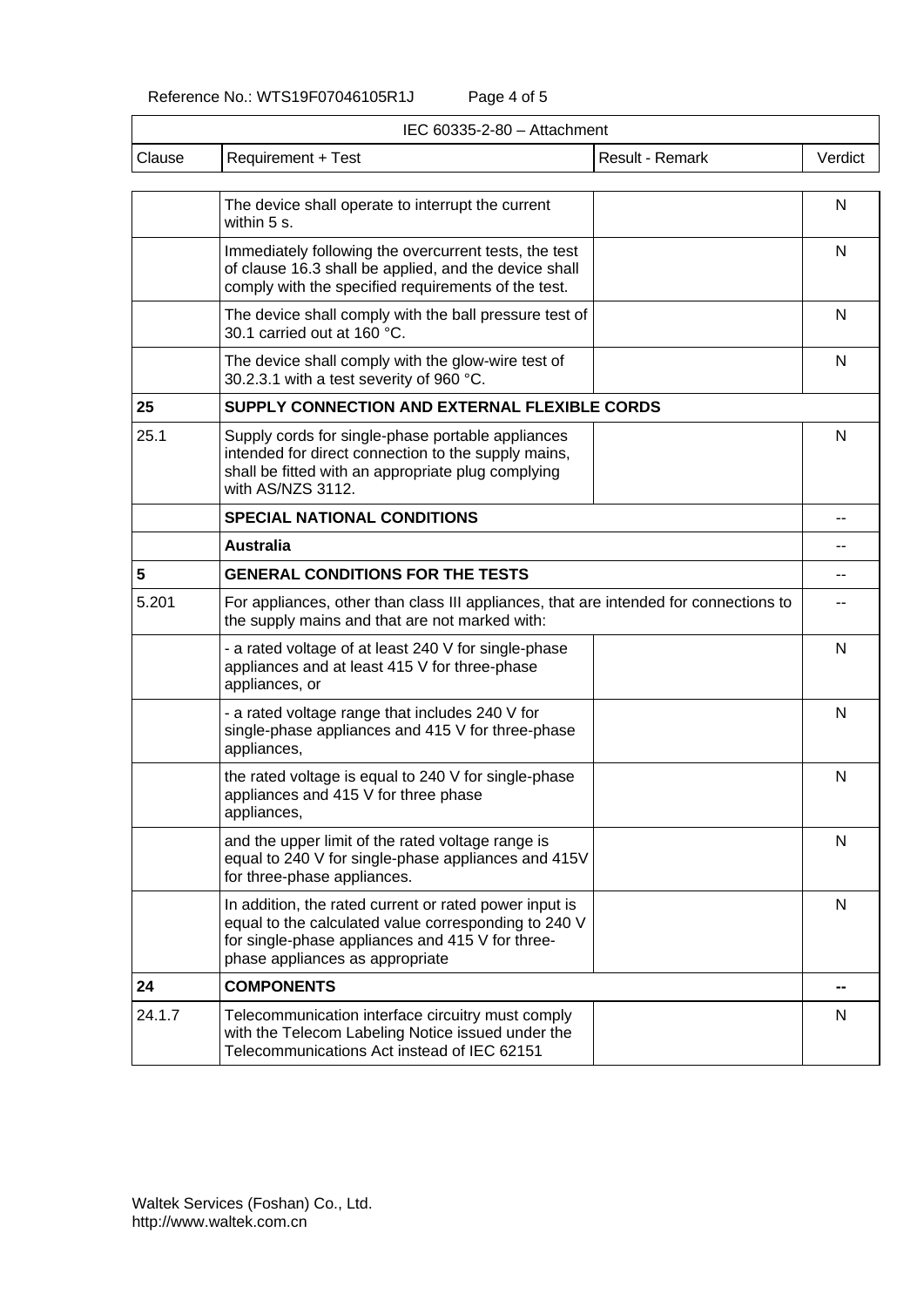| IEC 60335-2-80 – Attachment | | | |
|---|---|---|---|
| Clause | Requirement + Test | Result - Remark | Verdict |
| | The device shall operate to interrupt the current within 5 s. | | N |
| | Immediately following the overcurrent tests, the test of clause 16.3 shall be applied, and the device shall comply with the specified requirements of the test. | | N |
| | The device shall comply with the ball pressure test of 30.1 carried out at 160 °C. | | N |
| | The device shall comply with the glow-wire test of 30.2.3.1 with a test severity of 960 °C. | | N |
| **25** | **SUPPLY CONNECTION AND EXTERNAL FLEXIBLE CORDS** | | |
| 25.1 | Supply cords for single-phase portable appliances intended for direct connection to the supply mains, shall be fitted with an appropriate plug complying with AS/NZS 3112. | | N |
| | **SPECIAL NATIONAL CONDITIONS** | | -- |
| | **Australia** | | -- |
| **5** | **GENERAL CONDITIONS FOR THE TESTS** | | -- |
| 5.201 | For appliances, other than class III appliances, that are intended for connections to the supply mains and that are not marked with: | | -- |
| | - a rated voltage of at least 240 V for single-phase appliances and at least 415 V for three-phase appliances, or | | N |
| | - a rated voltage range that includes 240 V for single-phase appliances and 415 V for three-phase appliances, | | N |
| | the rated voltage is equal to 240 V for single-phase appliances and 415 V for three phase appliances, | | N |
| | and the upper limit of the rated voltage range is equal to 240 V for single-phase appliances and 415V for three-phase appliances. | | N |
| | In addition, the rated current or rated power input is equal to the calculated value corresponding to 240 V for single-phase appliances and 415 V for three-phase appliances as appropriate | | N |
| **24** | **COMPONENTS** | | **--** |
| 24.1.7 | Telecommunication interface circuitry must comply with the Telecom Labeling Notice issued under the Telecommunications Act instead of IEC 62151 | | N |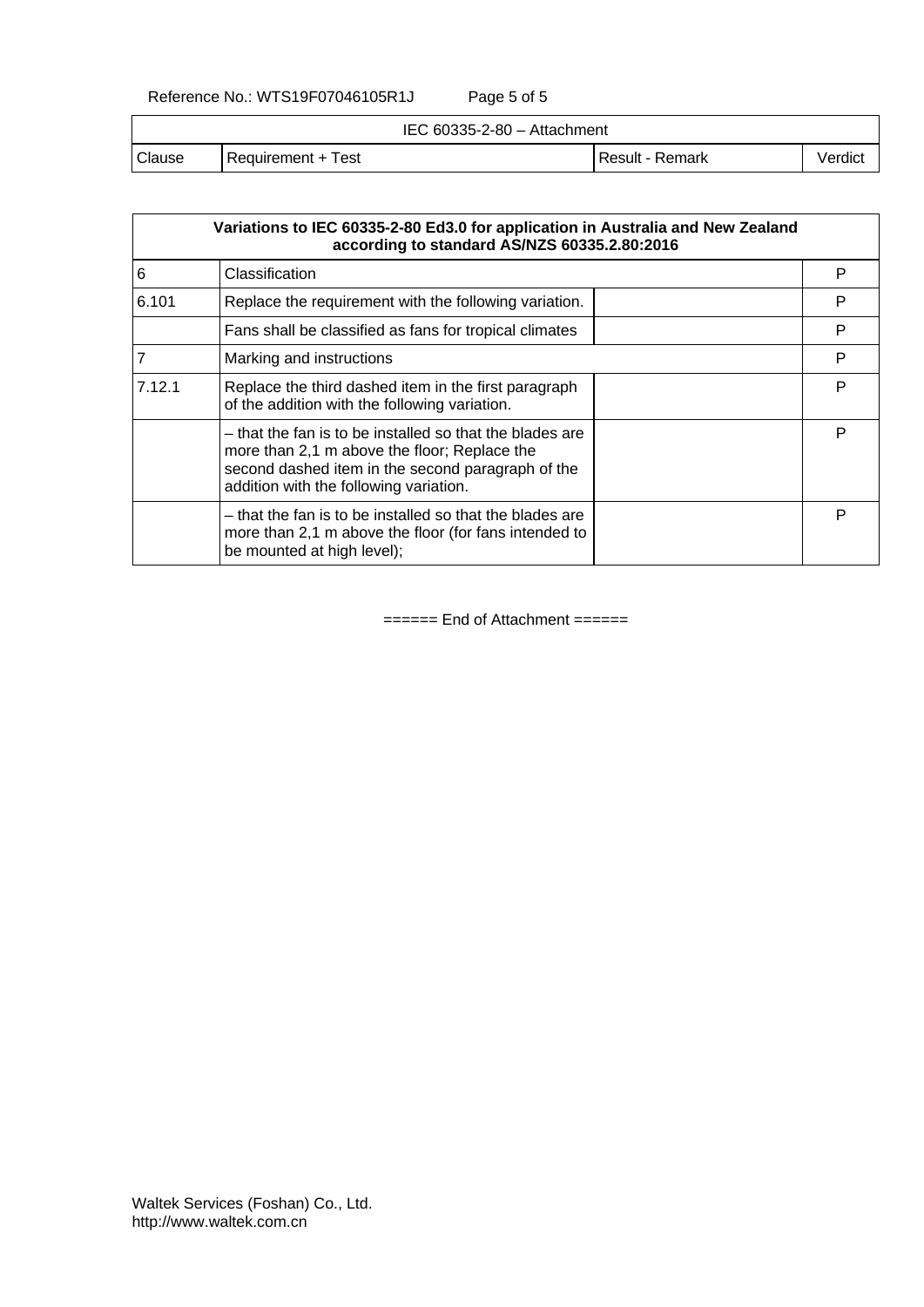| Clause | Requirement + Test | Result - Remark | Verdict |
|---|---|---|---|

| Variations to IEC 60335-2-80 Ed3.0 for application in Australia and New Zealand according to standard AS/NZS 60335.2.80:2016 | | | |
|---|---|---|---|
| 6 | Classification | | P |
| 6.101 | Replace the requirement with the following variation. | | P |
| | Fans shall be classified as fans for tropical climates | | P |
| 7 | Marking and instructions | | P |
| 7.12.1 | Replace the third dashed item in the first paragraph of the addition with the following variation. | | P |
| | – that the fan is to be installed so that the blades are more than 2,1 m above the floor; Replace the second dashed item in the second paragraph of the addition with the following variation. | | P |
| | – that the fan is to be installed so that the blades are more than 2,1 m above the floor (for fans intended to be mounted at high level); | | P |

====== End of Attachment ======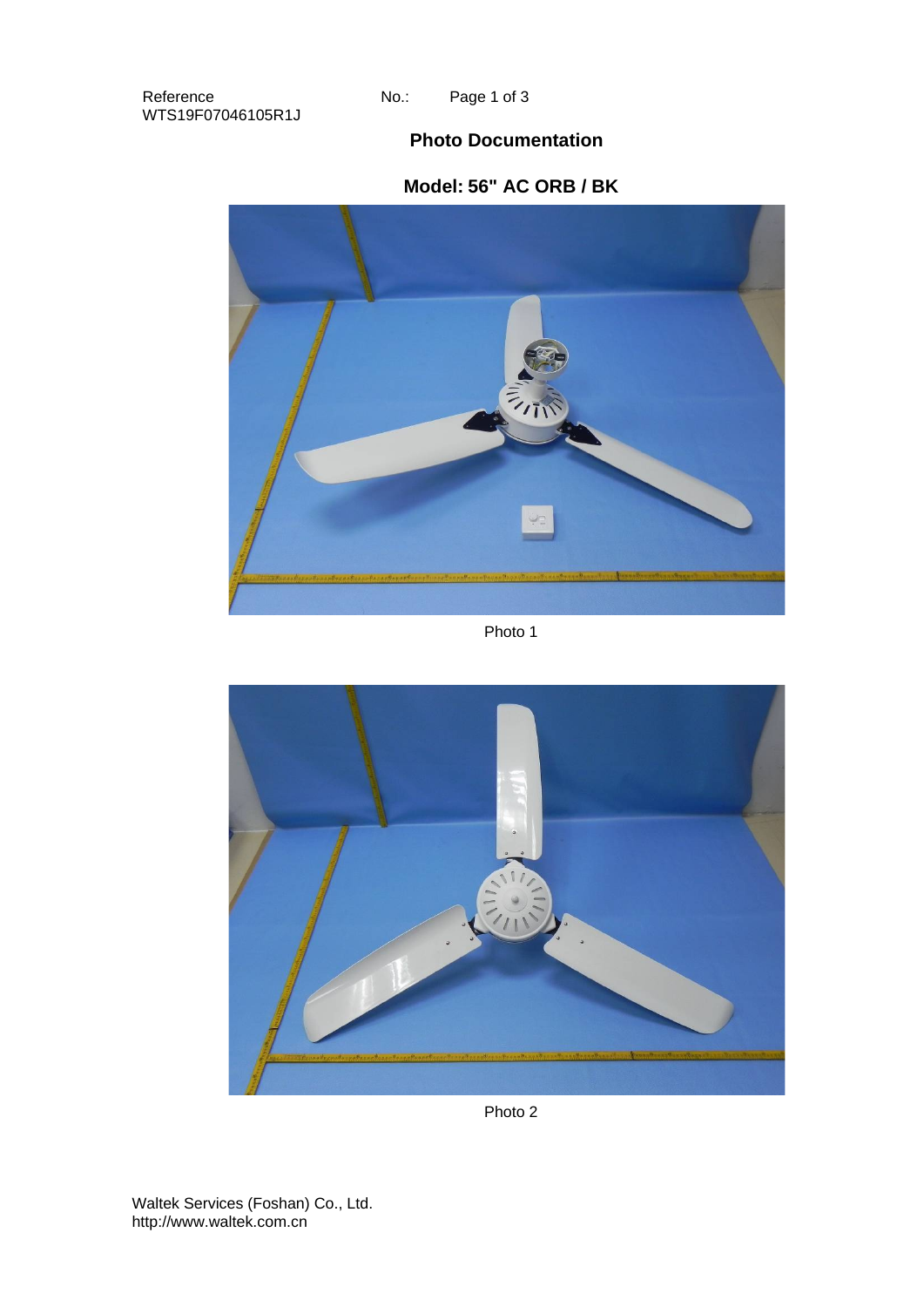## Photo Documentation

### Model: 56" AC ORB / BK

Photo 1

Photo 2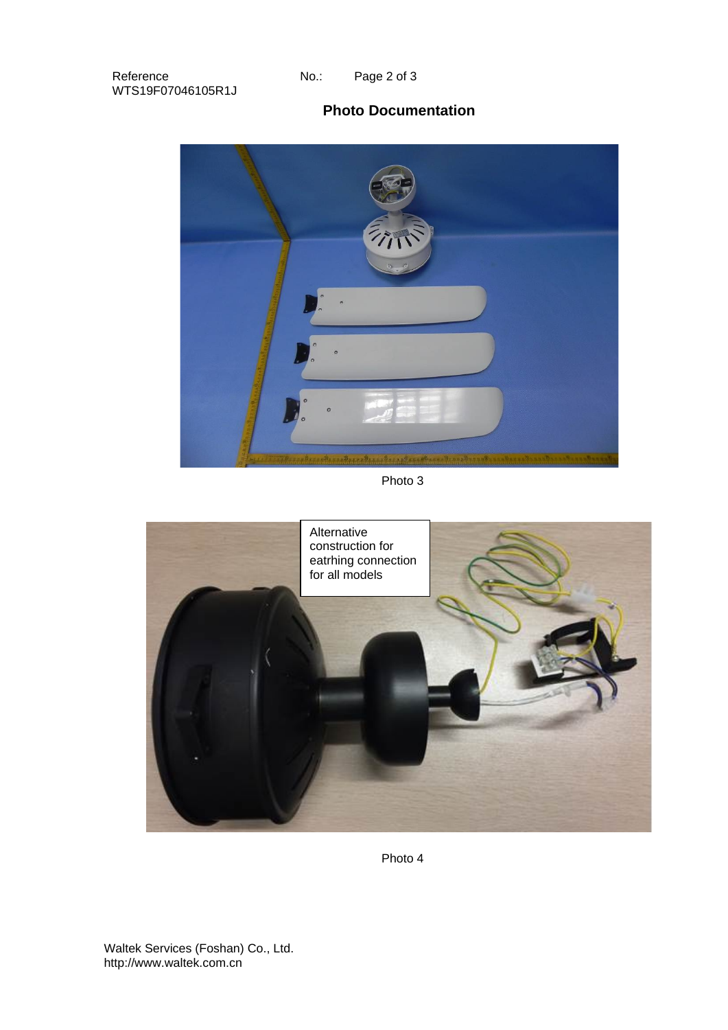## Photo Documentation

Photo 3

Alternative construction for eatrhing connection for all models

Photo 4

Waltek Services (Foshan) Co., Ltd.
http://www.waltek.com.cn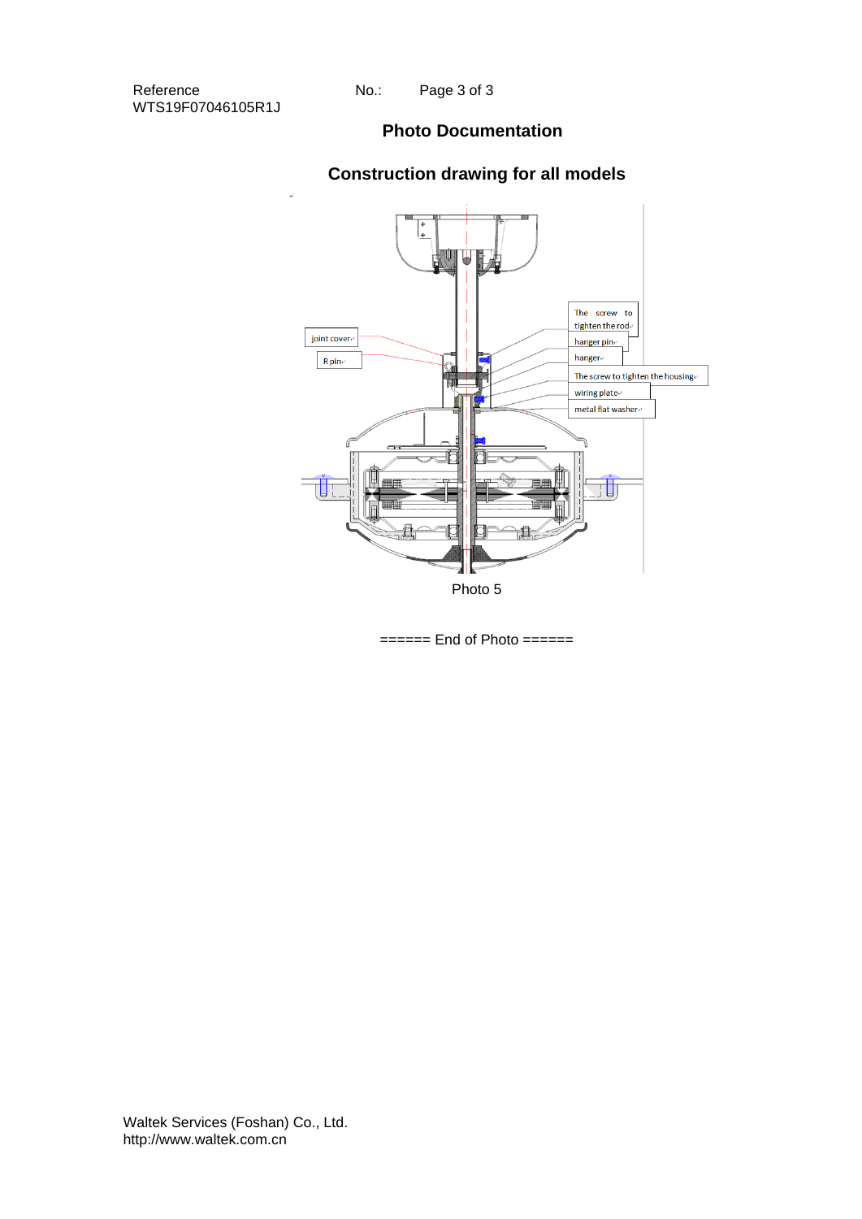## Photo Documentation

## Construction drawing for all models

joint cover

R pin

The screw to tighten the rod

hanger pin

hanger

The screw to tighten the housing

wiring plate

metal flat washer

Photo 5

====== End of Photo ======